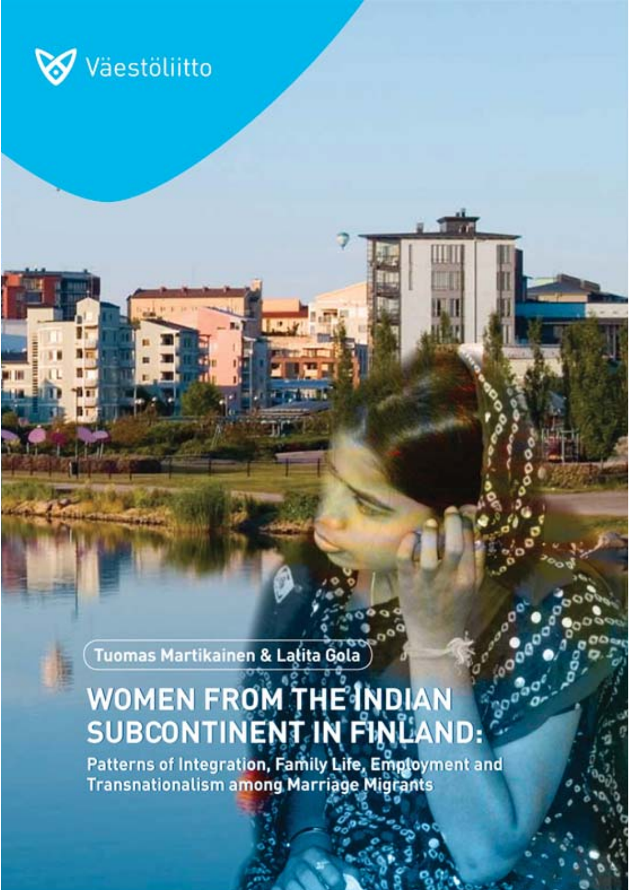Väestöliitto

Tuomas Martikainen & Lalita Gola

# WOMEN FROM THE INDIAN SUBCONTINENT IN FINLAND:

## Patterns of Integration, Family Life, Employment and Transnationalism among Marriage Migrants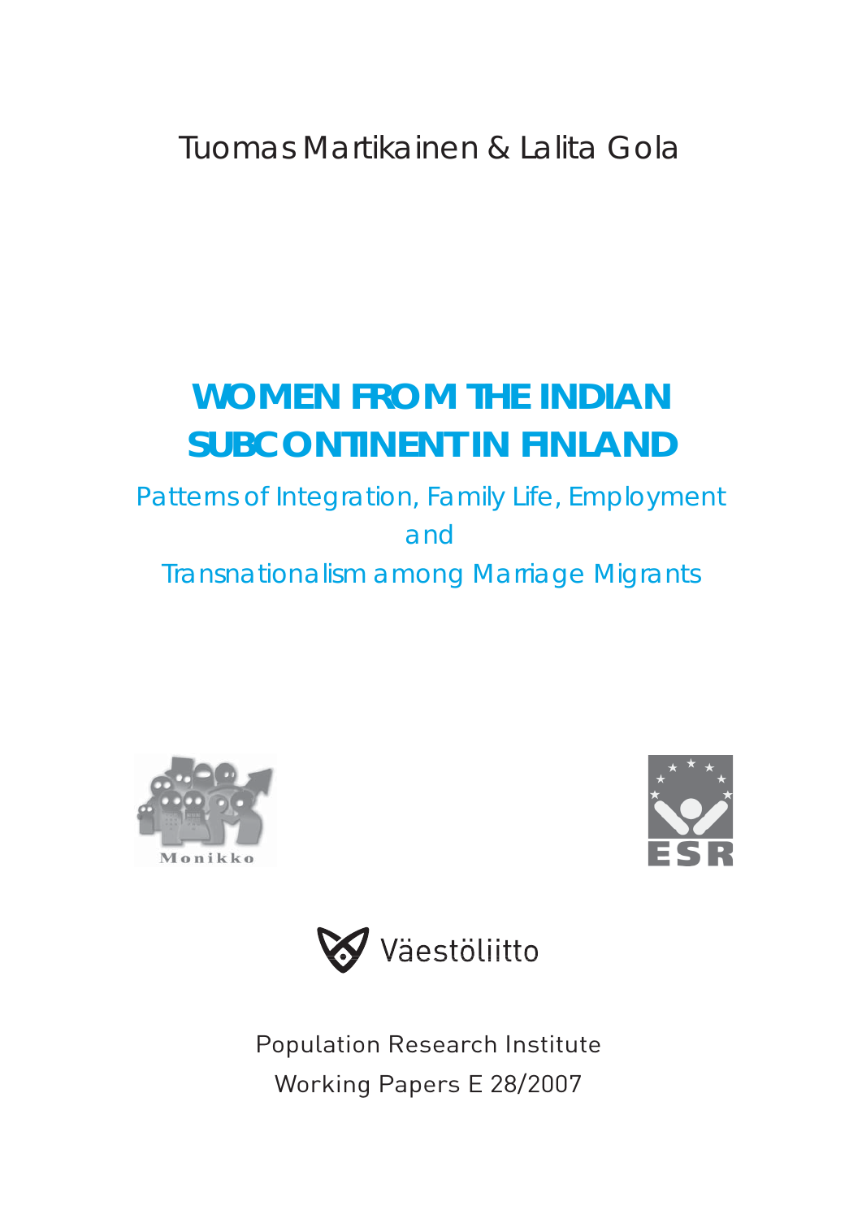Tuomas Martikainen & Lalita Gola

# WOMEN FROM THE INDIAN SUBCONTINENT IN FINLAND

## Patterns of Integration, Family Life, Employment and Transnationalism among Marriage Migrants

Monikko

ESR

Väestöliitto

Population Research Institute

Working Papers E 28/2007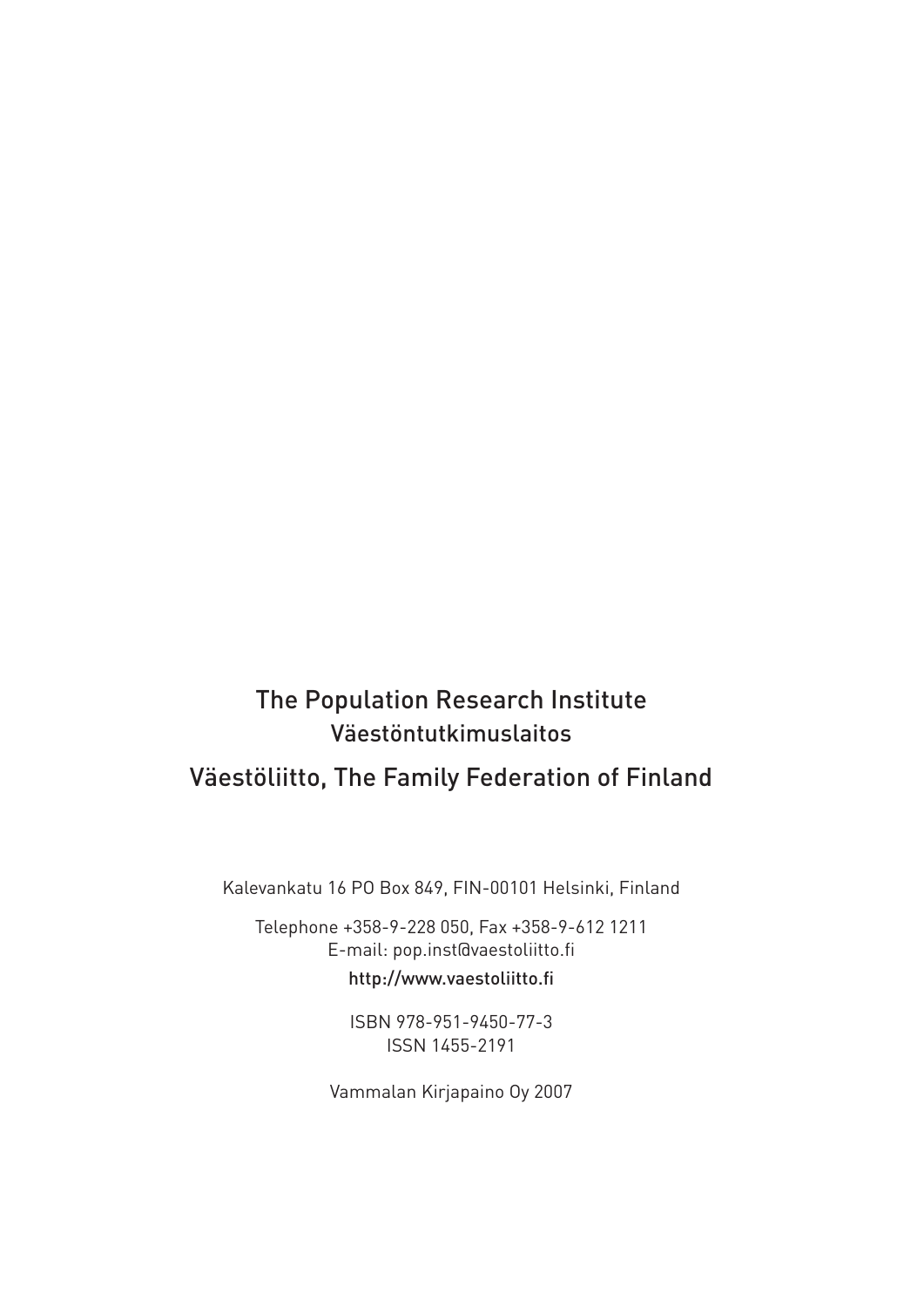The Population Research Institute
Väestöntutkimuslaitos

Väestöliitto, The Family Federation of Finland

Kalevankatu 16 PO Box 849, FIN-00101 Helsinki, Finland

Telephone +358-9-228 050, Fax +358-9-612 1211
E-mail: pop.inst@vaestoliitto.fi
http://www.vaestoliitto.fi

ISBN 978-951-9450-77-3
ISSN 1455-2191

Vammalan Kirjapaino Oy 2007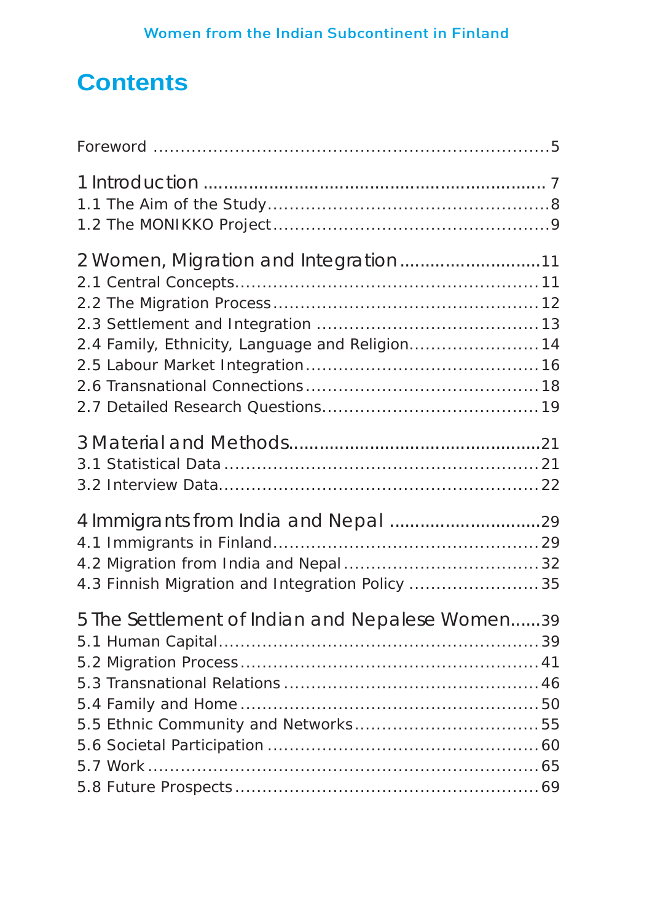# Contents

Foreword ........................................................................5

1 Introduction .................................................................. 7
1.1 The Aim of the Study....................................................8
1.2 The MONIKKO Project..................................................9

2 Women, Migration and Integration ............................11
2.1 Central Concepts........................................................11
2.2 The Migration Process................................................12
2.3 Settlement and Integration ........................................13
2.4 Family, Ethnicity, Language and Religion........................14
2.5 Labour Market Integration..........................................16
2.6 Transnational Connections...........................................18
2.7 Detailed Research Questions........................................19

3 Material and Methods.................................................21
3.1 Statistical Data ..........................................................21
3.2 Interview Data............................................................22

4 Immigrants from India and Nepal ..............................29
4.1 Immigrants in Finland.................................................29
4.2 Migration from India and Nepal ....................................32
4.3 Finnish Migration and Integration Policy ........................35

5 The Settlement of Indian and Nepalese Women......39
5.1 Human Capital............................................................39
5.2 Migration Process.......................................................41
5.3 Transnational Relations ...............................................46
5.4 Family and Home .......................................................50
5.5 Ethnic Community and Networks..................................55
5.6 Societal Participation ..................................................60
5.7 Work .........................................................................65
5.8 Future Prospects........................................................69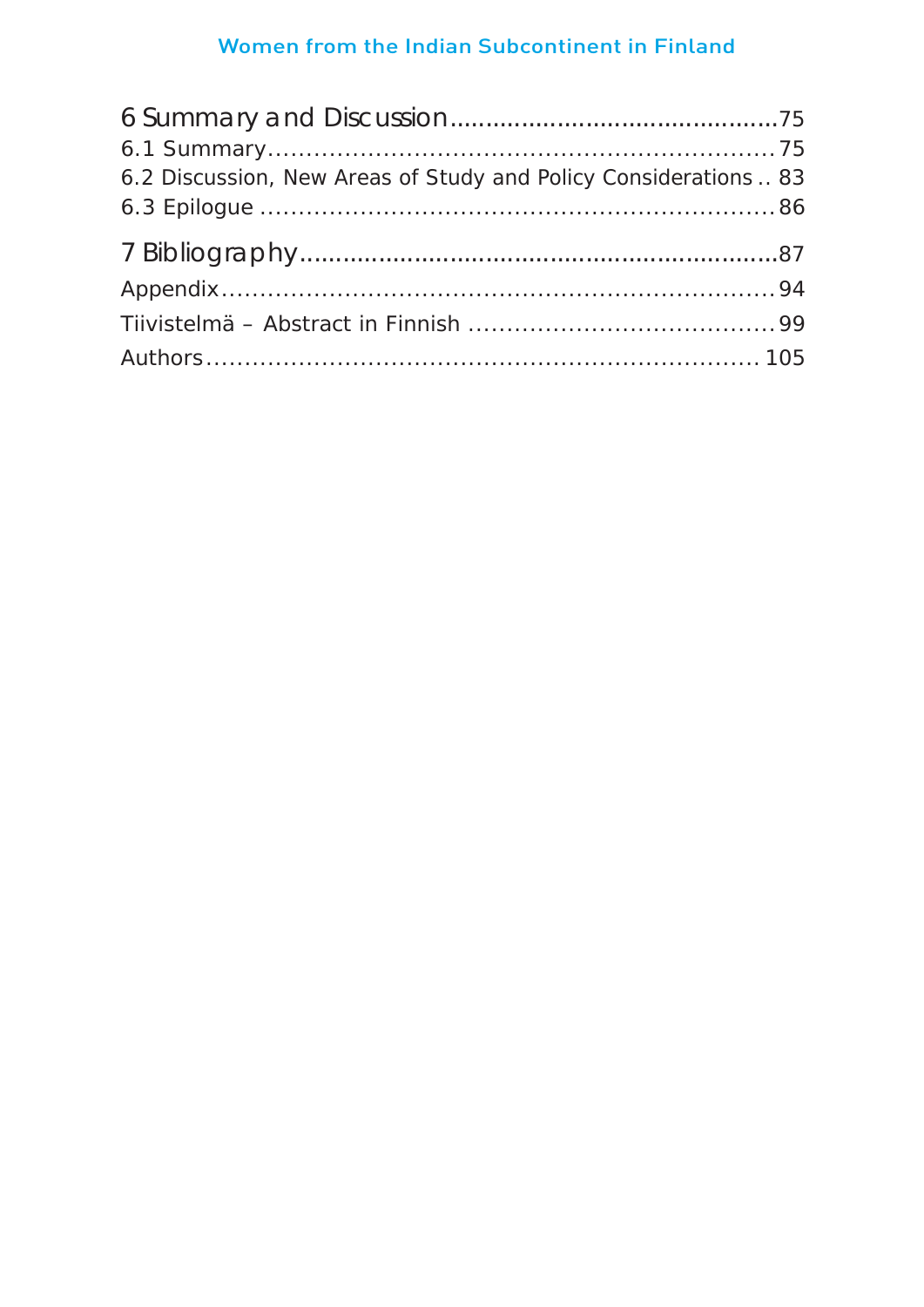6 Summary and Discussion ............................................. 75

6.1 Summary ................................................................ 75

6.2 Discussion, New Areas of Study and Policy Considerations .. 83

6.3 Epilogue ................................................................ 86

7 Bibliography ................................................................ 87

Appendix ...................................................................... 94

Tiivistelmä – Abstract in Finnish ...................................... 99

Authors ........................................................................ 105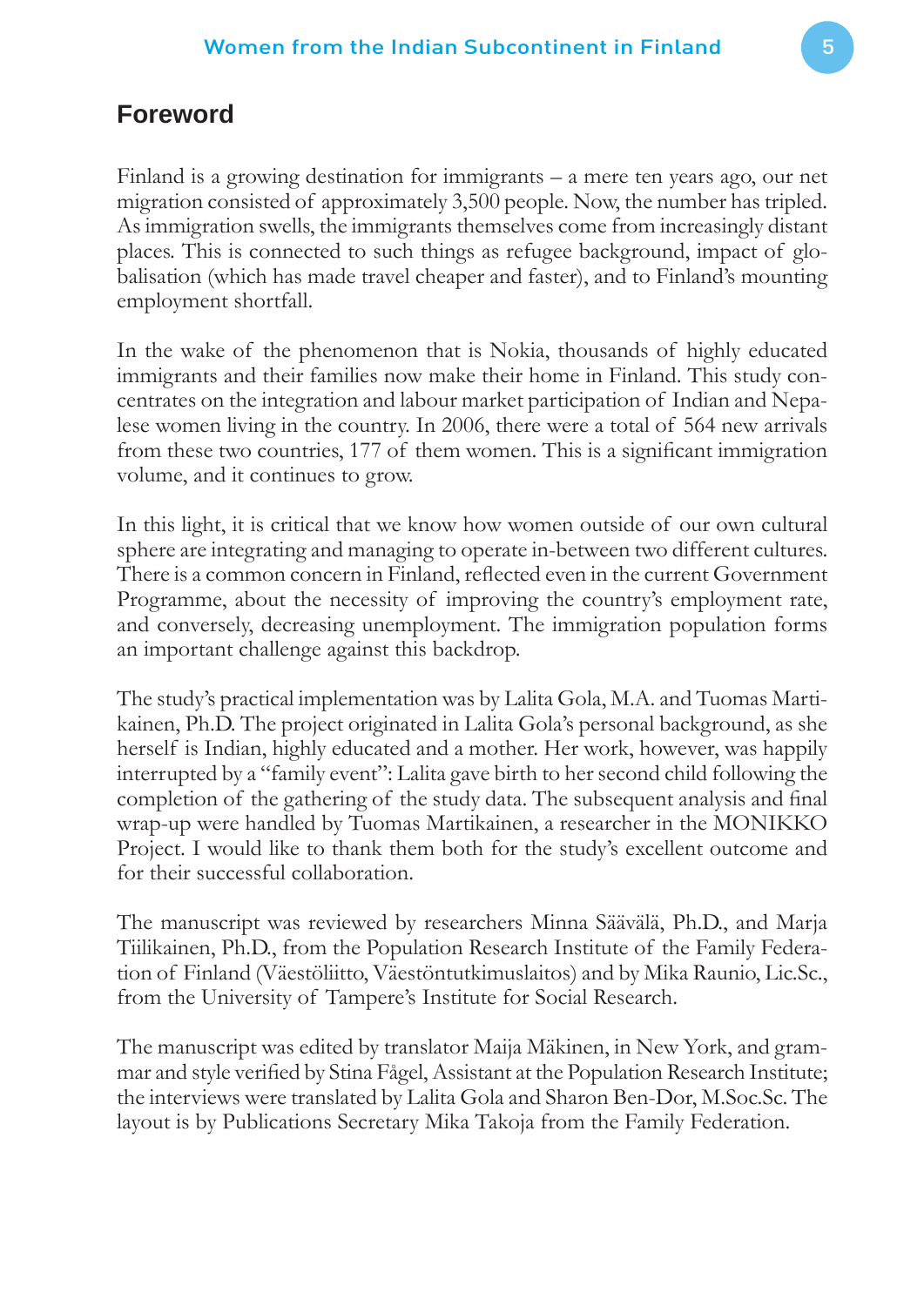## Foreword

Finland is a growing destination for immigrants – a mere ten years ago, our net migration consisted of approximately 3,500 people. Now, the number has tripled. As immigration swells, the immigrants themselves come from increasingly distant places. This is connected to such things as refugee background, impact of globalisation (which has made travel cheaper and faster), and to Finland's mounting employment shortfall.

In the wake of the phenomenon that is Nokia, thousands of highly educated immigrants and their families now make their home in Finland. This study concentrates on the integration and labour market participation of Indian and Nepalese women living in the country. In 2006, there were a total of 564 new arrivals from these two countries, 177 of them women. This is a significant immigration volume, and it continues to grow.

In this light, it is critical that we know how women outside of our own cultural sphere are integrating and managing to operate in-between two different cultures. There is a common concern in Finland, reflected even in the current Government Programme, about the necessity of improving the country's employment rate, and conversely, decreasing unemployment. The immigration population forms an important challenge against this backdrop.

The study's practical implementation was by Lalita Gola, M.A. and Tuomas Martikainen, Ph.D. The project originated in Lalita Gola's personal background, as she herself is Indian, highly educated and a mother. Her work, however, was happily interrupted by a "family event": Lalita gave birth to her second child following the completion of the gathering of the study data. The subsequent analysis and final wrap-up were handled by Tuomas Martikainen, a researcher in the MONIKKO Project. I would like to thank them both for the study's excellent outcome and for their successful collaboration.

The manuscript was reviewed by researchers Minna Säävälä, Ph.D., and Marja Tiilikainen, Ph.D., from the Population Research Institute of the Family Federation of Finland (Väestöliitto, Väestöntutkimuslaitos) and by Mika Raunio, Lic.Sc., from the University of Tampere's Institute for Social Research.

The manuscript was edited by translator Maija Mäkinen, in New York, and grammar and style verified by Stina Fågel, Assistant at the Population Research Institute; the interviews were translated by Lalita Gola and Sharon Ben-Dor, M.Soc.Sc. The layout is by Publications Secretary Mika Takoja from the Family Federation.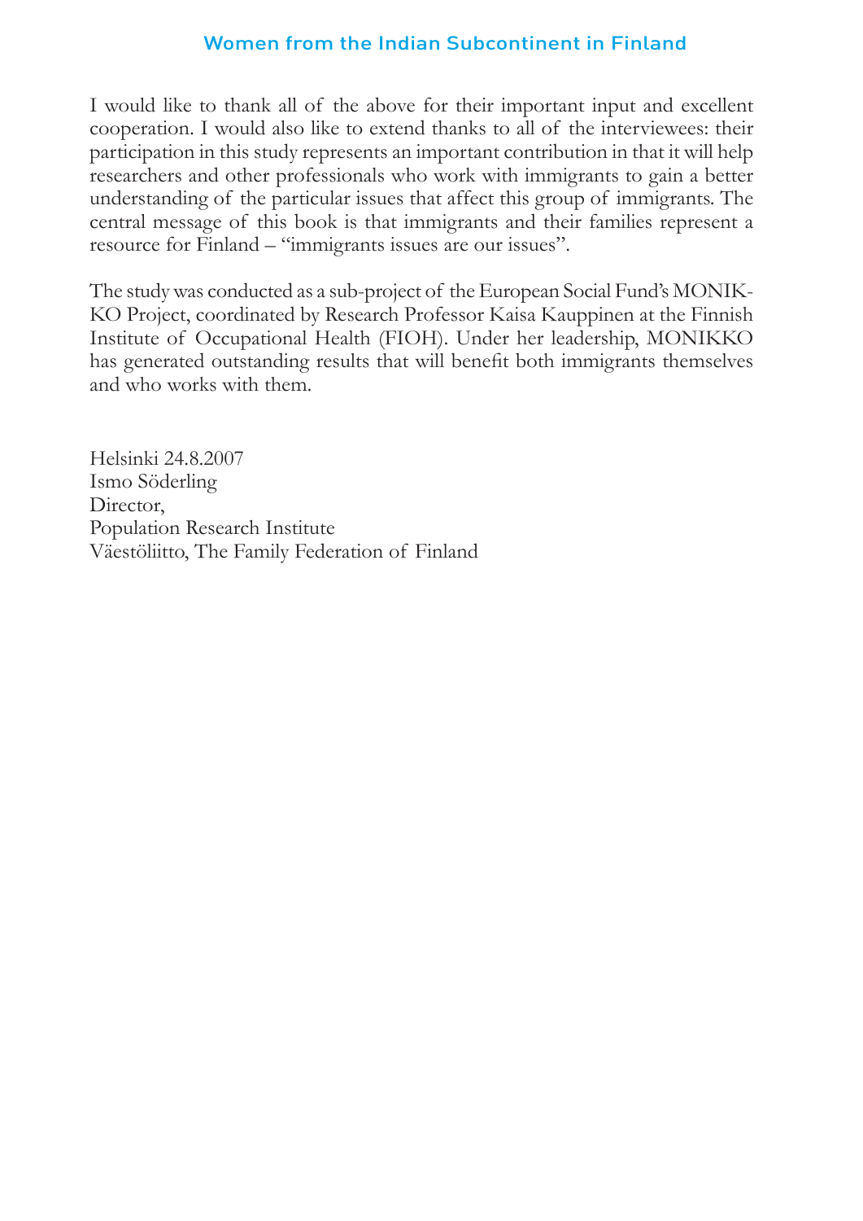I would like to thank all of the above for their important input and excellent cooperation. I would also like to extend thanks to all of the interviewees: their participation in this study represents an important contribution in that it will help researchers and other professionals who work with immigrants to gain a better understanding of the particular issues that affect this group of immigrants. The central message of this book is that immigrants and their families represent a resource for Finland – "immigrants issues are our issues".

The study was conducted as a sub-project of the European Social Fund's MONIKKO Project, coordinated by Research Professor Kaisa Kauppinen at the Finnish Institute of Occupational Health (FIOH). Under her leadership, MONIKKO has generated outstanding results that will benefit both immigrants themselves and who works with them.

Helsinki 24.8.2007  
Ismo Söderling  
Director,  
Population Research Institute  
Väestöliitto, The Family Federation of Finland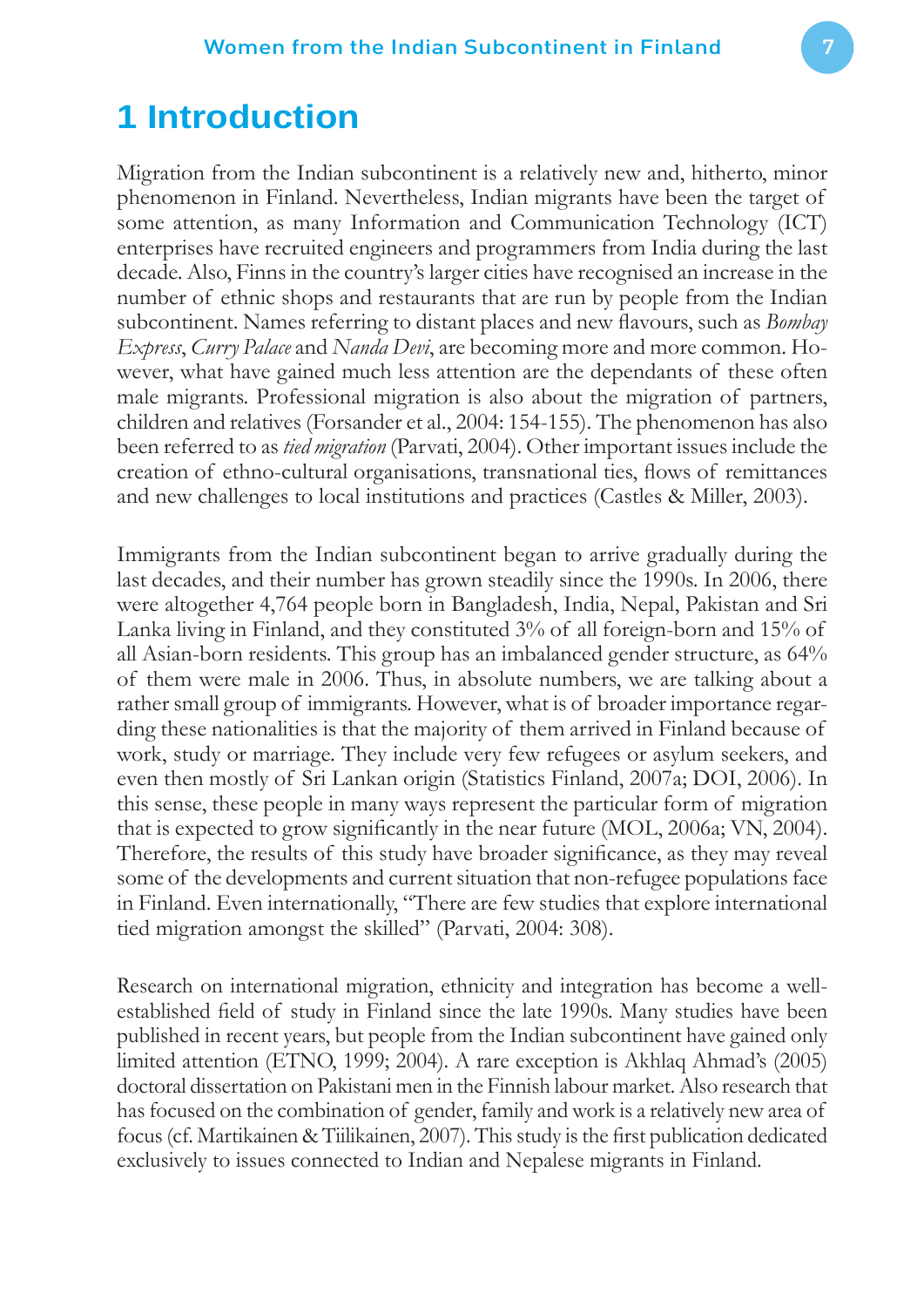# 1 Introduction

Migration from the Indian subcontinent is a relatively new and, hitherto, minor phenomenon in Finland. Nevertheless, Indian migrants have been the target of some attention, as many Information and Communication Technology (ICT) enterprises have recruited engineers and programmers from India during the last decade. Also, Finns in the country's larger cities have recognised an increase in the number of ethnic shops and restaurants that are run by people from the Indian subcontinent. Names referring to distant places and new flavours, such as *Bombay Express*, *Curry Palace* and *Nanda Devi*, are becoming more and more common. However, what have gained much less attention are the dependants of these often male migrants. Professional migration is also about the migration of partners, children and relatives (Forsander et al., 2004: 154-155). The phenomenon has also been referred to as *tied migration* (Parvati, 2004). Other important issues include the creation of ethno-cultural organisations, transnational ties, flows of remittances and new challenges to local institutions and practices (Castles & Miller, 2003).

Immigrants from the Indian subcontinent began to arrive gradually during the last decades, and their number has grown steadily since the 1990s. In 2006, there were altogether 4,764 people born in Bangladesh, India, Nepal, Pakistan and Sri Lanka living in Finland, and they constituted 3% of all foreign-born and 15% of all Asian-born residents. This group has an imbalanced gender structure, as 64% of them were male in 2006. Thus, in absolute numbers, we are talking about a rather small group of immigrants. However, what is of broader importance regarding these nationalities is that the majority of them arrived in Finland because of work, study or marriage. They include very few refugees or asylum seekers, and even then mostly of Sri Lankan origin (Statistics Finland, 2007a; DOI, 2006). In this sense, these people in many ways represent the particular form of migration that is expected to grow significantly in the near future (MOL, 2006a; VN, 2004). Therefore, the results of this study have broader significance, as they may reveal some of the developments and current situation that non-refugee populations face in Finland. Even internationally, "There are few studies that explore international tied migration amongst the skilled" (Parvati, 2004: 308).

Research on international migration, ethnicity and integration has become a well-established field of study in Finland since the late 1990s. Many studies have been published in recent years, but people from the Indian subcontinent have gained only limited attention (ETNO, 1999; 2004). A rare exception is Akhlaq Ahmad's (2005) doctoral dissertation on Pakistani men in the Finnish labour market. Also research that has focused on the combination of gender, family and work is a relatively new area of focus (cf. Martikainen & Tiilikainen, 2007). This study is the first publication dedicated exclusively to issues connected to Indian and Nepalese migrants in Finland.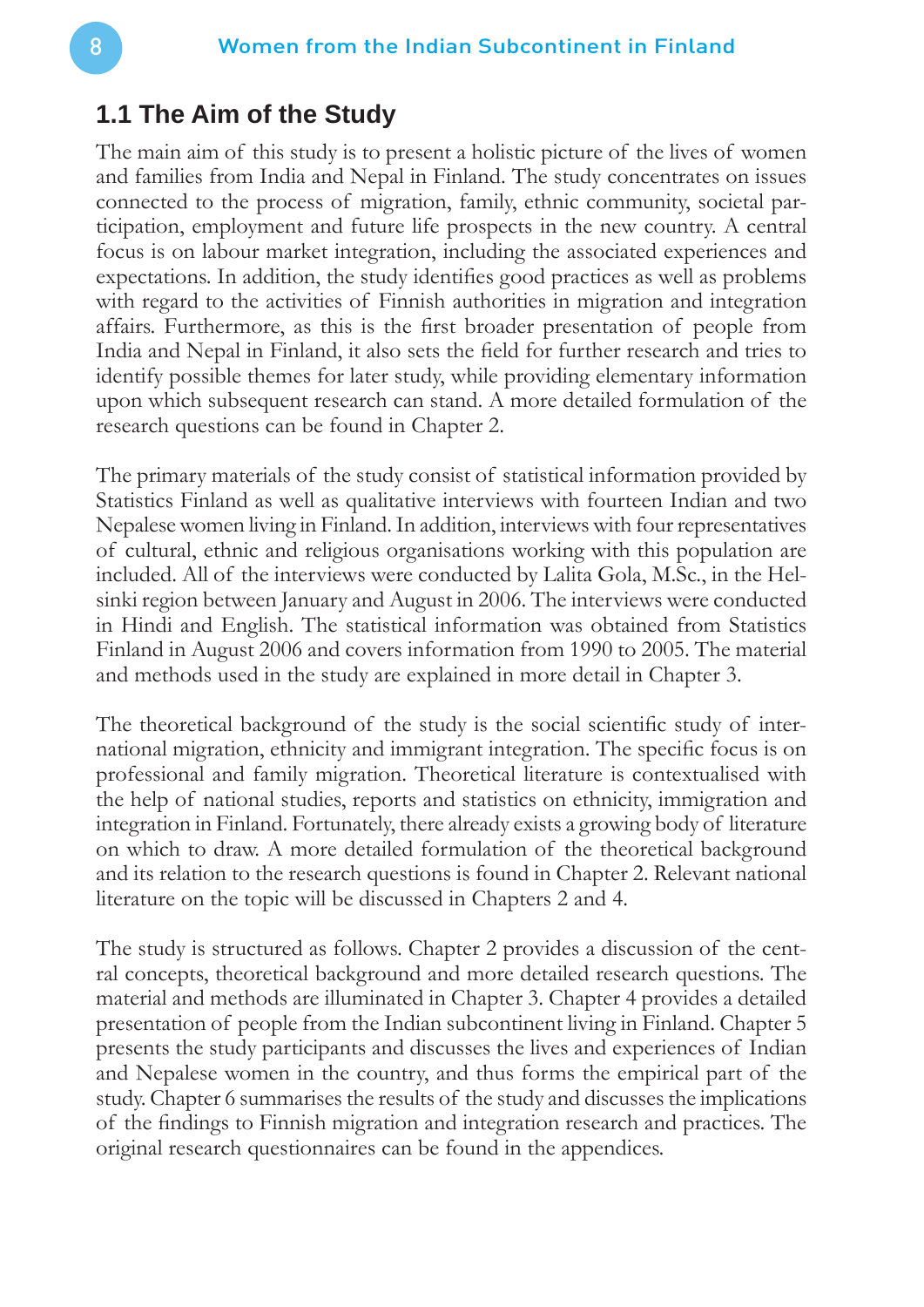## 1.1 The Aim of the Study

The main aim of this study is to present a holistic picture of the lives of women and families from India and Nepal in Finland. The study concentrates on issues connected to the process of migration, family, ethnic community, societal participation, employment and future life prospects in the new country. A central focus is on labour market integration, including the associated experiences and expectations. In addition, the study identifies good practices as well as problems with regard to the activities of Finnish authorities in migration and integration affairs. Furthermore, as this is the first broader presentation of people from India and Nepal in Finland, it also sets the field for further research and tries to identify possible themes for later study, while providing elementary information upon which subsequent research can stand. A more detailed formulation of the research questions can be found in Chapter 2.

The primary materials of the study consist of statistical information provided by Statistics Finland as well as qualitative interviews with fourteen Indian and two Nepalese women living in Finland. In addition, interviews with four representatives of cultural, ethnic and religious organisations working with this population are included. All of the interviews were conducted by Lalita Gola, M.Sc., in the Helsinki region between January and August in 2006. The interviews were conducted in Hindi and English. The statistical information was obtained from Statistics Finland in August 2006 and covers information from 1990 to 2005. The material and methods used in the study are explained in more detail in Chapter 3.

The theoretical background of the study is the social scientific study of international migration, ethnicity and immigrant integration. The specific focus is on professional and family migration. Theoretical literature is contextualised with the help of national studies, reports and statistics on ethnicity, immigration and integration in Finland. Fortunately, there already exists a growing body of literature on which to draw. A more detailed formulation of the theoretical background and its relation to the research questions is found in Chapter 2. Relevant national literature on the topic will be discussed in Chapters 2 and 4.

The study is structured as follows. Chapter 2 provides a discussion of the central concepts, theoretical background and more detailed research questions. The material and methods are illuminated in Chapter 3. Chapter 4 provides a detailed presentation of people from the Indian subcontinent living in Finland. Chapter 5 presents the study participants and discusses the lives and experiences of Indian and Nepalese women in the country, and thus forms the empirical part of the study. Chapter 6 summarises the results of the study and discusses the implications of the findings to Finnish migration and integration research and practices. The original research questionnaires can be found in the appendices.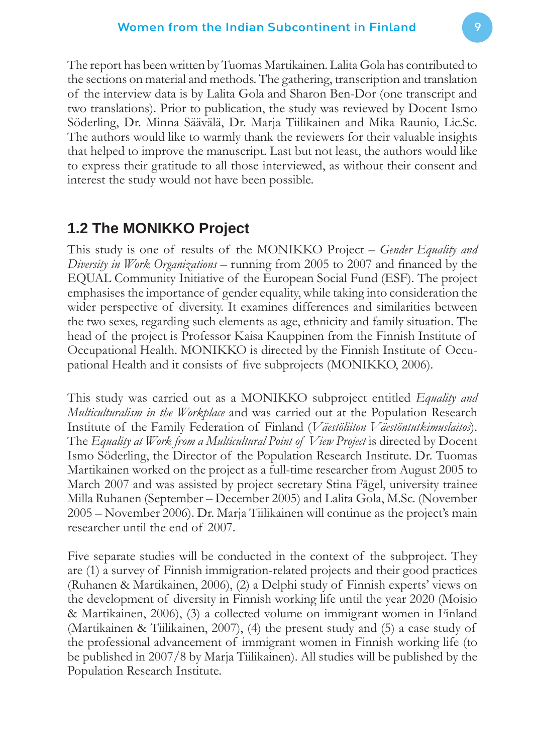The report has been written by Tuomas Martikainen. Lalita Gola has contributed to the sections on material and methods. The gathering, transcription and translation of the interview data is by Lalita Gola and Sharon Ben-Dor (one transcript and two translations). Prior to publication, the study was reviewed by Docent Ismo Söderling, Dr. Minna Säävälä, Dr. Marja Tiilikainen and Mika Raunio, Lic.Sc. The authors would like to warmly thank the reviewers for their valuable insights that helped to improve the manuscript. Last but not least, the authors would like to express their gratitude to all those interviewed, as without their consent and interest the study would not have been possible.

## 1.2 The MONIKKO Project

This study is one of results of the MONIKKO Project – *Gender Equality and Diversity in Work Organizations* – running from 2005 to 2007 and financed by the EQUAL Community Initiative of the European Social Fund (ESF). The project emphasises the importance of gender equality, while taking into consideration the wider perspective of diversity. It examines differences and similarities between the two sexes, regarding such elements as age, ethnicity and family situation. The head of the project is Professor Kaisa Kauppinen from the Finnish Institute of Occupational Health. MONIKKO is directed by the Finnish Institute of Occupational Health and it consists of five subprojects (MONIKKO, 2006).

This study was carried out as a MONIKKO subproject entitled *Equality and Multiculturalism in the Workplace* and was carried out at the Population Research Institute of the Family Federation of Finland (*Väestöliiton Väestöntutkimuslaitos*). The *Equality at Work from a Multicultural Point of View Project* is directed by Docent Ismo Söderling, the Director of the Population Research Institute. Dr. Tuomas Martikainen worked on the project as a full-time researcher from August 2005 to March 2007 and was assisted by project secretary Stina Fågel, university trainee Milla Ruhanen (September – December 2005) and Lalita Gola, M.Sc. (November 2005 – November 2006). Dr. Marja Tiilikainen will continue as the project's main researcher until the end of 2007.

Five separate studies will be conducted in the context of the subproject. They are (1) a survey of Finnish immigration-related projects and their good practices (Ruhanen & Martikainen, 2006), (2) a Delphi study of Finnish experts' views on the development of diversity in Finnish working life until the year 2020 (Moisio & Martikainen, 2006), (3) a collected volume on immigrant women in Finland (Martikainen & Tiilikainen, 2007), (4) the present study and (5) a case study of the professional advancement of immigrant women in Finnish working life (to be published in 2007/8 by Marja Tiilikainen). All studies will be published by the Population Research Institute.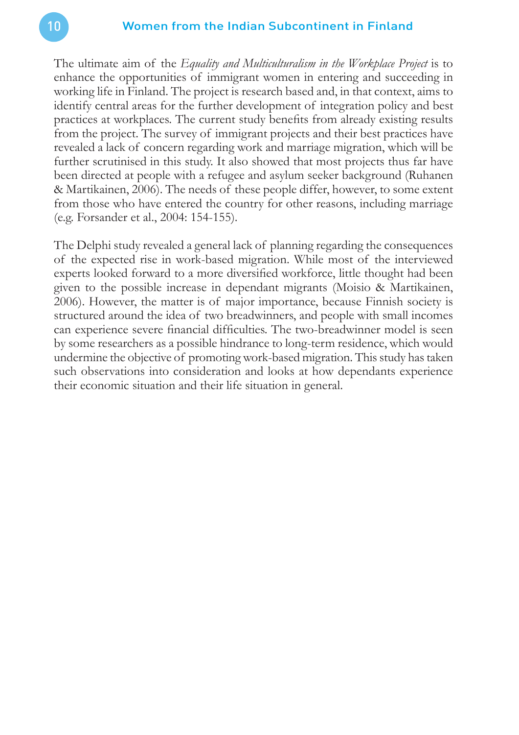The ultimate aim of the *Equality and Multiculturalism in the Workplace Project* is to enhance the opportunities of immigrant women in entering and succeeding in working life in Finland. The project is research based and, in that context, aims to identify central areas for the further development of integration policy and best practices at workplaces. The current study benefits from already existing results from the project. The survey of immigrant projects and their best practices have revealed a lack of concern regarding work and marriage migration, which will be further scrutinised in this study. It also showed that most projects thus far have been directed at people with a refugee and asylum seeker background (Ruhanen & Martikainen, 2006). The needs of these people differ, however, to some extent from those who have entered the country for other reasons, including marriage (e.g. Forsander et al., 2004: 154-155).

The Delphi study revealed a general lack of planning regarding the consequences of the expected rise in work-based migration. While most of the interviewed experts looked forward to a more diversified workforce, little thought had been given to the possible increase in dependant migrants (Moisio & Martikainen, 2006). However, the matter is of major importance, because Finnish society is structured around the idea of two breadwinners, and people with small incomes can experience severe financial difficulties. The two-breadwinner model is seen by some researchers as a possible hindrance to long-term residence, which would undermine the objective of promoting work-based migration. This study has taken such observations into consideration and looks at how dependants experience their economic situation and their life situation in general.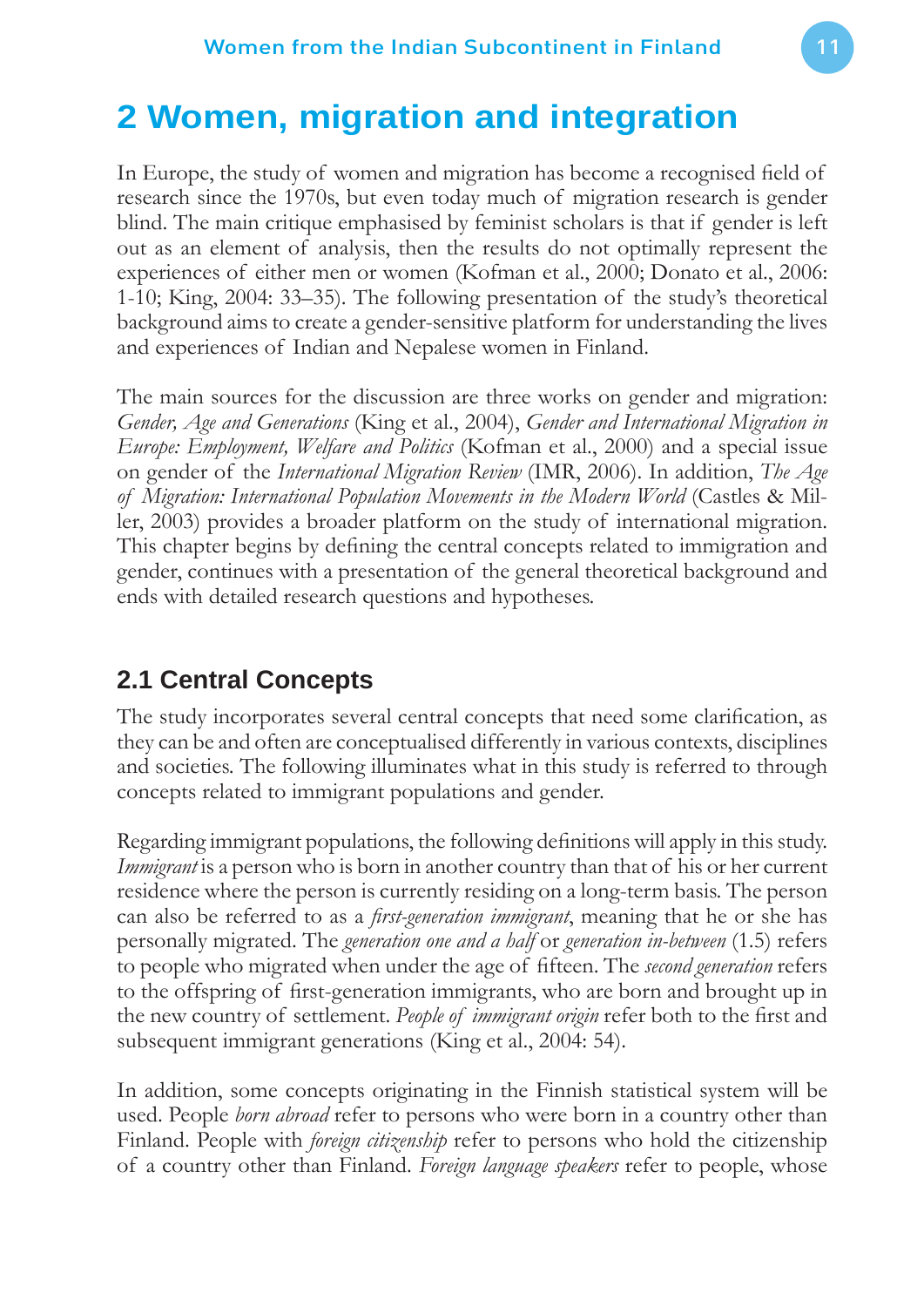# 2 Women, migration and integration

In Europe, the study of women and migration has become a recognised field of research since the 1970s, but even today much of migration research is gender blind. The main critique emphasised by feminist scholars is that if gender is left out as an element of analysis, then the results do not optimally represent the experiences of either men or women (Kofman et al., 2000; Donato et al., 2006: 1-10; King, 2004: 33–35). The following presentation of the study's theoretical background aims to create a gender-sensitive platform for understanding the lives and experiences of Indian and Nepalese women in Finland.

The main sources for the discussion are three works on gender and migration: *Gender, Age and Generations* (King et al., 2004), *Gender and International Migration in Europe: Employment, Welfare and Politics* (Kofman et al., 2000) and a special issue on gender of the *International Migration Review* (IMR, 2006). In addition, *The Age of Migration: International Population Movements in the Modern World* (Castles & Miller, 2003) provides a broader platform on the study of international migration. This chapter begins by defining the central concepts related to immigration and gender, continues with a presentation of the general theoretical background and ends with detailed research questions and hypotheses.

## 2.1 Central Concepts

The study incorporates several central concepts that need some clarification, as they can be and often are conceptualised differently in various contexts, disciplines and societies. The following illuminates what in this study is referred to through concepts related to immigrant populations and gender.

Regarding immigrant populations, the following definitions will apply in this study. *Immigrant* is a person who is born in another country than that of his or her current residence where the person is currently residing on a long-term basis. The person can also be referred to as a *first-generation immigrant*, meaning that he or she has personally migrated. The *generation one and a half* or *generation in-between* (1.5) refers to people who migrated when under the age of fifteen. The *second generation* refers to the offspring of first-generation immigrants, who are born and brought up in the new country of settlement. *People of immigrant origin* refer both to the first and subsequent immigrant generations (King et al., 2004: 54).

In addition, some concepts originating in the Finnish statistical system will be used. People *born abroad* refer to persons who were born in a country other than Finland. People with *foreign citizenship* refer to persons who hold the citizenship of a country other than Finland. *Foreign language speakers* refer to people, whose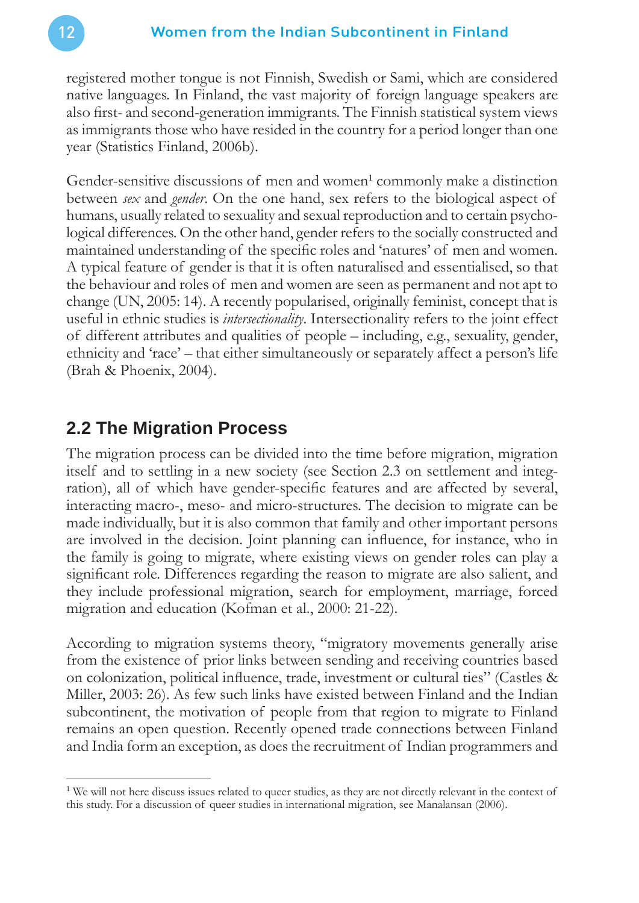registered mother tongue is not Finnish, Swedish or Sami, which are considered native languages. In Finland, the vast majority of foreign language speakers are also first- and second-generation immigrants. The Finnish statistical system views as immigrants those who have resided in the country for a period longer than one year (Statistics Finland, 2006b).

Gender-sensitive discussions of men and women[1] commonly make a distinction between *sex* and *gender*. On the one hand, sex refers to the biological aspect of humans, usually related to sexuality and sexual reproduction and to certain psychological differences. On the other hand, gender refers to the socially constructed and maintained understanding of the specific roles and 'natures' of men and women. A typical feature of gender is that it is often naturalised and essentialised, so that the behaviour and roles of men and women are seen as permanent and not apt to change (UN, 2005: 14). A recently popularised, originally feminist, concept that is useful in ethnic studies is *intersectionality*. Intersectionality refers to the joint effect of different attributes and qualities of people – including, e.g., sexuality, gender, ethnicity and 'race' – that either simultaneously or separately affect a person's life (Brah & Phoenix, 2004).

## 2.2 The Migration Process

The migration process can be divided into the time before migration, migration itself and to settling in a new society (see Section 2.3 on settlement and integration), all of which have gender-specific features and are affected by several, interacting macro-, meso- and micro-structures. The decision to migrate can be made individually, but it is also common that family and other important persons are involved in the decision. Joint planning can influence, for instance, who in the family is going to migrate, where existing views on gender roles can play a significant role. Differences regarding the reason to migrate are also salient, and they include professional migration, search for employment, marriage, forced migration and education (Kofman et al., 2000: 21-22).

According to migration systems theory, "migratory movements generally arise from the existence of prior links between sending and receiving countries based on colonization, political influence, trade, investment or cultural ties" (Castles & Miller, 2003: 26). As few such links have existed between Finland and the Indian subcontinent, the motivation of people from that region to migrate to Finland remains an open question. Recently opened trade connections between Finland and India form an exception, as does the recruitment of Indian programmers and

[1] We will not here discuss issues related to queer studies, as they are not directly relevant in the context of this study. For a discussion of queer studies in international migration, see Manalansan (2006).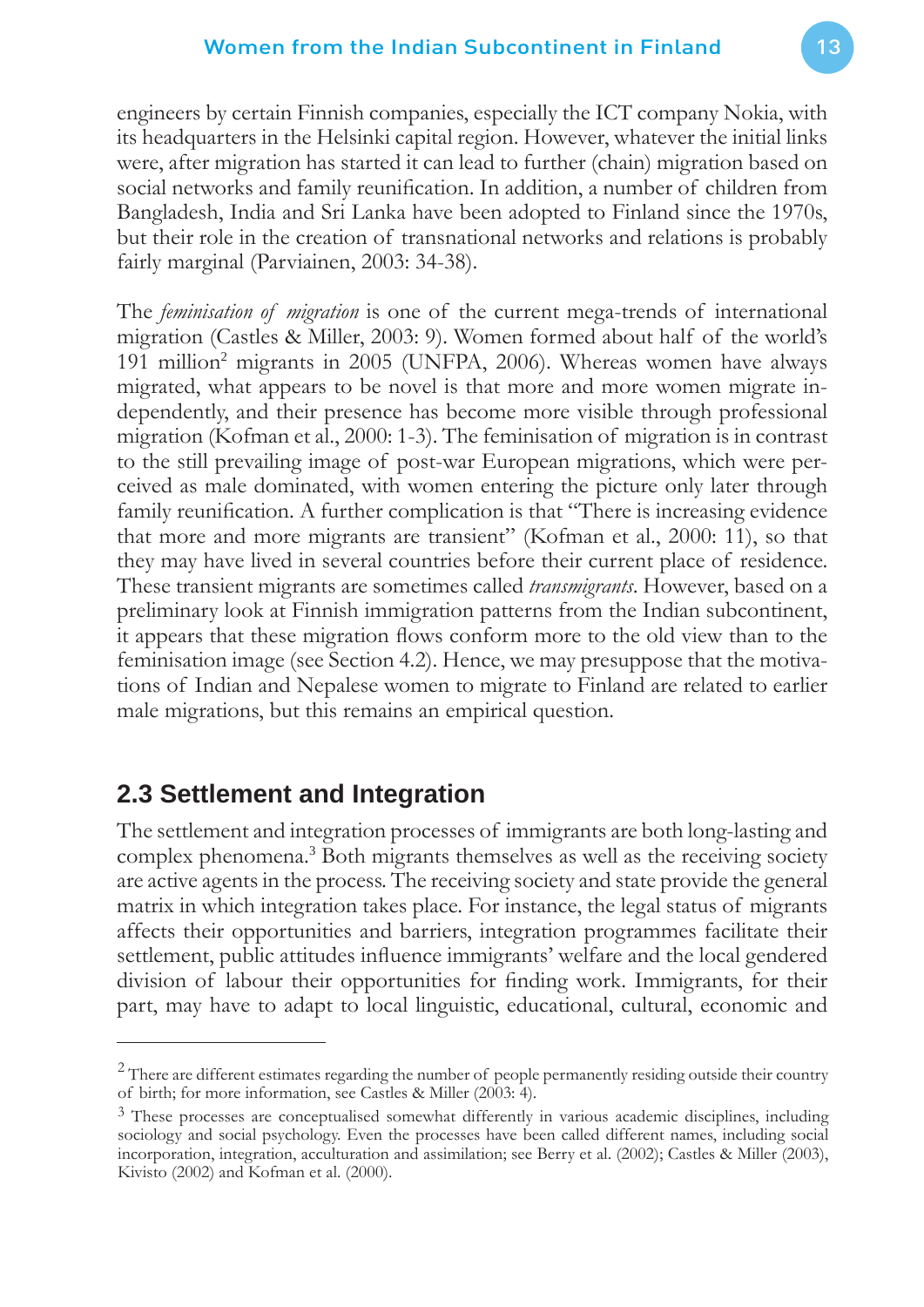engineers by certain Finnish companies, especially the ICT company Nokia, with its headquarters in the Helsinki capital region. However, whatever the initial links were, after migration has started it can lead to further (chain) migration based on social networks and family reunification. In addition, a number of children from Bangladesh, India and Sri Lanka have been adopted to Finland since the 1970s, but their role in the creation of transnational networks and relations is probably fairly marginal (Parviainen, 2003: 34-38).

The *feminisation of migration* is one of the current mega-trends of international migration (Castles & Miller, 2003: 9). Women formed about half of the world's 191 million[2] migrants in 2005 (UNFPA, 2006). Whereas women have always migrated, what appears to be novel is that more and more women migrate independently, and their presence has become more visible through professional migration (Kofman et al., 2000: 1-3). The feminisation of migration is in contrast to the still prevailing image of post-war European migrations, which were perceived as male dominated, with women entering the picture only later through family reunification. A further complication is that "There is increasing evidence that more and more migrants are transient" (Kofman et al., 2000: 11), so that they may have lived in several countries before their current place of residence. These transient migrants are sometimes called *transmigrants*. However, based on a preliminary look at Finnish immigration patterns from the Indian subcontinent, it appears that these migration flows conform more to the old view than to the feminisation image (see Section 4.2). Hence, we may presuppose that the motivations of Indian and Nepalese women to migrate to Finland are related to earlier male migrations, but this remains an empirical question.

## 2.3 Settlement and Integration

The settlement and integration processes of immigrants are both long-lasting and complex phenomena.[3] Both migrants themselves as well as the receiving society are active agents in the process. The receiving society and state provide the general matrix in which integration takes place. For instance, the legal status of migrants affects their opportunities and barriers, integration programmes facilitate their settlement, public attitudes influence immigrants' welfare and the local gendered division of labour their opportunities for finding work. Immigrants, for their part, may have to adapt to local linguistic, educational, cultural, economic and

---

[2] There are different estimates regarding the number of people permanently residing outside their country of birth; for more information, see Castles & Miller (2003: 4).

[3] These processes are conceptualised somewhat differently in various academic disciplines, including sociology and social psychology. Even the processes have been called different names, including social incorporation, integration, acculturation and assimilation; see Berry et al. (2002); Castles & Miller (2003), Kivisto (2002) and Kofman et al. (2000).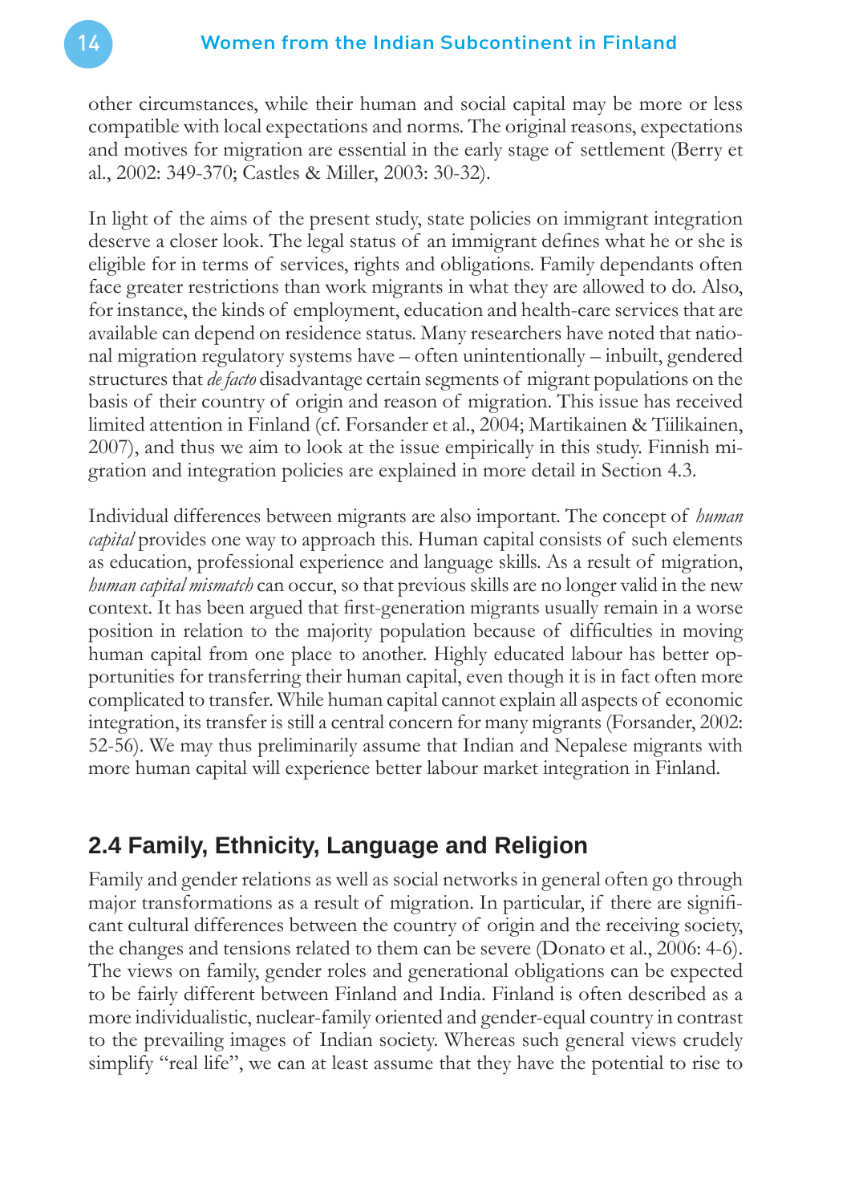other circumstances, while their human and social capital may be more or less compatible with local expectations and norms. The original reasons, expectations and motives for migration are essential in the early stage of settlement (Berry et al., 2002: 349-370; Castles & Miller, 2003: 30-32).

In light of the aims of the present study, state policies on immigrant integration deserve a closer look. The legal status of an immigrant defines what he or she is eligible for in terms of services, rights and obligations. Family dependants often face greater restrictions than work migrants in what they are allowed to do. Also, for instance, the kinds of employment, education and health-care services that are available can depend on residence status. Many researchers have noted that national migration regulatory systems have – often unintentionally – inbuilt, gendered structures that *de facto* disadvantage certain segments of migrant populations on the basis of their country of origin and reason of migration. This issue has received limited attention in Finland (cf. Forsander et al., 2004; Martikainen & Tiilikainen, 2007), and thus we aim to look at the issue empirically in this study. Finnish migration and integration policies are explained in more detail in Section 4.3.

Individual differences between migrants are also important. The concept of *human capital* provides one way to approach this. Human capital consists of such elements as education, professional experience and language skills. As a result of migration, *human capital mismatch* can occur, so that previous skills are no longer valid in the new context. It has been argued that first-generation migrants usually remain in a worse position in relation to the majority population because of difficulties in moving human capital from one place to another. Highly educated labour has better opportunities for transferring their human capital, even though it is in fact often more complicated to transfer. While human capital cannot explain all aspects of economic integration, its transfer is still a central concern for many migrants (Forsander, 2002: 52-56). We may thus preliminarily assume that Indian and Nepalese migrants with more human capital will experience better labour market integration in Finland.

## 2.4 Family, Ethnicity, Language and Religion

Family and gender relations as well as social networks in general often go through major transformations as a result of migration. In particular, if there are significant cultural differences between the country of origin and the receiving society, the changes and tensions related to them can be severe (Donato et al., 2006: 4-6). The views on family, gender roles and generational obligations can be expected to be fairly different between Finland and India. Finland is often described as a more individualistic, nuclear-family oriented and gender-equal country in contrast to the prevailing images of Indian society. Whereas such general views crudely simplify "real life", we can at least assume that they have the potential to rise to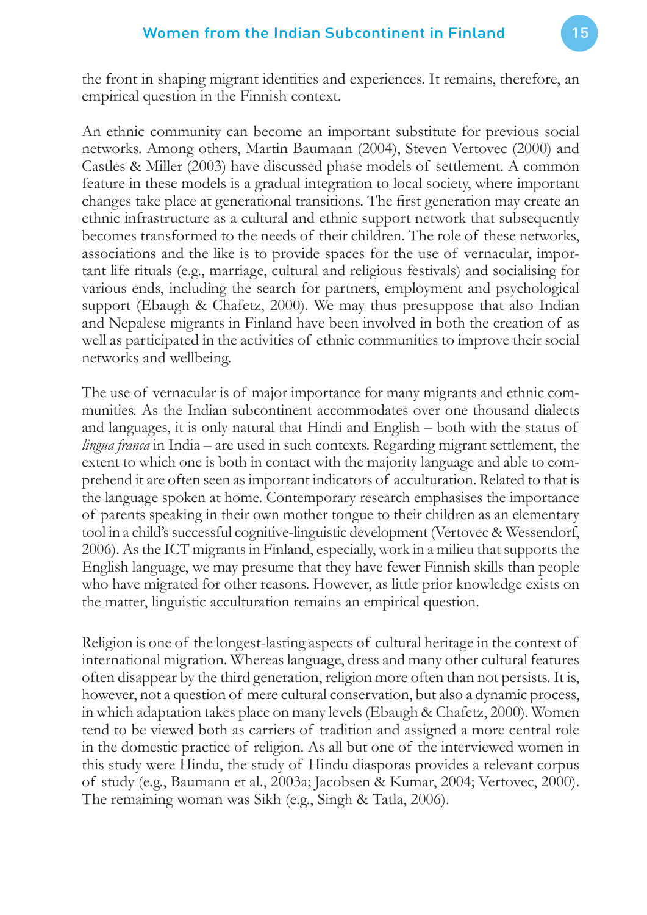the front in shaping migrant identities and experiences. It remains, therefore, an empirical question in the Finnish context.

An ethnic community can become an important substitute for previous social networks. Among others, Martin Baumann (2004), Steven Vertovec (2000) and Castles & Miller (2003) have discussed phase models of settlement. A common feature in these models is a gradual integration to local society, where important changes take place at generational transitions. The first generation may create an ethnic infrastructure as a cultural and ethnic support network that subsequently becomes transformed to the needs of their children. The role of these networks, associations and the like is to provide spaces for the use of vernacular, important life rituals (e.g., marriage, cultural and religious festivals) and socialising for various ends, including the search for partners, employment and psychological support (Ebaugh & Chafetz, 2000). We may thus presuppose that also Indian and Nepalese migrants in Finland have been involved in both the creation of as well as participated in the activities of ethnic communities to improve their social networks and wellbeing.

The use of vernacular is of major importance for many migrants and ethnic communities. As the Indian subcontinent accommodates over one thousand dialects and languages, it is only natural that Hindi and English – both with the status of *lingua franca* in India – are used in such contexts. Regarding migrant settlement, the extent to which one is both in contact with the majority language and able to comprehend it are often seen as important indicators of acculturation. Related to that is the language spoken at home. Contemporary research emphasises the importance of parents speaking in their own mother tongue to their children as an elementary tool in a child's successful cognitive-linguistic development (Vertovec & Wessendorf, 2006). As the ICT migrants in Finland, especially, work in a milieu that supports the English language, we may presume that they have fewer Finnish skills than people who have migrated for other reasons. However, as little prior knowledge exists on the matter, linguistic acculturation remains an empirical question.

Religion is one of the longest-lasting aspects of cultural heritage in the context of international migration. Whereas language, dress and many other cultural features often disappear by the third generation, religion more often than not persists. It is, however, not a question of mere cultural conservation, but also a dynamic process, in which adaptation takes place on many levels (Ebaugh & Chafetz, 2000). Women tend to be viewed both as carriers of tradition and assigned a more central role in the domestic practice of religion. As all but one of the interviewed women in this study were Hindu, the study of Hindu diasporas provides a relevant corpus of study (e.g., Baumann et al., 2003a; Jacobsen & Kumar, 2004; Vertovec, 2000). The remaining woman was Sikh (e.g., Singh & Tatla, 2006).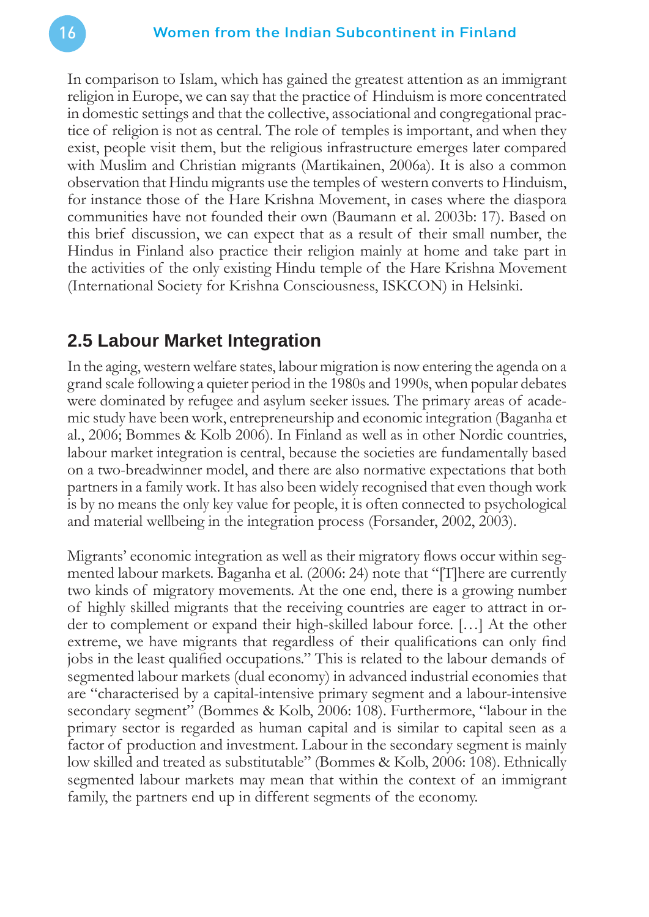In comparison to Islam, which has gained the greatest attention as an immigrant religion in Europe, we can say that the practice of Hinduism is more concentrated in domestic settings and that the collective, associational and congregational practice of religion is not as central. The role of temples is important, and when they exist, people visit them, but the religious infrastructure emerges later compared with Muslim and Christian migrants (Martikainen, 2006a). It is also a common observation that Hindu migrants use the temples of western converts to Hinduism, for instance those of the Hare Krishna Movement, in cases where the diaspora communities have not founded their own (Baumann et al. 2003b: 17). Based on this brief discussion, we can expect that as a result of their small number, the Hindus in Finland also practice their religion mainly at home and take part in the activities of the only existing Hindu temple of the Hare Krishna Movement (International Society for Krishna Consciousness, ISKCON) in Helsinki.

## 2.5 Labour Market Integration

In the aging, western welfare states, labour migration is now entering the agenda on a grand scale following a quieter period in the 1980s and 1990s, when popular debates were dominated by refugee and asylum seeker issues. The primary areas of academic study have been work, entrepreneurship and economic integration (Baganha et al., 2006; Bommes & Kolb 2006). In Finland as well as in other Nordic countries, labour market integration is central, because the societies are fundamentally based on a two-breadwinner model, and there are also normative expectations that both partners in a family work. It has also been widely recognised that even though work is by no means the only key value for people, it is often connected to psychological and material wellbeing in the integration process (Forsander, 2002, 2003).

Migrants' economic integration as well as their migratory flows occur within segmented labour markets. Baganha et al. (2006: 24) note that "[T]here are currently two kinds of migratory movements. At the one end, there is a growing number of highly skilled migrants that the receiving countries are eager to attract in order to complement or expand their high-skilled labour force. […] At the other extreme, we have migrants that regardless of their qualifications can only find jobs in the least qualified occupations." This is related to the labour demands of segmented labour markets (dual economy) in advanced industrial economies that are "characterised by a capital-intensive primary segment and a labour-intensive secondary segment" (Bommes & Kolb, 2006: 108). Furthermore, "labour in the primary sector is regarded as human capital and is similar to capital seen as a factor of production and investment. Labour in the secondary segment is mainly low skilled and treated as substitutable" (Bommes & Kolb, 2006: 108). Ethnically segmented labour markets may mean that within the context of an immigrant family, the partners end up in different segments of the economy.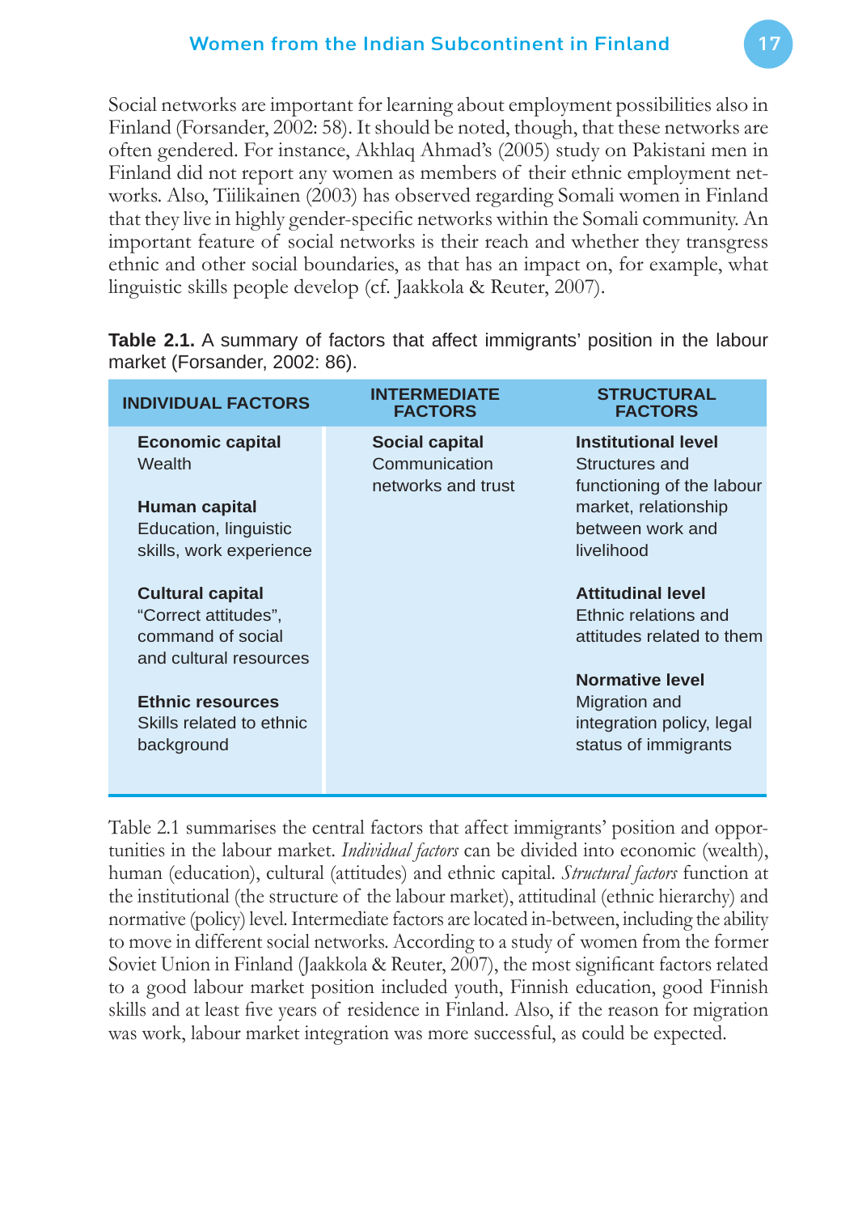Social networks are important for learning about employment possibilities also in Finland (Forsander, 2002: 58). It should be noted, though, that these networks are often gendered. For instance, Akhlaq Ahmad's (2005) study on Pakistani men in Finland did not report any women as members of their ethnic employment networks. Also, Tiilikainen (2003) has observed regarding Somali women in Finland that they live in highly gender-specific networks within the Somali community. An important feature of social networks is their reach and whether they transgress ethnic and other social boundaries, as that has an impact on, for example, what linguistic skills people develop (cf. Jaakkola & Reuter, 2007).

**Table 2.1.** A summary of factors that affect immigrants' position in the labour market (Forsander, 2002: 86).

| INDIVIDUAL FACTORS | INTERMEDIATE FACTORS | STRUCTURAL FACTORS |
|---|---|---|
| **Economic capital**<br>Wealth<br><br>**Human capital**<br>Education, linguistic skills, work experience<br><br>**Cultural capital**<br>"Correct attitudes", command of social and cultural resources<br><br>**Ethnic resources**<br>Skills related to ethnic background | **Social capital**<br>Communication networks and trust | **Institutional level**<br>Structures and functioning of the labour market, relationship between work and livelihood<br><br>**Attitudinal level**<br>Ethnic relations and attitudes related to them<br><br>**Normative level**<br>Migration and integration policy, legal status of immigrants |

Table 2.1 summarises the central factors that affect immigrants' position and opportunities in the labour market. *Individual factors* can be divided into economic (wealth), human (education), cultural (attitudes) and ethnic capital. *Structural factors* function at the institutional (the structure of the labour market), attitudinal (ethnic hierarchy) and normative (policy) level. Intermediate factors are located in-between, including the ability to move in different social networks. According to a study of women from the former Soviet Union in Finland (Jaakkola & Reuter, 2007), the most significant factors related to a good labour market position included youth, Finnish education, good Finnish skills and at least five years of residence in Finland. Also, if the reason for migration was work, labour market integration was more successful, as could be expected.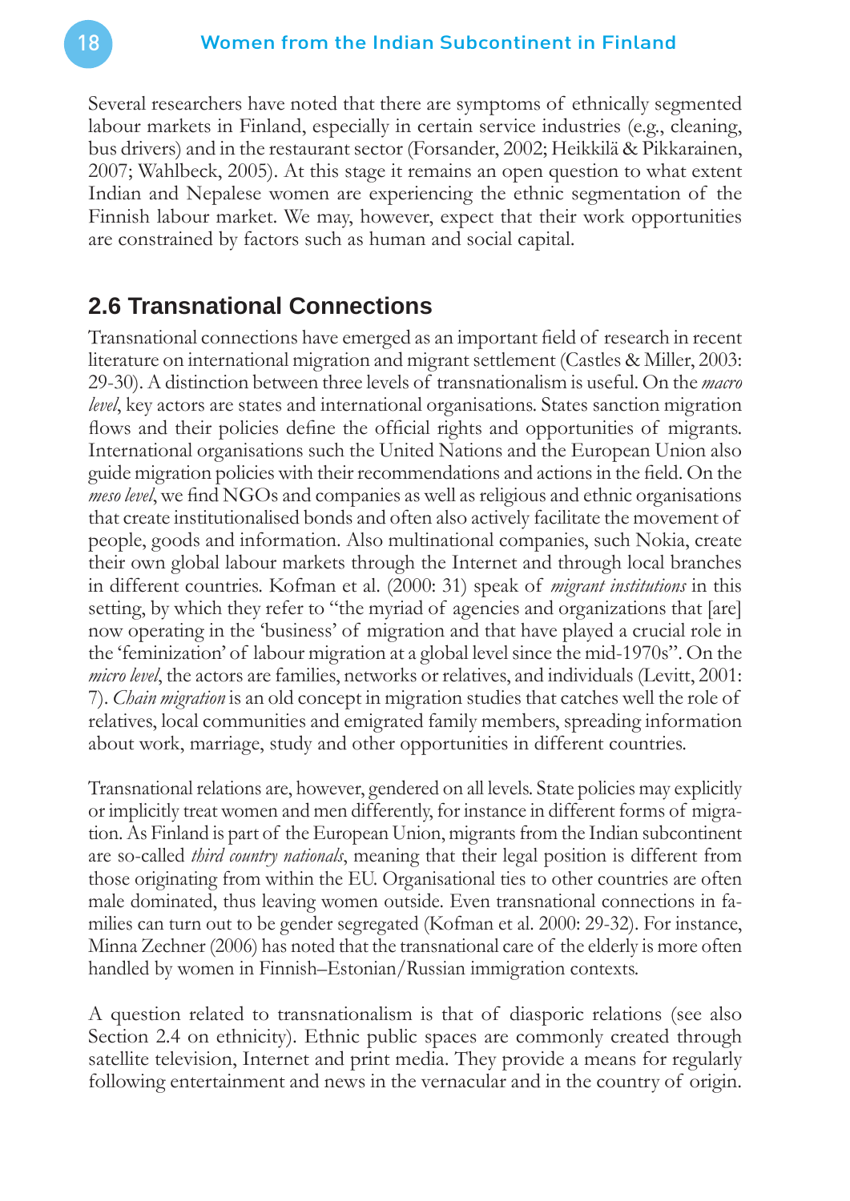Several researchers have noted that there are symptoms of ethnically segmented labour markets in Finland, especially in certain service industries (e.g., cleaning, bus drivers) and in the restaurant sector (Forsander, 2002; Heikkilä & Pikkarainen, 2007; Wahlbeck, 2005). At this stage it remains an open question to what extent Indian and Nepalese women are experiencing the ethnic segmentation of the Finnish labour market. We may, however, expect that their work opportunities are constrained by factors such as human and social capital.

## 2.6 Transnational Connections

Transnational connections have emerged as an important field of research in recent literature on international migration and migrant settlement (Castles & Miller, 2003: 29-30). A distinction between three levels of transnationalism is useful. On the *macro level*, key actors are states and international organisations. States sanction migration flows and their policies define the official rights and opportunities of migrants. International organisations such the United Nations and the European Union also guide migration policies with their recommendations and actions in the field. On the *meso level*, we find NGOs and companies as well as religious and ethnic organisations that create institutionalised bonds and often also actively facilitate the movement of people, goods and information. Also multinational companies, such Nokia, create their own global labour markets through the Internet and through local branches in different countries. Kofman et al. (2000: 31) speak of *migrant institutions* in this setting, by which they refer to "the myriad of agencies and organizations that [are] now operating in the 'business' of migration and that have played a crucial role in the 'feminization' of labour migration at a global level since the mid-1970s". On the *micro level*, the actors are families, networks or relatives, and individuals (Levitt, 2001: 7). *Chain migration* is an old concept in migration studies that catches well the role of relatives, local communities and emigrated family members, spreading information about work, marriage, study and other opportunities in different countries.

Transnational relations are, however, gendered on all levels. State policies may explicitly or implicitly treat women and men differently, for instance in different forms of migration. As Finland is part of the European Union, migrants from the Indian subcontinent are so-called *third country nationals*, meaning that their legal position is different from those originating from within the EU. Organisational ties to other countries are often male dominated, thus leaving women outside. Even transnational connections in families can turn out to be gender segregated (Kofman et al. 2000: 29-32). For instance, Minna Zechner (2006) has noted that the transnational care of the elderly is more often handled by women in Finnish–Estonian/Russian immigration contexts.

A question related to transnationalism is that of diasporic relations (see also Section 2.4 on ethnicity). Ethnic public spaces are commonly created through satellite television, Internet and print media. They provide a means for regularly following entertainment and news in the vernacular and in the country of origin.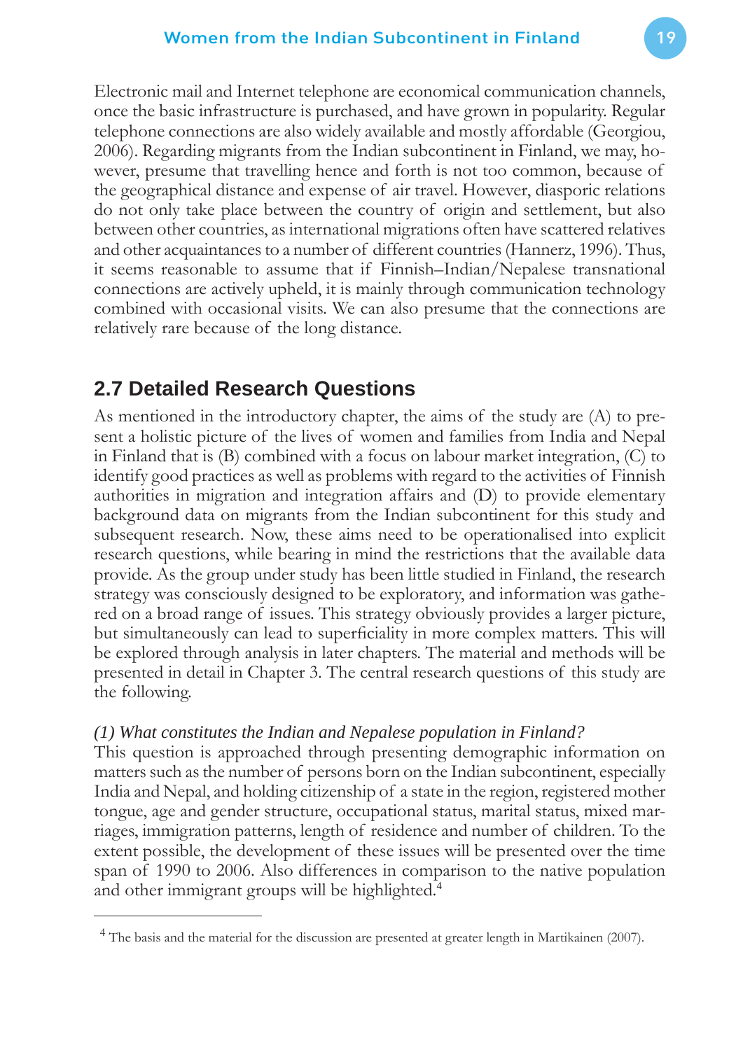Electronic mail and Internet telephone are economical communication channels, once the basic infrastructure is purchased, and have grown in popularity. Regular telephone connections are also widely available and mostly affordable (Georgiou, 2006). Regarding migrants from the Indian subcontinent in Finland, we may, however, presume that travelling hence and forth is not too common, because of the geographical distance and expense of air travel. However, diasporic relations do not only take place between the country of origin and settlement, but also between other countries, as international migrations often have scattered relatives and other acquaintances to a number of different countries (Hannerz, 1996). Thus, it seems reasonable to assume that if Finnish–Indian/Nepalese transnational connections are actively upheld, it is mainly through communication technology combined with occasional visits. We can also presume that the connections are relatively rare because of the long distance.

## 2.7 Detailed Research Questions

As mentioned in the introductory chapter, the aims of the study are (A) to present a holistic picture of the lives of women and families from India and Nepal in Finland that is (B) combined with a focus on labour market integration, (C) to identify good practices as well as problems with regard to the activities of Finnish authorities in migration and integration affairs and (D) to provide elementary background data on migrants from the Indian subcontinent for this study and subsequent research. Now, these aims need to be operationalised into explicit research questions, while bearing in mind the restrictions that the available data provide. As the group under study has been little studied in Finland, the research strategy was consciously designed to be exploratory, and information was gathered on a broad range of issues. This strategy obviously provides a larger picture, but simultaneously can lead to superficiality in more complex matters. This will be explored through analysis in later chapters. The material and methods will be presented in detail in Chapter 3. The central research questions of this study are the following.

*(1) What constitutes the Indian and Nepalese population in Finland?*

This question is approached through presenting demographic information on matters such as the number of persons born on the Indian subcontinent, especially India and Nepal, and holding citizenship of a state in the region, registered mother tongue, age and gender structure, occupational status, marital status, mixed marriages, immigration patterns, length of residence and number of children. To the extent possible, the development of these issues will be presented over the time span of 1990 to 2006. Also differences in comparison to the native population and other immigrant groups will be highlighted.[4]

[4] The basis and the material for the discussion are presented at greater length in Martikainen (2007).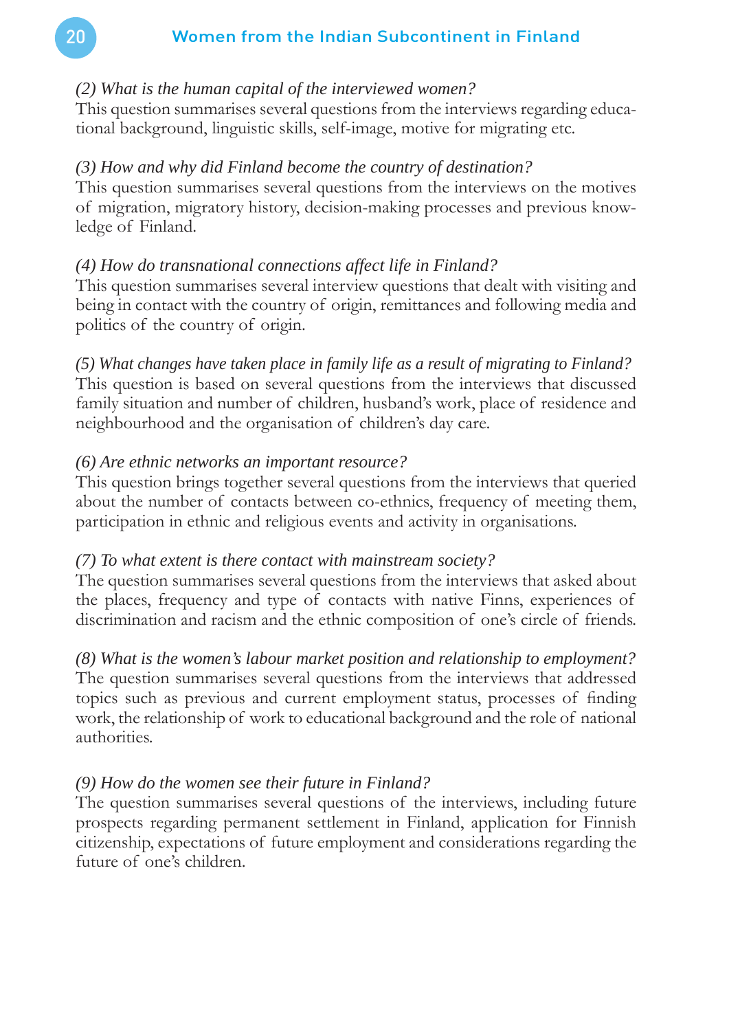*(2) What is the human capital of the interviewed women?*
This question summarises several questions from the interviews regarding educational background, linguistic skills, self-image, motive for migrating etc.

*(3) How and why did Finland become the country of destination?*
This question summarises several questions from the interviews on the motives of migration, migratory history, decision-making processes and previous knowledge of Finland.

*(4) How do transnational connections affect life in Finland?*
This question summarises several interview questions that dealt with visiting and being in contact with the country of origin, remittances and following media and politics of the country of origin.

*(5) What changes have taken place in family life as a result of migrating to Finland?*
This question is based on several questions from the interviews that discussed family situation and number of children, husband's work, place of residence and neighbourhood and the organisation of children's day care.

*(6) Are ethnic networks an important resource?*
This question brings together several questions from the interviews that queried about the number of contacts between co-ethnics, frequency of meeting them, participation in ethnic and religious events and activity in organisations.

*(7) To what extent is there contact with mainstream society?*
The question summarises several questions from the interviews that asked about the places, frequency and type of contacts with native Finns, experiences of discrimination and racism and the ethnic composition of one's circle of friends.

*(8) What is the women's labour market position and relationship to employment?*
The question summarises several questions from the interviews that addressed topics such as previous and current employment status, processes of finding work, the relationship of work to educational background and the role of national authorities.

*(9) How do the women see their future in Finland?*
The question summarises several questions of the interviews, including future prospects regarding permanent settlement in Finland, application for Finnish citizenship, expectations of future employment and considerations regarding the future of one's children.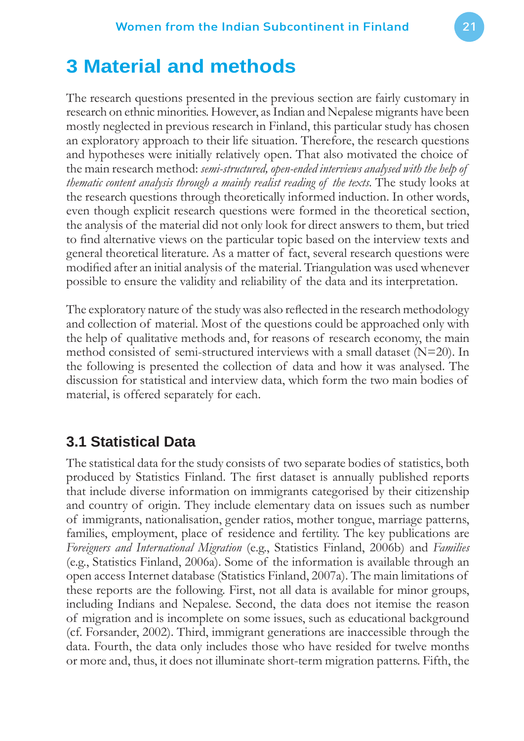# 3 Material and methods

The research questions presented in the previous section are fairly customary in research on ethnic minorities. However, as Indian and Nepalese migrants have been mostly neglected in previous research in Finland, this particular study has chosen an exploratory approach to their life situation. Therefore, the research questions and hypotheses were initially relatively open. That also motivated the choice of the main research method: *semi-structured, open-ended interviews analysed with the help of thematic content analysis through a mainly realist reading of the texts*. The study looks at the research questions through theoretically informed induction. In other words, even though explicit research questions were formed in the theoretical section, the analysis of the material did not only look for direct answers to them, but tried to find alternative views on the particular topic based on the interview texts and general theoretical literature. As a matter of fact, several research questions were modified after an initial analysis of the material. Triangulation was used whenever possible to ensure the validity and reliability of the data and its interpretation.

The exploratory nature of the study was also reflected in the research methodology and collection of material. Most of the questions could be approached only with the help of qualitative methods and, for reasons of research economy, the main method consisted of semi-structured interviews with a small dataset (N=20). In the following is presented the collection of data and how it was analysed. The discussion for statistical and interview data, which form the two main bodies of material, is offered separately for each.

## 3.1 Statistical Data

The statistical data for the study consists of two separate bodies of statistics, both produced by Statistics Finland. The first dataset is annually published reports that include diverse information on immigrants categorised by their citizenship and country of origin. They include elementary data on issues such as number of immigrants, nationalisation, gender ratios, mother tongue, marriage patterns, families, employment, place of residence and fertility. The key publications are *Foreigners and International Migration* (e.g., Statistics Finland, 2006b) and *Families* (e.g., Statistics Finland, 2006a). Some of the information is available through an open access Internet database (Statistics Finland, 2007a). The main limitations of these reports are the following. First, not all data is available for minor groups, including Indians and Nepalese. Second, the data does not itemise the reason of migration and is incomplete on some issues, such as educational background (cf. Forsander, 2002). Third, immigrant generations are inaccessible through the data. Fourth, the data only includes those who have resided for twelve months or more and, thus, it does not illuminate short-term migration patterns. Fifth, the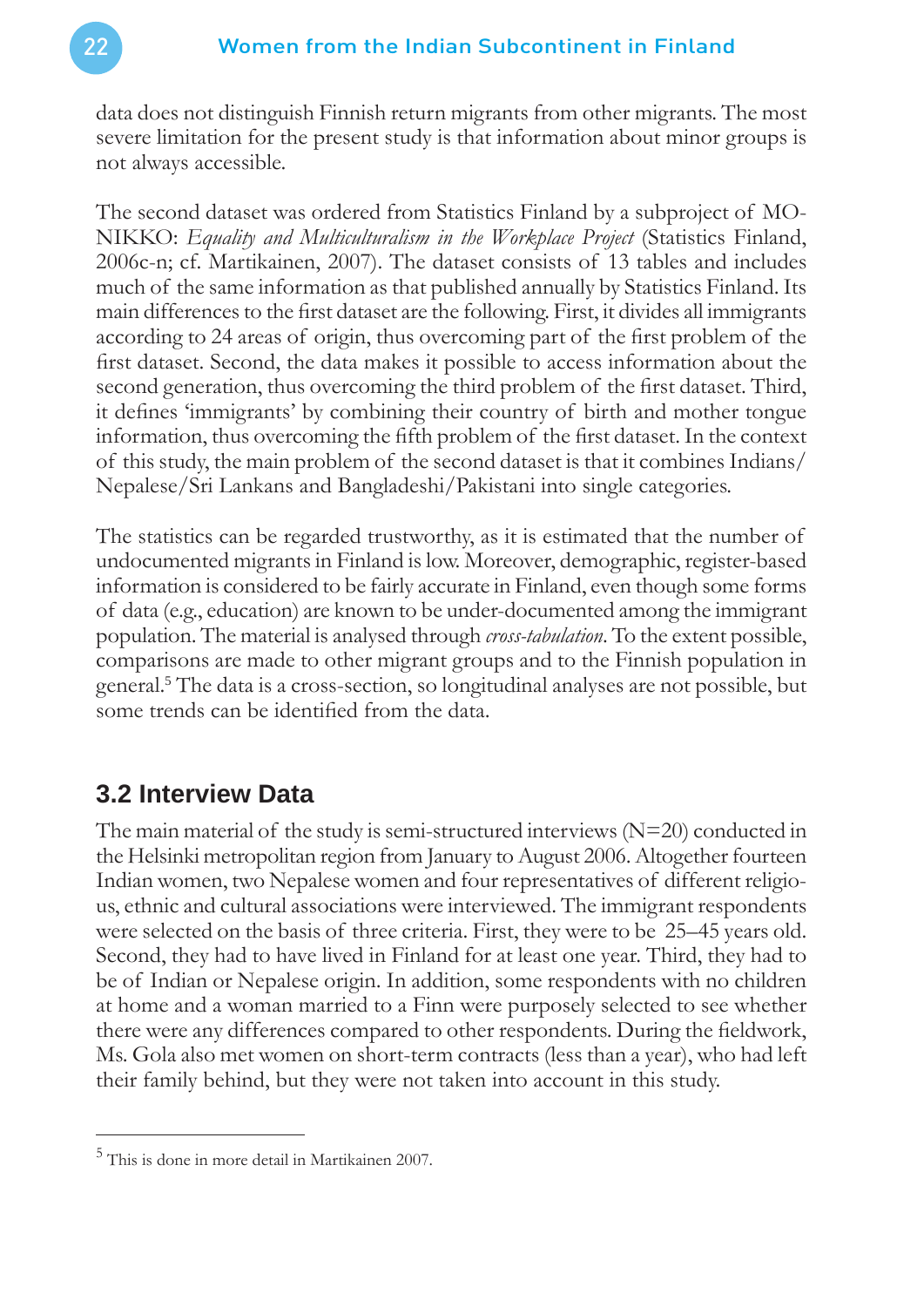data does not distinguish Finnish return migrants from other migrants. The most severe limitation for the present study is that information about minor groups is not always accessible.

The second dataset was ordered from Statistics Finland by a subproject of MONIKKO: *Equality and Multiculturalism in the Workplace Project* (Statistics Finland, 2006c-n; cf. Martikainen, 2007). The dataset consists of 13 tables and includes much of the same information as that published annually by Statistics Finland. Its main differences to the first dataset are the following. First, it divides all immigrants according to 24 areas of origin, thus overcoming part of the first problem of the first dataset. Second, the data makes it possible to access information about the second generation, thus overcoming the third problem of the first dataset. Third, it defines 'immigrants' by combining their country of birth and mother tongue information, thus overcoming the fifth problem of the first dataset. In the context of this study, the main problem of the second dataset is that it combines Indians/Nepalese/Sri Lankans and Bangladeshi/Pakistani into single categories.

The statistics can be regarded trustworthy, as it is estimated that the number of undocumented migrants in Finland is low. Moreover, demographic, register-based information is considered to be fairly accurate in Finland, even though some forms of data (e.g., education) are known to be under-documented among the immigrant population. The material is analysed through *cross-tabulation*. To the extent possible, comparisons are made to other migrant groups and to the Finnish population in general.[5] The data is a cross-section, so longitudinal analyses are not possible, but some trends can be identified from the data.

## 3.2 Interview Data

The main material of the study is semi-structured interviews (N=20) conducted in the Helsinki metropolitan region from January to August 2006. Altogether fourteen Indian women, two Nepalese women and four representatives of different religious, ethnic and cultural associations were interviewed. The immigrant respondents were selected on the basis of three criteria. First, they were to be 25–45 years old. Second, they had to have lived in Finland for at least one year. Third, they had to be of Indian or Nepalese origin. In addition, some respondents with no children at home and a woman married to a Finn were purposely selected to see whether there were any differences compared to other respondents. During the fieldwork, Ms. Gola also met women on short-term contracts (less than a year), who had left their family behind, but they were not taken into account in this study.

---

[5] This is done in more detail in Martikainen 2007.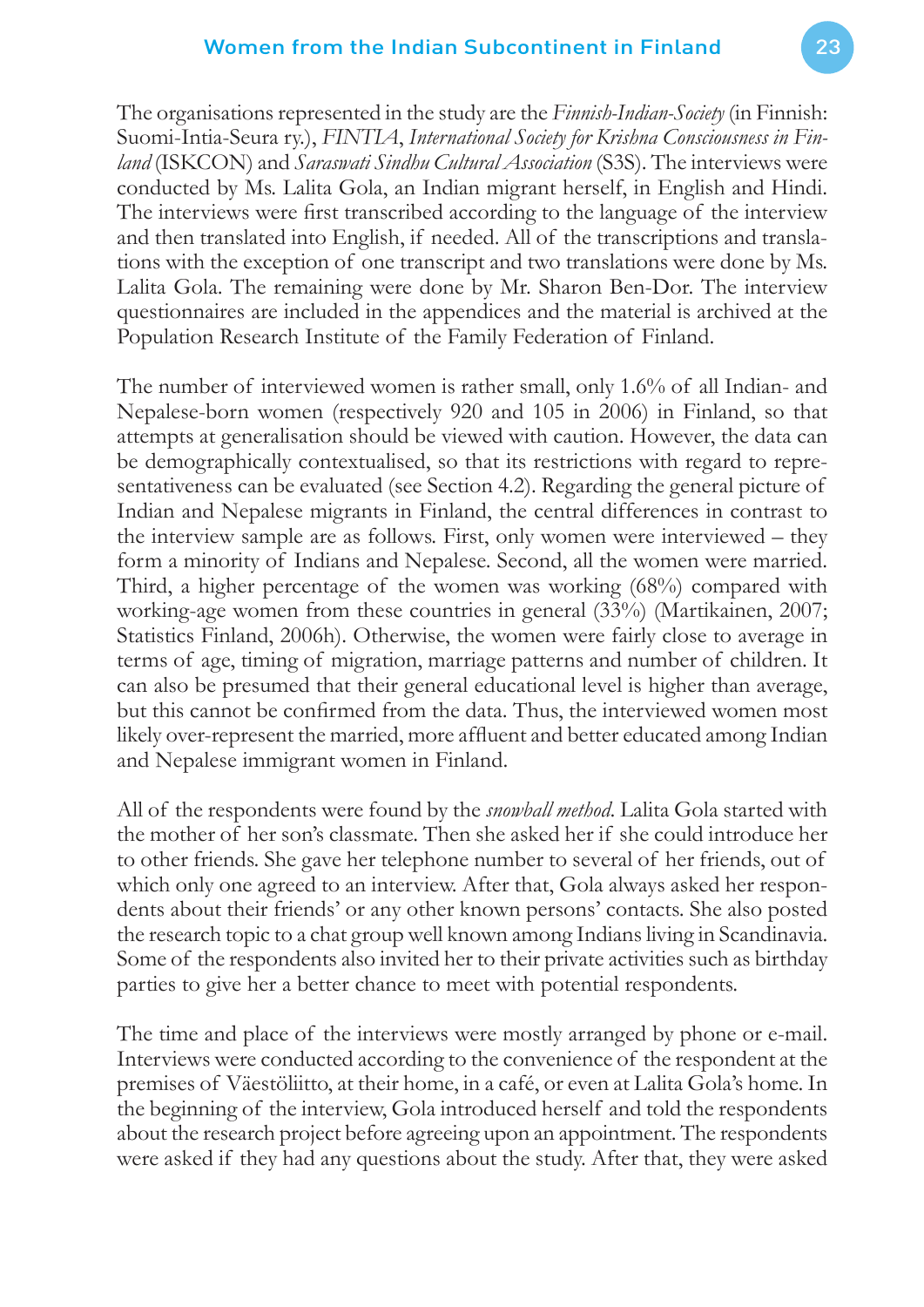The organisations represented in the study are the *Finnish-Indian-Society* (in Finnish: Suomi-Intia-Seura ry.), *FINTIA*, *International Society for Krishna Consciousness in Finland* (ISKCON) and *Saraswati Sindhu Cultural Association* (S3S). The interviews were conducted by Ms. Lalita Gola, an Indian migrant herself, in English and Hindi. The interviews were first transcribed according to the language of the interview and then translated into English, if needed. All of the transcriptions and translations with the exception of one transcript and two translations were done by Ms. Lalita Gola. The remaining were done by Mr. Sharon Ben-Dor. The interview questionnaires are included in the appendices and the material is archived at the Population Research Institute of the Family Federation of Finland.

The number of interviewed women is rather small, only 1.6% of all Indian- and Nepalese-born women (respectively 920 and 105 in 2006) in Finland, so that attempts at generalisation should be viewed with caution. However, the data can be demographically contextualised, so that its restrictions with regard to representativeness can be evaluated (see Section 4.2). Regarding the general picture of Indian and Nepalese migrants in Finland, the central differences in contrast to the interview sample are as follows. First, only women were interviewed – they form a minority of Indians and Nepalese. Second, all the women were married. Third, a higher percentage of the women was working (68%) compared with working-age women from these countries in general (33%) (Martikainen, 2007; Statistics Finland, 2006h). Otherwise, the women were fairly close to average in terms of age, timing of migration, marriage patterns and number of children. It can also be presumed that their general educational level is higher than average, but this cannot be confirmed from the data. Thus, the interviewed women most likely over-represent the married, more affluent and better educated among Indian and Nepalese immigrant women in Finland.

All of the respondents were found by the *snowball method*. Lalita Gola started with the mother of her son's classmate. Then she asked her if she could introduce her to other friends. She gave her telephone number to several of her friends, out of which only one agreed to an interview. After that, Gola always asked her respondents about their friends' or any other known persons' contacts. She also posted the research topic to a chat group well known among Indians living in Scandinavia. Some of the respondents also invited her to their private activities such as birthday parties to give her a better chance to meet with potential respondents.

The time and place of the interviews were mostly arranged by phone or e-mail. Interviews were conducted according to the convenience of the respondent at the premises of Väestöliitto, at their home, in a café, or even at Lalita Gola's home. In the beginning of the interview, Gola introduced herself and told the respondents about the research project before agreeing upon an appointment. The respondents were asked if they had any questions about the study. After that, they were asked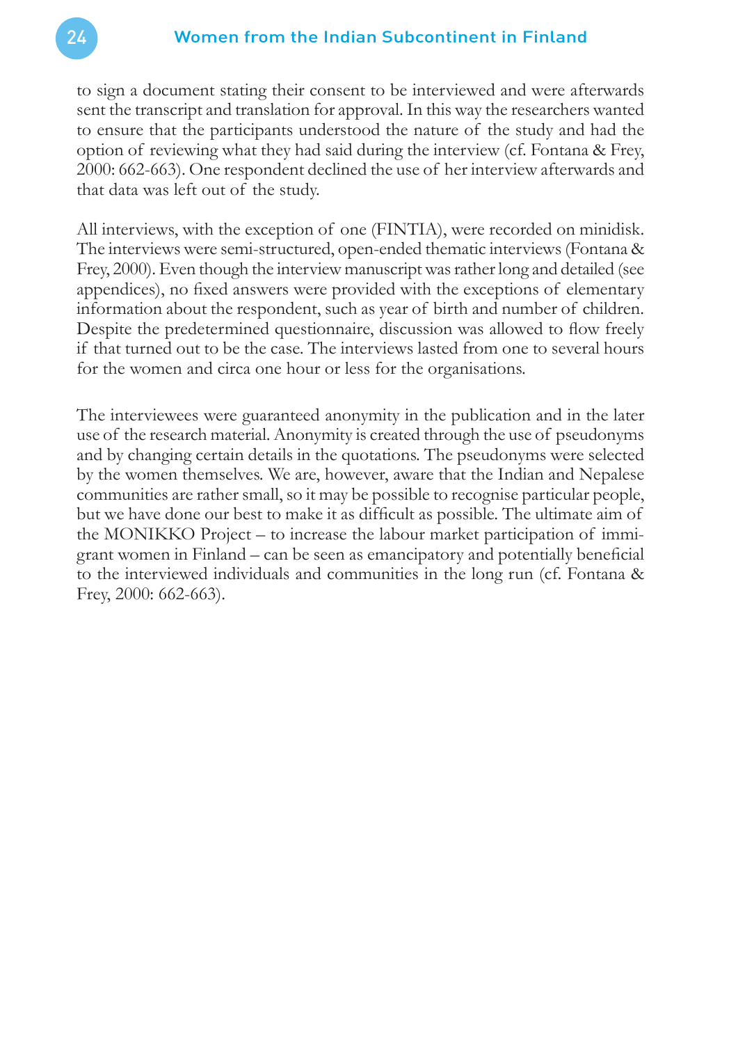to sign a document stating their consent to be interviewed and were afterwards sent the transcript and translation for approval. In this way the researchers wanted to ensure that the participants understood the nature of the study and had the option of reviewing what they had said during the interview (cf. Fontana & Frey, 2000: 662-663). One respondent declined the use of her interview afterwards and that data was left out of the study.

All interviews, with the exception of one (FINTIA), were recorded on minidisk. The interviews were semi-structured, open-ended thematic interviews (Fontana & Frey, 2000). Even though the interview manuscript was rather long and detailed (see appendices), no fixed answers were provided with the exceptions of elementary information about the respondent, such as year of birth and number of children. Despite the predetermined questionnaire, discussion was allowed to flow freely if that turned out to be the case. The interviews lasted from one to several hours for the women and circa one hour or less for the organisations.

The interviewees were guaranteed anonymity in the publication and in the later use of the research material. Anonymity is created through the use of pseudonyms and by changing certain details in the quotations. The pseudonyms were selected by the women themselves. We are, however, aware that the Indian and Nepalese communities are rather small, so it may be possible to recognise particular people, but we have done our best to make it as difficult as possible. The ultimate aim of the MONIKKO Project – to increase the labour market participation of immigrant women in Finland – can be seen as emancipatory and potentially beneficial to the interviewed individuals and communities in the long run (cf. Fontana & Frey, 2000: 662-663).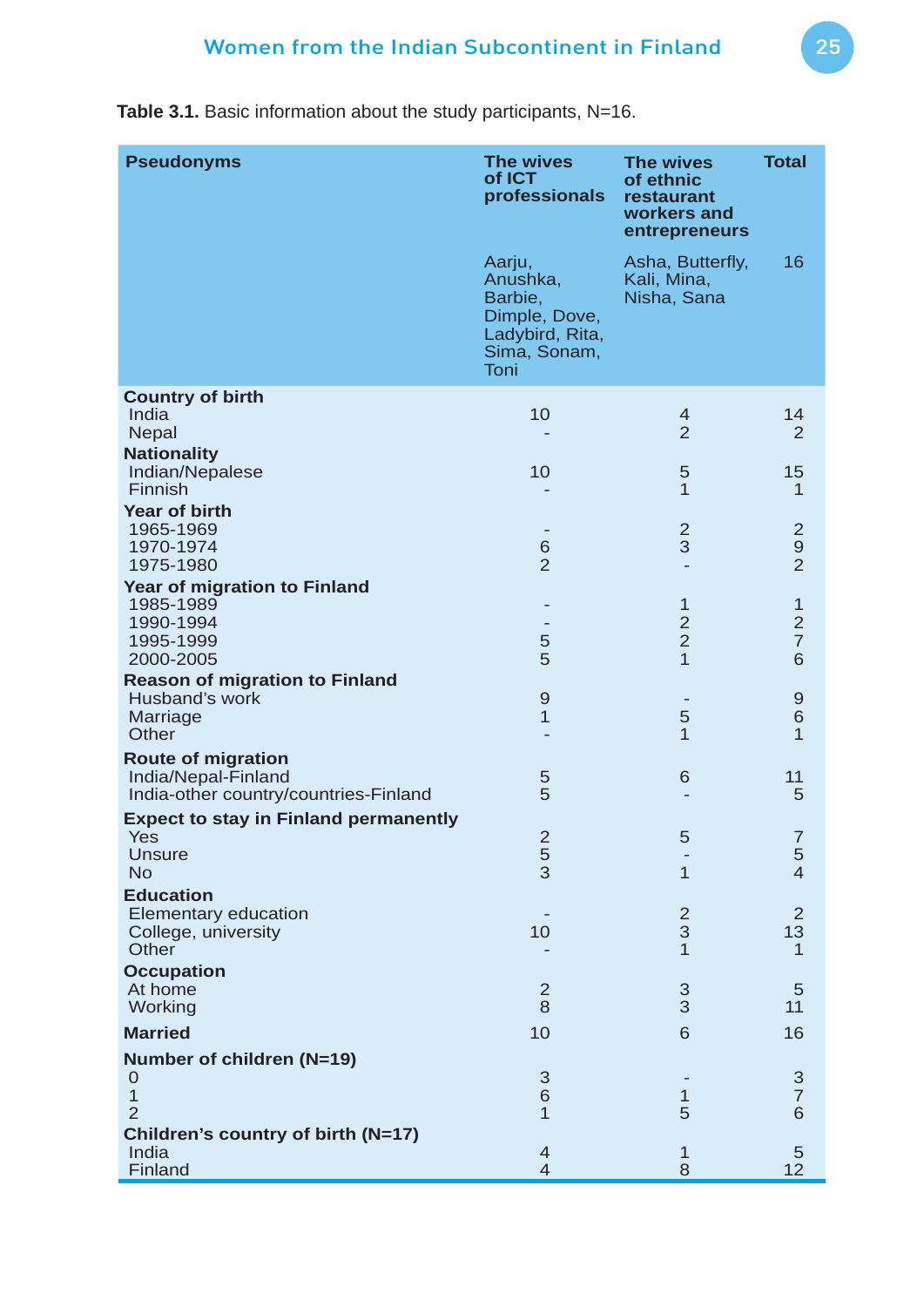**Table 3.1.** Basic information about the study participants, N=16.

| Pseudonyms | The wives of ICT professionals | The wives of ethnic restaurant workers and entrepreneurs | Total |
|---|---|---|---|
| | Aarju, Anushka, Barbie, Dimple, Dove, Ladybird, Rita, Sima, Sonam, Toni | Asha, Butterfly, Kali, Mina, Nisha, Sana | 16 |
| **Country of birth** | | | |
| India | 10 | 4 | 14 |
| Nepal | - | 2 | 2 |
| **Nationality** | | | |
| Indian/Nepalese | 10 | 5 | 15 |
| Finnish | - | 1 | 1 |
| **Year of birth** | | | |
| 1965-1969 | - | 2 | 2 |
| 1970-1974 | 6 | 3 | 9 |
| 1975-1980 | 2 | - | 2 |
| **Year of migration to Finland** | | | |
| 1985-1989 | - | 1 | 1 |
| 1990-1994 | - | 2 | 2 |
| 1995-1999 | 5 | 2 | 7 |
| 2000-2005 | 5 | 1 | 6 |
| **Reason of migration to Finland** | | | |
| Husband's work | 9 | - | 9 |
| Marriage | 1 | 5 | 6 |
| Other | - | 1 | 1 |
| **Route of migration** | | | |
| India/Nepal-Finland | 5 | 6 | 11 |
| India-other country/countries-Finland | 5 | - | 5 |
| **Expect to stay in Finland permanently** | | | |
| Yes | 2 | 5 | 7 |
| Unsure | 5 | - | 5 |
| No | 3 | 1 | 4 |
| **Education** | | | |
| Elementary education | - | 2 | 2 |
| College, university | 10 | 3 | 13 |
| Other | - | 1 | 1 |
| **Occupation** | | | |
| At home | 2 | 3 | 5 |
| Working | 8 | 3 | 11 |
| **Married** | 10 | 6 | 16 |
| **Number of children (N=19)** | | | |
| 0 | 3 | - | 3 |
| 1 | 6 | 1 | 7 |
| 2 | 1 | 5 | 6 |
| **Children's country of birth (N=17)** | | | |
| India | 4 | 1 | 5 |
| Finland | 4 | 8 | 12 |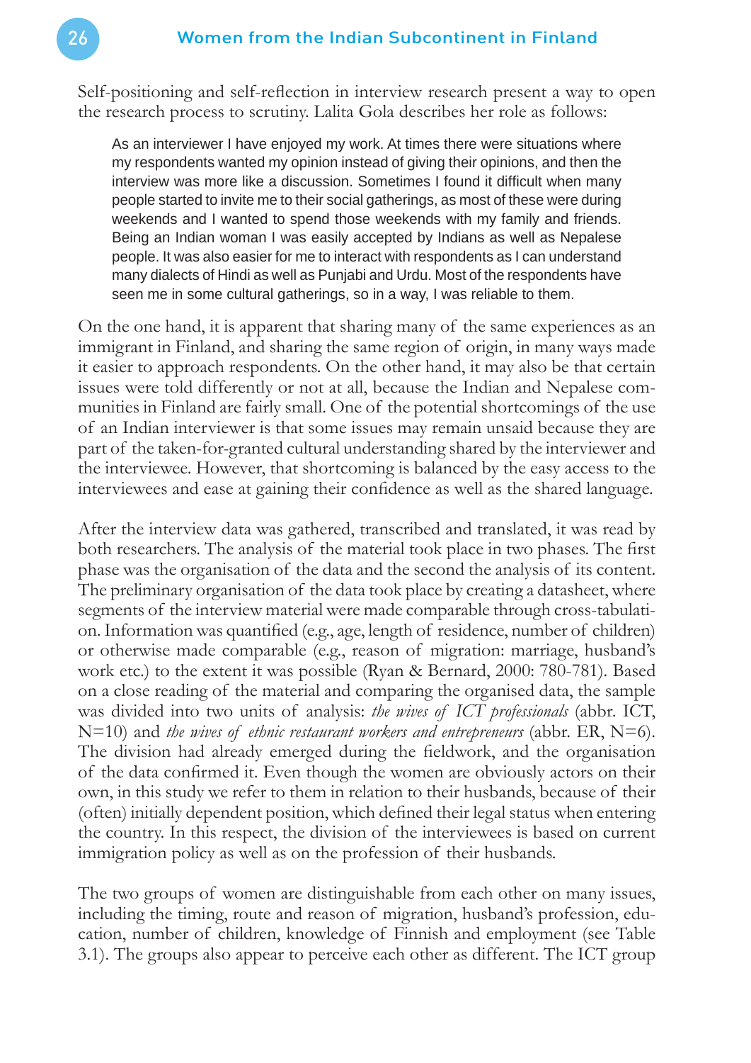Self-positioning and self-reflection in interview research present a way to open the research process to scrutiny. Lalita Gola describes her role as follows:

> As an interviewer I have enjoyed my work. At times there were situations where my respondents wanted my opinion instead of giving their opinions, and then the interview was more like a discussion. Sometimes I found it difficult when many people started to invite me to their social gatherings, as most of these were during weekends and I wanted to spend those weekends with my family and friends. Being an Indian woman I was easily accepted by Indians as well as Nepalese people. It was also easier for me to interact with respondents as I can understand many dialects of Hindi as well as Punjabi and Urdu. Most of the respondents have seen me in some cultural gatherings, so in a way, I was reliable to them.

On the one hand, it is apparent that sharing many of the same experiences as an immigrant in Finland, and sharing the same region of origin, in many ways made it easier to approach respondents. On the other hand, it may also be that certain issues were told differently or not at all, because the Indian and Nepalese communities in Finland are fairly small. One of the potential shortcomings of the use of an Indian interviewer is that some issues may remain unsaid because they are part of the taken-for-granted cultural understanding shared by the interviewer and the interviewee. However, that shortcoming is balanced by the easy access to the interviewees and ease at gaining their confidence as well as the shared language.

After the interview data was gathered, transcribed and translated, it was read by both researchers. The analysis of the material took place in two phases. The first phase was the organisation of the data and the second the analysis of its content. The preliminary organisation of the data took place by creating a datasheet, where segments of the interview material were made comparable through cross-tabulation. Information was quantified (e.g., age, length of residence, number of children) or otherwise made comparable (e.g., reason of migration: marriage, husband's work etc.) to the extent it was possible (Ryan & Bernard, 2000: 780-781). Based on a close reading of the material and comparing the organised data, the sample was divided into two units of analysis: *the wives of ICT professionals* (abbr. ICT, N=10) and *the wives of ethnic restaurant workers and entrepreneurs* (abbr. ER, N=6). The division had already emerged during the fieldwork, and the organisation of the data confirmed it. Even though the women are obviously actors on their own, in this study we refer to them in relation to their husbands, because of their (often) initially dependent position, which defined their legal status when entering the country. In this respect, the division of the interviewees is based on current immigration policy as well as on the profession of their husbands.

The two groups of women are distinguishable from each other on many issues, including the timing, route and reason of migration, husband's profession, education, number of children, knowledge of Finnish and employment (see Table 3.1). The groups also appear to perceive each other as different. The ICT group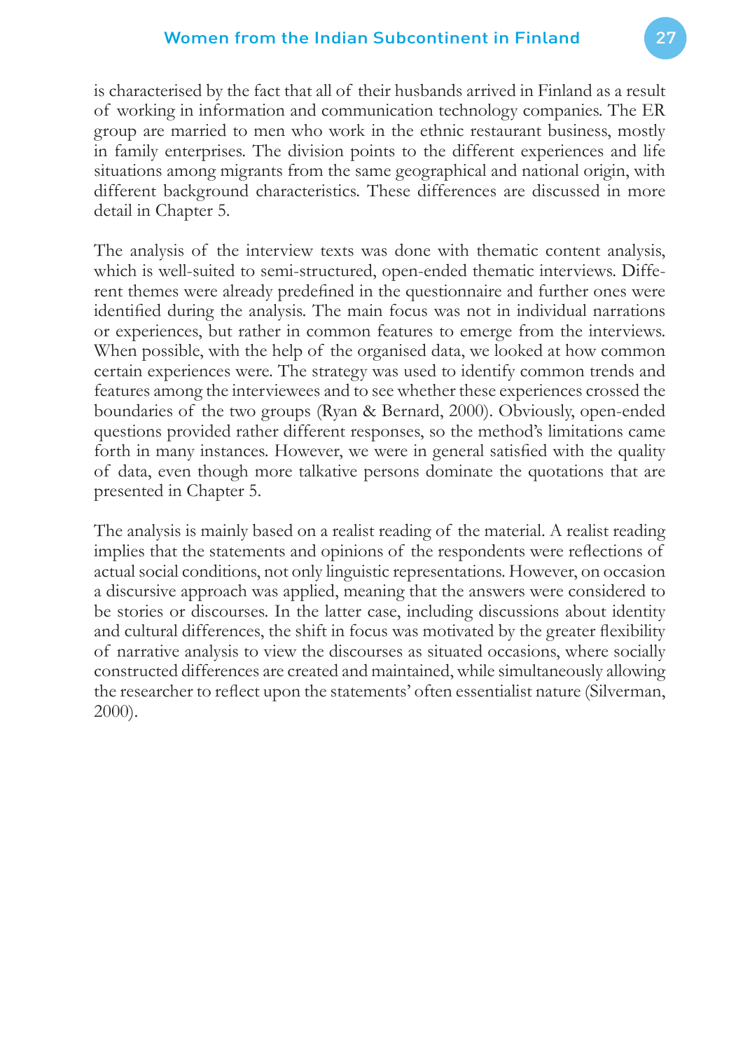is characterised by the fact that all of their husbands arrived in Finland as a result of working in information and communication technology companies. The ER group are married to men who work in the ethnic restaurant business, mostly in family enterprises. The division points to the different experiences and life situations among migrants from the same geographical and national origin, with different background characteristics. These differences are discussed in more detail in Chapter 5.

The analysis of the interview texts was done with thematic content analysis, which is well-suited to semi-structured, open-ended thematic interviews. Different themes were already predefined in the questionnaire and further ones were identified during the analysis. The main focus was not in individual narrations or experiences, but rather in common features to emerge from the interviews. When possible, with the help of the organised data, we looked at how common certain experiences were. The strategy was used to identify common trends and features among the interviewees and to see whether these experiences crossed the boundaries of the two groups (Ryan & Bernard, 2000). Obviously, open-ended questions provided rather different responses, so the method's limitations came forth in many instances. However, we were in general satisfied with the quality of data, even though more talkative persons dominate the quotations that are presented in Chapter 5.

The analysis is mainly based on a realist reading of the material. A realist reading implies that the statements and opinions of the respondents were reflections of actual social conditions, not only linguistic representations. However, on occasion a discursive approach was applied, meaning that the answers were considered to be stories or discourses. In the latter case, including discussions about identity and cultural differences, the shift in focus was motivated by the greater flexibility of narrative analysis to view the discourses as situated occasions, where socially constructed differences are created and maintained, while simultaneously allowing the researcher to reflect upon the statements' often essentialist nature (Silverman, 2000).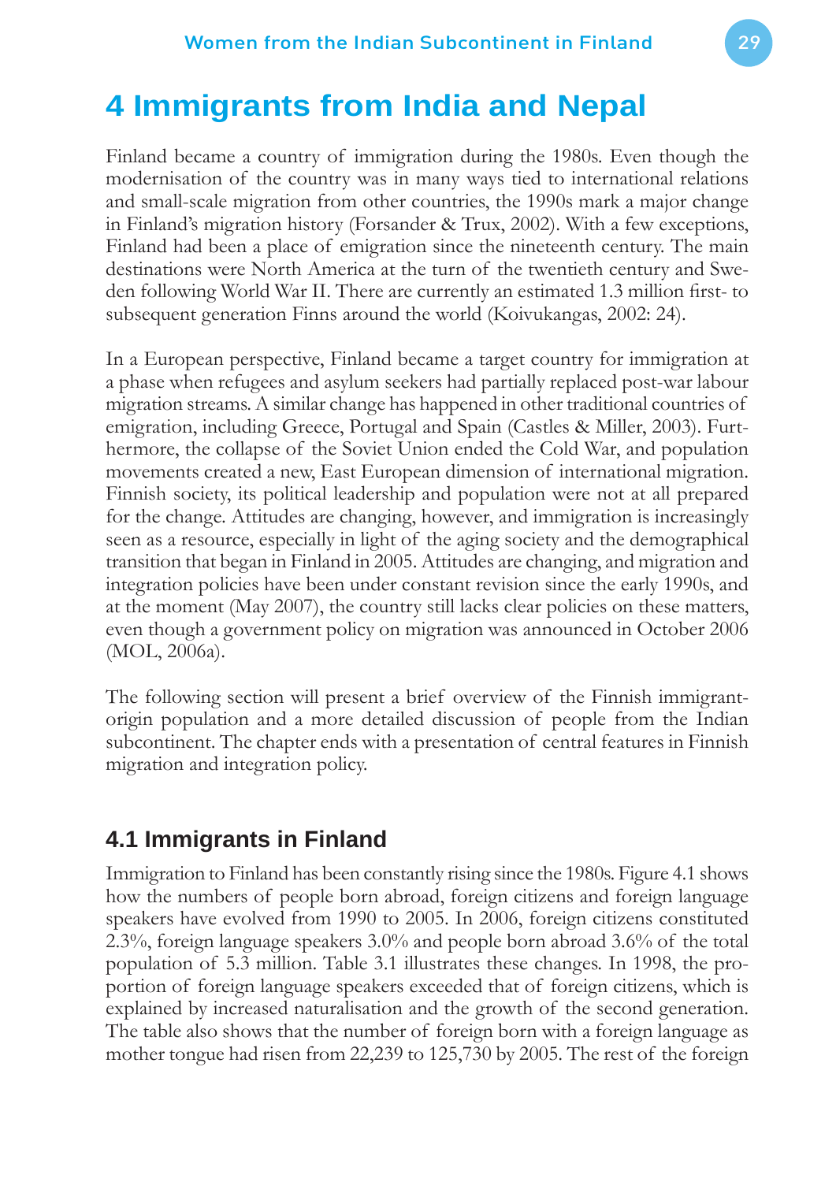# 4 Immigrants from India and Nepal

Finland became a country of immigration during the 1980s. Even though the modernisation of the country was in many ways tied to international relations and small-scale migration from other countries, the 1990s mark a major change in Finland's migration history (Forsander & Trux, 2002). With a few exceptions, Finland had been a place of emigration since the nineteenth century. The main destinations were North America at the turn of the twentieth century and Sweden following World War II. There are currently an estimated 1.3 million first- to subsequent generation Finns around the world (Koivukangas, 2002: 24).

In a European perspective, Finland became a target country for immigration at a phase when refugees and asylum seekers had partially replaced post-war labour migration streams. A similar change has happened in other traditional countries of emigration, including Greece, Portugal and Spain (Castles & Miller, 2003). Furthermore, the collapse of the Soviet Union ended the Cold War, and population movements created a new, East European dimension of international migration. Finnish society, its political leadership and population were not at all prepared for the change. Attitudes are changing, however, and immigration is increasingly seen as a resource, especially in light of the aging society and the demographical transition that began in Finland in 2005. Attitudes are changing, and migration and integration policies have been under constant revision since the early 1990s, and at the moment (May 2007), the country still lacks clear policies on these matters, even though a government policy on migration was announced in October 2006 (MOL, 2006a).

The following section will present a brief overview of the Finnish immigrant-origin population and a more detailed discussion of people from the Indian subcontinent. The chapter ends with a presentation of central features in Finnish migration and integration policy.

## 4.1 Immigrants in Finland

Immigration to Finland has been constantly rising since the 1980s. Figure 4.1 shows how the numbers of people born abroad, foreign citizens and foreign language speakers have evolved from 1990 to 2005. In 2006, foreign citizens constituted 2.3%, foreign language speakers 3.0% and people born abroad 3.6% of the total population of 5.3 million. Table 3.1 illustrates these changes. In 1998, the proportion of foreign language speakers exceeded that of foreign citizens, which is explained by increased naturalisation and the growth of the second generation. The table also shows that the number of foreign born with a foreign language as mother tongue had risen from 22,239 to 125,730 by 2005. The rest of the foreign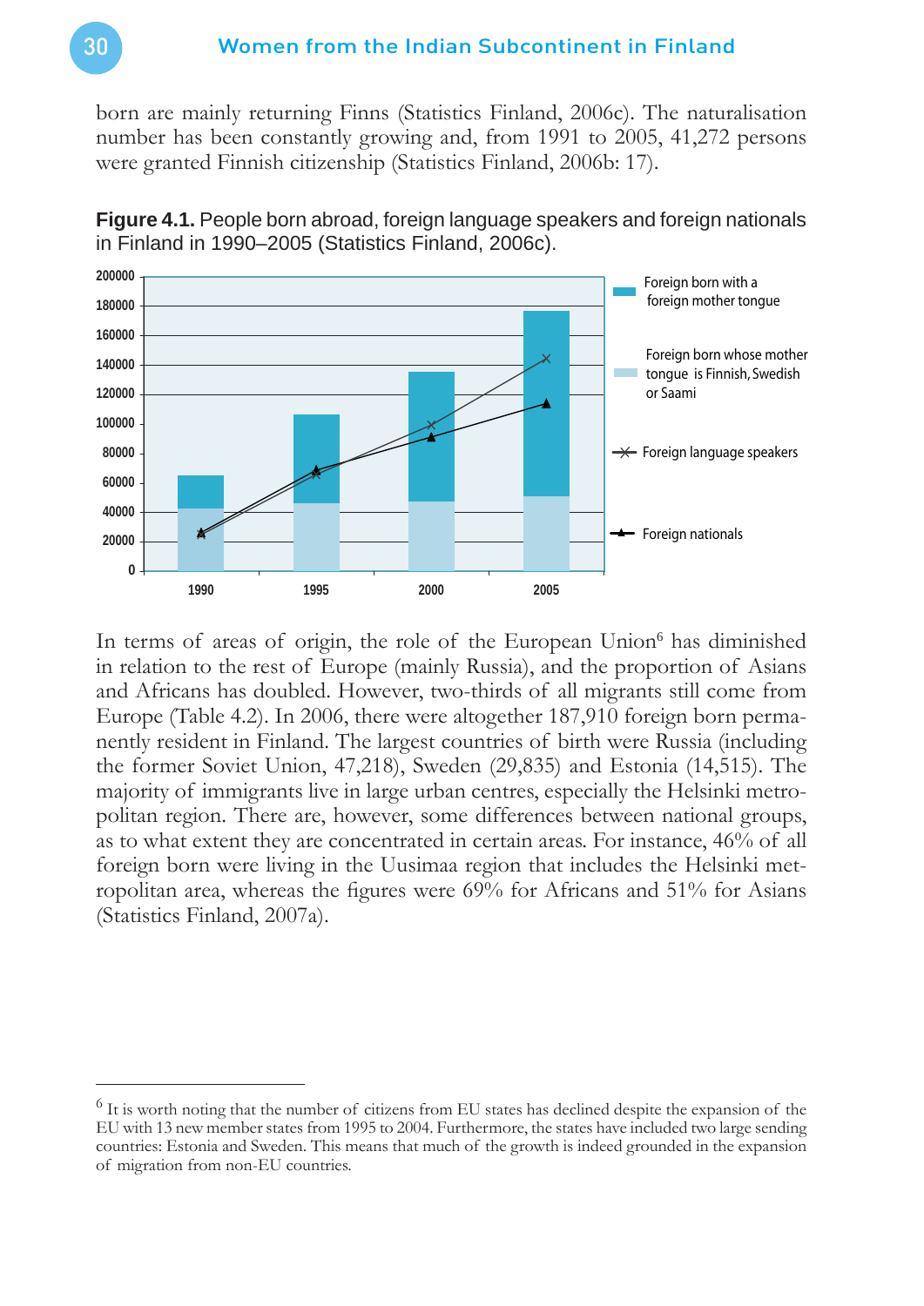born are mainly returning Finns (Statistics Finland, 2006c). The naturalisation number has been constantly growing and, from 1991 to 2005, 41,272 persons were granted Finnish citizenship (Statistics Finland, 2006b: 17).

**Figure 4.1.** People born abroad, foreign language speakers and foreign nationals in Finland in 1990–2005 (Statistics Finland, 2006c).

In terms of areas of origin, the role of the European Union[6] has diminished in relation to the rest of Europe (mainly Russia), and the proportion of Asians and Africans has doubled. However, two-thirds of all migrants still come from Europe (Table 4.2). In 2006, there were altogether 187,910 foreign born permanently resident in Finland. The largest countries of birth were Russia (including the former Soviet Union, 47,218), Sweden (29,835) and Estonia (14,515). The majority of immigrants live in large urban centres, especially the Helsinki metropolitan region. There are, however, some differences between national groups, as to what extent they are concentrated in certain areas. For instance, 46% of all foreign born were living in the Uusimaa region that includes the Helsinki metropolitan area, whereas the figures were 69% for Africans and 51% for Asians (Statistics Finland, 2007a).

---

[6] It is worth noting that the number of citizens from EU states has declined despite the expansion of the EU with 13 new member states from 1995 to 2004. Furthermore, the states have included two large sending countries: Estonia and Sweden. This means that much of the growth is indeed grounded in the expansion of migration from non-EU countries.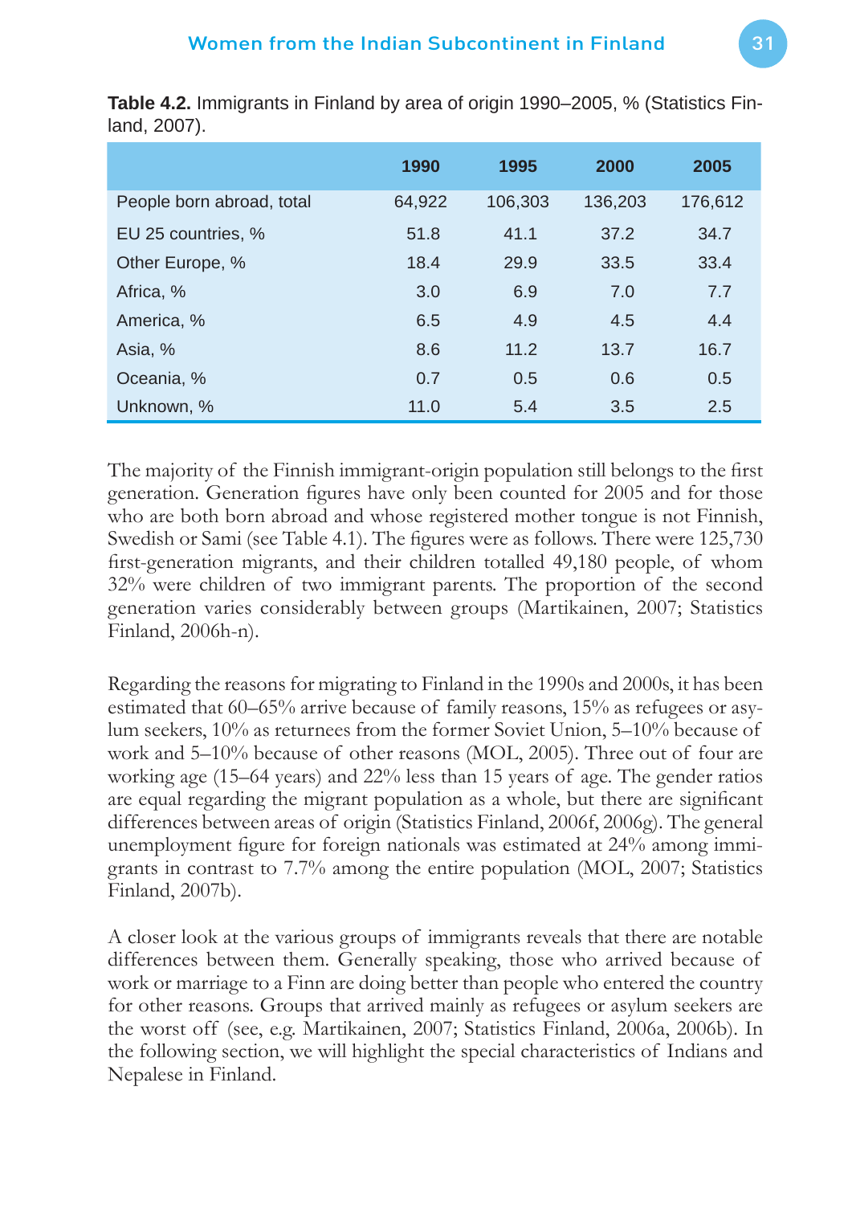**Table 4.2.** Immigrants in Finland by area of origin 1990–2005, % (Statistics Finland, 2007).

| | 1990 | 1995 | 2000 | 2005 |
|---|---|---|---|---|
| People born abroad, total | 64,922 | 106,303 | 136,203 | 176,612 |
| EU 25 countries, % | 51.8 | 41.1 | 37.2 | 34.7 |
| Other Europe, % | 18.4 | 29.9 | 33.5 | 33.4 |
| Africa, % | 3.0 | 6.9 | 7.0 | 7.7 |
| America, % | 6.5 | 4.9 | 4.5 | 4.4 |
| Asia, % | 8.6 | 11.2 | 13.7 | 16.7 |
| Oceania, % | 0.7 | 0.5 | 0.6 | 0.5 |
| Unknown, % | 11.0 | 5.4 | 3.5 | 2.5 |

The majority of the Finnish immigrant-origin population still belongs to the first generation. Generation figures have only been counted for 2005 and for those who are both born abroad and whose registered mother tongue is not Finnish, Swedish or Sami (see Table 4.1). The figures were as follows. There were 125,730 first-generation migrants, and their children totalled 49,180 people, of whom 32% were children of two immigrant parents. The proportion of the second generation varies considerably between groups (Martikainen, 2007; Statistics Finland, 2006h-n).

Regarding the reasons for migrating to Finland in the 1990s and 2000s, it has been estimated that 60–65% arrive because of family reasons, 15% as refugees or asylum seekers, 10% as returnees from the former Soviet Union, 5–10% because of work and 5–10% because of other reasons (MOL, 2005). Three out of four are working age (15–64 years) and 22% less than 15 years of age. The gender ratios are equal regarding the migrant population as a whole, but there are significant differences between areas of origin (Statistics Finland, 2006f, 2006g). The general unemployment figure for foreign nationals was estimated at 24% among immigrants in contrast to 7.7% among the entire population (MOL, 2007; Statistics Finland, 2007b).

A closer look at the various groups of immigrants reveals that there are notable differences between them. Generally speaking, those who arrived because of work or marriage to a Finn are doing better than people who entered the country for other reasons. Groups that arrived mainly as refugees or asylum seekers are the worst off (see, e.g. Martikainen, 2007; Statistics Finland, 2006a, 2006b). In the following section, we will highlight the special characteristics of Indians and Nepalese in Finland.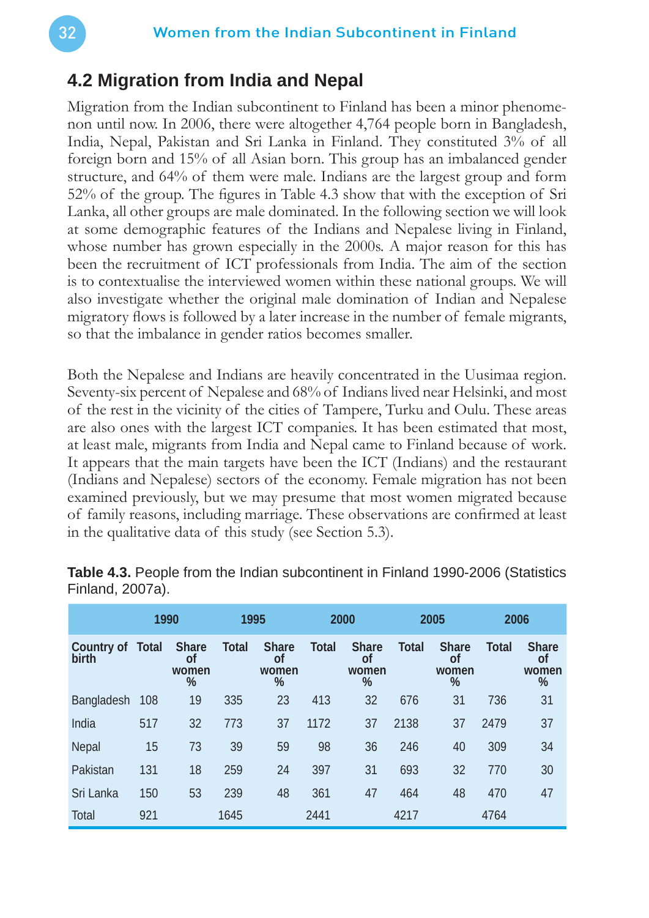## 4.2 Migration from India and Nepal

Migration from the Indian subcontinent to Finland has been a minor phenomenon until now. In 2006, there were altogether 4,764 people born in Bangladesh, India, Nepal, Pakistan and Sri Lanka in Finland. They constituted 3% of all foreign born and 15% of all Asian born. This group has an imbalanced gender structure, and 64% of them were male. Indians are the largest group and form 52% of the group. The figures in Table 4.3 show that with the exception of Sri Lanka, all other groups are male dominated. In the following section we will look at some demographic features of the Indians and Nepalese living in Finland, whose number has grown especially in the 2000s. A major reason for this has been the recruitment of ICT professionals from India. The aim of the section is to contextualise the interviewed women within these national groups. We will also investigate whether the original male domination of Indian and Nepalese migratory flows is followed by a later increase in the number of female migrants, so that the imbalance in gender ratios becomes smaller.

Both the Nepalese and Indians are heavily concentrated in the Uusimaa region. Seventy-six percent of Nepalese and 68% of Indians lived near Helsinki, and most of the rest in the vicinity of the cities of Tampere, Turku and Oulu. These areas are also ones with the largest ICT companies. It has been estimated that most, at least male, migrants from India and Nepal came to Finland because of work. It appears that the main targets have been the ICT (Indians) and the restaurant (Indians and Nepalese) sectors of the economy. Female migration has not been examined previously, but we may presume that most women migrated because of family reasons, including marriage. These observations are confirmed at least in the qualitative data of this study (see Section 5.3).

**Table 4.3.** People from the Indian subcontinent in Finland 1990-2006 (Statistics Finland, 2007a).

| | 1990 | | 1995 | | 2000 | | 2005 | | 2006 | |
|---|---|---|---|---|---|---|---|---|---|---|
| Country of birth | Total | Share of women % | Total | Share of women % | Total | Share of women % | Total | Share of women % | Total | Share of women % |
| Bangladesh | 108 | 19 | 335 | 23 | 413 | 32 | 676 | 31 | 736 | 31 |
| India | 517 | 32 | 773 | 37 | 1172 | 37 | 2138 | 37 | 2479 | 37 |
| Nepal | 15 | 73 | 39 | 59 | 98 | 36 | 246 | 40 | 309 | 34 |
| Pakistan | 131 | 18 | 259 | 24 | 397 | 31 | 693 | 32 | 770 | 30 |
| Sri Lanka | 150 | 53 | 239 | 48 | 361 | 47 | 464 | 48 | 470 | 47 |
| Total | 921 | | 1645 | | 2441 | | 4217 | | 4764 | |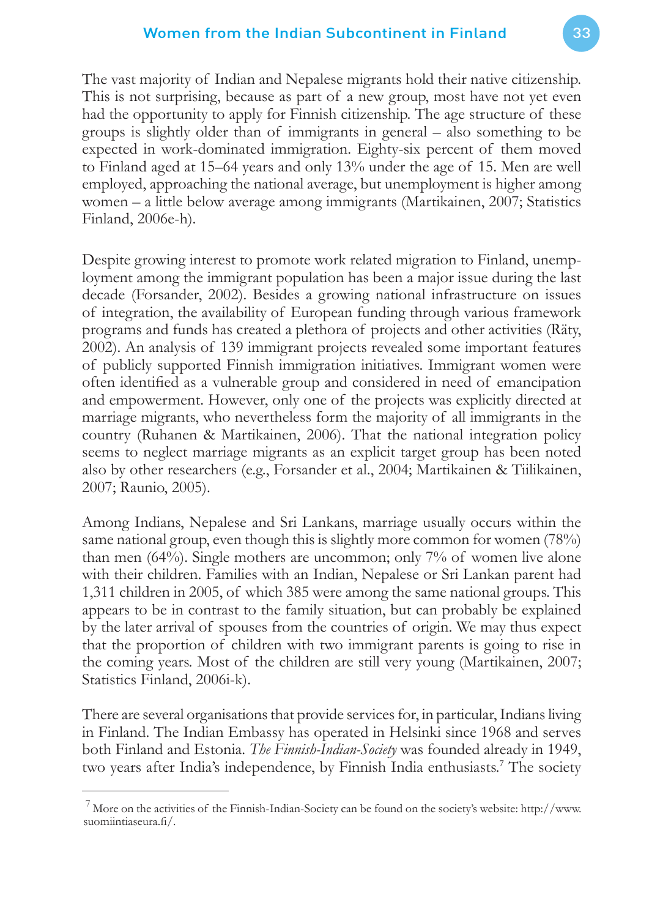The vast majority of Indian and Nepalese migrants hold their native citizenship. This is not surprising, because as part of a new group, most have not yet even had the opportunity to apply for Finnish citizenship. The age structure of these groups is slightly older than of immigrants in general – also something to be expected in work-dominated immigration. Eighty-six percent of them moved to Finland aged at 15–64 years and only 13% under the age of 15. Men are well employed, approaching the national average, but unemployment is higher among women – a little below average among immigrants (Martikainen, 2007; Statistics Finland, 2006e-h).

Despite growing interest to promote work related migration to Finland, unemployment among the immigrant population has been a major issue during the last decade (Forsander, 2002). Besides a growing national infrastructure on issues of integration, the availability of European funding through various framework programs and funds has created a plethora of projects and other activities (Räty, 2002). An analysis of 139 immigrant projects revealed some important features of publicly supported Finnish immigration initiatives. Immigrant women were often identified as a vulnerable group and considered in need of emancipation and empowerment. However, only one of the projects was explicitly directed at marriage migrants, who nevertheless form the majority of all immigrants in the country (Ruhanen & Martikainen, 2006). That the national integration policy seems to neglect marriage migrants as an explicit target group has been noted also by other researchers (e.g., Forsander et al., 2004; Martikainen & Tiilikainen, 2007; Raunio, 2005).

Among Indians, Nepalese and Sri Lankans, marriage usually occurs within the same national group, even though this is slightly more common for women (78%) than men (64%). Single mothers are uncommon; only 7% of women live alone with their children. Families with an Indian, Nepalese or Sri Lankan parent had 1,311 children in 2005, of which 385 were among the same national groups. This appears to be in contrast to the family situation, but can probably be explained by the later arrival of spouses from the countries of origin. We may thus expect that the proportion of children with two immigrant parents is going to rise in the coming years. Most of the children are still very young (Martikainen, 2007; Statistics Finland, 2006i-k).

There are several organisations that provide services for, in particular, Indians living in Finland. The Indian Embassy has operated in Helsinki since 1968 and serves both Finland and Estonia. *The Finnish-Indian-Society* was founded already in 1949, two years after India's independence, by Finnish India enthusiasts.[7] The society

---

[7] More on the activities of the Finnish-Indian-Society can be found on the society's website: http://www.suomiintiaseura.fi/.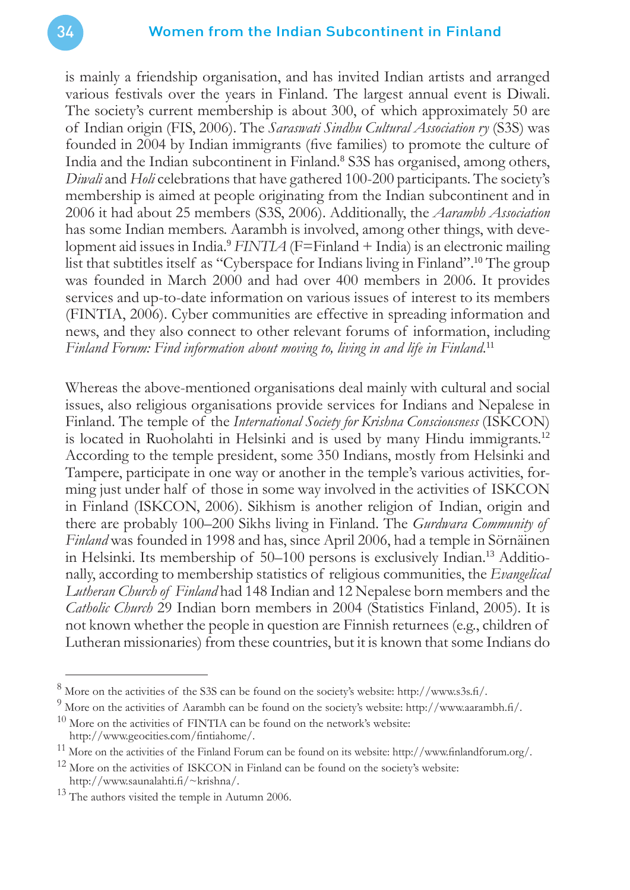is mainly a friendship organisation, and has invited Indian artists and arranged various festivals over the years in Finland. The largest annual event is Diwali. The society's current membership is about 300, of which approximately 50 are of Indian origin (FIS, 2006). The *Saraswati Sindhu Cultural Association ry* (S3S) was founded in 2004 by Indian immigrants (five families) to promote the culture of India and the Indian subcontinent in Finland.[8] S3S has organised, among others, *Diwali* and *Holi* celebrations that have gathered 100-200 participants. The society's membership is aimed at people originating from the Indian subcontinent and in 2006 it had about 25 members (S3S, 2006). Additionally, the *Aarambh Association* has some Indian members. Aarambh is involved, among other things, with development aid issues in India.[9] *FINTIA* (F=Finland + India) is an electronic mailing list that subtitles itself as "Cyberspace for Indians living in Finland".[10] The group was founded in March 2000 and had over 400 members in 2006. It provides services and up-to-date information on various issues of interest to its members (FINTIA, 2006). Cyber communities are effective in spreading information and news, and they also connect to other relevant forums of information, including *Finland Forum: Find information about moving to, living in and life in Finland*.[11]

Whereas the above-mentioned organisations deal mainly with cultural and social issues, also religious organisations provide services for Indians and Nepalese in Finland. The temple of the *International Society for Krishna Consciousness* (ISKCON) is located in Ruoholahti in Helsinki and is used by many Hindu immigrants.[12] According to the temple president, some 350 Indians, mostly from Helsinki and Tampere, participate in one way or another in the temple's various activities, forming just under half of those in some way involved in the activities of ISKCON in Finland (ISKCON, 2006). Sikhism is another religion of Indian, origin and there are probably 100–200 Sikhs living in Finland. The *Gurdwara Community of Finland* was founded in 1998 and has, since April 2006, had a temple in Sörnäinen in Helsinki. Its membership of 50–100 persons is exclusively Indian.[13] Additionally, according to membership statistics of religious communities, the *Evangelical Lutheran Church of Finland* had 148 Indian and 12 Nepalese born members and the *Catholic Church* 29 Indian born members in 2004 (Statistics Finland, 2005). It is not known whether the people in question are Finnish returnees (e.g., children of Lutheran missionaries) from these countries, but it is known that some Indians do

---

[8] More on the activities of the S3S can be found on the society's website: http://www.s3s.fi/.

[9] More on the activities of Aarambh can be found on the society's website: http://www.aarambh.fi/.

[10] More on the activities of FINTIA can be found on the network's website: http://www.geocities.com/fintiahome/.

[11] More on the activities of the Finland Forum can be found on its website: http://www.finlandforum.org/.

[12] More on the activities of ISKCON in Finland can be found on the society's website: http://www.saunalahti.fi/~krishna/.

[13] The authors visited the temple in Autumn 2006.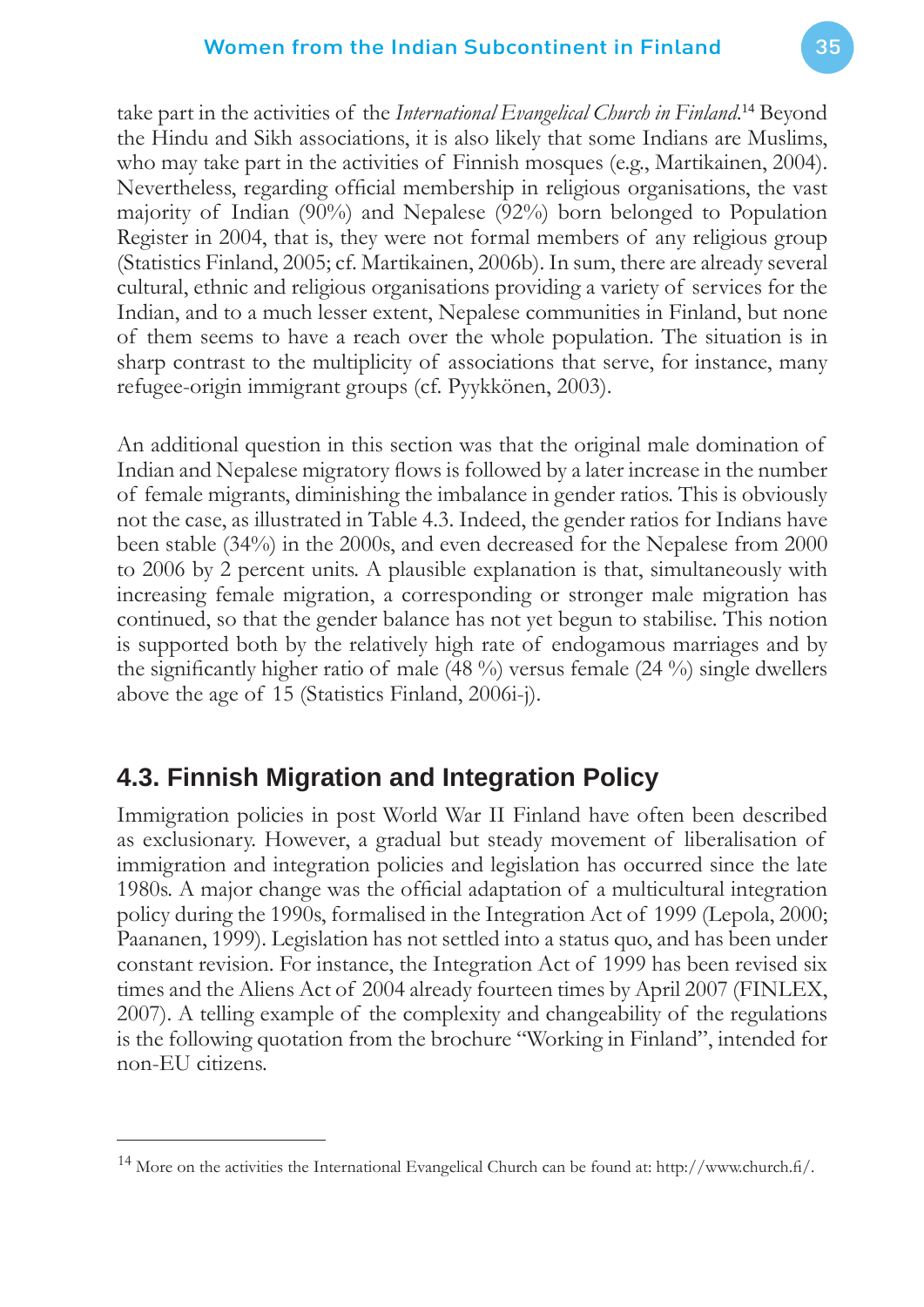take part in the activities of the *International Evangelical Church in Finland*.[14] Beyond the Hindu and Sikh associations, it is also likely that some Indians are Muslims, who may take part in the activities of Finnish mosques (e.g., Martikainen, 2004). Nevertheless, regarding official membership in religious organisations, the vast majority of Indian (90%) and Nepalese (92%) born belonged to Population Register in 2004, that is, they were not formal members of any religious group (Statistics Finland, 2005; cf. Martikainen, 2006b). In sum, there are already several cultural, ethnic and religious organisations providing a variety of services for the Indian, and to a much lesser extent, Nepalese communities in Finland, but none of them seems to have a reach over the whole population. The situation is in sharp contrast to the multiplicity of associations that serve, for instance, many refugee-origin immigrant groups (cf. Pyykkönen, 2003).

An additional question in this section was that the original male domination of Indian and Nepalese migratory flows is followed by a later increase in the number of female migrants, diminishing the imbalance in gender ratios. This is obviously not the case, as illustrated in Table 4.3. Indeed, the gender ratios for Indians have been stable (34%) in the 2000s, and even decreased for the Nepalese from 2000 to 2006 by 2 percent units. A plausible explanation is that, simultaneously with increasing female migration, a corresponding or stronger male migration has continued, so that the gender balance has not yet begun to stabilise. This notion is supported both by the relatively high rate of endogamous marriages and by the significantly higher ratio of male (48 %) versus female (24 %) single dwellers above the age of 15 (Statistics Finland, 2006i-j).

## 4.3. Finnish Migration and Integration Policy

Immigration policies in post World War II Finland have often been described as exclusionary. However, a gradual but steady movement of liberalisation of immigration and integration policies and legislation has occurred since the late 1980s. A major change was the official adaptation of a multicultural integration policy during the 1990s, formalised in the Integration Act of 1999 (Lepola, 2000; Paananen, 1999). Legislation has not settled into a status quo, and has been under constant revision. For instance, the Integration Act of 1999 has been revised six times and the Aliens Act of 2004 already fourteen times by April 2007 (FINLEX, 2007). A telling example of the complexity and changeability of the regulations is the following quotation from the brochure "Working in Finland", intended for non-EU citizens.

---

[14] More on the activities the International Evangelical Church can be found at: http://www.church.fi/.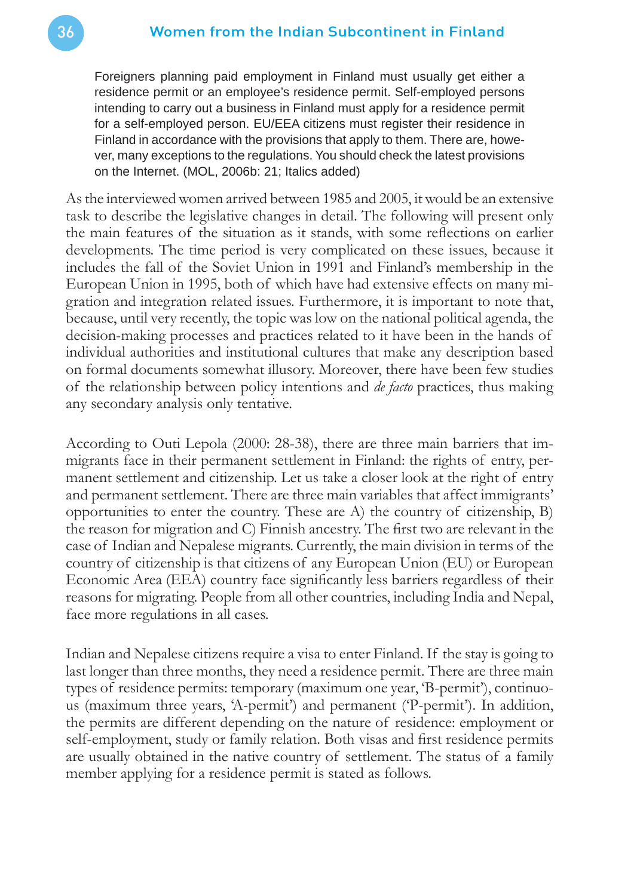> Foreigners planning paid employment in Finland must usually get either a residence permit or an employee's residence permit. Self-employed persons intending to carry out a business in Finland must apply for a residence permit for a self-employed person. EU/EEA citizens must register their residence in Finland in accordance with the provisions that apply to them. There are, however, many exceptions to the regulations. You should check the latest provisions on the Internet. (MOL, 2006b: 21; Italics added)

As the interviewed women arrived between 1985 and 2005, it would be an extensive task to describe the legislative changes in detail. The following will present only the main features of the situation as it stands, with some reflections on earlier developments. The time period is very complicated on these issues, because it includes the fall of the Soviet Union in 1991 and Finland's membership in the European Union in 1995, both of which have had extensive effects on many migration and integration related issues. Furthermore, it is important to note that, because, until very recently, the topic was low on the national political agenda, the decision-making processes and practices related to it have been in the hands of individual authorities and institutional cultures that make any description based on formal documents somewhat illusory. Moreover, there have been few studies of the relationship between policy intentions and *de facto* practices, thus making any secondary analysis only tentative.

According to Outi Lepola (2000: 28-38), there are three main barriers that immigrants face in their permanent settlement in Finland: the rights of entry, permanent settlement and citizenship. Let us take a closer look at the right of entry and permanent settlement. There are three main variables that affect immigrants' opportunities to enter the country. These are A) the country of citizenship, B) the reason for migration and C) Finnish ancestry. The first two are relevant in the case of Indian and Nepalese migrants. Currently, the main division in terms of the country of citizenship is that citizens of any European Union (EU) or European Economic Area (EEA) country face significantly less barriers regardless of their reasons for migrating. People from all other countries, including India and Nepal, face more regulations in all cases.

Indian and Nepalese citizens require a visa to enter Finland. If the stay is going to last longer than three months, they need a residence permit. There are three main types of residence permits: temporary (maximum one year, 'B-permit'), continuous (maximum three years, 'A-permit') and permanent ('P-permit'). In addition, the permits are different depending on the nature of residence: employment or self-employment, study or family relation. Both visas and first residence permits are usually obtained in the native country of settlement. The status of a family member applying for a residence permit is stated as follows.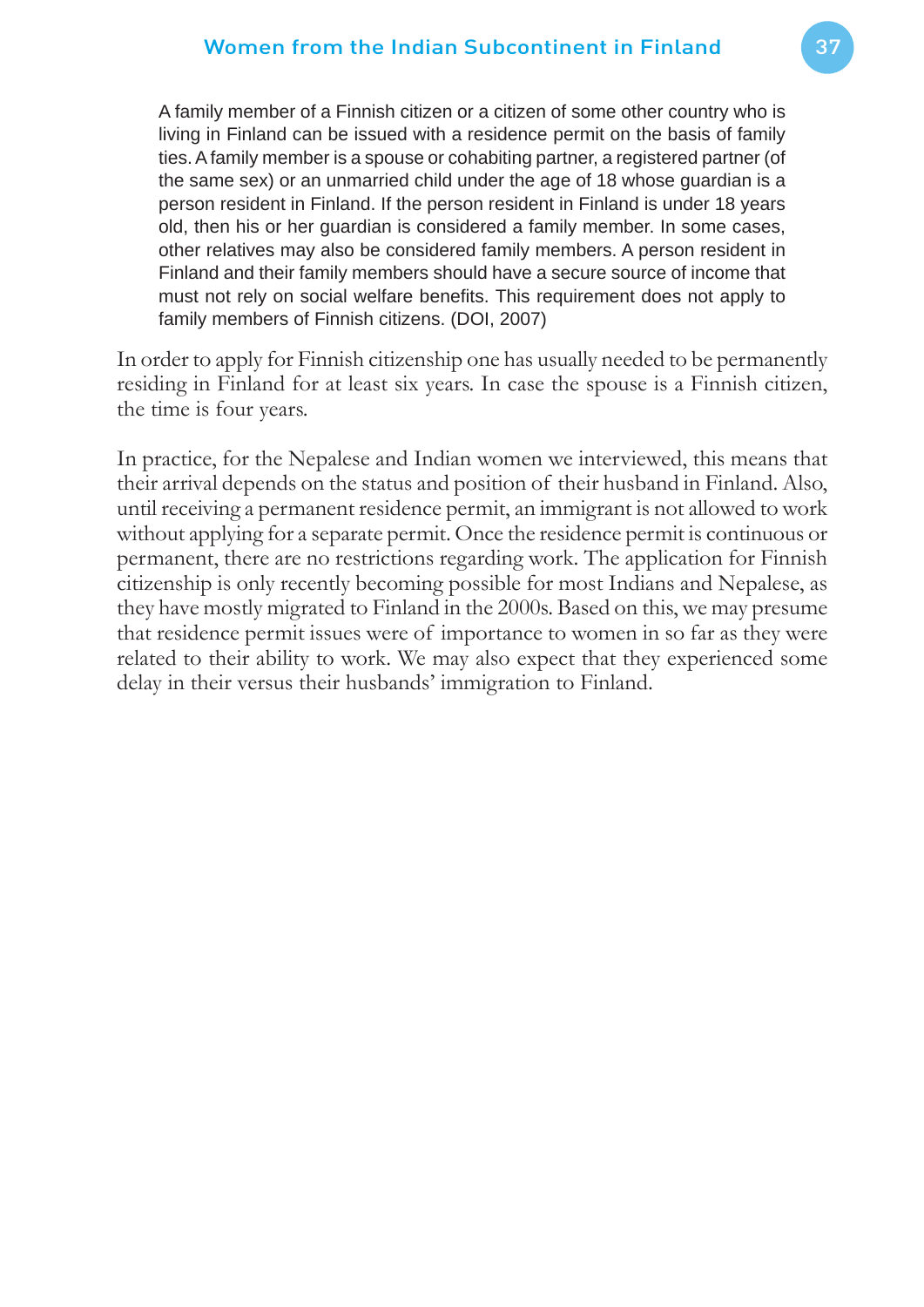> A family member of a Finnish citizen or a citizen of some other country who is living in Finland can be issued with a residence permit on the basis of family ties. A family member is a spouse or cohabiting partner, a registered partner (of the same sex) or an unmarried child under the age of 18 whose guardian is a person resident in Finland. If the person resident in Finland is under 18 years old, then his or her guardian is considered a family member. In some cases, other relatives may also be considered family members. A person resident in Finland and their family members should have a secure source of income that must not rely on social welfare benefits. This requirement does not apply to family members of Finnish citizens. (DOI, 2007)

In order to apply for Finnish citizenship one has usually needed to be permanently residing in Finland for at least six years. In case the spouse is a Finnish citizen, the time is four years.

In practice, for the Nepalese and Indian women we interviewed, this means that their arrival depends on the status and position of their husband in Finland. Also, until receiving a permanent residence permit, an immigrant is not allowed to work without applying for a separate permit. Once the residence permit is continuous or permanent, there are no restrictions regarding work. The application for Finnish citizenship is only recently becoming possible for most Indians and Nepalese, as they have mostly migrated to Finland in the 2000s. Based on this, we may presume that residence permit issues were of importance to women in so far as they were related to their ability to work. We may also expect that they experienced some delay in their versus their husbands' immigration to Finland.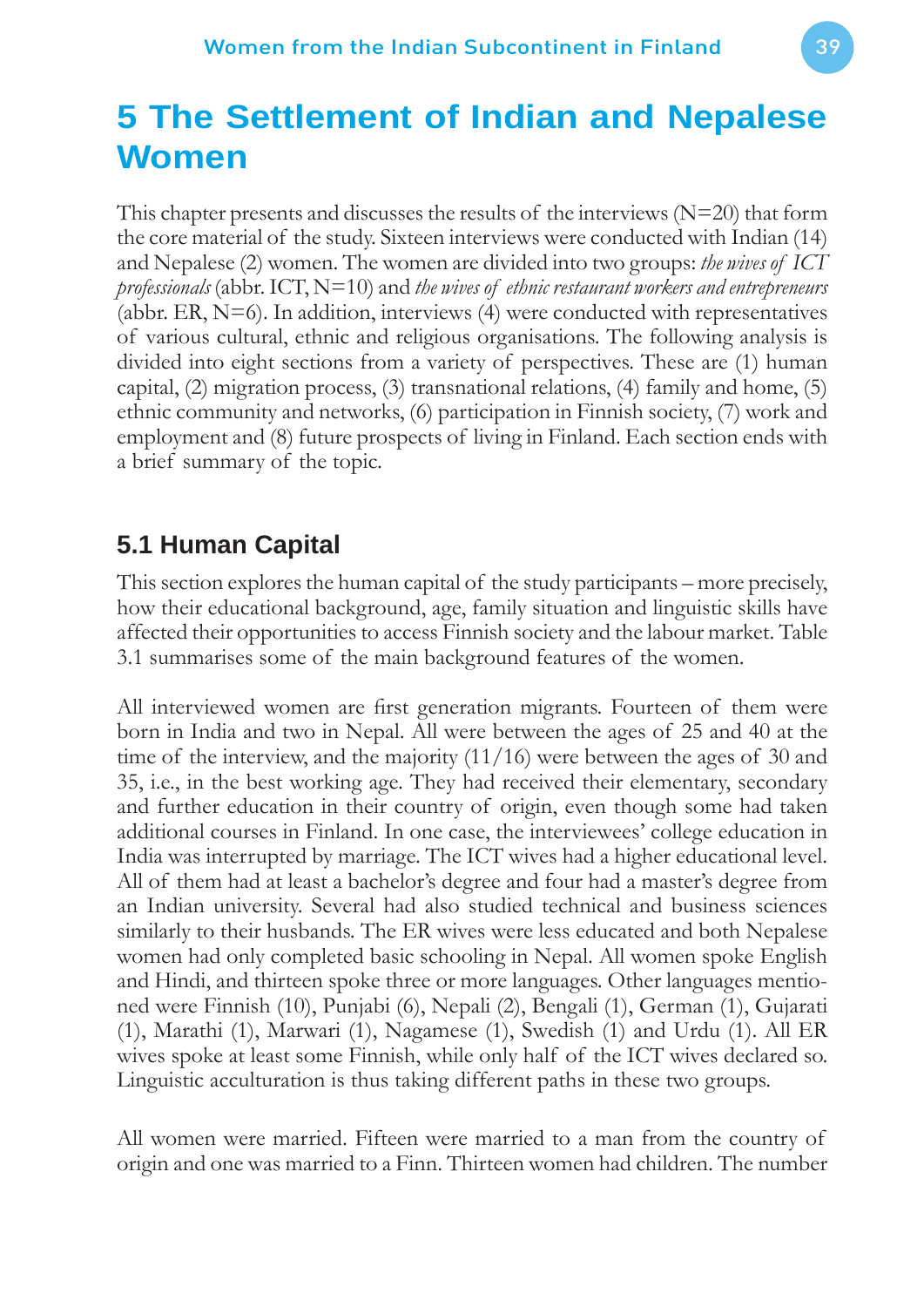# 5 The Settlement of Indian and Nepalese Women

This chapter presents and discusses the results of the interviews (N=20) that form the core material of the study. Sixteen interviews were conducted with Indian (14) and Nepalese (2) women. The women are divided into two groups: *the wives of ICT professionals* (abbr. ICT, N=10) and *the wives of ethnic restaurant workers and entrepreneurs* (abbr. ER, N=6). In addition, interviews (4) were conducted with representatives of various cultural, ethnic and religious organisations. The following analysis is divided into eight sections from a variety of perspectives. These are (1) human capital, (2) migration process, (3) transnational relations, (4) family and home, (5) ethnic community and networks, (6) participation in Finnish society, (7) work and employment and (8) future prospects of living in Finland. Each section ends with a brief summary of the topic.

## 5.1 Human Capital

This section explores the human capital of the study participants – more precisely, how their educational background, age, family situation and linguistic skills have affected their opportunities to access Finnish society and the labour market. Table 3.1 summarises some of the main background features of the women.

All interviewed women are first generation migrants. Fourteen of them were born in India and two in Nepal. All were between the ages of 25 and 40 at the time of the interview, and the majority (11/16) were between the ages of 30 and 35, i.e., in the best working age. They had received their elementary, secondary and further education in their country of origin, even though some had taken additional courses in Finland. In one case, the interviewees' college education in India was interrupted by marriage. The ICT wives had a higher educational level. All of them had at least a bachelor's degree and four had a master's degree from an Indian university. Several had also studied technical and business sciences similarly to their husbands. The ER wives were less educated and both Nepalese women had only completed basic schooling in Nepal. All women spoke English and Hindi, and thirteen spoke three or more languages. Other languages mentioned were Finnish (10), Punjabi (6), Nepali (2), Bengali (1), German (1), Gujarati (1), Marathi (1), Marwari (1), Nagamese (1), Swedish (1) and Urdu (1). All ER wives spoke at least some Finnish, while only half of the ICT wives declared so. Linguistic acculturation is thus taking different paths in these two groups.

All women were married. Fifteen were married to a man from the country of origin and one was married to a Finn. Thirteen women had children. The number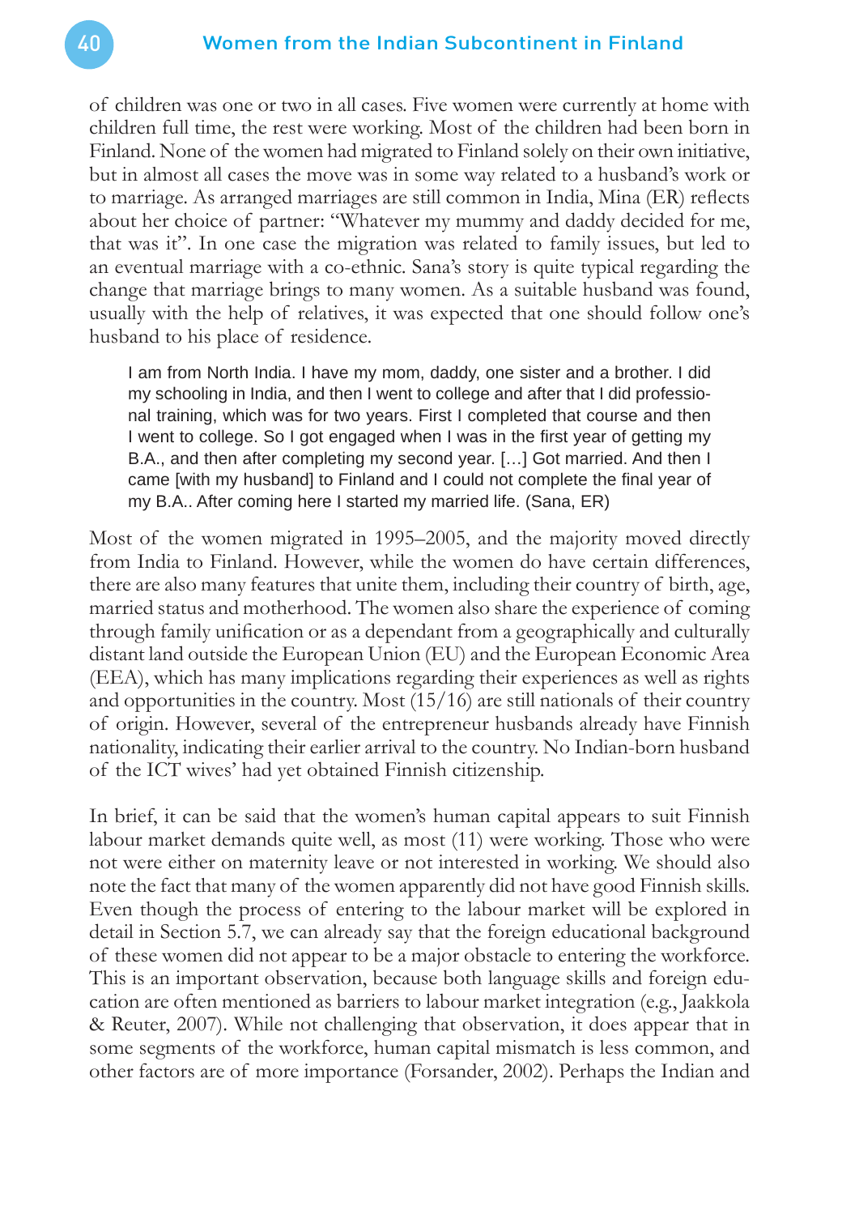of children was one or two in all cases. Five women were currently at home with children full time, the rest were working. Most of the children had been born in Finland. None of the women had migrated to Finland solely on their own initiative, but in almost all cases the move was in some way related to a husband's work or to marriage. As arranged marriages are still common in India, Mina (ER) reflects about her choice of partner: "Whatever my mummy and daddy decided for me, that was it". In one case the migration was related to family issues, but led to an eventual marriage with a co-ethnic. Sana's story is quite typical regarding the change that marriage brings to many women. As a suitable husband was found, usually with the help of relatives, it was expected that one should follow one's husband to his place of residence.

> I am from North India. I have my mom, daddy, one sister and a brother. I did my schooling in India, and then I went to college and after that I did professional training, which was for two years. First I completed that course and then I went to college. So I got engaged when I was in the first year of getting my B.A., and then after completing my second year. […] Got married. And then I came [with my husband] to Finland and I could not complete the final year of my B.A.. After coming here I started my married life. (Sana, ER)

Most of the women migrated in 1995–2005, and the majority moved directly from India to Finland. However, while the women do have certain differences, there are also many features that unite them, including their country of birth, age, married status and motherhood. The women also share the experience of coming through family unification or as a dependant from a geographically and culturally distant land outside the European Union (EU) and the European Economic Area (EEA), which has many implications regarding their experiences as well as rights and opportunities in the country. Most (15/16) are still nationals of their country of origin. However, several of the entrepreneur husbands already have Finnish nationality, indicating their earlier arrival to the country. No Indian-born husband of the ICT wives' had yet obtained Finnish citizenship.

In brief, it can be said that the women's human capital appears to suit Finnish labour market demands quite well, as most (11) were working. Those who were not were either on maternity leave or not interested in working. We should also note the fact that many of the women apparently did not have good Finnish skills. Even though the process of entering to the labour market will be explored in detail in Section 5.7, we can already say that the foreign educational background of these women did not appear to be a major obstacle to entering the workforce. This is an important observation, because both language skills and foreign education are often mentioned as barriers to labour market integration (e.g., Jaakkola & Reuter, 2007). While not challenging that observation, it does appear that in some segments of the workforce, human capital mismatch is less common, and other factors are of more importance (Forsander, 2002). Perhaps the Indian and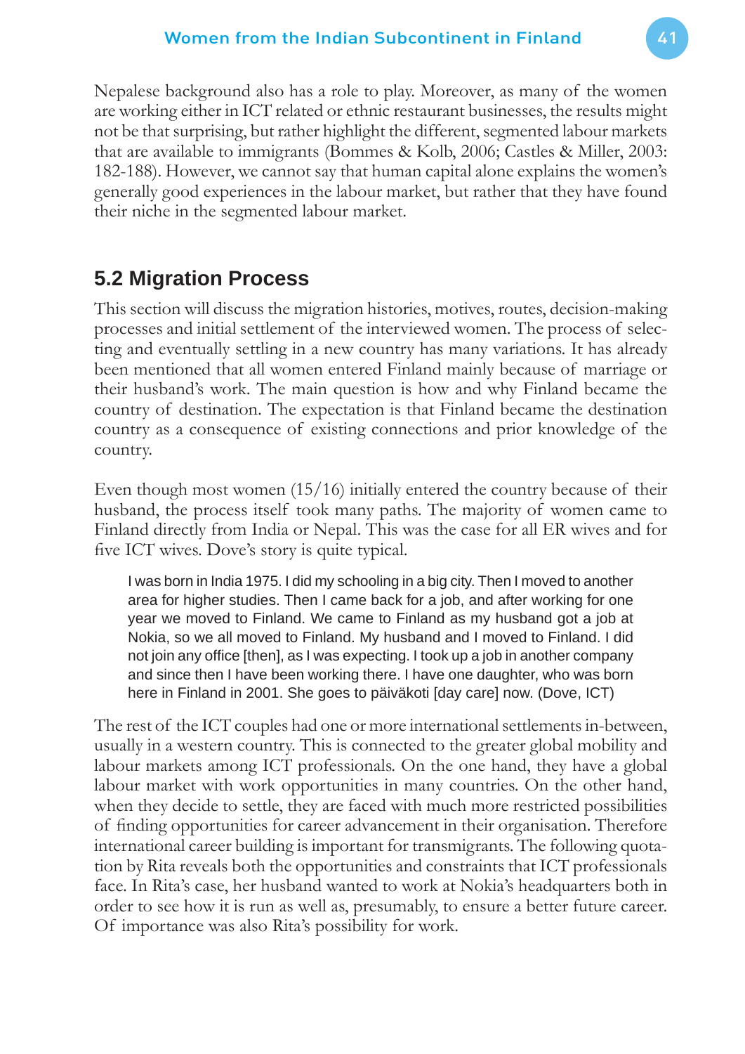Nepalese background also has a role to play. Moreover, as many of the women are working either in ICT related or ethnic restaurant businesses, the results might not be that surprising, but rather highlight the different, segmented labour markets that are available to immigrants (Bommes & Kolb, 2006; Castles & Miller, 2003: 182-188). However, we cannot say that human capital alone explains the women's generally good experiences in the labour market, but rather that they have found their niche in the segmented labour market.

## 5.2 Migration Process

This section will discuss the migration histories, motives, routes, decision-making processes and initial settlement of the interviewed women. The process of selecting and eventually settling in a new country has many variations. It has already been mentioned that all women entered Finland mainly because of marriage or their husband's work. The main question is how and why Finland became the country of destination. The expectation is that Finland became the destination country as a consequence of existing connections and prior knowledge of the country.

Even though most women (15/16) initially entered the country because of their husband, the process itself took many paths. The majority of women came to Finland directly from India or Nepal. This was the case for all ER wives and for five ICT wives. Dove's story is quite typical.

> I was born in India 1975. I did my schooling in a big city. Then I moved to another area for higher studies. Then I came back for a job, and after working for one year we moved to Finland. We came to Finland as my husband got a job at Nokia, so we all moved to Finland. My husband and I moved to Finland. I did not join any office [then], as I was expecting. I took up a job in another company and since then I have been working there. I have one daughter, who was born here in Finland in 2001. She goes to päiväkoti [day care] now. (Dove, ICT)

The rest of the ICT couples had one or more international settlements in-between, usually in a western country. This is connected to the greater global mobility and labour markets among ICT professionals. On the one hand, they have a global labour market with work opportunities in many countries. On the other hand, when they decide to settle, they are faced with much more restricted possibilities of finding opportunities for career advancement in their organisation. Therefore international career building is important for transmigrants. The following quotation by Rita reveals both the opportunities and constraints that ICT professionals face. In Rita's case, her husband wanted to work at Nokia's headquarters both in order to see how it is run as well as, presumably, to ensure a better future career. Of importance was also Rita's possibility for work.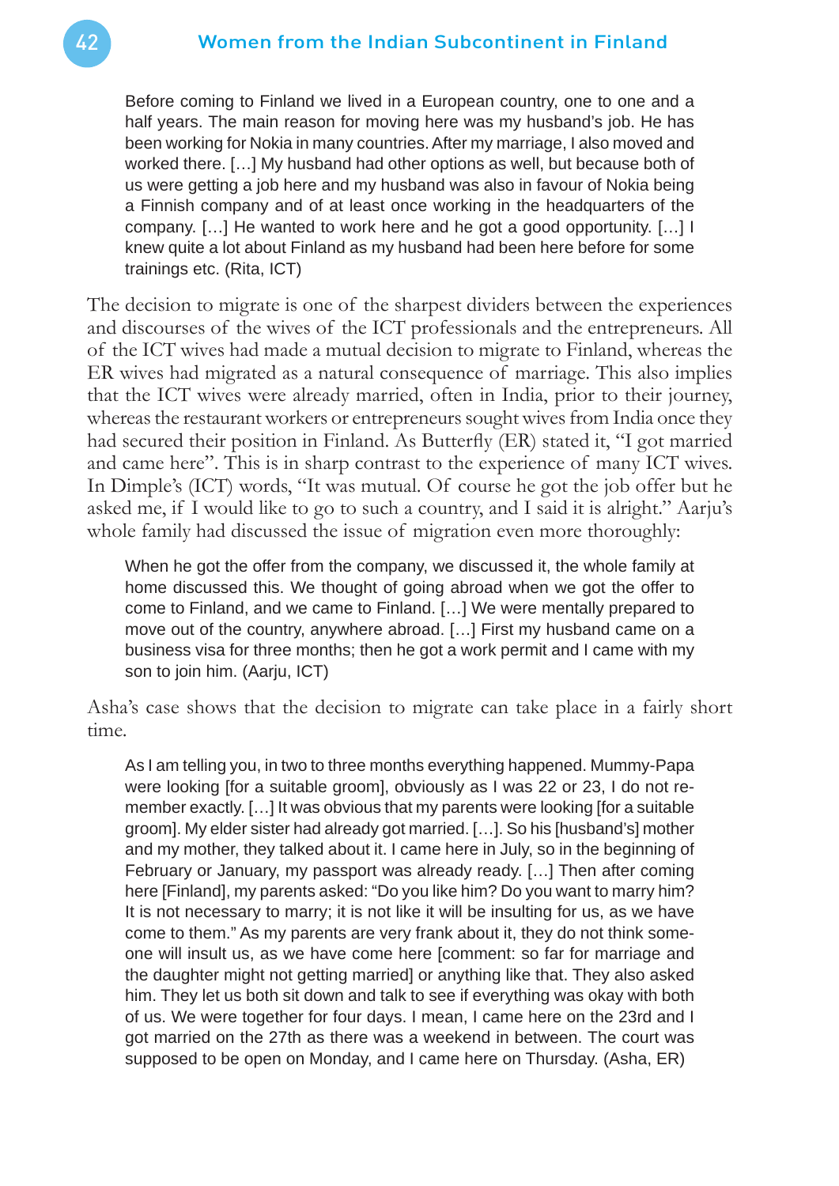> Before coming to Finland we lived in a European country, one to one and a half years. The main reason for moving here was my husband's job. He has been working for Nokia in many countries. After my marriage, I also moved and worked there. […] My husband had other options as well, but because both of us were getting a job here and my husband was also in favour of Nokia being a Finnish company and of at least once working in the headquarters of the company. […] He wanted to work here and he got a good opportunity. […] I knew quite a lot about Finland as my husband had been here before for some trainings etc. (Rita, ICT)

The decision to migrate is one of the sharpest dividers between the experiences and discourses of the wives of the ICT professionals and the entrepreneurs. All of the ICT wives had made a mutual decision to migrate to Finland, whereas the ER wives had migrated as a natural consequence of marriage. This also implies that the ICT wives were already married, often in India, prior to their journey, whereas the restaurant workers or entrepreneurs sought wives from India once they had secured their position in Finland. As Butterfly (ER) stated it, "I got married and came here". This is in sharp contrast to the experience of many ICT wives. In Dimple's (ICT) words, "It was mutual. Of course he got the job offer but he asked me, if I would like to go to such a country, and I said it is alright." Aarju's whole family had discussed the issue of migration even more thoroughly:

> When he got the offer from the company, we discussed it, the whole family at home discussed this. We thought of going abroad when we got the offer to come to Finland, and we came to Finland. […] We were mentally prepared to move out of the country, anywhere abroad. […] First my husband came on a business visa for three months; then he got a work permit and I came with my son to join him. (Aarju, ICT)

Asha's case shows that the decision to migrate can take place in a fairly short time.

> As I am telling you, in two to three months everything happened. Mummy-Papa were looking [for a suitable groom], obviously as I was 22 or 23, I do not remember exactly. […] It was obvious that my parents were looking [for a suitable groom]. My elder sister had already got married. […]. So his [husband's] mother and my mother, they talked about it. I came here in July, so in the beginning of February or January, my passport was already ready. […] Then after coming here [Finland], my parents asked: "Do you like him? Do you want to marry him? It is not necessary to marry; it is not like it will be insulting for us, as we have come to them." As my parents are very frank about it, they do not think someone will insult us, as we have come here [comment: so far for marriage and the daughter might not getting married] or anything like that. They also asked him. They let us both sit down and talk to see if everything was okay with both of us. We were together for four days. I mean, I came here on the 23rd and I got married on the 27th as there was a weekend in between. The court was supposed to be open on Monday, and I came here on Thursday. (Asha, ER)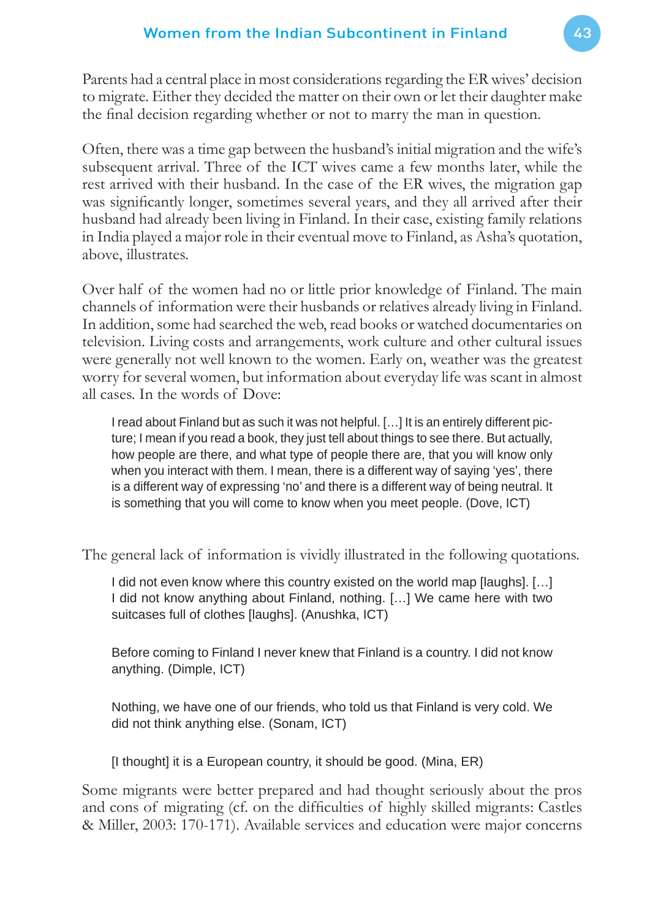Parents had a central place in most considerations regarding the ER wives' decision to migrate. Either they decided the matter on their own or let their daughter make the final decision regarding whether or not to marry the man in question.

Often, there was a time gap between the husband's initial migration and the wife's subsequent arrival. Three of the ICT wives came a few months later, while the rest arrived with their husband. In the case of the ER wives, the migration gap was significantly longer, sometimes several years, and they all arrived after their husband had already been living in Finland. In their case, existing family relations in India played a major role in their eventual move to Finland, as Asha's quotation, above, illustrates.

Over half of the women had no or little prior knowledge of Finland. The main channels of information were their husbands or relatives already living in Finland. In addition, some had searched the web, read books or watched documentaries on television. Living costs and arrangements, work culture and other cultural issues were generally not well known to the women. Early on, weather was the greatest worry for several women, but information about everyday life was scant in almost all cases. In the words of Dove:

> I read about Finland but as such it was not helpful. […] It is an entirely different picture; I mean if you read a book, they just tell about things to see there. But actually, how people are there, and what type of people there are, that you will know only when you interact with them. I mean, there is a different way of saying 'yes', there is a different way of expressing 'no' and there is a different way of being neutral. It is something that you will come to know when you meet people. (Dove, ICT)

The general lack of information is vividly illustrated in the following quotations.

> I did not even know where this country existed on the world map [laughs]. […] I did not know anything about Finland, nothing. […] We came here with two suitcases full of clothes [laughs]. (Anushka, ICT)

> Before coming to Finland I never knew that Finland is a country. I did not know anything. (Dimple, ICT)

> Nothing, we have one of our friends, who told us that Finland is very cold. We did not think anything else. (Sonam, ICT)

> [I thought] it is a European country, it should be good. (Mina, ER)

Some migrants were better prepared and had thought seriously about the pros and cons of migrating (cf. on the difficulties of highly skilled migrants: Castles & Miller, 2003: 170-171). Available services and education were major concerns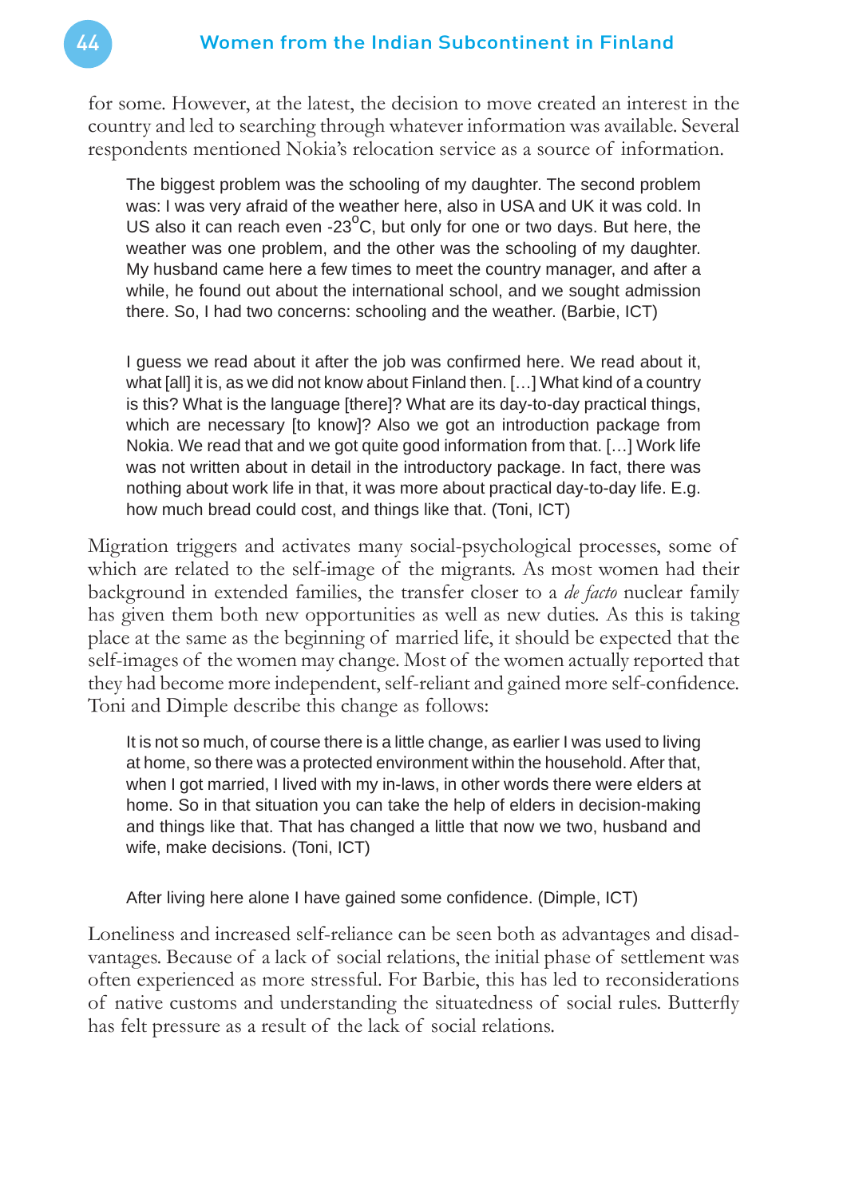for some. However, at the latest, the decision to move created an interest in the country and led to searching through whatever information was available. Several respondents mentioned Nokia's relocation service as a source of information.

> The biggest problem was the schooling of my daughter. The second problem was: I was very afraid of the weather here, also in USA and UK it was cold. In US also it can reach even -23$^{0}$C, but only for one or two days. But here, the weather was one problem, and the other was the schooling of my daughter. My husband came here a few times to meet the country manager, and after a while, he found out about the international school, and we sought admission there. So, I had two concerns: schooling and the weather. (Barbie, ICT)

> I guess we read about it after the job was confirmed here. We read about it, what [all] it is, as we did not know about Finland then. […] What kind of a country is this? What is the language [there]? What are its day-to-day practical things, which are necessary [to know]? Also we got an introduction package from Nokia. We read that and we got quite good information from that. […] Work life was not written about in detail in the introductory package. In fact, there was nothing about work life in that, it was more about practical day-to-day life. E.g. how much bread could cost, and things like that. (Toni, ICT)

Migration triggers and activates many social-psychological processes, some of which are related to the self-image of the migrants. As most women had their background in extended families, the transfer closer to a *de facto* nuclear family has given them both new opportunities as well as new duties. As this is taking place at the same as the beginning of married life, it should be expected that the self-images of the women may change. Most of the women actually reported that they had become more independent, self-reliant and gained more self-confidence. Toni and Dimple describe this change as follows:

> It is not so much, of course there is a little change, as earlier I was used to living at home, so there was a protected environment within the household. After that, when I got married, I lived with my in-laws, in other words there were elders at home. So in that situation you can take the help of elders in decision-making and things like that. That has changed a little that now we two, husband and wife, make decisions. (Toni, ICT)

> After living here alone I have gained some confidence. (Dimple, ICT)

Loneliness and increased self-reliance can be seen both as advantages and disadvantages. Because of a lack of social relations, the initial phase of settlement was often experienced as more stressful. For Barbie, this has led to reconsiderations of native customs and understanding the situatedness of social rules. Butterfly has felt pressure as a result of the lack of social relations.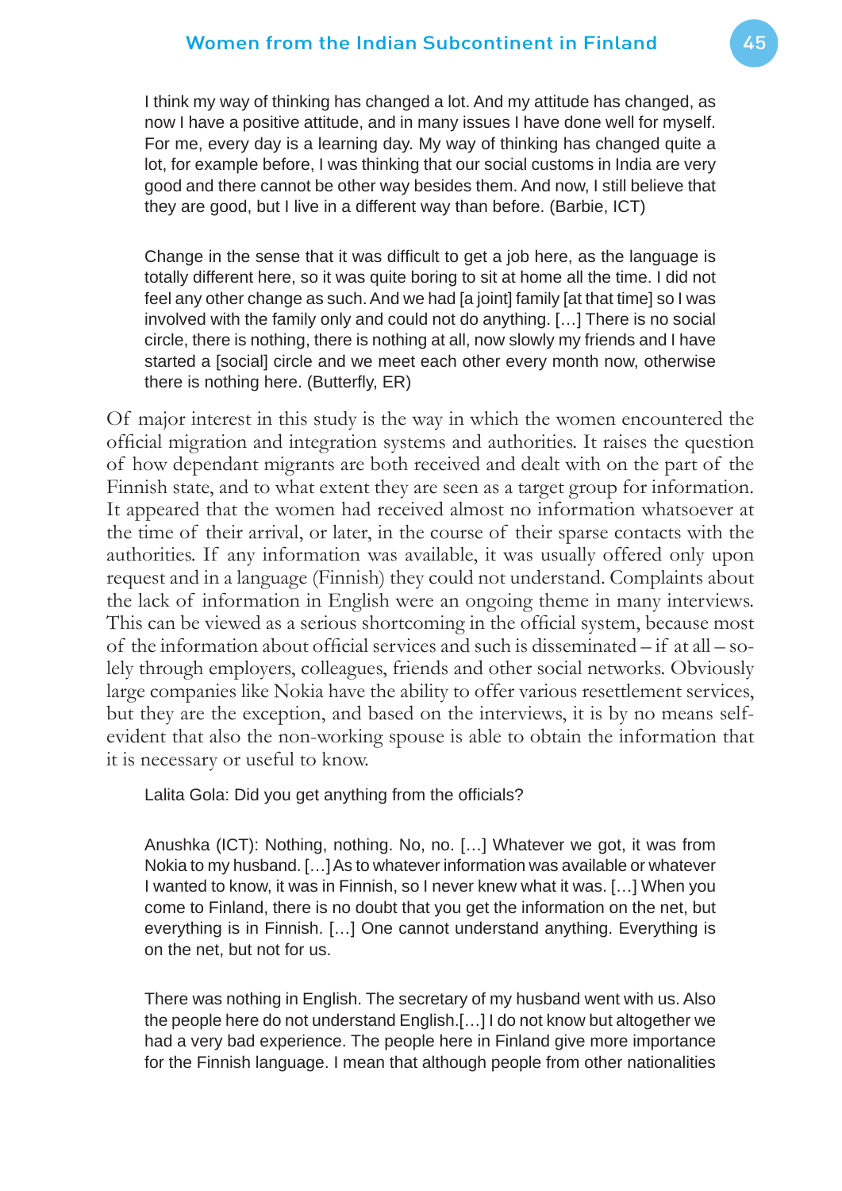> I think my way of thinking has changed a lot. And my attitude has changed, as now I have a positive attitude, and in many issues I have done well for myself. For me, every day is a learning day. My way of thinking has changed quite a lot, for example before, I was thinking that our social customs in India are very good and there cannot be other way besides them. And now, I still believe that they are good, but I live in a different way than before. (Barbie, ICT)

> Change in the sense that it was difficult to get a job here, as the language is totally different here, so it was quite boring to sit at home all the time. I did not feel any other change as such. And we had [a joint] family [at that time] so I was involved with the family only and could not do anything. […] There is no social circle, there is nothing, there is nothing at all, now slowly my friends and I have started a [social] circle and we meet each other every month now, otherwise there is nothing here. (Butterfly, ER)

Of major interest in this study is the way in which the women encountered the official migration and integration systems and authorities. It raises the question of how dependant migrants are both received and dealt with on the part of the Finnish state, and to what extent they are seen as a target group for information. It appeared that the women had received almost no information whatsoever at the time of their arrival, or later, in the course of their sparse contacts with the authorities. If any information was available, it was usually offered only upon request and in a language (Finnish) they could not understand. Complaints about the lack of information in English were an ongoing theme in many interviews. This can be viewed as a serious shortcoming in the official system, because most of the information about official services and such is disseminated – if at all – solely through employers, colleagues, friends and other social networks. Obviously large companies like Nokia have the ability to offer various resettlement services, but they are the exception, and based on the interviews, it is by no means self-evident that also the non-working spouse is able to obtain the information that it is necessary or useful to know.

> Lalita Gola: Did you get anything from the officials?

> Anushka (ICT): Nothing, nothing. No, no. […] Whatever we got, it was from Nokia to my husband. […] As to whatever information was available or whatever I wanted to know, it was in Finnish, so I never knew what it was. […] When you come to Finland, there is no doubt that you get the information on the net, but everything is in Finnish. […] One cannot understand anything. Everything is on the net, but not for us.

> There was nothing in English. The secretary of my husband went with us. Also the people here do not understand English.[…] I do not know but altogether we had a very bad experience. The people here in Finland give more importance for the Finnish language. I mean that although people from other nationalities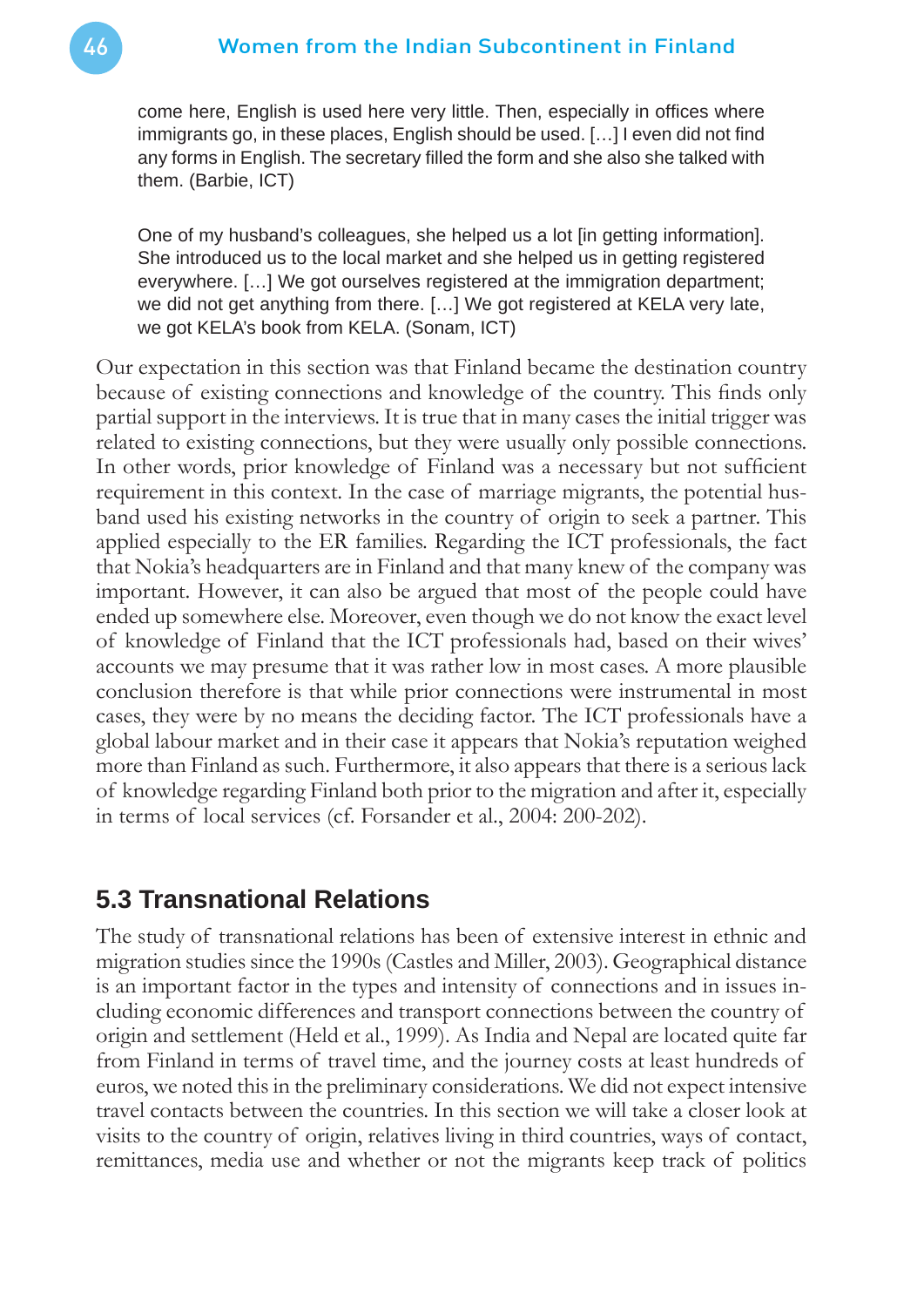> come here, English is used here very little. Then, especially in offices where immigrants go, in these places, English should be used. […] I even did not find any forms in English. The secretary filled the form and she also she talked with them. (Barbie, ICT)

> One of my husband's colleagues, she helped us a lot [in getting information]. She introduced us to the local market and she helped us in getting registered everywhere. […] We got ourselves registered at the immigration department; we did not get anything from there. […] We got registered at KELA very late, we got KELA's book from KELA. (Sonam, ICT)

Our expectation in this section was that Finland became the destination country because of existing connections and knowledge of the country. This finds only partial support in the interviews. It is true that in many cases the initial trigger was related to existing connections, but they were usually only possible connections. In other words, prior knowledge of Finland was a necessary but not sufficient requirement in this context. In the case of marriage migrants, the potential husband used his existing networks in the country of origin to seek a partner. This applied especially to the ER families. Regarding the ICT professionals, the fact that Nokia's headquarters are in Finland and that many knew of the company was important. However, it can also be argued that most of the people could have ended up somewhere else. Moreover, even though we do not know the exact level of knowledge of Finland that the ICT professionals had, based on their wives' accounts we may presume that it was rather low in most cases. A more plausible conclusion therefore is that while prior connections were instrumental in most cases, they were by no means the deciding factor. The ICT professionals have a global labour market and in their case it appears that Nokia's reputation weighed more than Finland as such. Furthermore, it also appears that there is a serious lack of knowledge regarding Finland both prior to the migration and after it, especially in terms of local services (cf. Forsander et al., 2004: 200-202).

## 5.3 Transnational Relations

The study of transnational relations has been of extensive interest in ethnic and migration studies since the 1990s (Castles and Miller, 2003). Geographical distance is an important factor in the types and intensity of connections and in issues including economic differences and transport connections between the country of origin and settlement (Held et al., 1999). As India and Nepal are located quite far from Finland in terms of travel time, and the journey costs at least hundreds of euros, we noted this in the preliminary considerations. We did not expect intensive travel contacts between the countries. In this section we will take a closer look at visits to the country of origin, relatives living in third countries, ways of contact, remittances, media use and whether or not the migrants keep track of politics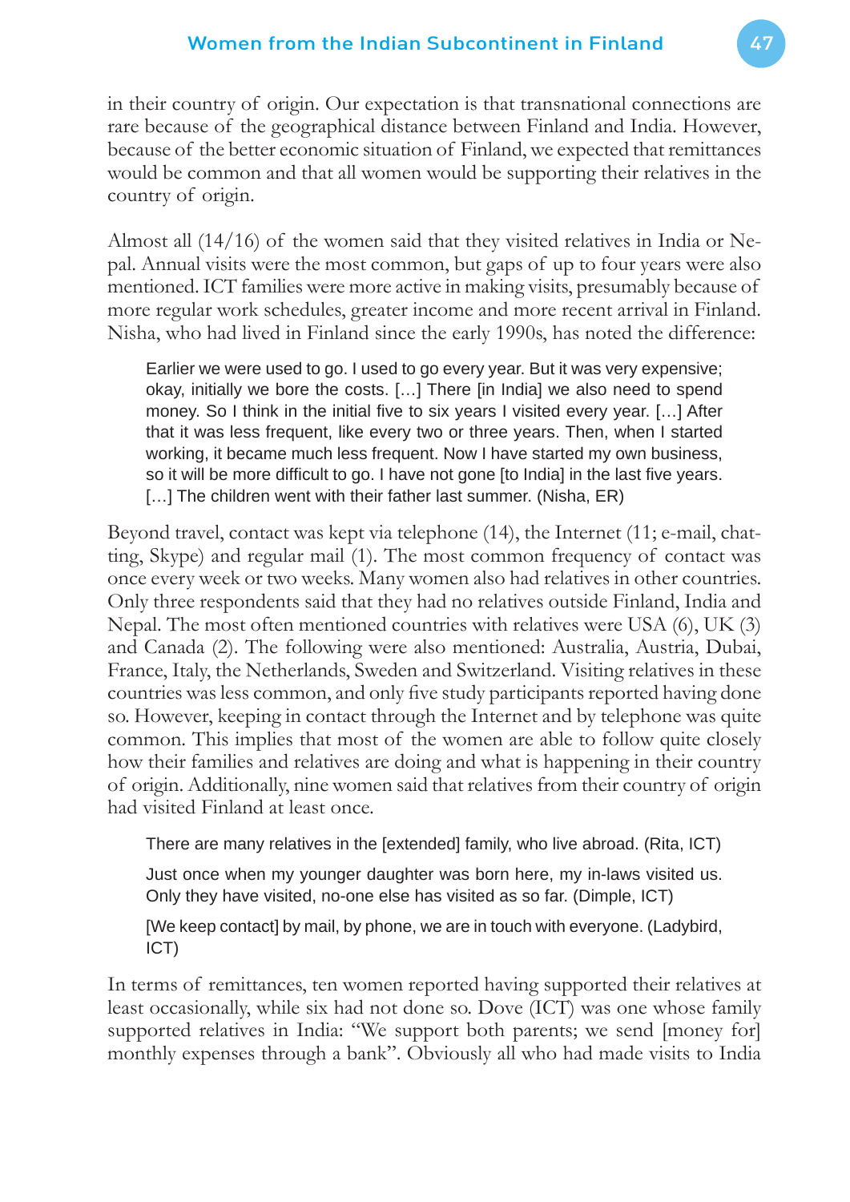in their country of origin. Our expectation is that transnational connections are rare because of the geographical distance between Finland and India. However, because of the better economic situation of Finland, we expected that remittances would be common and that all women would be supporting their relatives in the country of origin.

Almost all (14/16) of the women said that they visited relatives in India or Nepal. Annual visits were the most common, but gaps of up to four years were also mentioned. ICT families were more active in making visits, presumably because of more regular work schedules, greater income and more recent arrival in Finland. Nisha, who had lived in Finland since the early 1990s, has noted the difference:

> Earlier we were used to go. I used to go every year. But it was very expensive; okay, initially we bore the costs. […] There [in India] we also need to spend money. So I think in the initial five to six years I visited every year. […] After that it was less frequent, like every two or three years. Then, when I started working, it became much less frequent. Now I have started my own business, so it will be more difficult to go. I have not gone [to India] in the last five years. […] The children went with their father last summer. (Nisha, ER)

Beyond travel, contact was kept via telephone (14), the Internet (11; e-mail, chatting, Skype) and regular mail (1). The most common frequency of contact was once every week or two weeks. Many women also had relatives in other countries. Only three respondents said that they had no relatives outside Finland, India and Nepal. The most often mentioned countries with relatives were USA (6), UK (3) and Canada (2). The following were also mentioned: Australia, Austria, Dubai, France, Italy, the Netherlands, Sweden and Switzerland. Visiting relatives in these countries was less common, and only five study participants reported having done so. However, keeping in contact through the Internet and by telephone was quite common. This implies that most of the women are able to follow quite closely how their families and relatives are doing and what is happening in their country of origin. Additionally, nine women said that relatives from their country of origin had visited Finland at least once.

> There are many relatives in the [extended] family, who live abroad. (Rita, ICT)

> Just once when my younger daughter was born here, my in-laws visited us. Only they have visited, no-one else has visited as so far. (Dimple, ICT)

> [We keep contact] by mail, by phone, we are in touch with everyone. (Ladybird, ICT)

In terms of remittances, ten women reported having supported their relatives at least occasionally, while six had not done so. Dove (ICT) was one whose family supported relatives in India: "We support both parents; we send [money for] monthly expenses through a bank". Obviously all who had made visits to India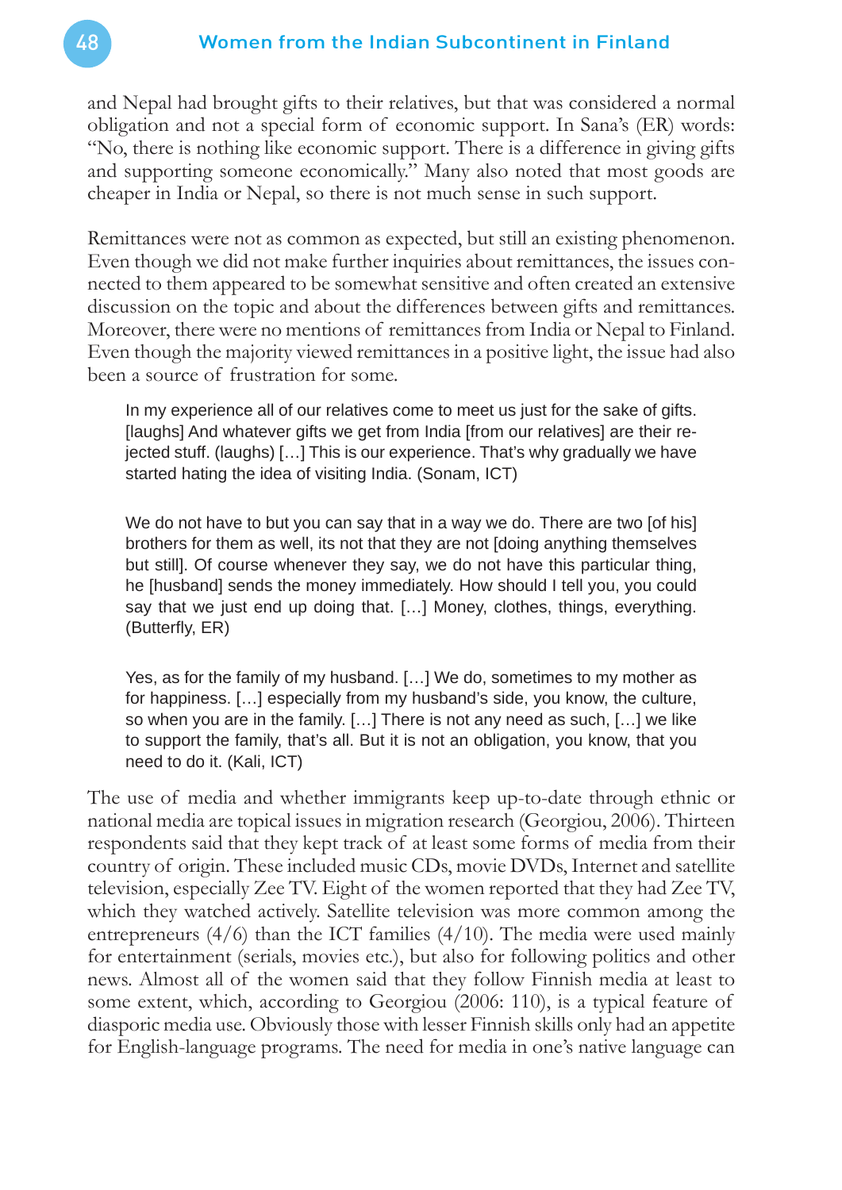and Nepal had brought gifts to their relatives, but that was considered a normal obligation and not a special form of economic support. In Sana's (ER) words: "No, there is nothing like economic support. There is a difference in giving gifts and supporting someone economically." Many also noted that most goods are cheaper in India or Nepal, so there is not much sense in such support.

Remittances were not as common as expected, but still an existing phenomenon. Even though we did not make further inquiries about remittances, the issues connected to them appeared to be somewhat sensitive and often created an extensive discussion on the topic and about the differences between gifts and remittances. Moreover, there were no mentions of remittances from India or Nepal to Finland. Even though the majority viewed remittances in a positive light, the issue had also been a source of frustration for some.

> In my experience all of our relatives come to meet us just for the sake of gifts. [laughs] And whatever gifts we get from India [from our relatives] are their rejected stuff. (laughs) […] This is our experience. That's why gradually we have started hating the idea of visiting India. (Sonam, ICT)

> We do not have to but you can say that in a way we do. There are two [of his] brothers for them as well, its not that they are not [doing anything themselves but still]. Of course whenever they say, we do not have this particular thing, he [husband] sends the money immediately. How should I tell you, you could say that we just end up doing that. […] Money, clothes, things, everything. (Butterfly, ER)

> Yes, as for the family of my husband. […] We do, sometimes to my mother as for happiness. […] especially from my husband's side, you know, the culture, so when you are in the family. […] There is not any need as such, […] we like to support the family, that's all. But it is not an obligation, you know, that you need to do it. (Kali, ICT)

The use of media and whether immigrants keep up-to-date through ethnic or national media are topical issues in migration research (Georgiou, 2006). Thirteen respondents said that they kept track of at least some forms of media from their country of origin. These included music CDs, movie DVDs, Internet and satellite television, especially Zee TV. Eight of the women reported that they had Zee TV, which they watched actively. Satellite television was more common among the entrepreneurs (4/6) than the ICT families (4/10). The media were used mainly for entertainment (serials, movies etc.), but also for following politics and other news. Almost all of the women said that they follow Finnish media at least to some extent, which, according to Georgiou (2006: 110), is a typical feature of diasporic media use. Obviously those with lesser Finnish skills only had an appetite for English-language programs. The need for media in one's native language can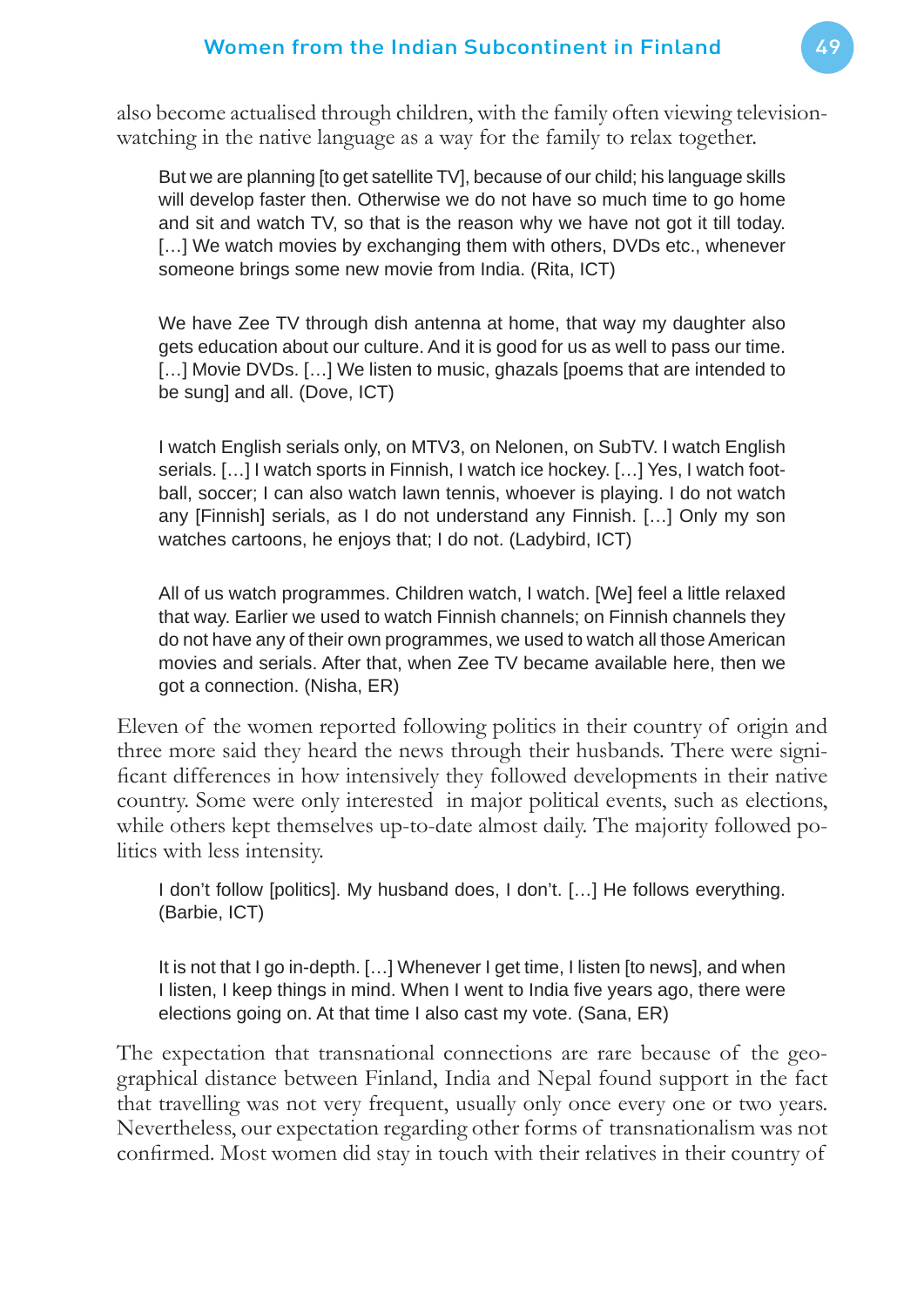also become actualised through children, with the family often viewing television-watching in the native language as a way for the family to relax together.

> But we are planning [to get satellite TV], because of our child; his language skills will develop faster then. Otherwise we do not have so much time to go home and sit and watch TV, so that is the reason why we have not got it till today. […] We watch movies by exchanging them with others, DVDs etc., whenever someone brings some new movie from India. (Rita, ICT)

> We have Zee TV through dish antenna at home, that way my daughter also gets education about our culture. And it is good for us as well to pass our time. […] Movie DVDs. […] We listen to music, ghazals [poems that are intended to be sung] and all. (Dove, ICT)

> I watch English serials only, on MTV3, on Nelonen, on SubTV. I watch English serials. […] I watch sports in Finnish, I watch ice hockey. […] Yes, I watch football, soccer; I can also watch lawn tennis, whoever is playing. I do not watch any [Finnish] serials, as I do not understand any Finnish. […] Only my son watches cartoons, he enjoys that; I do not. (Ladybird, ICT)

> All of us watch programmes. Children watch, I watch. [We] feel a little relaxed that way. Earlier we used to watch Finnish channels; on Finnish channels they do not have any of their own programmes, we used to watch all those American movies and serials. After that, when Zee TV became available here, then we got a connection. (Nisha, ER)

Eleven of the women reported following politics in their country of origin and three more said they heard the news through their husbands. There were significant differences in how intensively they followed developments in their native country. Some were only interested in major political events, such as elections, while others kept themselves up-to-date almost daily. The majority followed politics with less intensity.

> I don't follow [politics]. My husband does, I don't. […] He follows everything. (Barbie, ICT)

> It is not that I go in-depth. […] Whenever I get time, I listen [to news], and when I listen, I keep things in mind. When I went to India five years ago, there were elections going on. At that time I also cast my vote. (Sana, ER)

The expectation that transnational connections are rare because of the geographical distance between Finland, India and Nepal found support in the fact that travelling was not very frequent, usually only once every one or two years. Nevertheless, our expectation regarding other forms of transnationalism was not confirmed. Most women did stay in touch with their relatives in their country of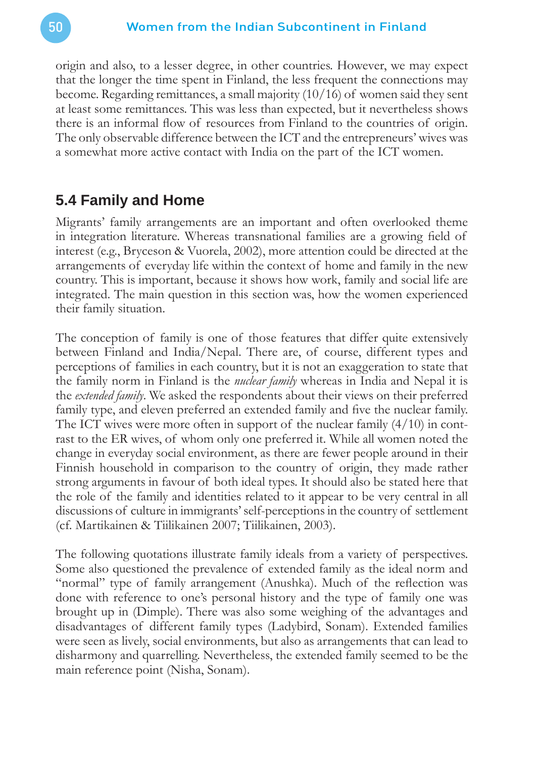origin and also, to a lesser degree, in other countries. However, we may expect that the longer the time spent in Finland, the less frequent the connections may become. Regarding remittances, a small majority (10/16) of women said they sent at least some remittances. This was less than expected, but it nevertheless shows there is an informal flow of resources from Finland to the countries of origin. The only observable difference between the ICT and the entrepreneurs' wives was a somewhat more active contact with India on the part of the ICT women.

## 5.4 Family and Home

Migrants' family arrangements are an important and often overlooked theme in integration literature. Whereas transnational families are a growing field of interest (e.g., Bryceson & Vuorela, 2002), more attention could be directed at the arrangements of everyday life within the context of home and family in the new country. This is important, because it shows how work, family and social life are integrated. The main question in this section was, how the women experienced their family situation.

The conception of family is one of those features that differ quite extensively between Finland and India/Nepal. There are, of course, different types and perceptions of families in each country, but it is not an exaggeration to state that the family norm in Finland is the *nuclear family* whereas in India and Nepal it is the *extended family*. We asked the respondents about their views on their preferred family type, and eleven preferred an extended family and five the nuclear family. The ICT wives were more often in support of the nuclear family (4/10) in contrast to the ER wives, of whom only one preferred it. While all women noted the change in everyday social environment, as there are fewer people around in their Finnish household in comparison to the country of origin, they made rather strong arguments in favour of both ideal types. It should also be stated here that the role of the family and identities related to it appear to be very central in all discussions of culture in immigrants' self-perceptions in the country of settlement (cf. Martikainen & Tiilikainen 2007; Tiilikainen, 2003).

The following quotations illustrate family ideals from a variety of perspectives. Some also questioned the prevalence of extended family as the ideal norm and "normal" type of family arrangement (Anushka). Much of the reflection was done with reference to one's personal history and the type of family one was brought up in (Dimple). There was also some weighing of the advantages and disadvantages of different family types (Ladybird, Sonam). Extended families were seen as lively, social environments, but also as arrangements that can lead to disharmony and quarrelling. Nevertheless, the extended family seemed to be the main reference point (Nisha, Sonam).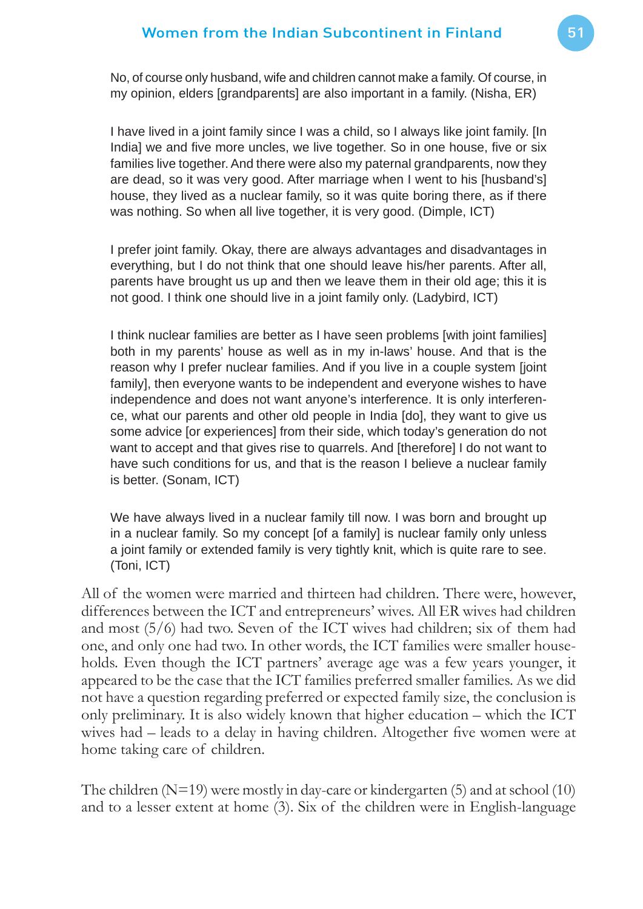> No, of course only husband, wife and children cannot make a family. Of course, in my opinion, elders [grandparents] are also important in a family. (Nisha, ER)

> I have lived in a joint family since I was a child, so I always like joint family. [In India] we and five more uncles, we live together. So in one house, five or six families live together. And there were also my paternal grandparents, now they are dead, so it was very good. After marriage when I went to his [husband's] house, they lived as a nuclear family, so it was quite boring there, as if there was nothing. So when all live together, it is very good. (Dimple, ICT)

> I prefer joint family. Okay, there are always advantages and disadvantages in everything, but I do not think that one should leave his/her parents. After all, parents have brought us up and then we leave them in their old age; this it is not good. I think one should live in a joint family only. (Ladybird, ICT)

> I think nuclear families are better as I have seen problems [with joint families] both in my parents' house as well as in my in-laws' house. And that is the reason why I prefer nuclear families. And if you live in a couple system [joint family], then everyone wants to be independent and everyone wishes to have independence and does not want anyone's interference. It is only interference, what our parents and other old people in India [do], they want to give us some advice [or experiences] from their side, which today's generation do not want to accept and that gives rise to quarrels. And [therefore] I do not want to have such conditions for us, and that is the reason I believe a nuclear family is better. (Sonam, ICT)

> We have always lived in a nuclear family till now. I was born and brought up in a nuclear family. So my concept [of a family] is nuclear family only unless a joint family or extended family is very tightly knit, which is quite rare to see. (Toni, ICT)

All of the women were married and thirteen had children. There were, however, differences between the ICT and entrepreneurs' wives. All ER wives had children and most (5/6) had two. Seven of the ICT wives had children; six of them had one, and only one had two. In other words, the ICT families were smaller households. Even though the ICT partners' average age was a few years younger, it appeared to be the case that the ICT families preferred smaller families. As we did not have a question regarding preferred or expected family size, the conclusion is only preliminary. It is also widely known that higher education – which the ICT wives had – leads to a delay in having children. Altogether five women were at home taking care of children.

The children (N=19) were mostly in day-care or kindergarten (5) and at school (10) and to a lesser extent at home (3). Six of the children were in English-language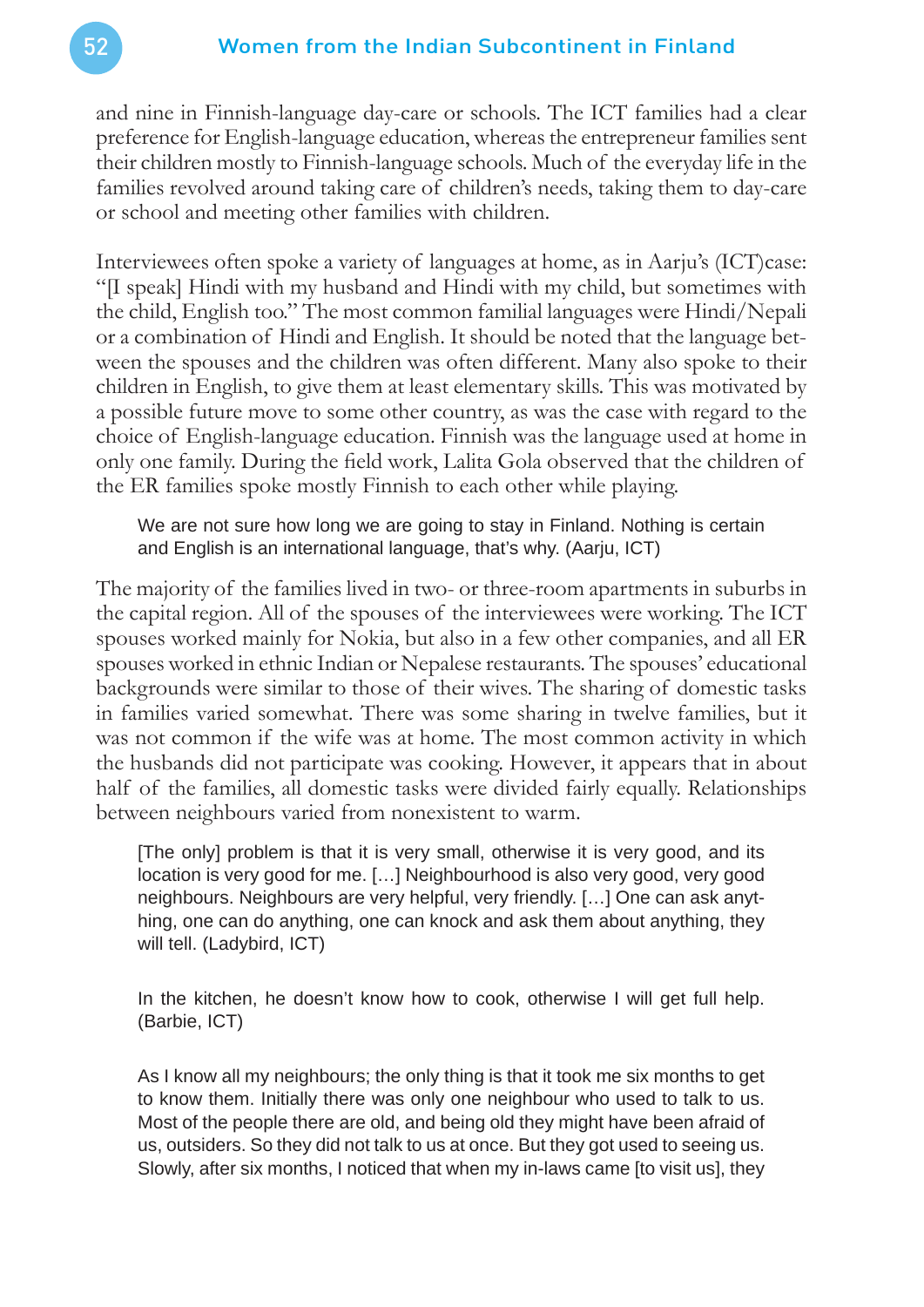and nine in Finnish-language day-care or schools. The ICT families had a clear preference for English-language education, whereas the entrepreneur families sent their children mostly to Finnish-language schools. Much of the everyday life in the families revolved around taking care of children's needs, taking them to day-care or school and meeting other families with children.

Interviewees often spoke a variety of languages at home, as in Aarju's (ICT)case: "[I speak] Hindi with my husband and Hindi with my child, but sometimes with the child, English too." The most common familial languages were Hindi/Nepali or a combination of Hindi and English. It should be noted that the language between the spouses and the children was often different. Many also spoke to their children in English, to give them at least elementary skills. This was motivated by a possible future move to some other country, as was the case with regard to the choice of English-language education. Finnish was the language used at home in only one family. During the field work, Lalita Gola observed that the children of the ER families spoke mostly Finnish to each other while playing.

> We are not sure how long we are going to stay in Finland. Nothing is certain and English is an international language, that's why. (Aarju, ICT)

The majority of the families lived in two- or three-room apartments in suburbs in the capital region. All of the spouses of the interviewees were working. The ICT spouses worked mainly for Nokia, but also in a few other companies, and all ER spouses worked in ethnic Indian or Nepalese restaurants. The spouses' educational backgrounds were similar to those of their wives. The sharing of domestic tasks in families varied somewhat. There was some sharing in twelve families, but it was not common if the wife was at home. The most common activity in which the husbands did not participate was cooking. However, it appears that in about half of the families, all domestic tasks were divided fairly equally. Relationships between neighbours varied from nonexistent to warm.

> [The only] problem is that it is very small, otherwise it is very good, and its location is very good for me. […] Neighbourhood is also very good, very good neighbours. Neighbours are very helpful, very friendly. […] One can ask anything, one can do anything, one can knock and ask them about anything, they will tell. (Ladybird, ICT)

> In the kitchen, he doesn't know how to cook, otherwise I will get full help. (Barbie, ICT)

> As I know all my neighbours; the only thing is that it took me six months to get to know them. Initially there was only one neighbour who used to talk to us. Most of the people there are old, and being old they might have been afraid of us, outsiders. So they did not talk to us at once. But they got used to seeing us. Slowly, after six months, I noticed that when my in-laws came [to visit us], they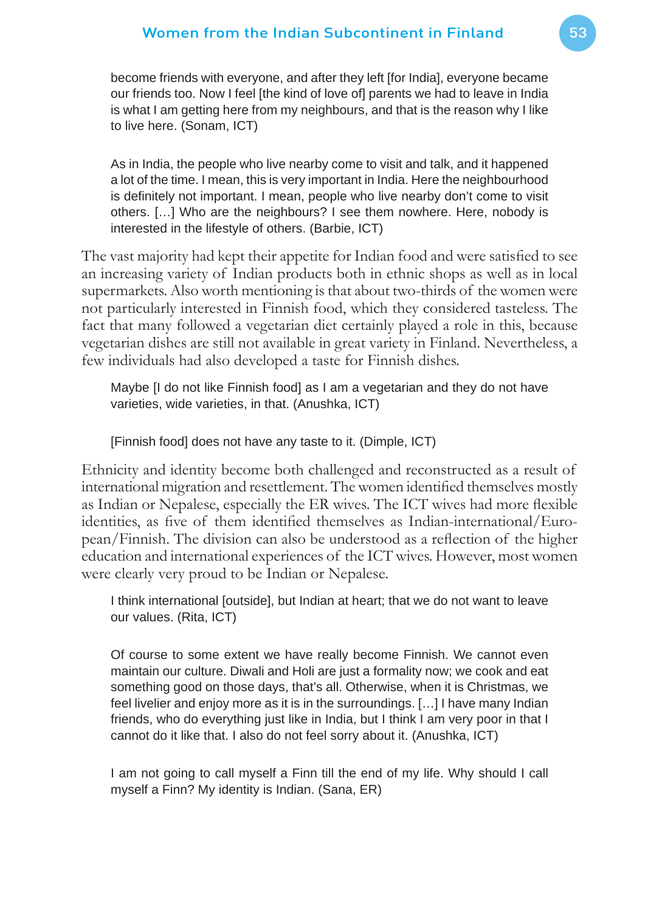> become friends with everyone, and after they left [for India], everyone became our friends too. Now I feel [the kind of love of] parents we had to leave in India is what I am getting here from my neighbours, and that is the reason why I like to live here. (Sonam, ICT)

> As in India, the people who live nearby come to visit and talk, and it happened a lot of the time. I mean, this is very important in India. Here the neighbourhood is definitely not important. I mean, people who live nearby don't come to visit others. […] Who are the neighbours? I see them nowhere. Here, nobody is interested in the lifestyle of others. (Barbie, ICT)

The vast majority had kept their appetite for Indian food and were satisfied to see an increasing variety of Indian products both in ethnic shops as well as in local supermarkets. Also worth mentioning is that about two-thirds of the women were not particularly interested in Finnish food, which they considered tasteless. The fact that many followed a vegetarian diet certainly played a role in this, because vegetarian dishes are still not available in great variety in Finland. Nevertheless, a few individuals had also developed a taste for Finnish dishes.

> Maybe [I do not like Finnish food] as I am a vegetarian and they do not have varieties, wide varieties, in that. (Anushka, ICT)

> [Finnish food] does not have any taste to it. (Dimple, ICT)

Ethnicity and identity become both challenged and reconstructed as a result of international migration and resettlement. The women identified themselves mostly as Indian or Nepalese, especially the ER wives. The ICT wives had more flexible identities, as five of them identified themselves as Indian-international/European/Finnish. The division can also be understood as a reflection of the higher education and international experiences of the ICT wives. However, most women were clearly very proud to be Indian or Nepalese.

> I think international [outside], but Indian at heart; that we do not want to leave our values. (Rita, ICT)

> Of course to some extent we have really become Finnish. We cannot even maintain our culture. Diwali and Holi are just a formality now; we cook and eat something good on those days, that's all. Otherwise, when it is Christmas, we feel livelier and enjoy more as it is in the surroundings. […] I have many Indian friends, who do everything just like in India, but I think I am very poor in that I cannot do it like that. I also do not feel sorry about it. (Anushka, ICT)

> I am not going to call myself a Finn till the end of my life. Why should I call myself a Finn? My identity is Indian. (Sana, ER)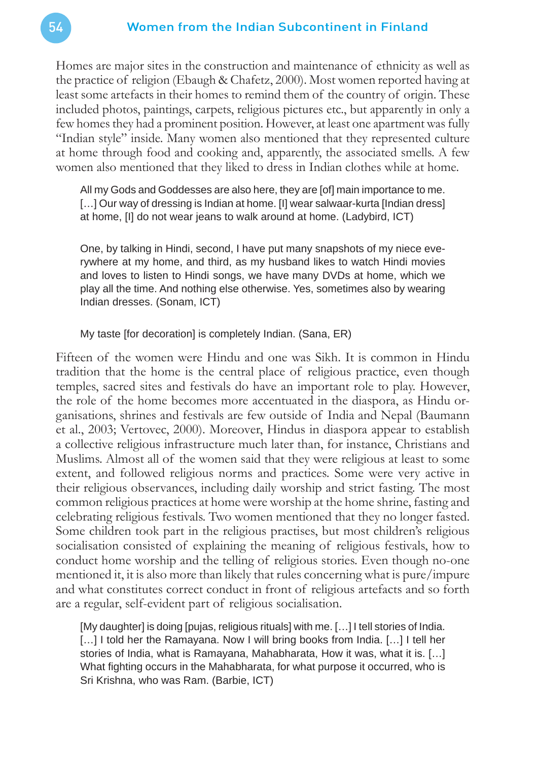Homes are major sites in the construction and maintenance of ethnicity as well as the practice of religion (Ebaugh & Chafetz, 2000). Most women reported having at least some artefacts in their homes to remind them of the country of origin. These included photos, paintings, carpets, religious pictures etc., but apparently in only a few homes they had a prominent position. However, at least one apartment was fully "Indian style" inside. Many women also mentioned that they represented culture at home through food and cooking and, apparently, the associated smells. A few women also mentioned that they liked to dress in Indian clothes while at home.

> All my Gods and Goddesses are also here, they are [of] main importance to me. […] Our way of dressing is Indian at home. [I] wear salwaar-kurta [Indian dress] at home, [I] do not wear jeans to walk around at home. (Ladybird, ICT)

> One, by talking in Hindi, second, I have put many snapshots of my niece everywhere at my home, and third, as my husband likes to watch Hindi movies and loves to listen to Hindi songs, we have many DVDs at home, which we play all the time. And nothing else otherwise. Yes, sometimes also by wearing Indian dresses. (Sonam, ICT)

> My taste [for decoration] is completely Indian. (Sana, ER)

Fifteen of the women were Hindu and one was Sikh. It is common in Hindu tradition that the home is the central place of religious practice, even though temples, sacred sites and festivals do have an important role to play. However, the role of the home becomes more accentuated in the diaspora, as Hindu organisations, shrines and festivals are few outside of India and Nepal (Baumann et al., 2003; Vertovec, 2000). Moreover, Hindus in diaspora appear to establish a collective religious infrastructure much later than, for instance, Christians and Muslims. Almost all of the women said that they were religious at least to some extent, and followed religious norms and practices. Some were very active in their religious observances, including daily worship and strict fasting. The most common religious practices at home were worship at the home shrine, fasting and celebrating religious festivals. Two women mentioned that they no longer fasted. Some children took part in the religious practises, but most children's religious socialisation consisted of explaining the meaning of religious festivals, how to conduct home worship and the telling of religious stories. Even though no-one mentioned it, it is also more than likely that rules concerning what is pure/impure and what constitutes correct conduct in front of religious artefacts and so forth are a regular, self-evident part of religious socialisation.

> [My daughter] is doing [pujas, religious rituals] with me. […] I tell stories of India. […] I told her the Ramayana. Now I will bring books from India. […] I tell her stories of India, what is Ramayana, Mahabharata, How it was, what it is. […] What fighting occurs in the Mahabharata, for what purpose it occurred, who is Sri Krishna, who was Ram. (Barbie, ICT)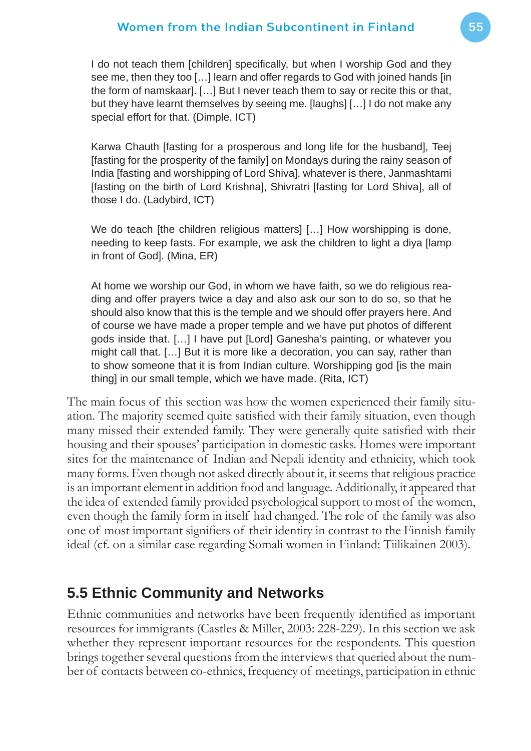> I do not teach them [children] specifically, but when I worship God and they see me, then they too […] learn and offer regards to God with joined hands [in the form of namskaar]. […] But I never teach them to say or recite this or that, but they have learnt themselves by seeing me. [laughs] […] I do not make any special effort for that. (Dimple, ICT)

> Karwa Chauth [fasting for a prosperous and long life for the husband], Teej [fasting for the prosperity of the family] on Mondays during the rainy season of India [fasting and worshipping of Lord Shiva], whatever is there, Janmashtami [fasting on the birth of Lord Krishna], Shivratri [fasting for Lord Shiva], all of those I do. (Ladybird, ICT)

> We do teach [the children religious matters] […] How worshipping is done, needing to keep fasts. For example, we ask the children to light a diya [lamp in front of God]. (Mina, ER)

> At home we worship our God, in whom we have faith, so we do religious reading and offer prayers twice a day and also ask our son to do so, so that he should also know that this is the temple and we should offer prayers here. And of course we have made a proper temple and we have put photos of different gods inside that. […] I have put [Lord] Ganesha's painting, or whatever you might call that. […] But it is more like a decoration, you can say, rather than to show someone that it is from Indian culture. Worshipping god [is the main thing] in our small temple, which we have made. (Rita, ICT)

The main focus of this section was how the women experienced their family situation. The majority seemed quite satisfied with their family situation, even though many missed their extended family. They were generally quite satisfied with their housing and their spouses' participation in domestic tasks. Homes were important sites for the maintenance of Indian and Nepali identity and ethnicity, which took many forms. Even though not asked directly about it, it seems that religious practice is an important element in addition food and language. Additionally, it appeared that the idea of extended family provided psychological support to most of the women, even though the family form in itself had changed. The role of the family was also one of most important signifiers of their identity in contrast to the Finnish family ideal (cf. on a similar case regarding Somali women in Finland: Tiilikainen 2003).

## 5.5 Ethnic Community and Networks

Ethnic communities and networks have been frequently identified as important resources for immigrants (Castles & Miller, 2003: 228-229). In this section we ask whether they represent important resources for the respondents. This question brings together several questions from the interviews that queried about the number of contacts between co-ethnics, frequency of meetings, participation in ethnic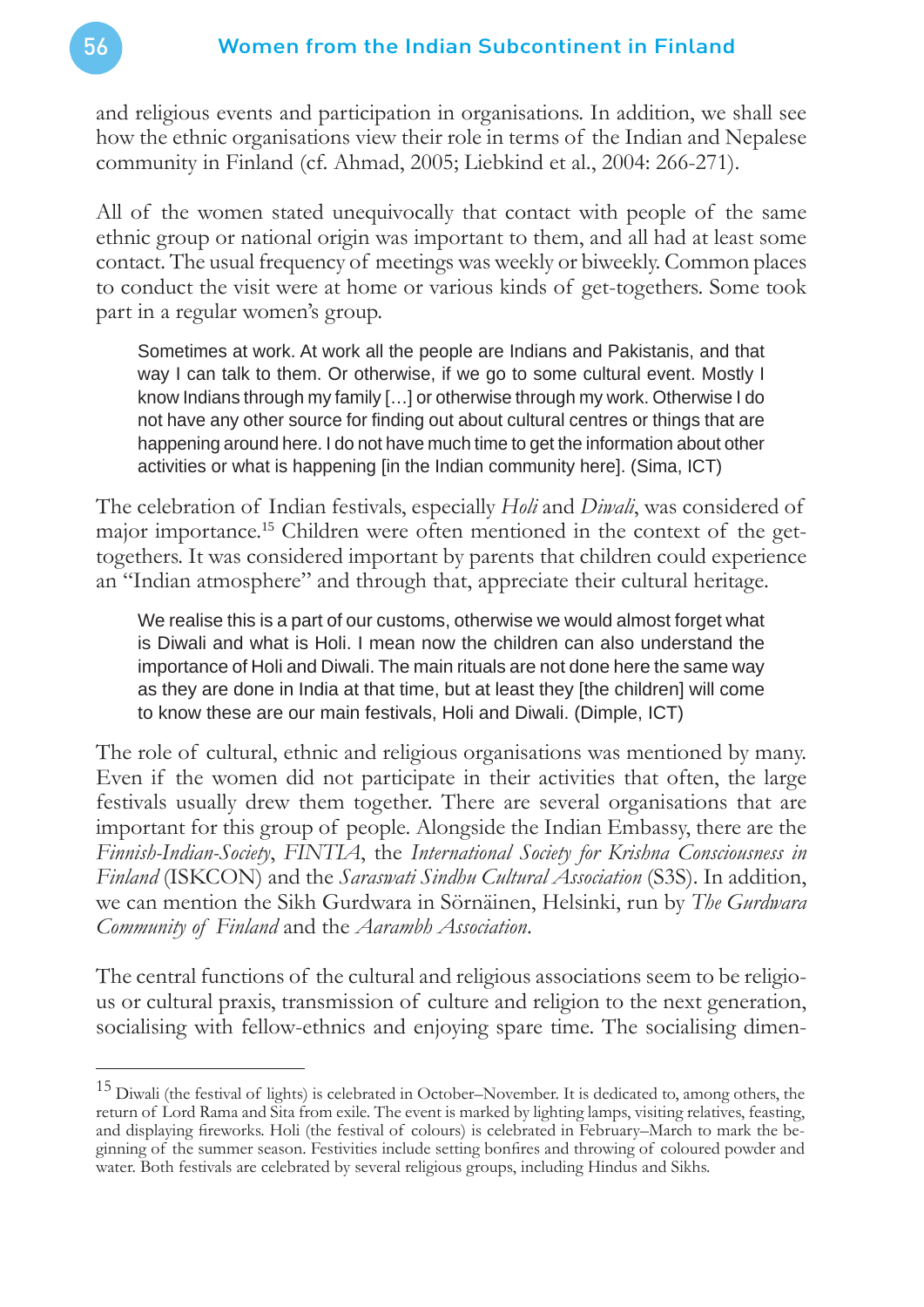and religious events and participation in organisations. In addition, we shall see how the ethnic organisations view their role in terms of the Indian and Nepalese community in Finland (cf. Ahmad, 2005; Liebkind et al., 2004: 266-271).

All of the women stated unequivocally that contact with people of the same ethnic group or national origin was important to them, and all had at least some contact. The usual frequency of meetings was weekly or biweekly. Common places to conduct the visit were at home or various kinds of get-togethers. Some took part in a regular women's group.

> Sometimes at work. At work all the people are Indians and Pakistanis, and that way I can talk to them. Or otherwise, if we go to some cultural event. Mostly I know Indians through my family […] or otherwise through my work. Otherwise I do not have any other source for finding out about cultural centres or things that are happening around here. I do not have much time to get the information about other activities or what is happening [in the Indian community here]. (Sima, ICT)

The celebration of Indian festivals, especially *Holi* and *Diwali*, was considered of major importance.[15] Children were often mentioned in the context of the get-togethers. It was considered important by parents that children could experience an "Indian atmosphere" and through that, appreciate their cultural heritage.

> We realise this is a part of our customs, otherwise we would almost forget what is Diwali and what is Holi. I mean now the children can also understand the importance of Holi and Diwali. The main rituals are not done here the same way as they are done in India at that time, but at least they [the children] will come to know these are our main festivals, Holi and Diwali. (Dimple, ICT)

The role of cultural, ethnic and religious organisations was mentioned by many. Even if the women did not participate in their activities that often, the large festivals usually drew them together. There are several organisations that are important for this group of people. Alongside the Indian Embassy, there are the *Finnish-Indian-Society*, *FINTIA*, the *International Society for Krishna Consciousness in Finland* (ISKCON) and the *Saraswati Sindhu Cultural Association* (S3S). In addition, we can mention the Sikh Gurdwara in Sörnäinen, Helsinki, run by *The Gurdwara Community of Finland* and the *Aarambh Association*.

The central functions of the cultural and religious associations seem to be religious or cultural praxis, transmission of culture and religion to the next generation, socialising with fellow-ethnics and enjoying spare time. The socialising dimen-

---

[15] Diwali (the festival of lights) is celebrated in October–November. It is dedicated to, among others, the return of Lord Rama and Sita from exile. The event is marked by lighting lamps, visiting relatives, feasting, and displaying fireworks. Holi (the festival of colours) is celebrated in February–March to mark the beginning of the summer season. Festivities include setting bonfires and throwing of coloured powder and water. Both festivals are celebrated by several religious groups, including Hindus and Sikhs.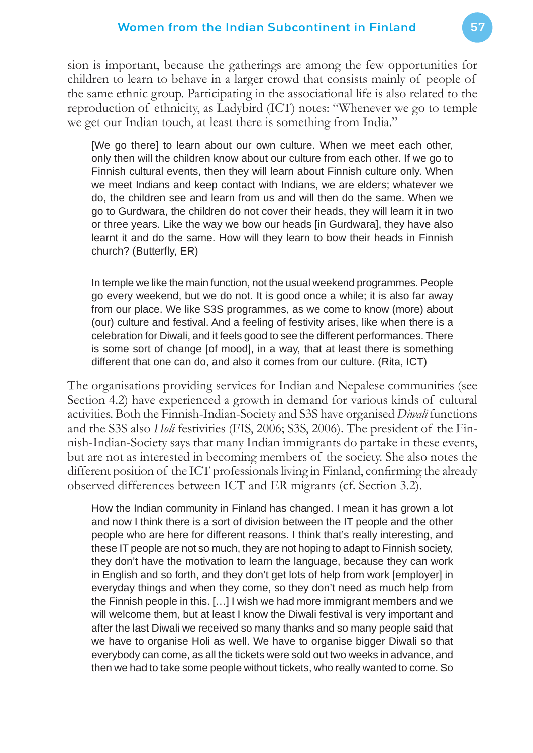sion is important, because the gatherings are among the few opportunities for children to learn to behave in a larger crowd that consists mainly of people of the same ethnic group. Participating in the associational life is also related to the reproduction of ethnicity, as Ladybird (ICT) notes: "Whenever we go to temple we get our Indian touch, at least there is something from India."

> [We go there] to learn about our own culture. When we meet each other, only then will the children know about our culture from each other. If we go to Finnish cultural events, then they will learn about Finnish culture only. When we meet Indians and keep contact with Indians, we are elders; whatever we do, the children see and learn from us and will then do the same. When we go to Gurdwara, the children do not cover their heads, they will learn it in two or three years. Like the way we bow our heads [in Gurdwara], they have also learnt it and do the same. How will they learn to bow their heads in Finnish church? (Butterfly, ER)

> In temple we like the main function, not the usual weekend programmes. People go every weekend, but we do not. It is good once a while; it is also far away from our place. We like S3S programmes, as we come to know (more) about (our) culture and festival. And a feeling of festivity arises, like when there is a celebration for Diwali, and it feels good to see the different performances. There is some sort of change [of mood], in a way, that at least there is something different that one can do, and also it comes from our culture. (Rita, ICT)

The organisations providing services for Indian and Nepalese communities (see Section 4.2) have experienced a growth in demand for various kinds of cultural activities. Both the Finnish-Indian-Society and S3S have organised *Diwali* functions and the S3S also *Holi* festivities (FIS, 2006; S3S, 2006). The president of the Finnish-Indian-Society says that many Indian immigrants do partake in these events, but are not as interested in becoming members of the society. She also notes the different position of the ICT professionals living in Finland, confirming the already observed differences between ICT and ER migrants (cf. Section 3.2).

> How the Indian community in Finland has changed. I mean it has grown a lot and now I think there is a sort of division between the IT people and the other people who are here for different reasons. I think that's really interesting, and these IT people are not so much, they are not hoping to adapt to Finnish society, they don't have the motivation to learn the language, because they can work in English and so forth, and they don't get lots of help from work [employer] in everyday things and when they come, so they don't need as much help from the Finnish people in this. [...] I wish we had more immigrant members and we will welcome them, but at least I know the Diwali festival is very important and after the last Diwali we received so many thanks and so many people said that we have to organise Holi as well. We have to organise bigger Diwali so that everybody can come, as all the tickets were sold out two weeks in advance, and then we had to take some people without tickets, who really wanted to come. So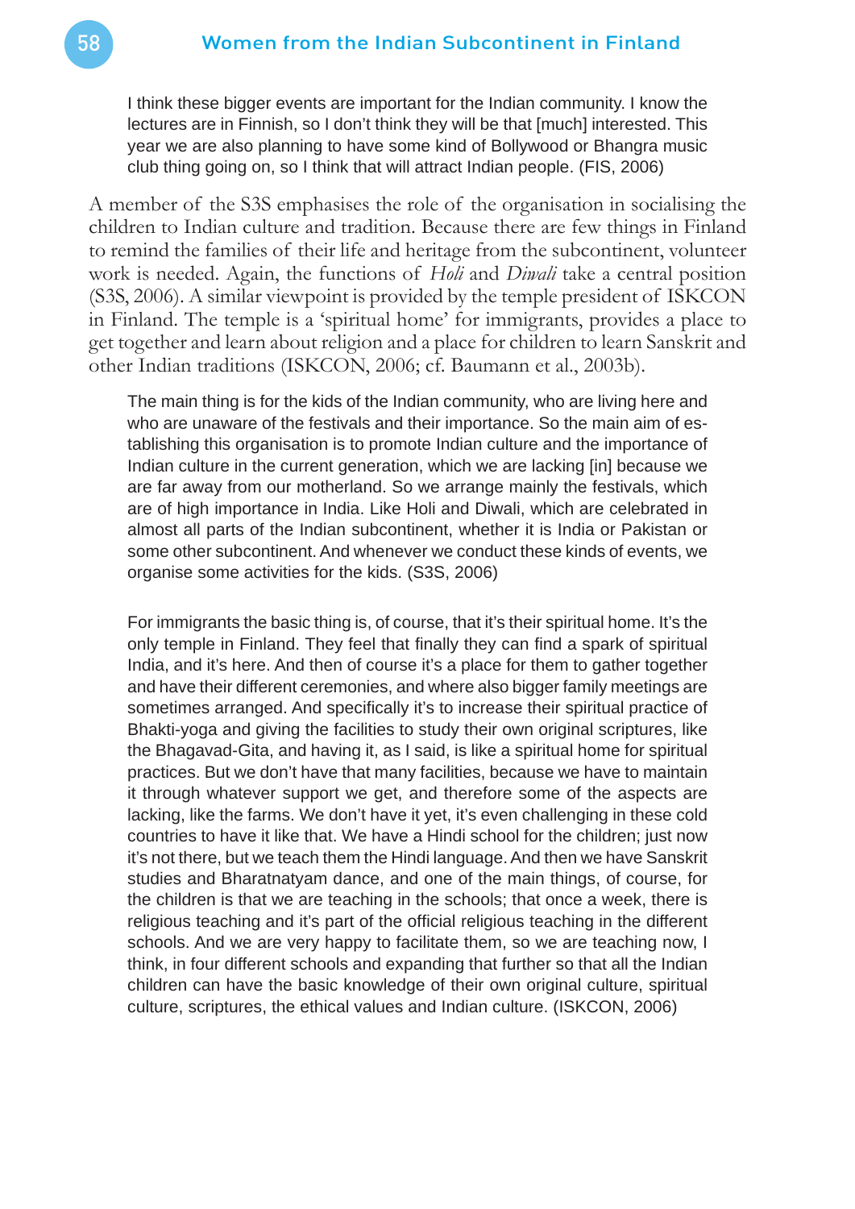> I think these bigger events are important for the Indian community. I know the lectures are in Finnish, so I don't think they will be that [much] interested. This year we are also planning to have some kind of Bollywood or Bhangra music club thing going on, so I think that will attract Indian people. (FIS, 2006)

A member of the S3S emphasises the role of the organisation in socialising the children to Indian culture and tradition. Because there are few things in Finland to remind the families of their life and heritage from the subcontinent, volunteer work is needed. Again, the functions of *Holi* and *Diwali* take a central position (S3S, 2006). A similar viewpoint is provided by the temple president of ISKCON in Finland. The temple is a 'spiritual home' for immigrants, provides a place to get together and learn about religion and a place for children to learn Sanskrit and other Indian traditions (ISKCON, 2006; cf. Baumann et al., 2003b).

> The main thing is for the kids of the Indian community, who are living here and who are unaware of the festivals and their importance. So the main aim of establishing this organisation is to promote Indian culture and the importance of Indian culture in the current generation, which we are lacking [in] because we are far away from our motherland. So we arrange mainly the festivals, which are of high importance in India. Like Holi and Diwali, which are celebrated in almost all parts of the Indian subcontinent, whether it is India or Pakistan or some other subcontinent. And whenever we conduct these kinds of events, we organise some activities for the kids. (S3S, 2006)

> For immigrants the basic thing is, of course, that it's their spiritual home. It's the only temple in Finland. They feel that finally they can find a spark of spiritual India, and it's here. And then of course it's a place for them to gather together and have their different ceremonies, and where also bigger family meetings are sometimes arranged. And specifically it's to increase their spiritual practice of Bhakti-yoga and giving the facilities to study their own original scriptures, like the Bhagavad-Gita, and having it, as I said, is like a spiritual home for spiritual practices. But we don't have that many facilities, because we have to maintain it through whatever support we get, and therefore some of the aspects are lacking, like the farms. We don't have it yet, it's even challenging in these cold countries to have it like that. We have a Hindi school for the children; just now it's not there, but we teach them the Hindi language. And then we have Sanskrit studies and Bharatnatyam dance, and one of the main things, of course, for the children is that we are teaching in the schools; that once a week, there is religious teaching and it's part of the official religious teaching in the different schools. And we are very happy to facilitate them, so we are teaching now, I think, in four different schools and expanding that further so that all the Indian children can have the basic knowledge of their own original culture, spiritual culture, scriptures, the ethical values and Indian culture. (ISKCON, 2006)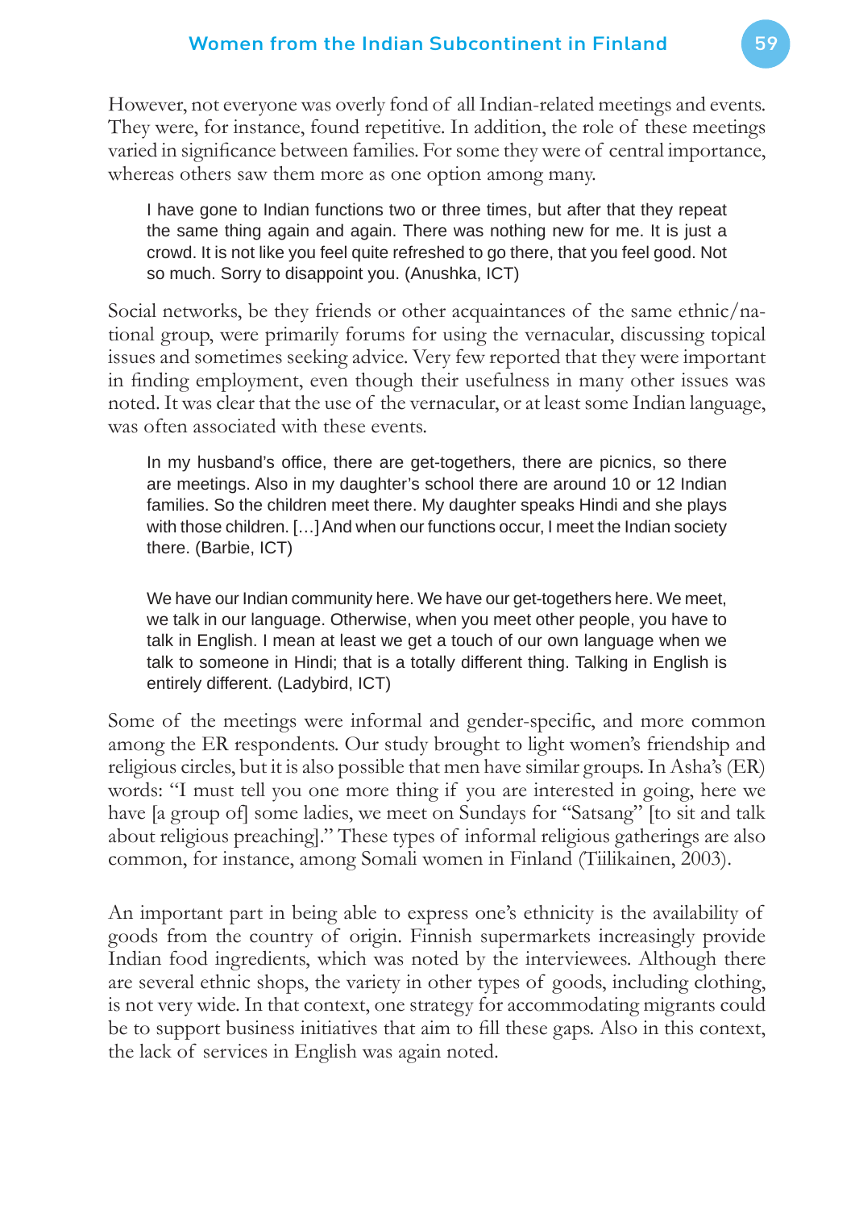However, not everyone was overly fond of all Indian-related meetings and events. They were, for instance, found repetitive. In addition, the role of these meetings varied in significance between families. For some they were of central importance, whereas others saw them more as one option among many.

> I have gone to Indian functions two or three times, but after that they repeat the same thing again and again. There was nothing new for me. It is just a crowd. It is not like you feel quite refreshed to go there, that you feel good. Not so much. Sorry to disappoint you. (Anushka, ICT)

Social networks, be they friends or other acquaintances of the same ethnic/national group, were primarily forums for using the vernacular, discussing topical issues and sometimes seeking advice. Very few reported that they were important in finding employment, even though their usefulness in many other issues was noted. It was clear that the use of the vernacular, or at least some Indian language, was often associated with these events.

> In my husband's office, there are get-togethers, there are picnics, so there are meetings. Also in my daughter's school there are around 10 or 12 Indian families. So the children meet there. My daughter speaks Hindi and she plays with those children. […] And when our functions occur, I meet the Indian society there. (Barbie, ICT)

> We have our Indian community here. We have our get-togethers here. We meet, we talk in our language. Otherwise, when you meet other people, you have to talk in English. I mean at least we get a touch of our own language when we talk to someone in Hindi; that is a totally different thing. Talking in English is entirely different. (Ladybird, ICT)

Some of the meetings were informal and gender-specific, and more common among the ER respondents. Our study brought to light women's friendship and religious circles, but it is also possible that men have similar groups. In Asha's (ER) words: "I must tell you one more thing if you are interested in going, here we have [a group of] some ladies, we meet on Sundays for "Satsang" [to sit and talk about religious preaching]." These types of informal religious gatherings are also common, for instance, among Somali women in Finland (Tiilikainen, 2003).

An important part in being able to express one's ethnicity is the availability of goods from the country of origin. Finnish supermarkets increasingly provide Indian food ingredients, which was noted by the interviewees. Although there are several ethnic shops, the variety in other types of goods, including clothing, is not very wide. In that context, one strategy for accommodating migrants could be to support business initiatives that aim to fill these gaps. Also in this context, the lack of services in English was again noted.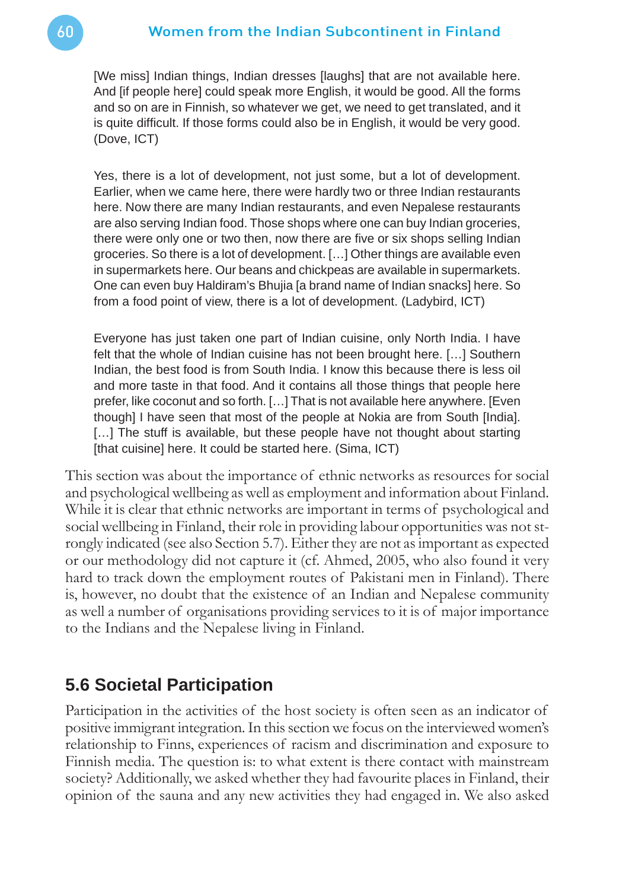> [We miss] Indian things, Indian dresses [laughs] that are not available here. And [if people here] could speak more English, it would be good. All the forms and so on are in Finnish, so whatever we get, we need to get translated, and it is quite difficult. If those forms could also be in English, it would be very good. (Dove, ICT)

> Yes, there is a lot of development, not just some, but a lot of development. Earlier, when we came here, there were hardly two or three Indian restaurants here. Now there are many Indian restaurants, and even Nepalese restaurants are also serving Indian food. Those shops where one can buy Indian groceries, there were only one or two then, now there are five or six shops selling Indian groceries. So there is a lot of development. […] Other things are available even in supermarkets here. Our beans and chickpeas are available in supermarkets. One can even buy Haldiram's Bhujia [a brand name of Indian snacks] here. So from a food point of view, there is a lot of development. (Ladybird, ICT)

> Everyone has just taken one part of Indian cuisine, only North India. I have felt that the whole of Indian cuisine has not been brought here. […] Southern Indian, the best food is from South India. I know this because there is less oil and more taste in that food. And it contains all those things that people here prefer, like coconut and so forth. […] That is not available here anywhere. [Even though] I have seen that most of the people at Nokia are from South [India]. […] The stuff is available, but these people have not thought about starting [that cuisine] here. It could be started here. (Sima, ICT)

This section was about the importance of ethnic networks as resources for social and psychological wellbeing as well as employment and information about Finland. While it is clear that ethnic networks are important in terms of psychological and social wellbeing in Finland, their role in providing labour opportunities was not strongly indicated (see also Section 5.7). Either they are not as important as expected or our methodology did not capture it (cf. Ahmed, 2005, who also found it very hard to track down the employment routes of Pakistani men in Finland). There is, however, no doubt that the existence of an Indian and Nepalese community as well a number of organisations providing services to it is of major importance to the Indians and the Nepalese living in Finland.

## 5.6 Societal Participation

Participation in the activities of the host society is often seen as an indicator of positive immigrant integration. In this section we focus on the interviewed women's relationship to Finns, experiences of racism and discrimination and exposure to Finnish media. The question is: to what extent is there contact with mainstream society? Additionally, we asked whether they had favourite places in Finland, their opinion of the sauna and any new activities they had engaged in. We also asked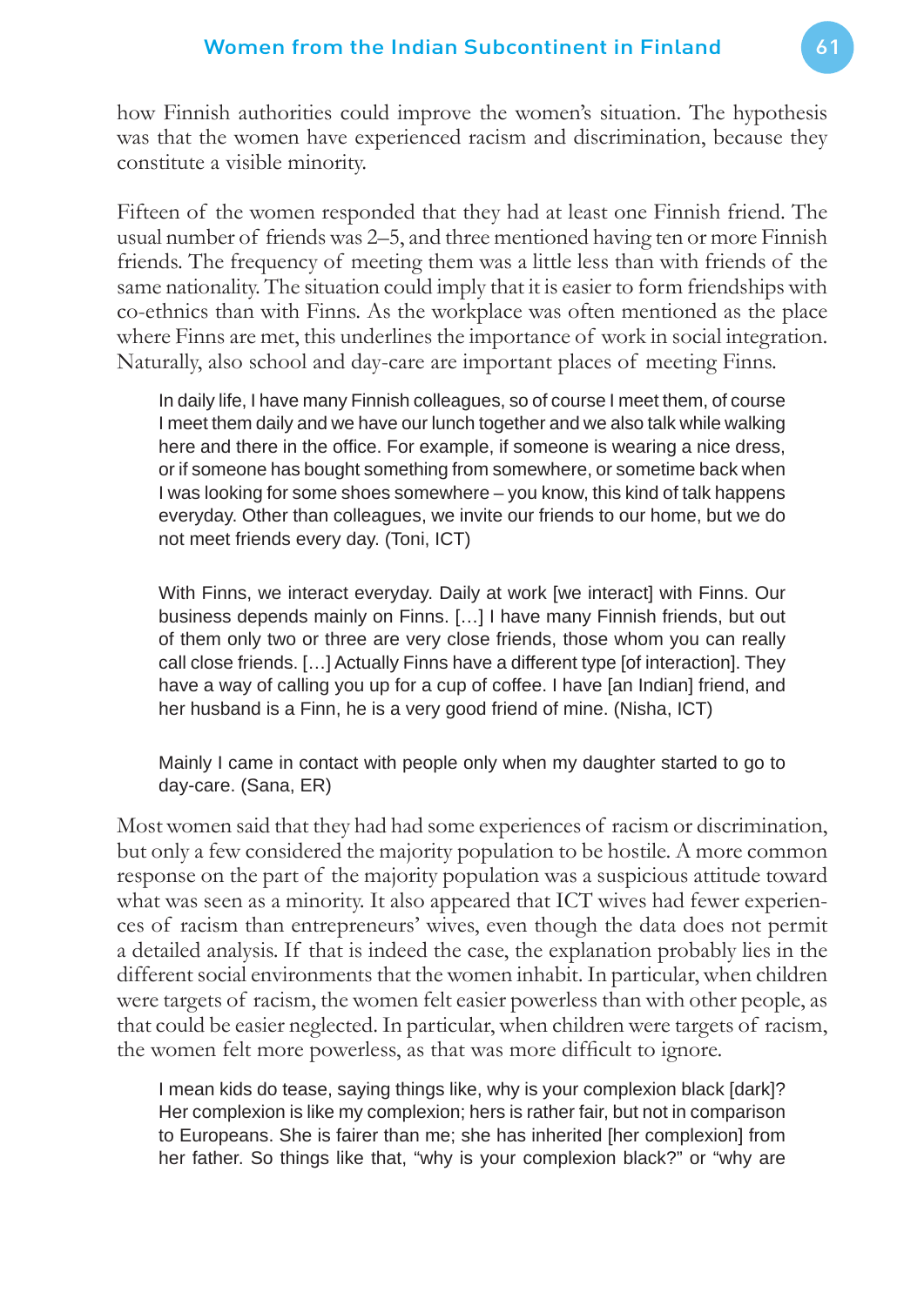how Finnish authorities could improve the women's situation. The hypothesis was that the women have experienced racism and discrimination, because they constitute a visible minority.

Fifteen of the women responded that they had at least one Finnish friend. The usual number of friends was 2–5, and three mentioned having ten or more Finnish friends. The frequency of meeting them was a little less than with friends of the same nationality. The situation could imply that it is easier to form friendships with co-ethnics than with Finns. As the workplace was often mentioned as the place where Finns are met, this underlines the importance of work in social integration. Naturally, also school and day-care are important places of meeting Finns.

> In daily life, I have many Finnish colleagues, so of course I meet them, of course I meet them daily and we have our lunch together and we also talk while walking here and there in the office. For example, if someone is wearing a nice dress, or if someone has bought something from somewhere, or sometime back when I was looking for some shoes somewhere – you know, this kind of talk happens everyday. Other than colleagues, we invite our friends to our home, but we do not meet friends every day. (Toni, ICT)

> With Finns, we interact everyday. Daily at work [we interact] with Finns. Our business depends mainly on Finns. […] I have many Finnish friends, but out of them only two or three are very close friends, those whom you can really call close friends. […] Actually Finns have a different type [of interaction]. They have a way of calling you up for a cup of coffee. I have [an Indian] friend, and her husband is a Finn, he is a very good friend of mine. (Nisha, ICT)

> Mainly I came in contact with people only when my daughter started to go to day-care. (Sana, ER)

Most women said that they had had some experiences of racism or discrimination, but only a few considered the majority population to be hostile. A more common response on the part of the majority population was a suspicious attitude toward what was seen as a minority. It also appeared that ICT wives had fewer experiences of racism than entrepreneurs' wives, even though the data does not permit a detailed analysis. If that is indeed the case, the explanation probably lies in the different social environments that the women inhabit. In particular, when children were targets of racism, the women felt easier powerless than with other people, as that could be easier neglected. In particular, when children were targets of racism, the women felt more powerless, as that was more difficult to ignore.

> I mean kids do tease, saying things like, why is your complexion black [dark]? Her complexion is like my complexion; hers is rather fair, but not in comparison to Europeans. She is fairer than me; she has inherited [her complexion] from her father. So things like that, "why is your complexion black?" or "why are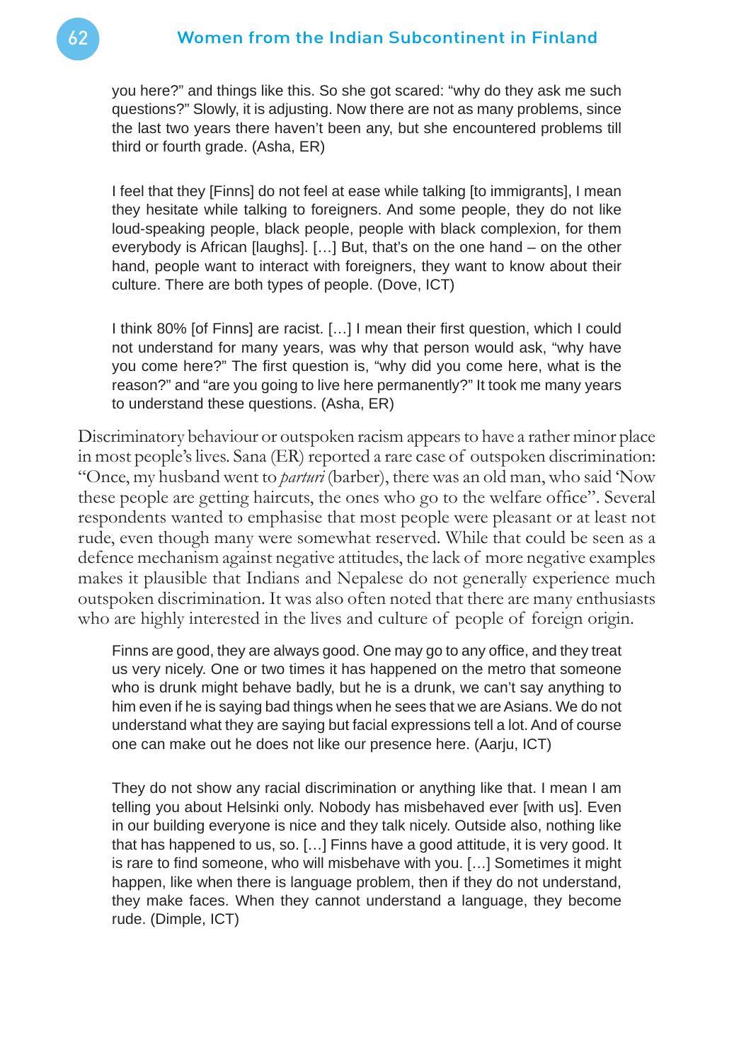> you here?" and things like this. So she got scared: "why do they ask me such questions?" Slowly, it is adjusting. Now there are not as many problems, since the last two years there haven't been any, but she encountered problems till third or fourth grade. (Asha, ER)

> I feel that they [Finns] do not feel at ease while talking [to immigrants], I mean they hesitate while talking to foreigners. And some people, they do not like loud-speaking people, black people, people with black complexion, for them everybody is African [laughs]. […] But, that's on the one hand – on the other hand, people want to interact with foreigners, they want to know about their culture. There are both types of people. (Dove, ICT)

> I think 80% [of Finns] are racist. […] I mean their first question, which I could not understand for many years, was why that person would ask, "why have you come here?" The first question is, "why did you come here, what is the reason?" and "are you going to live here permanently?" It took me many years to understand these questions. (Asha, ER)

Discriminatory behaviour or outspoken racism appears to have a rather minor place in most people's lives. Sana (ER) reported a rare case of outspoken discrimination: "Once, my husband went to *parturi* (barber), there was an old man, who said 'Now these people are getting haircuts, the ones who go to the welfare office". Several respondents wanted to emphasise that most people were pleasant or at least not rude, even though many were somewhat reserved. While that could be seen as a defence mechanism against negative attitudes, the lack of more negative examples makes it plausible that Indians and Nepalese do not generally experience much outspoken discrimination. It was also often noted that there are many enthusiasts who are highly interested in the lives and culture of people of foreign origin.

> Finns are good, they are always good. One may go to any office, and they treat us very nicely. One or two times it has happened on the metro that someone who is drunk might behave badly, but he is a drunk, we can't say anything to him even if he is saying bad things when he sees that we are Asians. We do not understand what they are saying but facial expressions tell a lot. And of course one can make out he does not like our presence here. (Aarju, ICT)

> They do not show any racial discrimination or anything like that. I mean I am telling you about Helsinki only. Nobody has misbehaved ever [with us]. Even in our building everyone is nice and they talk nicely. Outside also, nothing like that has happened to us, so. […] Finns have a good attitude, it is very good. It is rare to find someone, who will misbehave with you. […] Sometimes it might happen, like when there is language problem, then if they do not understand, they make faces. When they cannot understand a language, they become rude. (Dimple, ICT)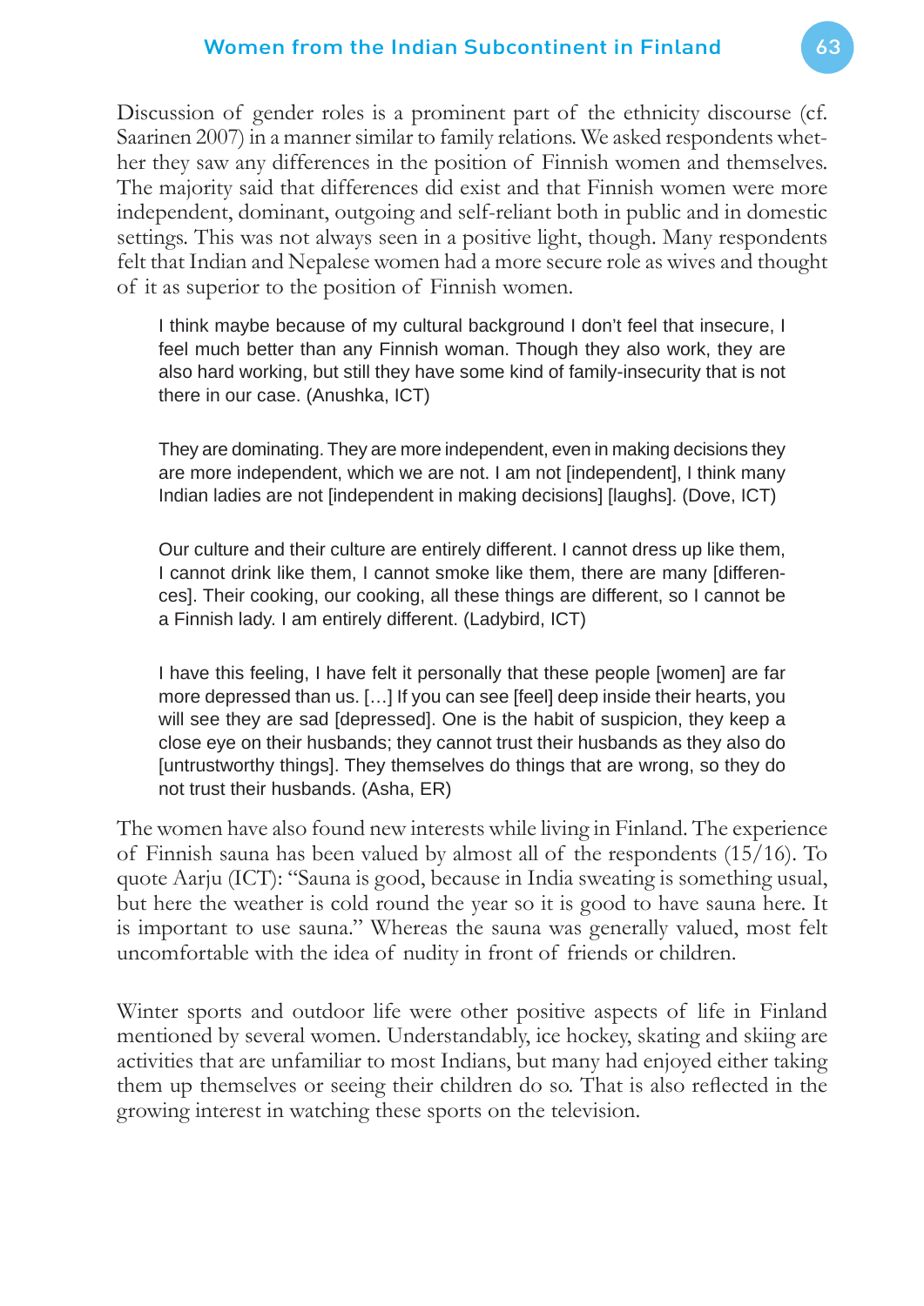Discussion of gender roles is a prominent part of the ethnicity discourse (cf. Saarinen 2007) in a manner similar to family relations. We asked respondents whether they saw any differences in the position of Finnish women and themselves. The majority said that differences did exist and that Finnish women were more independent, dominant, outgoing and self-reliant both in public and in domestic settings. This was not always seen in a positive light, though. Many respondents felt that Indian and Nepalese women had a more secure role as wives and thought of it as superior to the position of Finnish women.

> I think maybe because of my cultural background I don't feel that insecure, I feel much better than any Finnish woman. Though they also work, they are also hard working, but still they have some kind of family-insecurity that is not there in our case. (Anushka, ICT)

> They are dominating. They are more independent, even in making decisions they are more independent, which we are not. I am not [independent], I think many Indian ladies are not [independent in making decisions] [laughs]. (Dove, ICT)

> Our culture and their culture are entirely different. I cannot dress up like them, I cannot drink like them, I cannot smoke like them, there are many [differences]. Their cooking, our cooking, all these things are different, so I cannot be a Finnish lady. I am entirely different. (Ladybird, ICT)

> I have this feeling, I have felt it personally that these people [women] are far more depressed than us. [...] If you can see [feel] deep inside their hearts, you will see they are sad [depressed]. One is the habit of suspicion, they keep a close eye on their husbands; they cannot trust their husbands as they also do [untrustworthy things]. They themselves do things that are wrong, so they do not trust their husbands. (Asha, ER)

The women have also found new interests while living in Finland. The experience of Finnish sauna has been valued by almost all of the respondents (15/16). To quote Aarju (ICT): "Sauna is good, because in India sweating is something usual, but here the weather is cold round the year so it is good to have sauna here. It is important to use sauna." Whereas the sauna was generally valued, most felt uncomfortable with the idea of nudity in front of friends or children.

Winter sports and outdoor life were other positive aspects of life in Finland mentioned by several women. Understandably, ice hockey, skating and skiing are activities that are unfamiliar to most Indians, but many had enjoyed either taking them up themselves or seeing their children do so. That is also reflected in the growing interest in watching these sports on the television.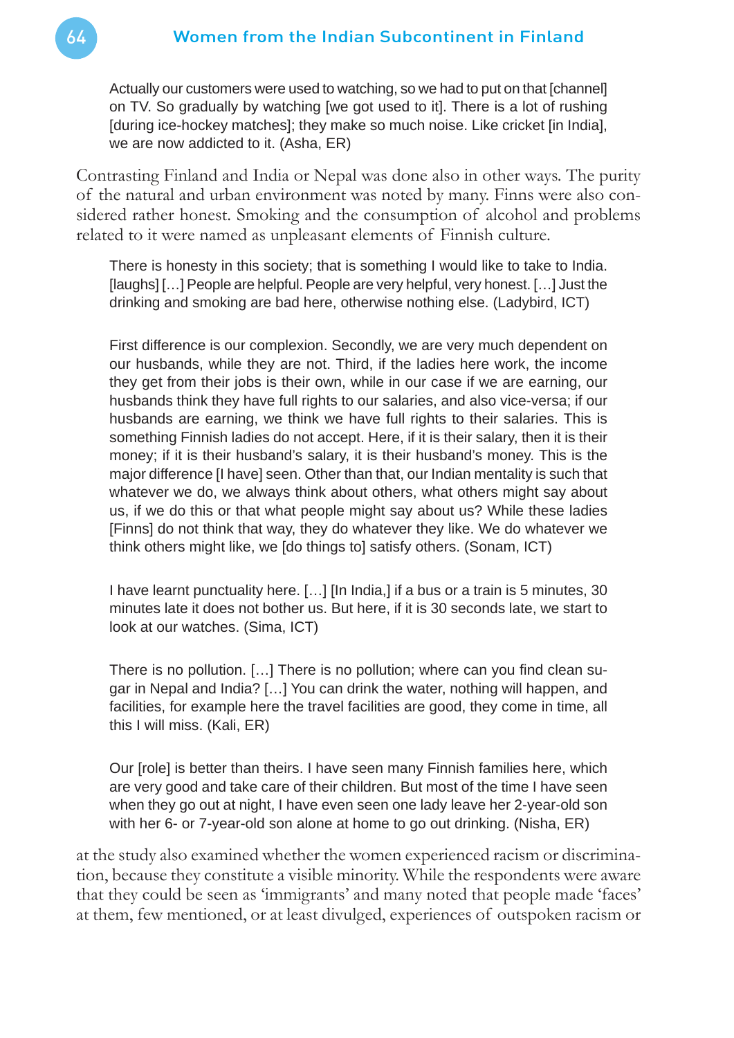> Actually our customers were used to watching, so we had to put on that [channel] on TV. So gradually by watching [we got used to it]. There is a lot of rushing [during ice-hockey matches]; they make so much noise. Like cricket [in India], we are now addicted to it. (Asha, ER)

Contrasting Finland and India or Nepal was done also in other ways. The purity of the natural and urban environment was noted by many. Finns were also considered rather honest. Smoking and the consumption of alcohol and problems related to it were named as unpleasant elements of Finnish culture.

> There is honesty in this society; that is something I would like to take to India. [laughs] […] People are helpful. People are very helpful, very honest. […] Just the drinking and smoking are bad here, otherwise nothing else. (Ladybird, ICT)

> First difference is our complexion. Secondly, we are very much dependent on our husbands, while they are not. Third, if the ladies here work, the income they get from their jobs is their own, while in our case if we are earning, our husbands think they have full rights to our salaries, and also vice-versa; if our husbands are earning, we think we have full rights to their salaries. This is something Finnish ladies do not accept. Here, if it is their salary, then it is their money; if it is their husband's salary, it is their husband's money. This is the major difference [I have] seen. Other than that, our Indian mentality is such that whatever we do, we always think about others, what others might say about us, if we do this or that what people might say about us? While these ladies [Finns] do not think that way, they do whatever they like. We do whatever we think others might like, we [do things to] satisfy others. (Sonam, ICT)

> I have learnt punctuality here. […] [In India,] if a bus or a train is 5 minutes, 30 minutes late it does not bother us. But here, if it is 30 seconds late, we start to look at our watches. (Sima, ICT)

> There is no pollution. […] There is no pollution; where can you find clean sugar in Nepal and India? […] You can drink the water, nothing will happen, and facilities, for example here the travel facilities are good, they come in time, all this I will miss. (Kali, ER)

> Our [role] is better than theirs. I have seen many Finnish families here, which are very good and take care of their children. But most of the time I have seen when they go out at night, I have even seen one lady leave her 2-year-old son with her 6- or 7-year-old son alone at home to go out drinking. (Nisha, ER)

at the study also examined whether the women experienced racism or discrimination, because they constitute a visible minority. While the respondents were aware that they could be seen as 'immigrants' and many noted that people made 'faces' at them, few mentioned, or at least divulged, experiences of outspoken racism or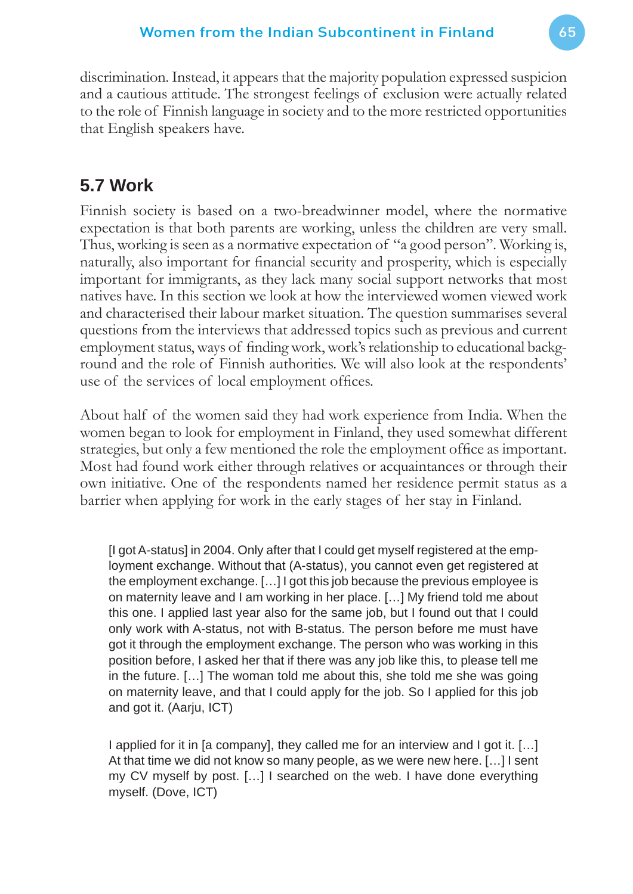discrimination. Instead, it appears that the majority population expressed suspicion and a cautious attitude. The strongest feelings of exclusion were actually related to the role of Finnish language in society and to the more restricted opportunities that English speakers have.

## 5.7 Work

Finnish society is based on a two-breadwinner model, where the normative expectation is that both parents are working, unless the children are very small. Thus, working is seen as a normative expectation of "a good person". Working is, naturally, also important for financial security and prosperity, which is especially important for immigrants, as they lack many social support networks that most natives have. In this section we look at how the interviewed women viewed work and characterised their labour market situation. The question summarises several questions from the interviews that addressed topics such as previous and current employment status, ways of finding work, work's relationship to educational background and the role of Finnish authorities. We will also look at the respondents' use of the services of local employment offices.

About half of the women said they had work experience from India. When the women began to look for employment in Finland, they used somewhat different strategies, but only a few mentioned the role the employment office as important. Most had found work either through relatives or acquaintances or through their own initiative. One of the respondents named her residence permit status as a barrier when applying for work in the early stages of her stay in Finland.

> [I got A-status] in 2004. Only after that I could get myself registered at the employment exchange. Without that (A-status), you cannot even get registered at the employment exchange. […] I got this job because the previous employee is on maternity leave and I am working in her place. […] My friend told me about this one. I applied last year also for the same job, but I found out that I could only work with A-status, not with B-status. The person before me must have got it through the employment exchange. The person who was working in this position before, I asked her that if there was any job like this, to please tell me in the future. […] The woman told me about this, she told me she was going on maternity leave, and that I could apply for the job. So I applied for this job and got it. (Aarju, ICT)

> I applied for it in [a company], they called me for an interview and I got it. […] At that time we did not know so many people, as we were new here. […] I sent my CV myself by post. […] I searched on the web. I have done everything myself. (Dove, ICT)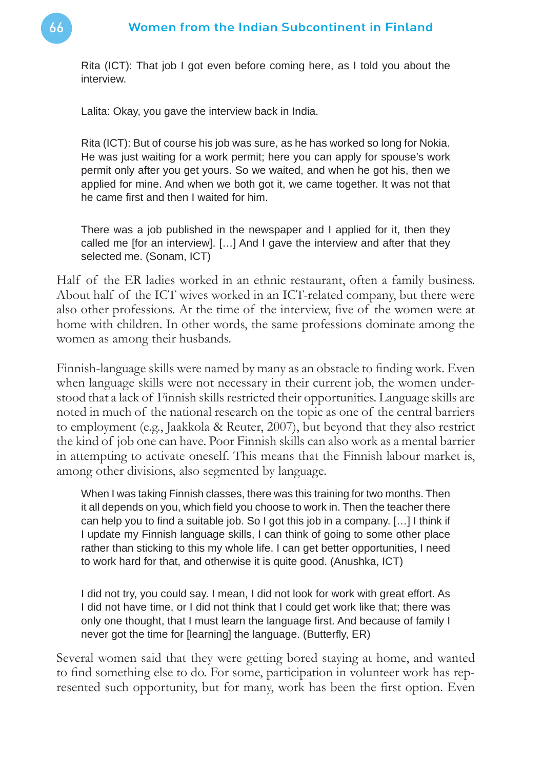> Rita (ICT): That job I got even before coming here, as I told you about the interview.
>
> Lalita: Okay, you gave the interview back in India.
>
> Rita (ICT): But of course his job was sure, as he has worked so long for Nokia. He was just waiting for a work permit; here you can apply for spouse's work permit only after you get yours. So we waited, and when he got his, then we applied for mine. And when we both got it, we came together. It was not that he came first and then I waited for him.

> There was a job published in the newspaper and I applied for it, then they called me [for an interview]. […] And I gave the interview and after that they selected me. (Sonam, ICT)

Half of the ER ladies worked in an ethnic restaurant, often a family business. About half of the ICT wives worked in an ICT-related company, but there were also other professions. At the time of the interview, five of the women were at home with children. In other words, the same professions dominate among the women as among their husbands.

Finnish-language skills were named by many as an obstacle to finding work. Even when language skills were not necessary in their current job, the women understood that a lack of Finnish skills restricted their opportunities. Language skills are noted in much of the national research on the topic as one of the central barriers to employment (e.g., Jaakkola & Reuter, 2007), but beyond that they also restrict the kind of job one can have. Poor Finnish skills can also work as a mental barrier in attempting to activate oneself. This means that the Finnish labour market is, among other divisions, also segmented by language.

> When I was taking Finnish classes, there was this training for two months. Then it all depends on you, which field you choose to work in. Then the teacher there can help you to find a suitable job. So I got this job in a company. […] I think if I update my Finnish language skills, I can think of going to some other place rather than sticking to this my whole life. I can get better opportunities, I need to work hard for that, and otherwise it is quite good. (Anushka, ICT)

> I did not try, you could say. I mean, I did not look for work with great effort. As I did not have time, or I did not think that I could get work like that; there was only one thought, that I must learn the language first. And because of family I never got the time for [learning] the language. (Butterfly, ER)

Several women said that they were getting bored staying at home, and wanted to find something else to do. For some, participation in volunteer work has represented such opportunity, but for many, work has been the first option. Even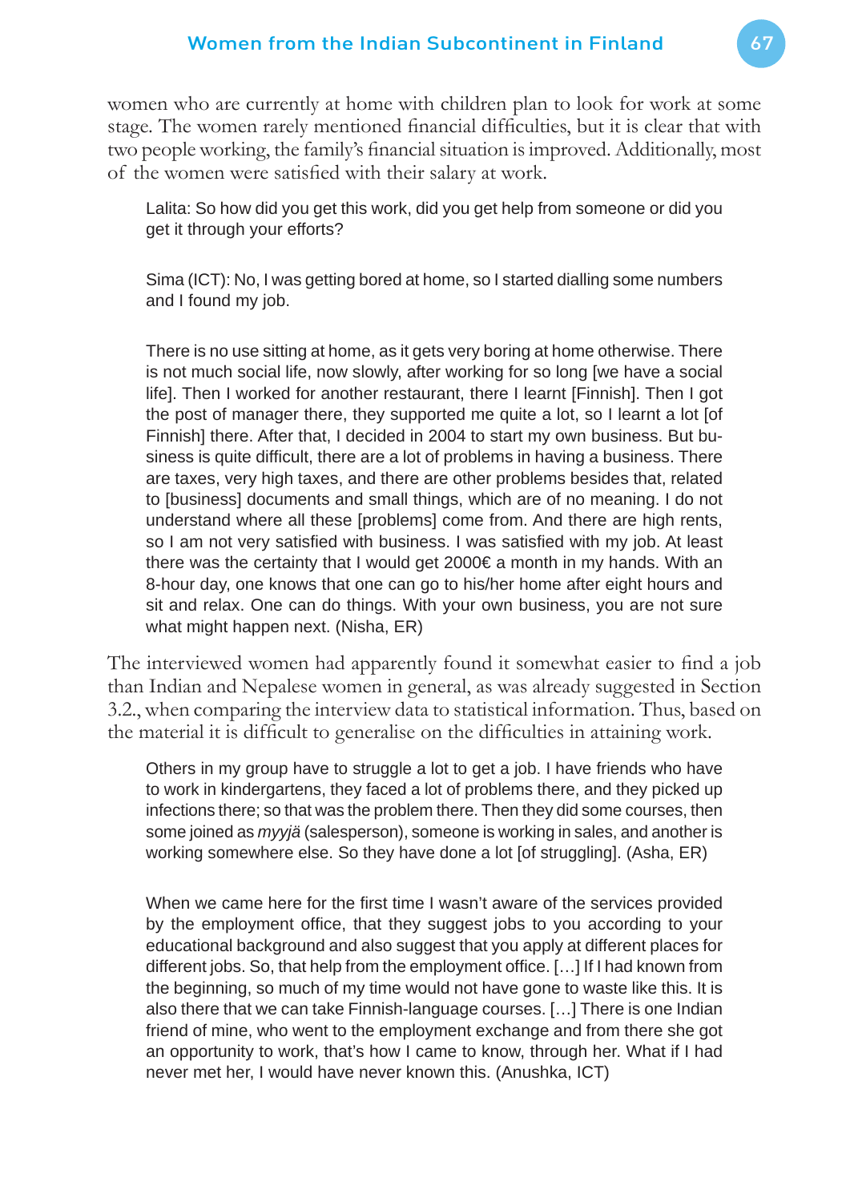women who are currently at home with children plan to look for work at some stage. The women rarely mentioned financial difficulties, but it is clear that with two people working, the family's financial situation is improved. Additionally, most of the women were satisfied with their salary at work.

> Lalita: So how did you get this work, did you get help from someone or did you get it through your efforts?
>
> Sima (ICT): No, I was getting bored at home, so I started dialling some numbers and I found my job.

> There is no use sitting at home, as it gets very boring at home otherwise. There is not much social life, now slowly, after working for so long [we have a social life]. Then I worked for another restaurant, there I learnt [Finnish]. Then I got the post of manager there, they supported me quite a lot, so I learnt a lot [of Finnish] there. After that, I decided in 2004 to start my own business. But business is quite difficult, there are a lot of problems in having a business. There are taxes, very high taxes, and there are other problems besides that, related to [business] documents and small things, which are of no meaning. I do not understand where all these [problems] come from. And there are high rents, so I am not very satisfied with business. I was satisfied with my job. At least there was the certainty that I would get 2000€ a month in my hands. With an 8-hour day, one knows that one can go to his/her home after eight hours and sit and relax. One can do things. With your own business, you are not sure what might happen next. (Nisha, ER)

The interviewed women had apparently found it somewhat easier to find a job than Indian and Nepalese women in general, as was already suggested in Section 3.2., when comparing the interview data to statistical information. Thus, based on the material it is difficult to generalise on the difficulties in attaining work.

> Others in my group have to struggle a lot to get a job. I have friends who have to work in kindergartens, they faced a lot of problems there, and they picked up infections there; so that was the problem there. Then they did some courses, then some joined as *myyjä* (salesperson), someone is working in sales, and another is working somewhere else. So they have done a lot [of struggling]. (Asha, ER)

> When we came here for the first time I wasn't aware of the services provided by the employment office, that they suggest jobs to you according to your educational background and also suggest that you apply at different places for different jobs. So, that help from the employment office. […] If I had known from the beginning, so much of my time would not have gone to waste like this. It is also there that we can take Finnish-language courses. […] There is one Indian friend of mine, who went to the employment exchange and from there she got an opportunity to work, that's how I came to know, through her. What if I had never met her, I would have never known this. (Anushka, ICT)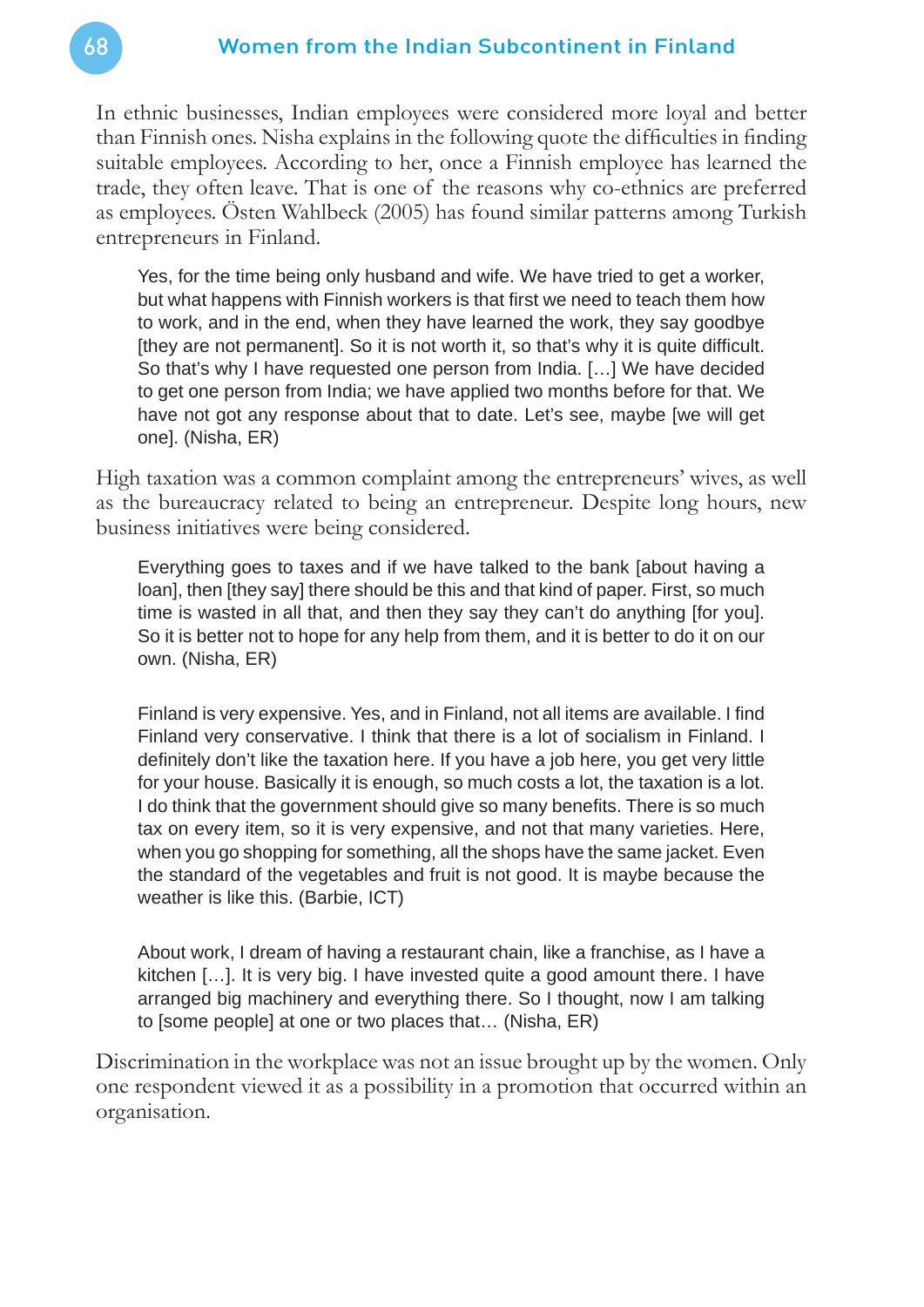In ethnic businesses, Indian employees were considered more loyal and better than Finnish ones. Nisha explains in the following quote the difficulties in finding suitable employees. According to her, once a Finnish employee has learned the trade, they often leave. That is one of the reasons why co-ethnics are preferred as employees. Östen Wahlbeck (2005) has found similar patterns among Turkish entrepreneurs in Finland.

> Yes, for the time being only husband and wife. We have tried to get a worker, but what happens with Finnish workers is that first we need to teach them how to work, and in the end, when they have learned the work, they say goodbye [they are not permanent]. So it is not worth it, so that's why it is quite difficult. So that's why I have requested one person from India. […] We have decided to get one person from India; we have applied two months before for that. We have not got any response about that to date. Let's see, maybe [we will get one]. (Nisha, ER)

High taxation was a common complaint among the entrepreneurs' wives, as well as the bureaucracy related to being an entrepreneur. Despite long hours, new business initiatives were being considered.

> Everything goes to taxes and if we have talked to the bank [about having a loan], then [they say] there should be this and that kind of paper. First, so much time is wasted in all that, and then they say they can't do anything [for you]. So it is better not to hope for any help from them, and it is better to do it on our own. (Nisha, ER)

> Finland is very expensive. Yes, and in Finland, not all items are available. I find Finland very conservative. I think that there is a lot of socialism in Finland. I definitely don't like the taxation here. If you have a job here, you get very little for your house. Basically it is enough, so much costs a lot, the taxation is a lot. I do think that the government should give so many benefits. There is so much tax on every item, so it is very expensive, and not that many varieties. Here, when you go shopping for something, all the shops have the same jacket. Even the standard of the vegetables and fruit is not good. It is maybe because the weather is like this. (Barbie, ICT)

> About work, I dream of having a restaurant chain, like a franchise, as I have a kitchen […]. It is very big. I have invested quite a good amount there. I have arranged big machinery and everything there. So I thought, now I am talking to [some people] at one or two places that… (Nisha, ER)

Discrimination in the workplace was not an issue brought up by the women. Only one respondent viewed it as a possibility in a promotion that occurred within an organisation.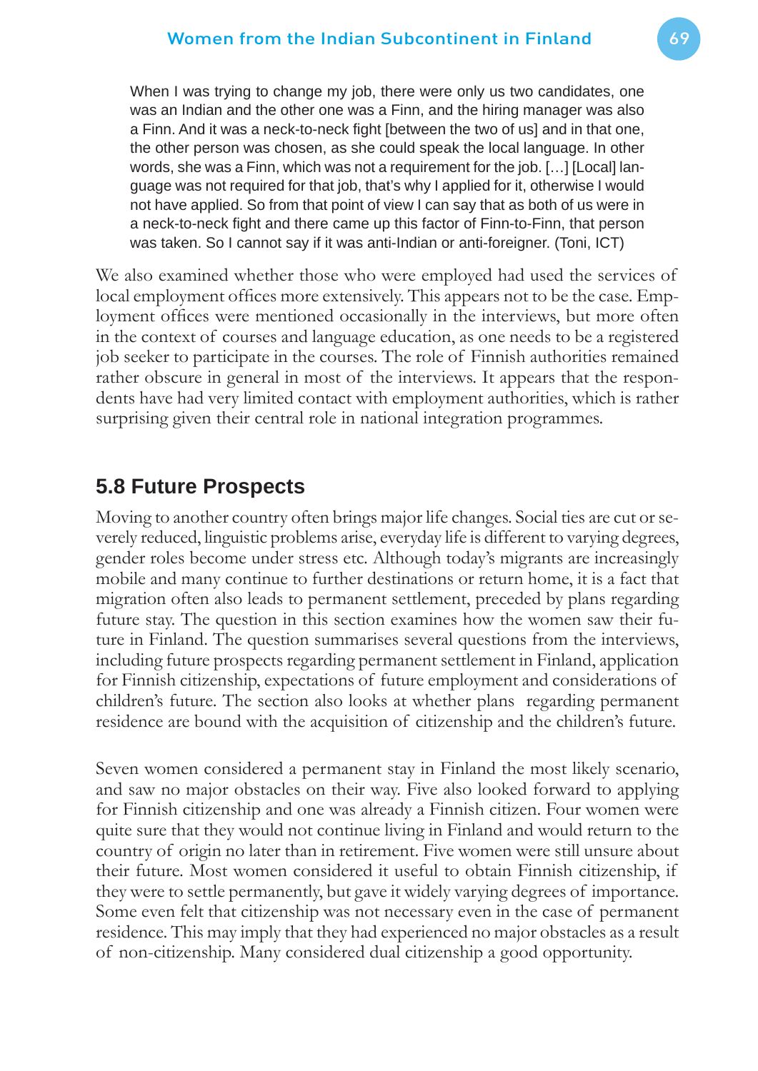> When I was trying to change my job, there were only us two candidates, one was an Indian and the other one was a Finn, and the hiring manager was also a Finn. And it was a neck-to-neck fight [between the two of us] and in that one, the other person was chosen, as she could speak the local language. In other words, she was a Finn, which was not a requirement for the job. […] [Local] language was not required for that job, that's why I applied for it, otherwise I would not have applied. So from that point of view I can say that as both of us were in a neck-to-neck fight and there came up this factor of Finn-to-Finn, that person was taken. So I cannot say if it was anti-Indian or anti-foreigner. (Toni, ICT)

We also examined whether those who were employed had used the services of local employment offices more extensively. This appears not to be the case. Employment offices were mentioned occasionally in the interviews, but more often in the context of courses and language education, as one needs to be a registered job seeker to participate in the courses. The role of Finnish authorities remained rather obscure in general in most of the interviews. It appears that the respondents have had very limited contact with employment authorities, which is rather surprising given their central role in national integration programmes.

## 5.8 Future Prospects

Moving to another country often brings major life changes. Social ties are cut or severely reduced, linguistic problems arise, everyday life is different to varying degrees, gender roles become under stress etc. Although today's migrants are increasingly mobile and many continue to further destinations or return home, it is a fact that migration often also leads to permanent settlement, preceded by plans regarding future stay. The question in this section examines how the women saw their future in Finland. The question summarises several questions from the interviews, including future prospects regarding permanent settlement in Finland, application for Finnish citizenship, expectations of future employment and considerations of children's future. The section also looks at whether plans regarding permanent residence are bound with the acquisition of citizenship and the children's future.

Seven women considered a permanent stay in Finland the most likely scenario, and saw no major obstacles on their way. Five also looked forward to applying for Finnish citizenship and one was already a Finnish citizen. Four women were quite sure that they would not continue living in Finland and would return to the country of origin no later than in retirement. Five women were still unsure about their future. Most women considered it useful to obtain Finnish citizenship, if they were to settle permanently, but gave it widely varying degrees of importance. Some even felt that citizenship was not necessary even in the case of permanent residence. This may imply that they had experienced no major obstacles as a result of non-citizenship. Many considered dual citizenship a good opportunity.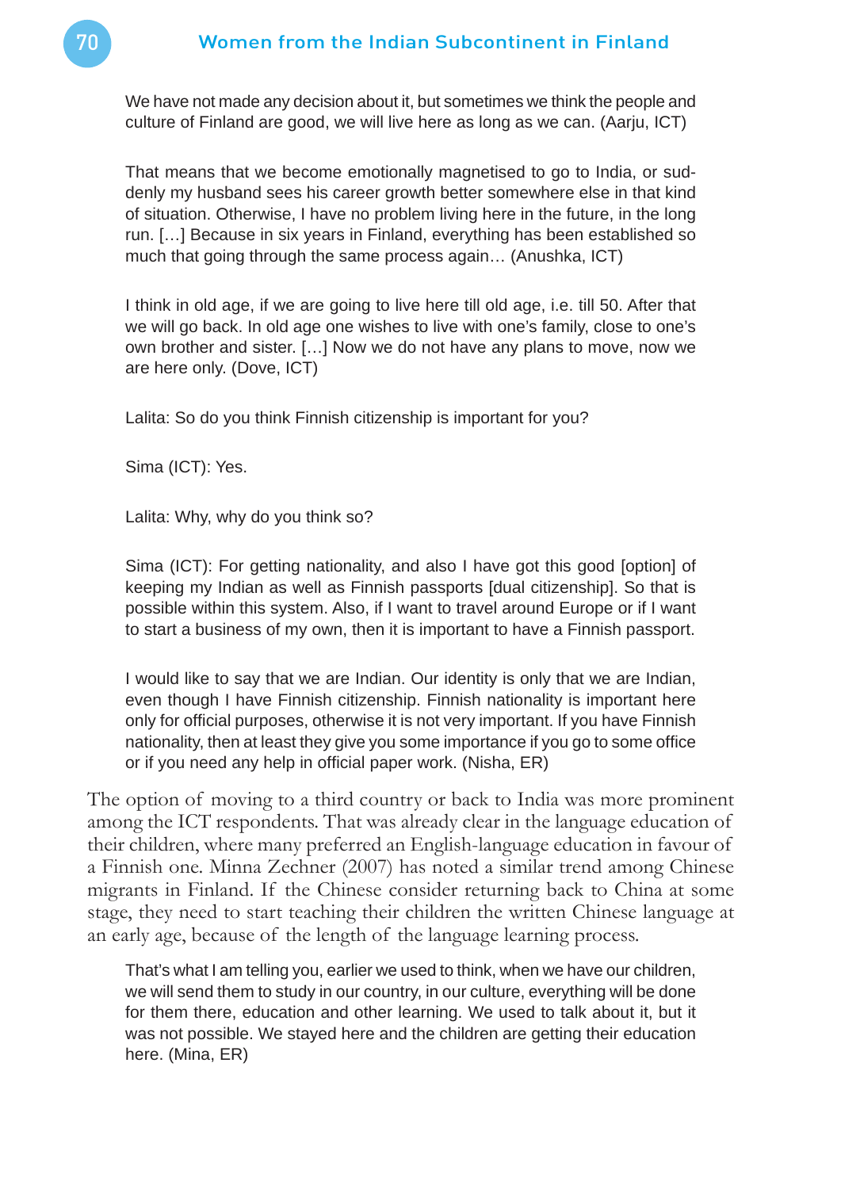> We have not made any decision about it, but sometimes we think the people and culture of Finland are good, we will live here as long as we can. (Aarju, ICT)

> That means that we become emotionally magnetised to go to India, or suddenly my husband sees his career growth better somewhere else in that kind of situation. Otherwise, I have no problem living here in the future, in the long run. […] Because in six years in Finland, everything has been established so much that going through the same process again… (Anushka, ICT)

> I think in old age, if we are going to live here till old age, i.e. till 50. After that we will go back. In old age one wishes to live with one's family, close to one's own brother and sister. […] Now we do not have any plans to move, now we are here only. (Dove, ICT)

> Lalita: So do you think Finnish citizenship is important for you?
>
> Sima (ICT): Yes.
>
> Lalita: Why, why do you think so?
>
> Sima (ICT): For getting nationality, and also I have got this good [option] of keeping my Indian as well as Finnish passports [dual citizenship]. So that is possible within this system. Also, if I want to travel around Europe or if I want to start a business of my own, then it is important to have a Finnish passport.

> I would like to say that we are Indian. Our identity is only that we are Indian, even though I have Finnish citizenship. Finnish nationality is important here only for official purposes, otherwise it is not very important. If you have Finnish nationality, then at least they give you some importance if you go to some office or if you need any help in official paper work. (Nisha, ER)

The option of moving to a third country or back to India was more prominent among the ICT respondents. That was already clear in the language education of their children, where many preferred an English-language education in favour of a Finnish one. Minna Zechner (2007) has noted a similar trend among Chinese migrants in Finland. If the Chinese consider returning back to China at some stage, they need to start teaching their children the written Chinese language at an early age, because of the length of the language learning process.

> That's what I am telling you, earlier we used to think, when we have our children, we will send them to study in our country, in our culture, everything will be done for them there, education and other learning. We used to talk about it, but it was not possible. We stayed here and the children are getting their education here. (Mina, ER)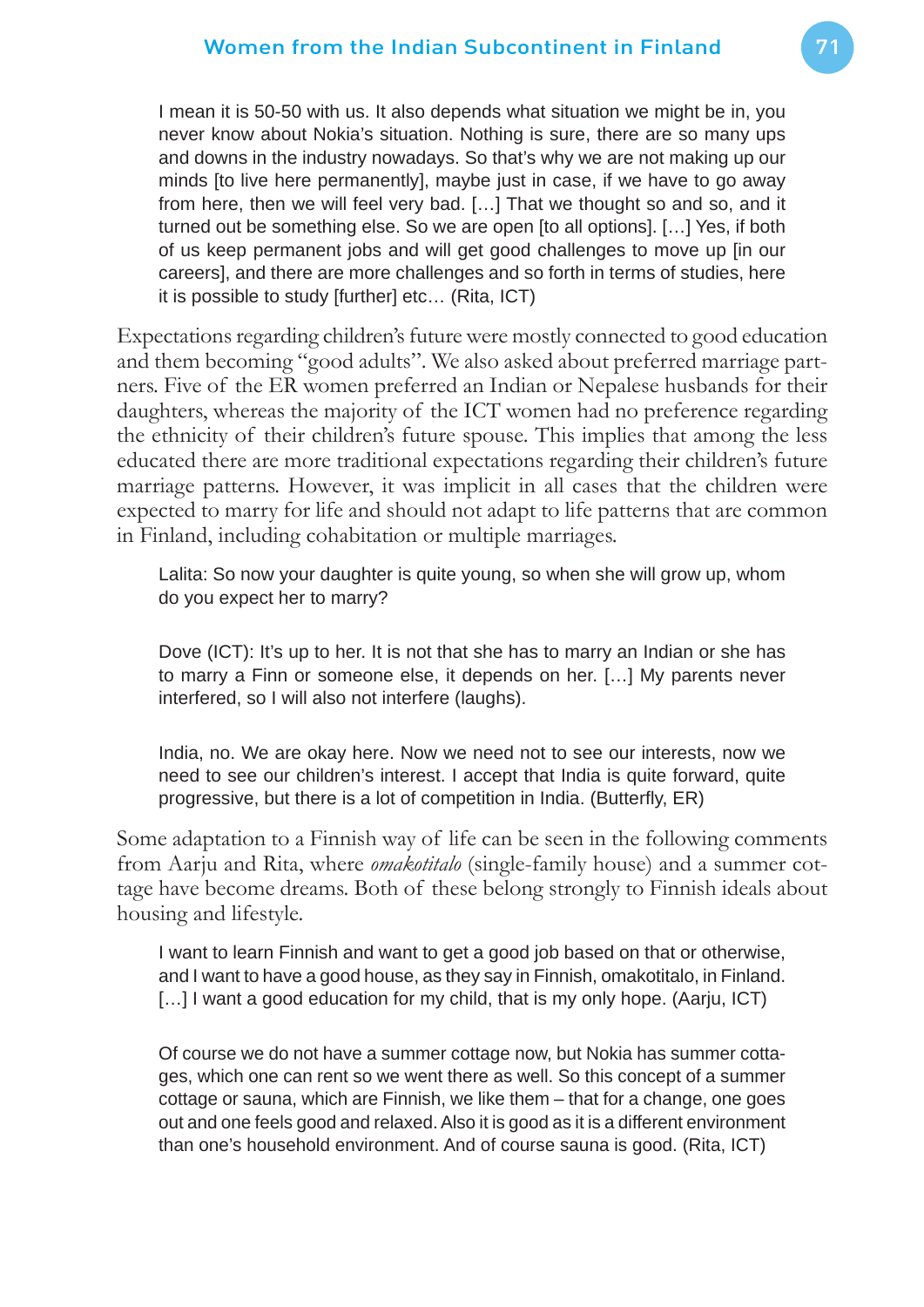> I mean it is 50-50 with us. It also depends what situation we might be in, you never know about Nokia's situation. Nothing is sure, there are so many ups and downs in the industry nowadays. So that's why we are not making up our minds [to live here permanently], maybe just in case, if we have to go away from here, then we will feel very bad. […] That we thought so and so, and it turned out be something else. So we are open [to all options]. […] Yes, if both of us keep permanent jobs and will get good challenges to move up [in our careers], and there are more challenges and so forth in terms of studies, here it is possible to study [further] etc… (Rita, ICT)

Expectations regarding children's future were mostly connected to good education and them becoming "good adults". We also asked about preferred marriage partners. Five of the ER women preferred an Indian or Nepalese husbands for their daughters, whereas the majority of the ICT women had no preference regarding the ethnicity of their children's future spouse. This implies that among the less educated there are more traditional expectations regarding their children's future marriage patterns. However, it was implicit in all cases that the children were expected to marry for life and should not adapt to life patterns that are common in Finland, including cohabitation or multiple marriages.

> Lalita: So now your daughter is quite young, so when she will grow up, whom do you expect her to marry?
>
> Dove (ICT): It's up to her. It is not that she has to marry an Indian or she has to marry a Finn or someone else, it depends on her. […] My parents never interfered, so I will also not interfere (laughs).

> India, no. We are okay here. Now we need not to see our interests, now we need to see our children's interest. I accept that India is quite forward, quite progressive, but there is a lot of competition in India. (Butterfly, ER)

Some adaptation to a Finnish way of life can be seen in the following comments from Aarju and Rita, where *omakotitalo* (single-family house) and a summer cottage have become dreams. Both of these belong strongly to Finnish ideals about housing and lifestyle.

> I want to learn Finnish and want to get a good job based on that or otherwise, and I want to have a good house, as they say in Finnish, omakotitalo, in Finland. […] I want a good education for my child, that is my only hope. (Aarju, ICT)

> Of course we do not have a summer cottage now, but Nokia has summer cottages, which one can rent so we went there as well. So this concept of a summer cottage or sauna, which are Finnish, we like them – that for a change, one goes out and one feels good and relaxed. Also it is good as it is a different environment than one's household environment. And of course sauna is good. (Rita, ICT)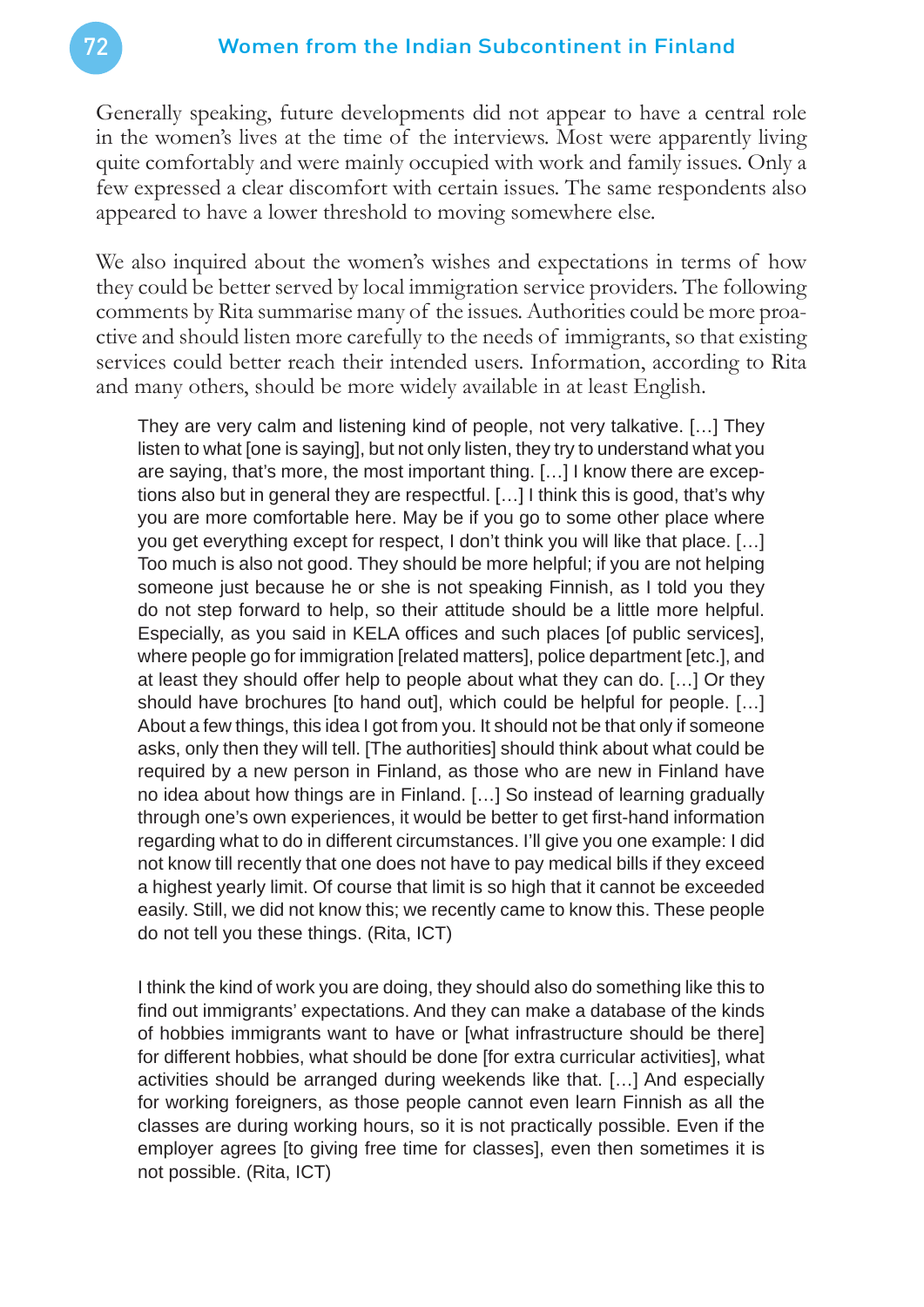Generally speaking, future developments did not appear to have a central role in the women's lives at the time of the interviews. Most were apparently living quite comfortably and were mainly occupied with work and family issues. Only a few expressed a clear discomfort with certain issues. The same respondents also appeared to have a lower threshold to moving somewhere else.

We also inquired about the women's wishes and expectations in terms of how they could be better served by local immigration service providers. The following comments by Rita summarise many of the issues. Authorities could be more proactive and should listen more carefully to the needs of immigrants, so that existing services could better reach their intended users. Information, according to Rita and many others, should be more widely available in at least English.

> They are very calm and listening kind of people, not very talkative. […] They listen to what [one is saying], but not only listen, they try to understand what you are saying, that's more, the most important thing. […] I know there are exceptions also but in general they are respectful. […] I think this is good, that's why you are more comfortable here. May be if you go to some other place where you get everything except for respect, I don't think you will like that place. […] Too much is also not good. They should be more helpful; if you are not helping someone just because he or she is not speaking Finnish, as I told you they do not step forward to help, so their attitude should be a little more helpful. Especially, as you said in KELA offices and such places [of public services], where people go for immigration [related matters], police department [etc.], and at least they should offer help to people about what they can do. […] Or they should have brochures [to hand out], which could be helpful for people. […] About a few things, this idea I got from you. It should not be that only if someone asks, only then they will tell. [The authorities] should think about what could be required by a new person in Finland, as those who are new in Finland have no idea about how things are in Finland. […] So instead of learning gradually through one's own experiences, it would be better to get first-hand information regarding what to do in different circumstances. I'll give you one example: I did not know till recently that one does not have to pay medical bills if they exceed a highest yearly limit. Of course that limit is so high that it cannot be exceeded easily. Still, we did not know this; we recently came to know this. These people do not tell you these things. (Rita, ICT)

> I think the kind of work you are doing, they should also do something like this to find out immigrants' expectations. And they can make a database of the kinds of hobbies immigrants want to have or [what infrastructure should be there] for different hobbies, what should be done [for extra curricular activities], what activities should be arranged during weekends like that. […] And especially for working foreigners, as those people cannot even learn Finnish as all the classes are during working hours, so it is not practically possible. Even if the employer agrees [to giving free time for classes], even then sometimes it is not possible. (Rita, ICT)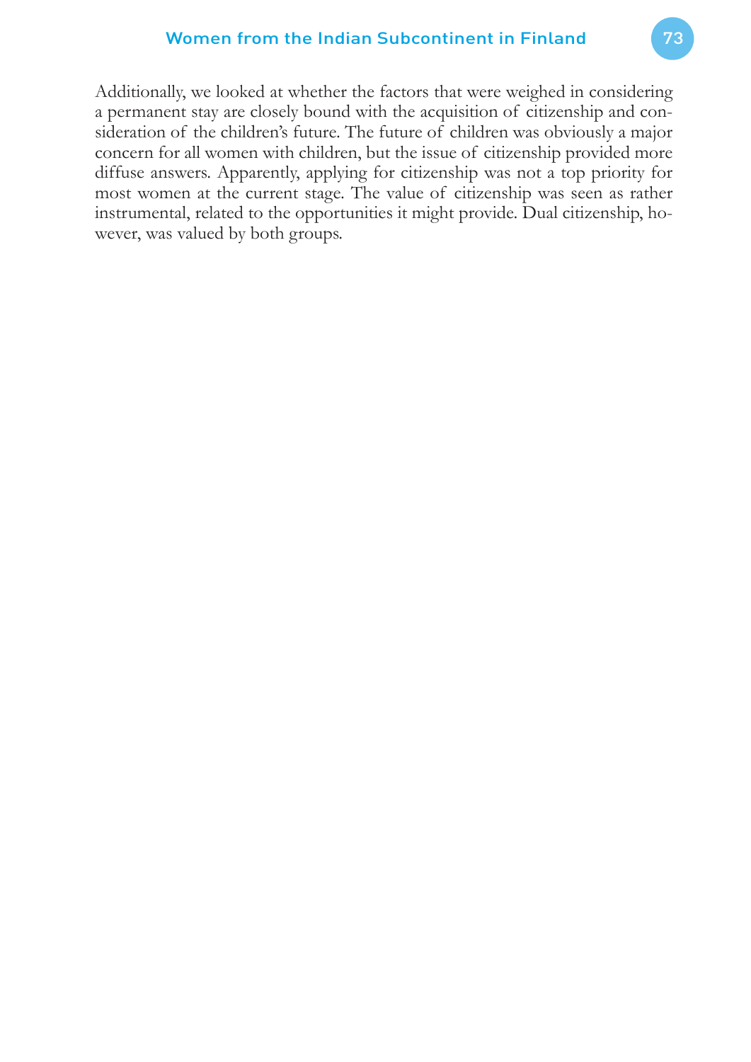Additionally, we looked at whether the factors that were weighed in considering a permanent stay are closely bound with the acquisition of citizenship and consideration of the children's future. The future of children was obviously a major concern for all women with children, but the issue of citizenship provided more diffuse answers. Apparently, applying for citizenship was not a top priority for most women at the current stage. The value of citizenship was seen as rather instrumental, related to the opportunities it might provide. Dual citizenship, however, was valued by both groups.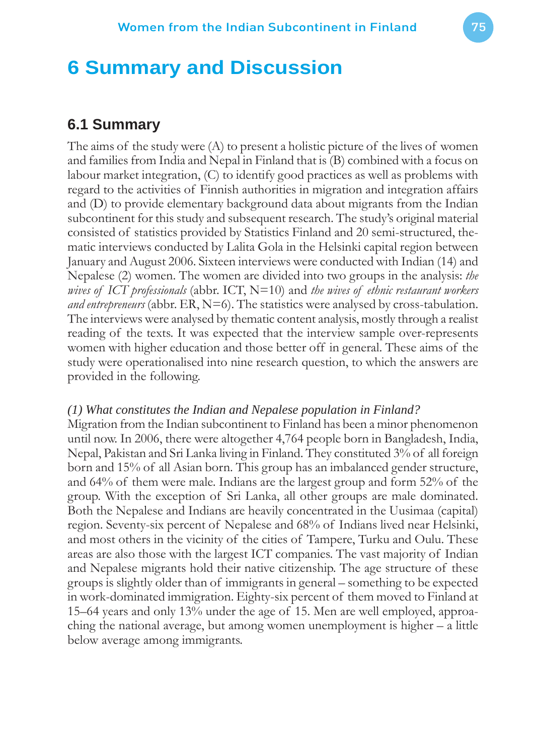# 6 Summary and Discussion

## 6.1 Summary

The aims of the study were (A) to present a holistic picture of the lives of women and families from India and Nepal in Finland that is (B) combined with a focus on labour market integration, (C) to identify good practices as well as problems with regard to the activities of Finnish authorities in migration and integration affairs and (D) to provide elementary background data about migrants from the Indian subcontinent for this study and subsequent research. The study's original material consisted of statistics provided by Statistics Finland and 20 semi-structured, thematic interviews conducted by Lalita Gola in the Helsinki capital region between January and August 2006. Sixteen interviews were conducted with Indian (14) and Nepalese (2) women. The women are divided into two groups in the analysis: *the wives of ICT professionals* (abbr. ICT, N=10) and *the wives of ethnic restaurant workers and entrepreneurs* (abbr. ER, N=6). The statistics were analysed by cross-tabulation. The interviews were analysed by thematic content analysis, mostly through a realist reading of the texts. It was expected that the interview sample over-represents women with higher education and those better off in general. These aims of the study were operationalised into nine research question, to which the answers are provided in the following.

*(1) What constitutes the Indian and Nepalese population in Finland?*

Migration from the Indian subcontinent to Finland has been a minor phenomenon until now. In 2006, there were altogether 4,764 people born in Bangladesh, India, Nepal, Pakistan and Sri Lanka living in Finland. They constituted 3% of all foreign born and 15% of all Asian born. This group has an imbalanced gender structure, and 64% of them were male. Indians are the largest group and form 52% of the group. With the exception of Sri Lanka, all other groups are male dominated. Both the Nepalese and Indians are heavily concentrated in the Uusimaa (capital) region. Seventy-six percent of Nepalese and 68% of Indians lived near Helsinki, and most others in the vicinity of the cities of Tampere, Turku and Oulu. These areas are also those with the largest ICT companies. The vast majority of Indian and Nepalese migrants hold their native citizenship. The age structure of these groups is slightly older than of immigrants in general – something to be expected in work-dominated immigration. Eighty-six percent of them moved to Finland at 15–64 years and only 13% under the age of 15. Men are well employed, approaching the national average, but among women unemployment is higher – a little below average among immigrants.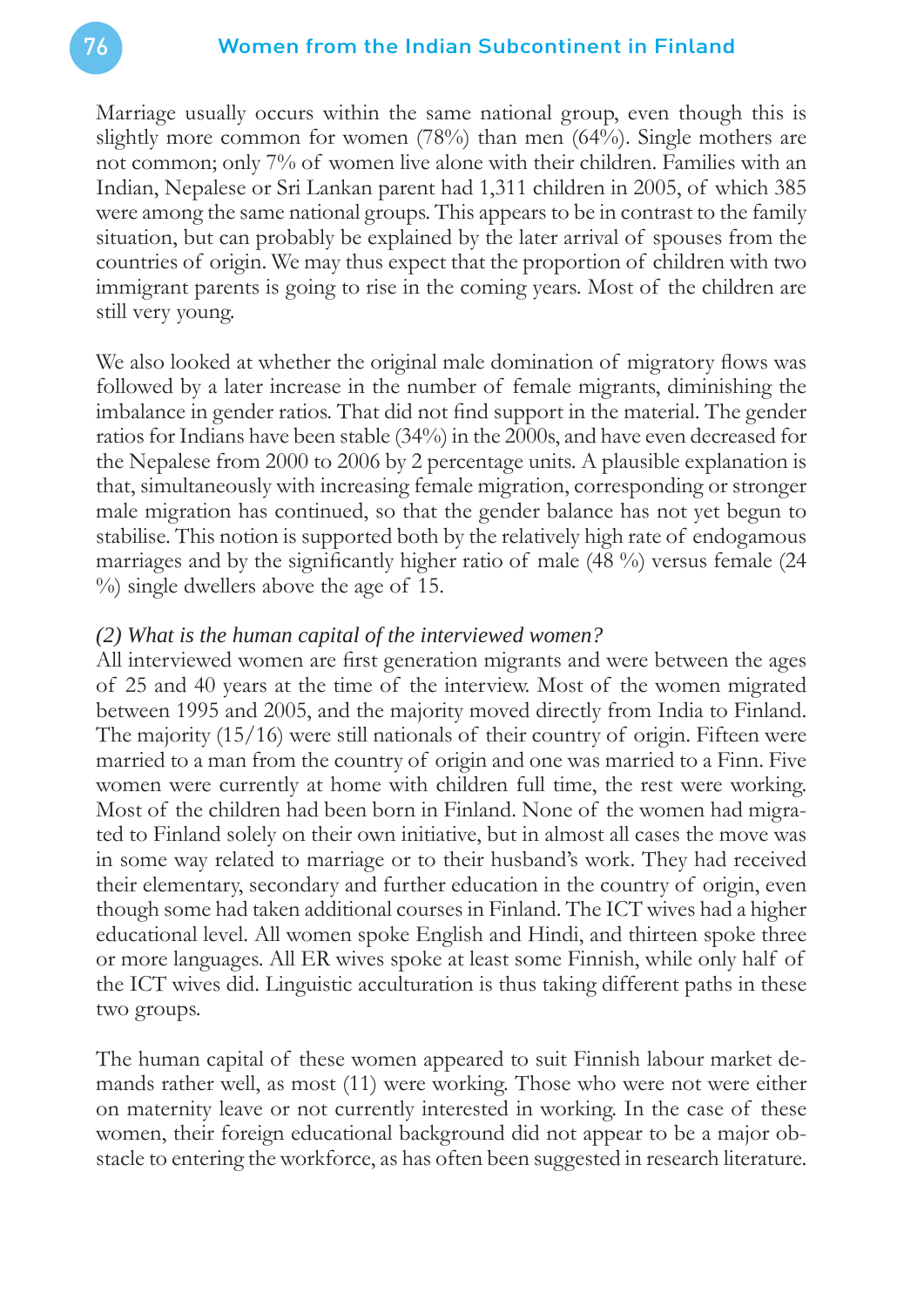Marriage usually occurs within the same national group, even though this is slightly more common for women (78%) than men (64%). Single mothers are not common; only 7% of women live alone with their children. Families with an Indian, Nepalese or Sri Lankan parent had 1,311 children in 2005, of which 385 were among the same national groups. This appears to be in contrast to the family situation, but can probably be explained by the later arrival of spouses from the countries of origin. We may thus expect that the proportion of children with two immigrant parents is going to rise in the coming years. Most of the children are still very young.

We also looked at whether the original male domination of migratory flows was followed by a later increase in the number of female migrants, diminishing the imbalance in gender ratios. That did not find support in the material. The gender ratios for Indians have been stable (34%) in the 2000s, and have even decreased for the Nepalese from 2000 to 2006 by 2 percentage units. A plausible explanation is that, simultaneously with increasing female migration, corresponding or stronger male migration has continued, so that the gender balance has not yet begun to stabilise. This notion is supported both by the relatively high rate of endogamous marriages and by the significantly higher ratio of male (48 %) versus female (24 %) single dwellers above the age of 15.

*(2) What is the human capital of the interviewed women?*

All interviewed women are first generation migrants and were between the ages of 25 and 40 years at the time of the interview. Most of the women migrated between 1995 and 2005, and the majority moved directly from India to Finland. The majority (15/16) were still nationals of their country of origin. Fifteen were married to a man from the country of origin and one was married to a Finn. Five women were currently at home with children full time, the rest were working. Most of the children had been born in Finland. None of the women had migrated to Finland solely on their own initiative, but in almost all cases the move was in some way related to marriage or to their husband's work. They had received their elementary, secondary and further education in the country of origin, even though some had taken additional courses in Finland. The ICT wives had a higher educational level. All women spoke English and Hindi, and thirteen spoke three or more languages. All ER wives spoke at least some Finnish, while only half of the ICT wives did. Linguistic acculturation is thus taking different paths in these two groups.

The human capital of these women appeared to suit Finnish labour market demands rather well, as most (11) were working. Those who were not were either on maternity leave or not currently interested in working. In the case of these women, their foreign educational background did not appear to be a major obstacle to entering the workforce, as has often been suggested in research literature.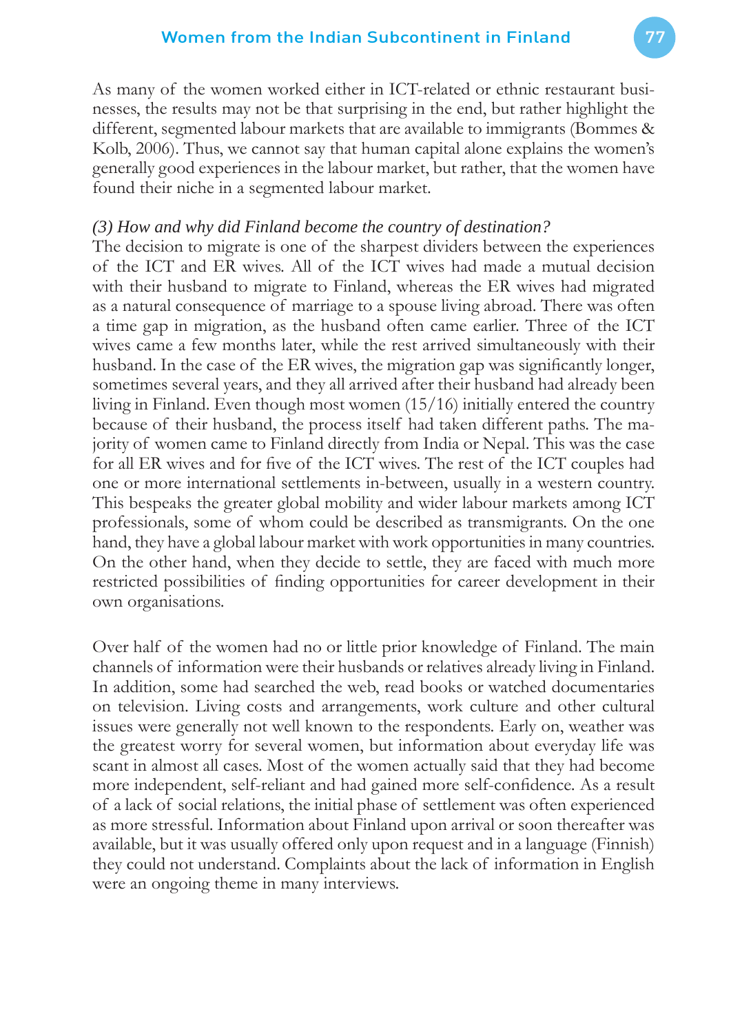As many of the women worked either in ICT-related or ethnic restaurant businesses, the results may not be that surprising in the end, but rather highlight the different, segmented labour markets that are available to immigrants (Bommes & Kolb, 2006). Thus, we cannot say that human capital alone explains the women's generally good experiences in the labour market, but rather, that the women have found their niche in a segmented labour market.

*(3) How and why did Finland become the country of destination?*

The decision to migrate is one of the sharpest dividers between the experiences of the ICT and ER wives. All of the ICT wives had made a mutual decision with their husband to migrate to Finland, whereas the ER wives had migrated as a natural consequence of marriage to a spouse living abroad. There was often a time gap in migration, as the husband often came earlier. Three of the ICT wives came a few months later, while the rest arrived simultaneously with their husband. In the case of the ER wives, the migration gap was significantly longer, sometimes several years, and they all arrived after their husband had already been living in Finland. Even though most women (15/16) initially entered the country because of their husband, the process itself had taken different paths. The majority of women came to Finland directly from India or Nepal. This was the case for all ER wives and for five of the ICT wives. The rest of the ICT couples had one or more international settlements in-between, usually in a western country. This bespeaks the greater global mobility and wider labour markets among ICT professionals, some of whom could be described as transmigrants. On the one hand, they have a global labour market with work opportunities in many countries. On the other hand, when they decide to settle, they are faced with much more restricted possibilities of finding opportunities for career development in their own organisations.

Over half of the women had no or little prior knowledge of Finland. The main channels of information were their husbands or relatives already living in Finland. In addition, some had searched the web, read books or watched documentaries on television. Living costs and arrangements, work culture and other cultural issues were generally not well known to the respondents. Early on, weather was the greatest worry for several women, but information about everyday life was scant in almost all cases. Most of the women actually said that they had become more independent, self-reliant and had gained more self-confidence. As a result of a lack of social relations, the initial phase of settlement was often experienced as more stressful. Information about Finland upon arrival or soon thereafter was available, but it was usually offered only upon request and in a language (Finnish) they could not understand. Complaints about the lack of information in English were an ongoing theme in many interviews.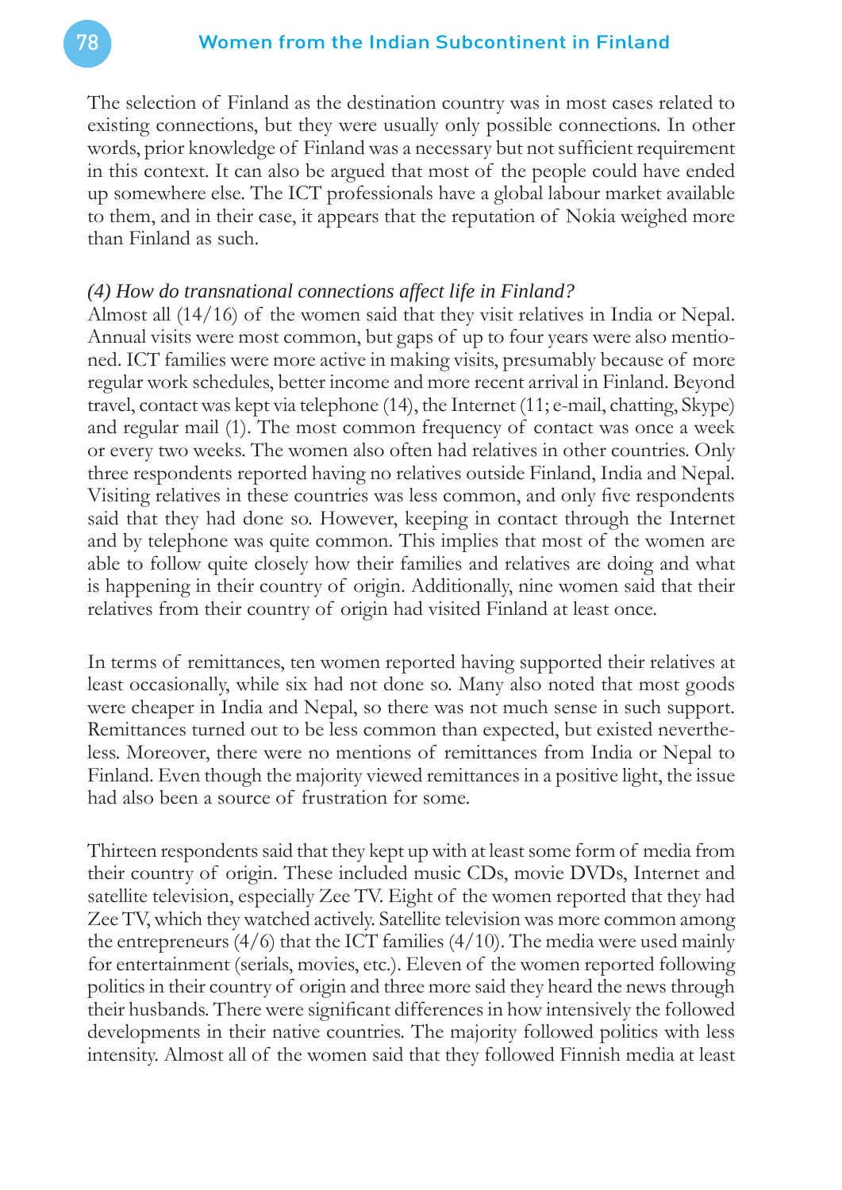The selection of Finland as the destination country was in most cases related to existing connections, but they were usually only possible connections. In other words, prior knowledge of Finland was a necessary but not sufficient requirement in this context. It can also be argued that most of the people could have ended up somewhere else. The ICT professionals have a global labour market available to them, and in their case, it appears that the reputation of Nokia weighed more than Finland as such.

*(4) How do transnational connections affect life in Finland?*

Almost all (14/16) of the women said that they visit relatives in India or Nepal. Annual visits were most common, but gaps of up to four years were also mentioned. ICT families were more active in making visits, presumably because of more regular work schedules, better income and more recent arrival in Finland. Beyond travel, contact was kept via telephone (14), the Internet (11; e-mail, chatting, Skype) and regular mail (1). The most common frequency of contact was once a week or every two weeks. The women also often had relatives in other countries. Only three respondents reported having no relatives outside Finland, India and Nepal. Visiting relatives in these countries was less common, and only five respondents said that they had done so. However, keeping in contact through the Internet and by telephone was quite common. This implies that most of the women are able to follow quite closely how their families and relatives are doing and what is happening in their country of origin. Additionally, nine women said that their relatives from their country of origin had visited Finland at least once.

In terms of remittances, ten women reported having supported their relatives at least occasionally, while six had not done so. Many also noted that most goods were cheaper in India and Nepal, so there was not much sense in such support. Remittances turned out to be less common than expected, but existed nevertheless. Moreover, there were no mentions of remittances from India or Nepal to Finland. Even though the majority viewed remittances in a positive light, the issue had also been a source of frustration for some.

Thirteen respondents said that they kept up with at least some form of media from their country of origin. These included music CDs, movie DVDs, Internet and satellite television, especially Zee TV. Eight of the women reported that they had Zee TV, which they watched actively. Satellite television was more common among the entrepreneurs (4/6) that the ICT families (4/10). The media were used mainly for entertainment (serials, movies, etc.). Eleven of the women reported following politics in their country of origin and three more said they heard the news through their husbands. There were significant differences in how intensively the followed developments in their native countries. The majority followed politics with less intensity. Almost all of the women said that they followed Finnish media at least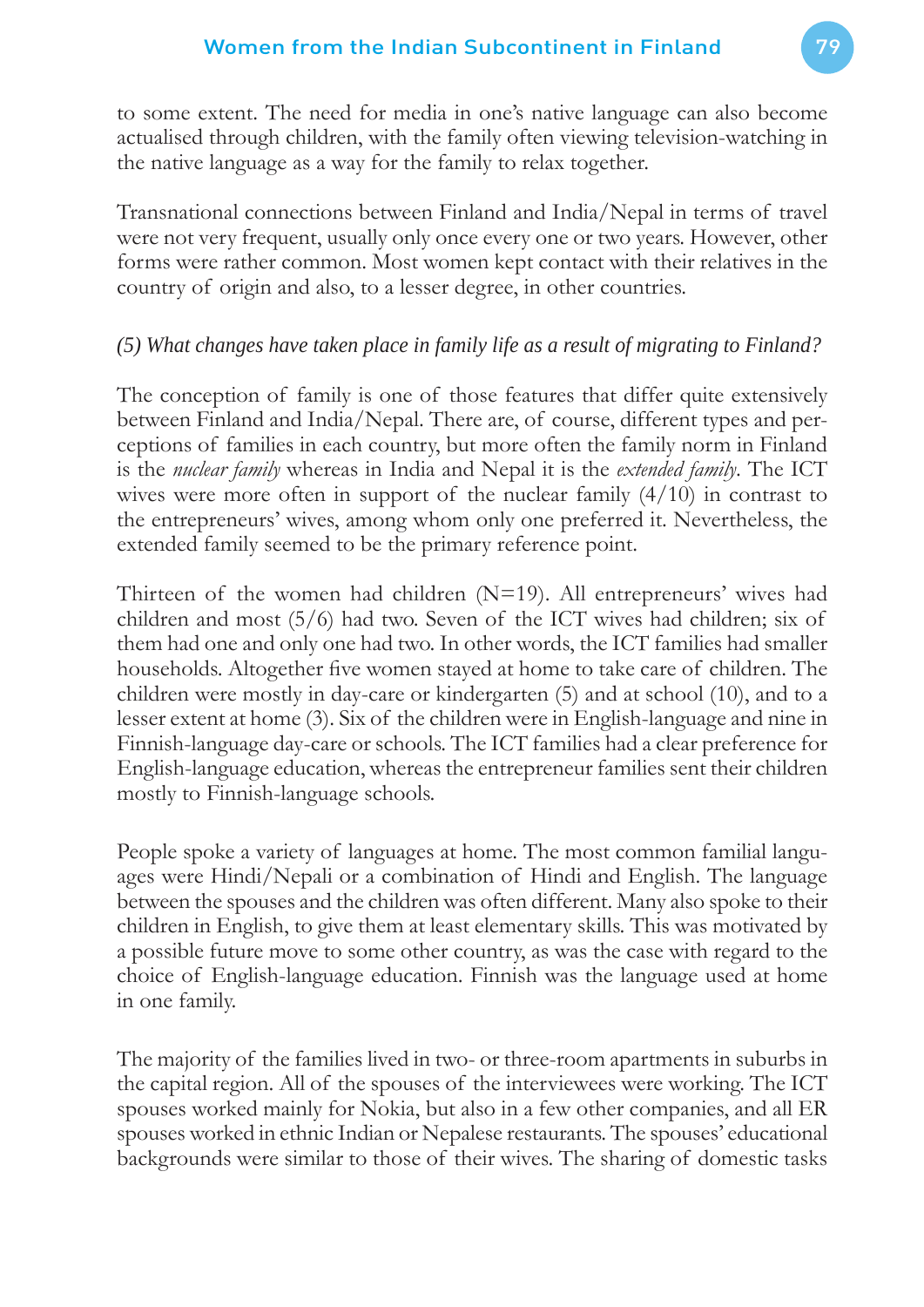to some extent. The need for media in one's native language can also become actualised through children, with the family often viewing television-watching in the native language as a way for the family to relax together.

Transnational connections between Finland and India/Nepal in terms of travel were not very frequent, usually only once every one or two years. However, other forms were rather common. Most women kept contact with their relatives in the country of origin and also, to a lesser degree, in other countries.

*(5) What changes have taken place in family life as a result of migrating to Finland?*

The conception of family is one of those features that differ quite extensively between Finland and India/Nepal. There are, of course, different types and perceptions of families in each country, but more often the family norm in Finland is the *nuclear family* whereas in India and Nepal it is the *extended family*. The ICT wives were more often in support of the nuclear family (4/10) in contrast to the entrepreneurs' wives, among whom only one preferred it. Nevertheless, the extended family seemed to be the primary reference point.

Thirteen of the women had children (N=19). All entrepreneurs' wives had children and most (5/6) had two. Seven of the ICT wives had children; six of them had one and only one had two. In other words, the ICT families had smaller households. Altogether five women stayed at home to take care of children. The children were mostly in day-care or kindergarten (5) and at school (10), and to a lesser extent at home (3). Six of the children were in English-language and nine in Finnish-language day-care or schools. The ICT families had a clear preference for English-language education, whereas the entrepreneur families sent their children mostly to Finnish-language schools.

People spoke a variety of languages at home. The most common familial languages were Hindi/Nepali or a combination of Hindi and English. The language between the spouses and the children was often different. Many also spoke to their children in English, to give them at least elementary skills. This was motivated by a possible future move to some other country, as was the case with regard to the choice of English-language education. Finnish was the language used at home in one family.

The majority of the families lived in two- or three-room apartments in suburbs in the capital region. All of the spouses of the interviewees were working. The ICT spouses worked mainly for Nokia, but also in a few other companies, and all ER spouses worked in ethnic Indian or Nepalese restaurants. The spouses' educational backgrounds were similar to those of their wives. The sharing of domestic tasks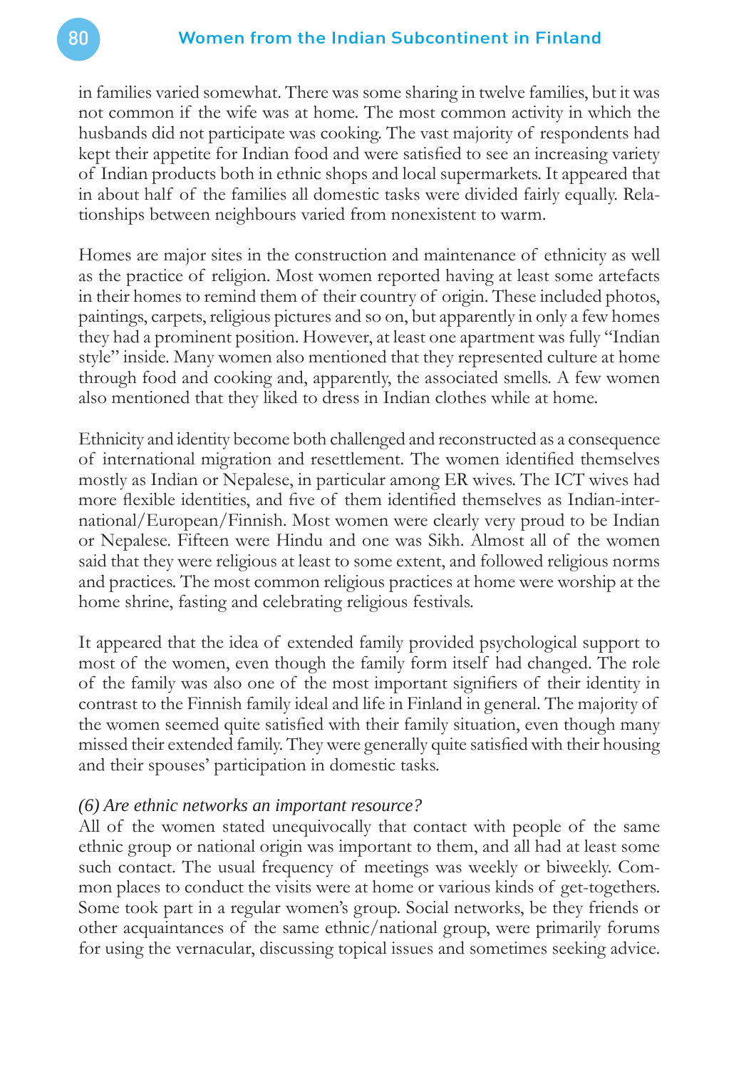in families varied somewhat. There was some sharing in twelve families, but it was not common if the wife was at home. The most common activity in which the husbands did not participate was cooking. The vast majority of respondents had kept their appetite for Indian food and were satisfied to see an increasing variety of Indian products both in ethnic shops and local supermarkets. It appeared that in about half of the families all domestic tasks were divided fairly equally. Relationships between neighbours varied from nonexistent to warm.

Homes are major sites in the construction and maintenance of ethnicity as well as the practice of religion. Most women reported having at least some artefacts in their homes to remind them of their country of origin. These included photos, paintings, carpets, religious pictures and so on, but apparently in only a few homes they had a prominent position. However, at least one apartment was fully "Indian style" inside. Many women also mentioned that they represented culture at home through food and cooking and, apparently, the associated smells. A few women also mentioned that they liked to dress in Indian clothes while at home.

Ethnicity and identity become both challenged and reconstructed as a consequence of international migration and resettlement. The women identified themselves mostly as Indian or Nepalese, in particular among ER wives. The ICT wives had more flexible identities, and five of them identified themselves as Indian-international/European/Finnish. Most women were clearly very proud to be Indian or Nepalese. Fifteen were Hindu and one was Sikh. Almost all of the women said that they were religious at least to some extent, and followed religious norms and practices. The most common religious practices at home were worship at the home shrine, fasting and celebrating religious festivals.

It appeared that the idea of extended family provided psychological support to most of the women, even though the family form itself had changed. The role of the family was also one of the most important signifiers of their identity in contrast to the Finnish family ideal and life in Finland in general. The majority of the women seemed quite satisfied with their family situation, even though many missed their extended family. They were generally quite satisfied with their housing and their spouses' participation in domestic tasks.

*(6) Are ethnic networks an important resource?*

All of the women stated unequivocally that contact with people of the same ethnic group or national origin was important to them, and all had at least some such contact. The usual frequency of meetings was weekly or biweekly. Common places to conduct the visits were at home or various kinds of get-togethers. Some took part in a regular women's group. Social networks, be they friends or other acquaintances of the same ethnic/national group, were primarily forums for using the vernacular, discussing topical issues and sometimes seeking advice.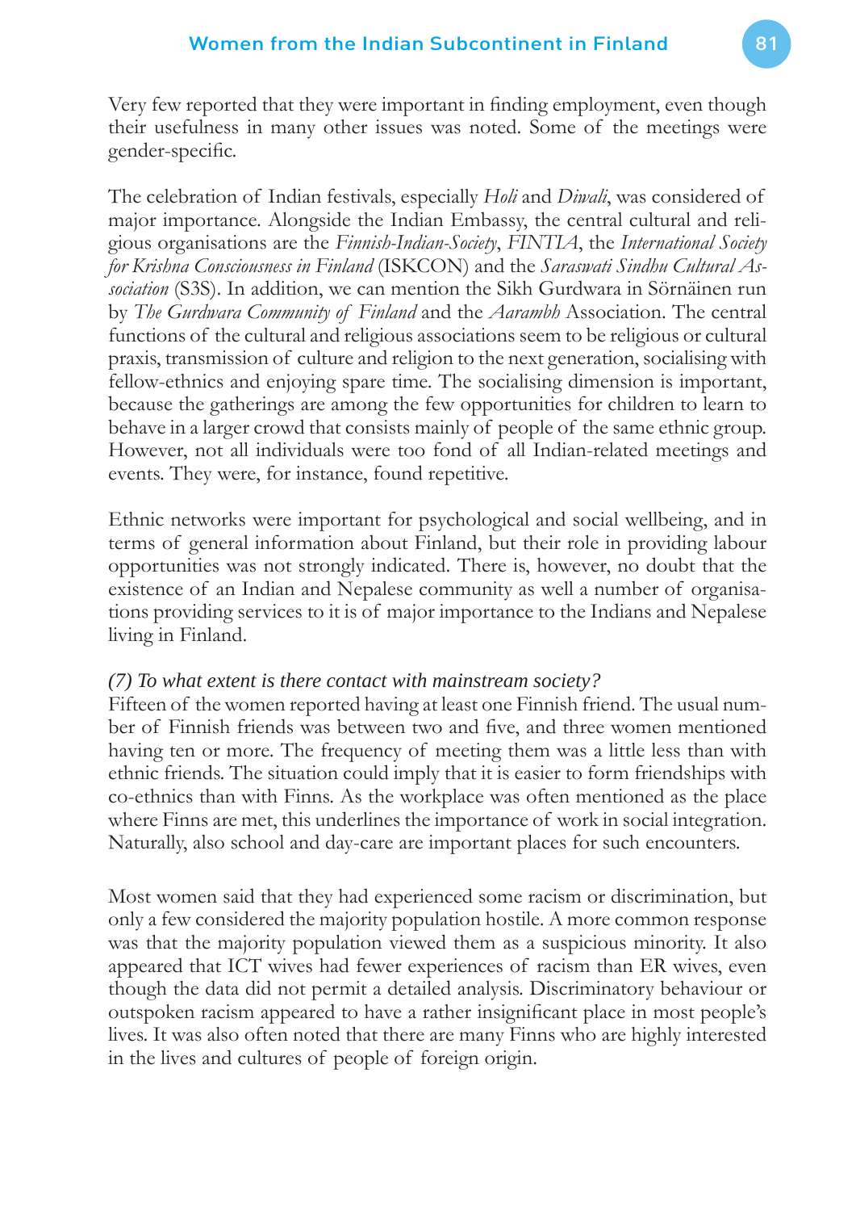Very few reported that they were important in finding employment, even though their usefulness in many other issues was noted. Some of the meetings were gender-specific.

The celebration of Indian festivals, especially *Holi* and *Diwali*, was considered of major importance. Alongside the Indian Embassy, the central cultural and religious organisations are the *Finnish-Indian-Society*, *FINTIA*, the *International Society for Krishna Consciousness in Finland* (ISKCON) and the *Saraswati Sindhu Cultural Association* (S3S). In addition, we can mention the Sikh Gurdwara in Sörnäinen run by *The Gurdwara Community of Finland* and the *Aarambh* Association. The central functions of the cultural and religious associations seem to be religious or cultural praxis, transmission of culture and religion to the next generation, socialising with fellow-ethnics and enjoying spare time. The socialising dimension is important, because the gatherings are among the few opportunities for children to learn to behave in a larger crowd that consists mainly of people of the same ethnic group. However, not all individuals were too fond of all Indian-related meetings and events. They were, for instance, found repetitive.

Ethnic networks were important for psychological and social wellbeing, and in terms of general information about Finland, but their role in providing labour opportunities was not strongly indicated. There is, however, no doubt that the existence of an Indian and Nepalese community as well a number of organisations providing services to it is of major importance to the Indians and Nepalese living in Finland.

*(7) To what extent is there contact with mainstream society?*

Fifteen of the women reported having at least one Finnish friend. The usual number of Finnish friends was between two and five, and three women mentioned having ten or more. The frequency of meeting them was a little less than with ethnic friends. The situation could imply that it is easier to form friendships with co-ethnics than with Finns. As the workplace was often mentioned as the place where Finns are met, this underlines the importance of work in social integration. Naturally, also school and day-care are important places for such encounters.

Most women said that they had experienced some racism or discrimination, but only a few considered the majority population hostile. A more common response was that the majority population viewed them as a suspicious minority. It also appeared that ICT wives had fewer experiences of racism than ER wives, even though the data did not permit a detailed analysis. Discriminatory behaviour or outspoken racism appeared to have a rather insignificant place in most people's lives. It was also often noted that there are many Finns who are highly interested in the lives and cultures of people of foreign origin.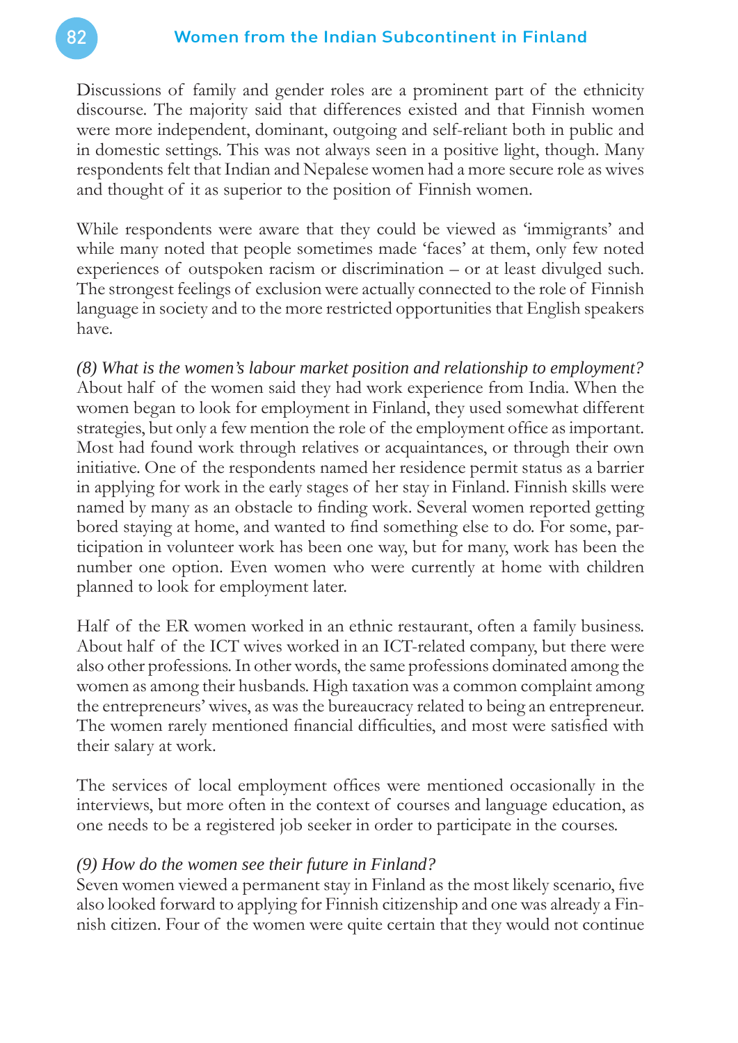Discussions of family and gender roles are a prominent part of the ethnicity discourse. The majority said that differences existed and that Finnish women were more independent, dominant, outgoing and self-reliant both in public and in domestic settings. This was not always seen in a positive light, though. Many respondents felt that Indian and Nepalese women had a more secure role as wives and thought of it as superior to the position of Finnish women.

While respondents were aware that they could be viewed as 'immigrants' and while many noted that people sometimes made 'faces' at them, only few noted experiences of outspoken racism or discrimination – or at least divulged such. The strongest feelings of exclusion were actually connected to the role of Finnish language in society and to the more restricted opportunities that English speakers have.

*(8) What is the women's labour market position and relationship to employment?*
About half of the women said they had work experience from India. When the women began to look for employment in Finland, they used somewhat different strategies, but only a few mention the role of the employment office as important. Most had found work through relatives or acquaintances, or through their own initiative. One of the respondents named her residence permit status as a barrier in applying for work in the early stages of her stay in Finland. Finnish skills were named by many as an obstacle to finding work. Several women reported getting bored staying at home, and wanted to find something else to do. For some, participation in volunteer work has been one way, but for many, work has been the number one option. Even women who were currently at home with children planned to look for employment later.

Half of the ER women worked in an ethnic restaurant, often a family business. About half of the ICT wives worked in an ICT-related company, but there were also other professions. In other words, the same professions dominated among the women as among their husbands. High taxation was a common complaint among the entrepreneurs' wives, as was the bureaucracy related to being an entrepreneur. The women rarely mentioned financial difficulties, and most were satisfied with their salary at work.

The services of local employment offices were mentioned occasionally in the interviews, but more often in the context of courses and language education, as one needs to be a registered job seeker in order to participate in the courses.

*(9) How do the women see their future in Finland?*
Seven women viewed a permanent stay in Finland as the most likely scenario, five also looked forward to applying for Finnish citizenship and one was already a Finnish citizen. Four of the women were quite certain that they would not continue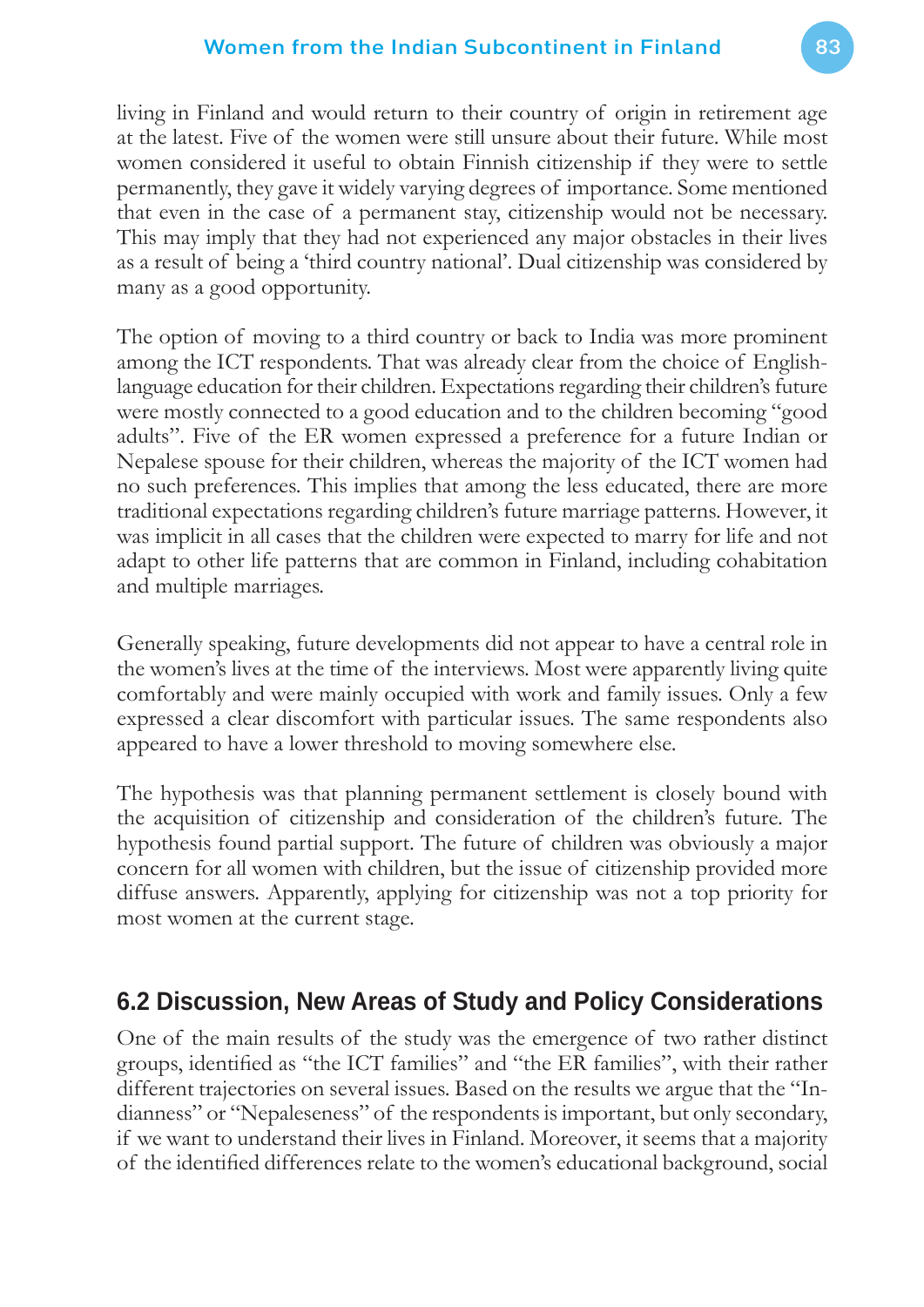living in Finland and would return to their country of origin in retirement age at the latest. Five of the women were still unsure about their future. While most women considered it useful to obtain Finnish citizenship if they were to settle permanently, they gave it widely varying degrees of importance. Some mentioned that even in the case of a permanent stay, citizenship would not be necessary. This may imply that they had not experienced any major obstacles in their lives as a result of being a 'third country national'. Dual citizenship was considered by many as a good opportunity.

The option of moving to a third country or back to India was more prominent among the ICT respondents. That was already clear from the choice of English-language education for their children. Expectations regarding their children's future were mostly connected to a good education and to the children becoming "good adults". Five of the ER women expressed a preference for a future Indian or Nepalese spouse for their children, whereas the majority of the ICT women had no such preferences. This implies that among the less educated, there are more traditional expectations regarding children's future marriage patterns. However, it was implicit in all cases that the children were expected to marry for life and not adapt to other life patterns that are common in Finland, including cohabitation and multiple marriages.

Generally speaking, future developments did not appear to have a central role in the women's lives at the time of the interviews. Most were apparently living quite comfortably and were mainly occupied with work and family issues. Only a few expressed a clear discomfort with particular issues. The same respondents also appeared to have a lower threshold to moving somewhere else.

The hypothesis was that planning permanent settlement is closely bound with the acquisition of citizenship and consideration of the children's future. The hypothesis found partial support. The future of children was obviously a major concern for all women with children, but the issue of citizenship provided more diffuse answers. Apparently, applying for citizenship was not a top priority for most women at the current stage.

## 6.2 Discussion, New Areas of Study and Policy Considerations

One of the main results of the study was the emergence of two rather distinct groups, identified as "the ICT families" and "the ER families", with their rather different trajectories on several issues. Based on the results we argue that the "Indianness" or "Nepaleseness" of the respondents is important, but only secondary, if we want to understand their lives in Finland. Moreover, it seems that a majority of the identified differences relate to the women's educational background, social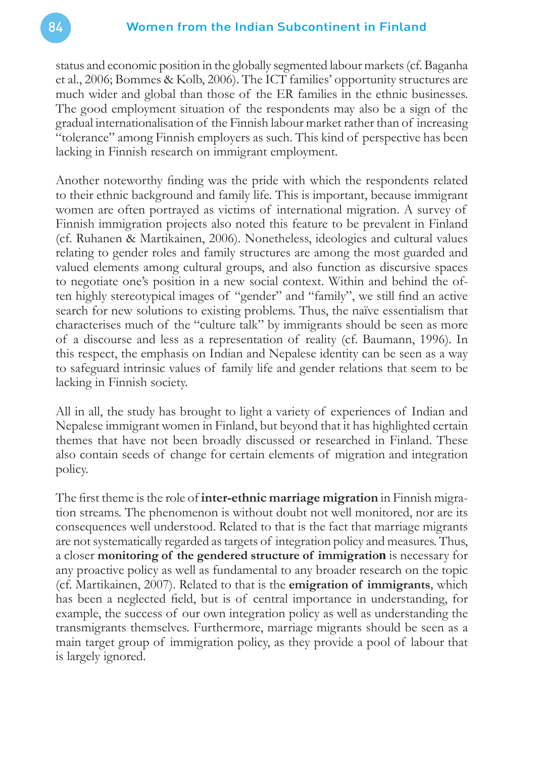status and economic position in the globally segmented labour markets (cf. Baganha et al., 2006; Bommes & Kolb, 2006). The ICT families' opportunity structures are much wider and global than those of the ER families in the ethnic businesses. The good employment situation of the respondents may also be a sign of the gradual internationalisation of the Finnish labour market rather than of increasing "tolerance" among Finnish employers as such. This kind of perspective has been lacking in Finnish research on immigrant employment.

Another noteworthy finding was the pride with which the respondents related to their ethnic background and family life. This is important, because immigrant women are often portrayed as victims of international migration. A survey of Finnish immigration projects also noted this feature to be prevalent in Finland (cf. Ruhanen & Martikainen, 2006). Nonetheless, ideologies and cultural values relating to gender roles and family structures are among the most guarded and valued elements among cultural groups, and also function as discursive spaces to negotiate one's position in a new social context. Within and behind the often highly stereotypical images of "gender" and "family", we still find an active search for new solutions to existing problems. Thus, the naïve essentialism that characterises much of the "culture talk" by immigrants should be seen as more of a discourse and less as a representation of reality (cf. Baumann, 1996). In this respect, the emphasis on Indian and Nepalese identity can be seen as a way to safeguard intrinsic values of family life and gender relations that seem to be lacking in Finnish society.

All in all, the study has brought to light a variety of experiences of Indian and Nepalese immigrant women in Finland, but beyond that it has highlighted certain themes that have not been broadly discussed or researched in Finland. These also contain seeds of change for certain elements of migration and integration policy.

The first theme is the role of **inter-ethnic marriage migration** in Finnish migration streams. The phenomenon is without doubt not well monitored, nor are its consequences well understood. Related to that is the fact that marriage migrants are not systematically regarded as targets of integration policy and measures. Thus, a closer **monitoring of the gendered structure of immigration** is necessary for any proactive policy as well as fundamental to any broader research on the topic (cf. Martikainen, 2007). Related to that is the **emigration of immigrants**, which has been a neglected field, but is of central importance in understanding, for example, the success of our own integration policy as well as understanding the transmigrants themselves. Furthermore, marriage migrants should be seen as a main target group of immigration policy, as they provide a pool of labour that is largely ignored.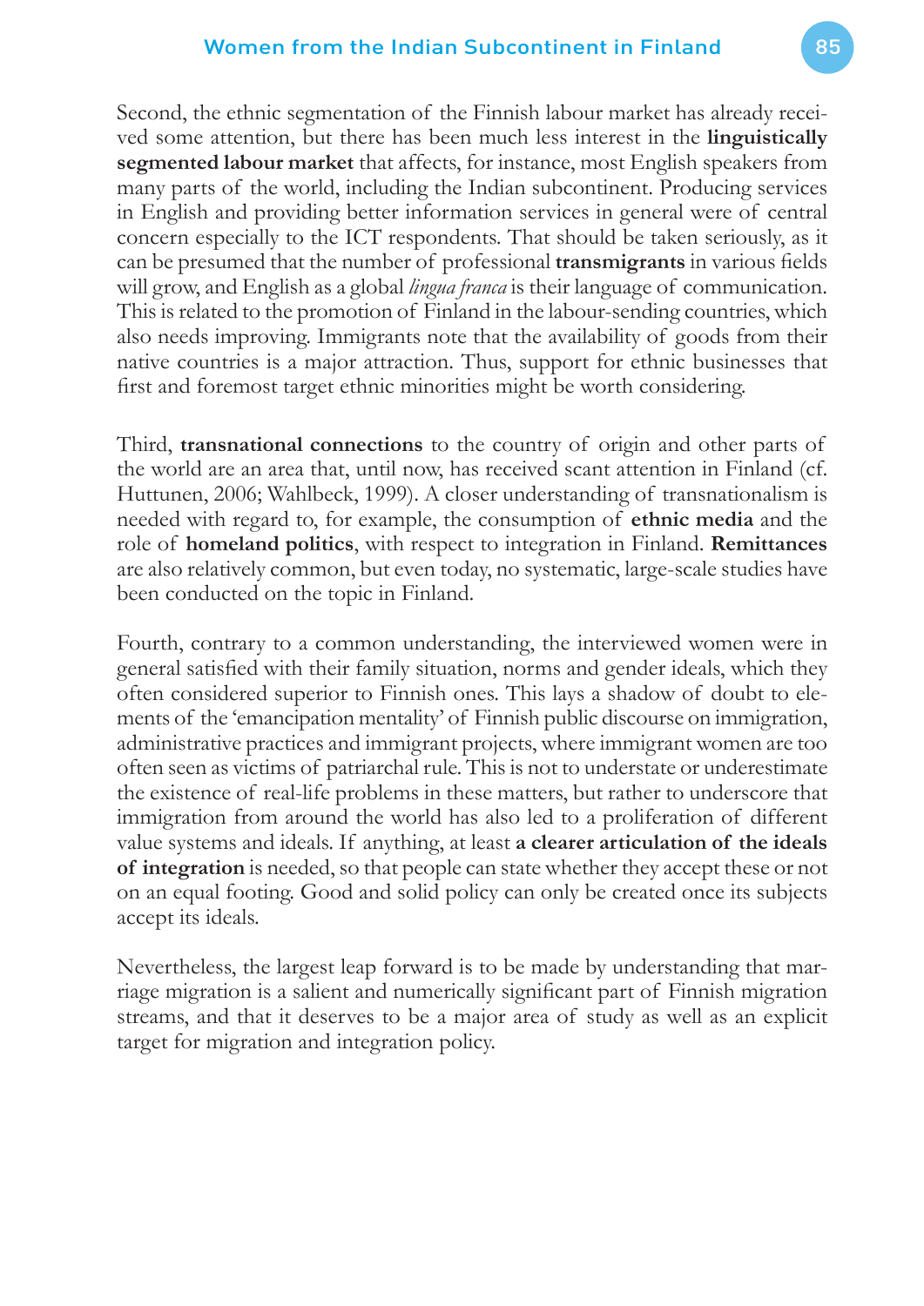Second, the ethnic segmentation of the Finnish labour market has already received some attention, but there has been much less interest in the **linguistically segmented labour market** that affects, for instance, most English speakers from many parts of the world, including the Indian subcontinent. Producing services in English and providing better information services in general were of central concern especially to the ICT respondents. That should be taken seriously, as it can be presumed that the number of professional **transmigrants** in various fields will grow, and English as a global *lingua franca* is their language of communication. This is related to the promotion of Finland in the labour-sending countries, which also needs improving. Immigrants note that the availability of goods from their native countries is a major attraction. Thus, support for ethnic businesses that first and foremost target ethnic minorities might be worth considering.

Third, **transnational connections** to the country of origin and other parts of the world are an area that, until now, has received scant attention in Finland (cf. Huttunen, 2006; Wahlbeck, 1999). A closer understanding of transnationalism is needed with regard to, for example, the consumption of **ethnic media** and the role of **homeland politics**, with respect to integration in Finland. **Remittances** are also relatively common, but even today, no systematic, large-scale studies have been conducted on the topic in Finland.

Fourth, contrary to a common understanding, the interviewed women were in general satisfied with their family situation, norms and gender ideals, which they often considered superior to Finnish ones. This lays a shadow of doubt to elements of the 'emancipation mentality' of Finnish public discourse on immigration, administrative practices and immigrant projects, where immigrant women are too often seen as victims of patriarchal rule. This is not to understate or underestimate the existence of real-life problems in these matters, but rather to underscore that immigration from around the world has also led to a proliferation of different value systems and ideals. If anything, at least **a clearer articulation of the ideals of integration** is needed, so that people can state whether they accept these or not on an equal footing. Good and solid policy can only be created once its subjects accept its ideals.

Nevertheless, the largest leap forward is to be made by understanding that marriage migration is a salient and numerically significant part of Finnish migration streams, and that it deserves to be a major area of study as well as an explicit target for migration and integration policy.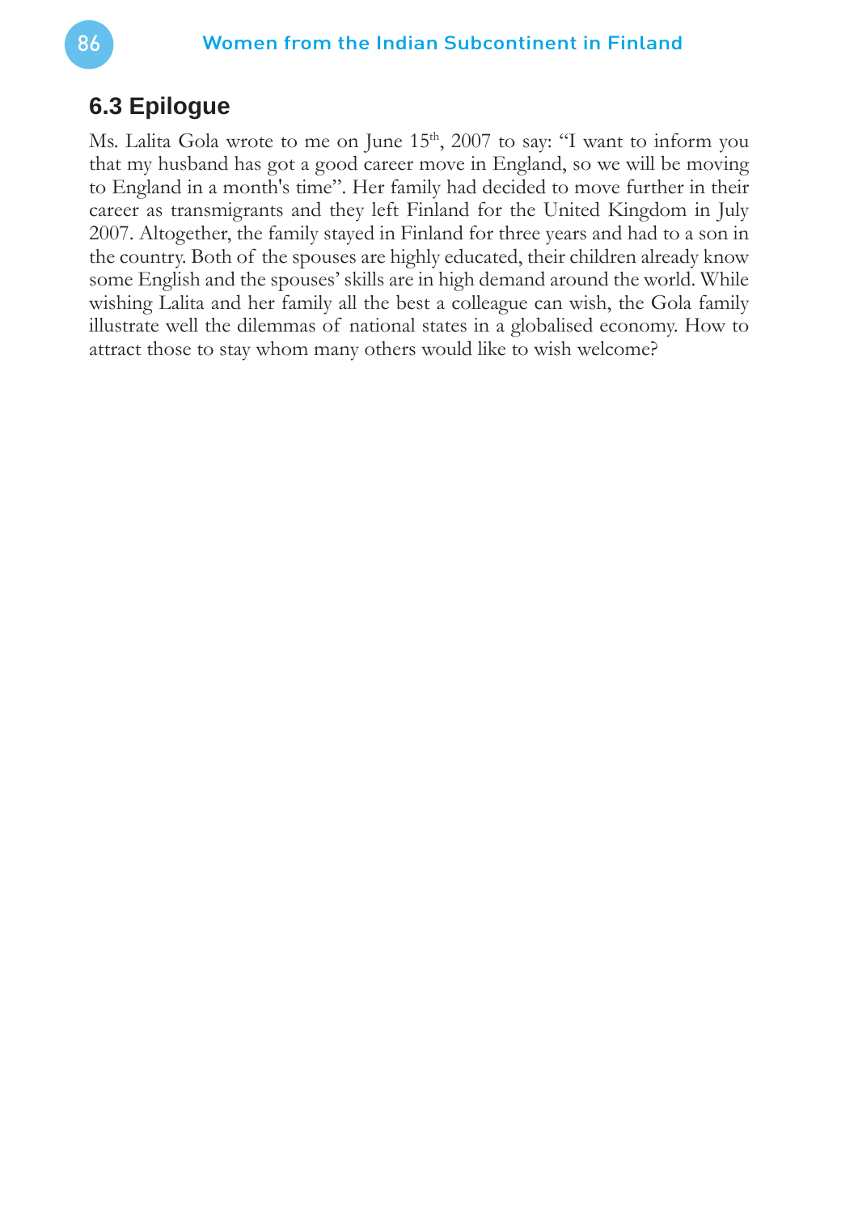## 6.3 Epilogue

Ms. Lalita Gola wrote to me on June 15th, 2007 to say: "I want to inform you that my husband has got a good career move in England, so we will be moving to England in a month's time". Her family had decided to move further in their career as transmigrants and they left Finland for the United Kingdom in July 2007. Altogether, the family stayed in Finland for three years and had to a son in the country. Both of the spouses are highly educated, their children already know some English and the spouses' skills are in high demand around the world. While wishing Lalita and her family all the best a colleague can wish, the Gola family illustrate well the dilemmas of national states in a globalised economy. How to attract those to stay whom many others would like to wish welcome?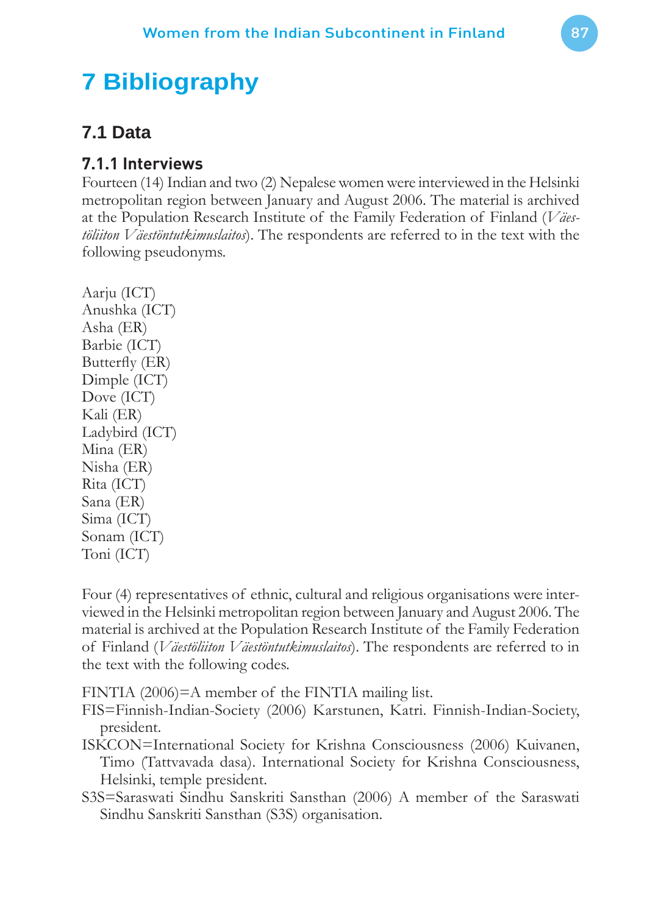# 7 Bibliography

## 7.1 Data

### 7.1.1 Interviews

Fourteen (14) Indian and two (2) Nepalese women were interviewed in the Helsinki metropolitan region between January and August 2006. The material is archived at the Population Research Institute of the Family Federation of Finland (*Väestöliiton Väestöntutkimuslaitos*). The respondents are referred to in the text with the following pseudonyms.

Aarju (ICT)
Anushka (ICT)
Asha (ER)
Barbie (ICT)
Butterfly (ER)
Dimple (ICT)
Dove (ICT)
Kali (ER)
Ladybird (ICT)
Mina (ER)
Nisha (ER)
Rita (ICT)
Sana (ER)
Sima (ICT)
Sonam (ICT)
Toni (ICT)

Four (4) representatives of ethnic, cultural and religious organisations were interviewed in the Helsinki metropolitan region between January and August 2006. The material is archived at the Population Research Institute of the Family Federation of Finland (*Väestöliiton Väestöntutkimuslaitos*). The respondents are referred to in the text with the following codes.

FINTIA (2006)=A member of the FINTIA mailing list.

FIS=Finnish-Indian-Society (2006) Karstunen, Katri. Finnish-Indian-Society, president.

ISKCON=International Society for Krishna Consciousness (2006) Kuivanen, Timo (Tattvavada dasa). International Society for Krishna Consciousness, Helsinki, temple president.

S3S=Saraswati Sindhu Sanskriti Sansthan (2006) A member of the Saraswati Sindhu Sanskriti Sansthan (S3S) organisation.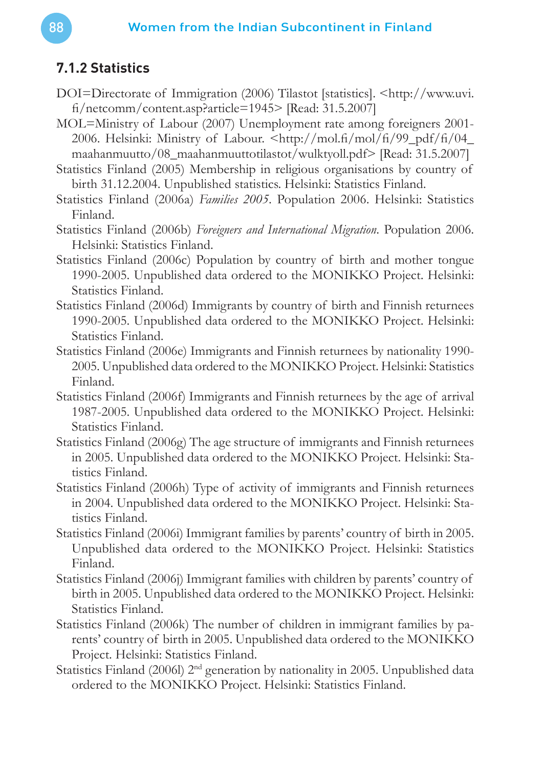### 7.1.2 Statistics

DOI=Directorate of Immigration (2006) Tilastot [statistics]. <http://www.uvi.fi/netcomm/content.asp?article=1945> [Read: 31.5.2007]

MOL=Ministry of Labour (2007) Unemployment rate among foreigners 2001-2006. Helsinki: Ministry of Labour. <http://mol.fi/mol/fi/99_pdf/fi/04_maahanmuutto/08_maahanmuuttotilastot/wulktyoll.pdf> [Read: 31.5.2007]

Statistics Finland (2005) Membership in religious organisations by country of birth 31.12.2004. Unpublished statistics. Helsinki: Statistics Finland.

Statistics Finland (2006a) *Families 2005*. Population 2006. Helsinki: Statistics Finland.

Statistics Finland (2006b) *Foreigners and International Migration*. Population 2006. Helsinki: Statistics Finland.

Statistics Finland (2006c) Population by country of birth and mother tongue 1990-2005. Unpublished data ordered to the MONIKKO Project. Helsinki: Statistics Finland.

Statistics Finland (2006d) Immigrants by country of birth and Finnish returnees 1990-2005. Unpublished data ordered to the MONIKKO Project. Helsinki: Statistics Finland.

Statistics Finland (2006e) Immigrants and Finnish returnees by nationality 1990-2005. Unpublished data ordered to the MONIKKO Project. Helsinki: Statistics Finland.

Statistics Finland (2006f) Immigrants and Finnish returnees by the age of arrival 1987-2005. Unpublished data ordered to the MONIKKO Project. Helsinki: Statistics Finland.

Statistics Finland (2006g) The age structure of immigrants and Finnish returnees in 2005. Unpublished data ordered to the MONIKKO Project. Helsinki: Statistics Finland.

Statistics Finland (2006h) Type of activity of immigrants and Finnish returnees in 2004. Unpublished data ordered to the MONIKKO Project. Helsinki: Statistics Finland.

Statistics Finland (2006i) Immigrant families by parents' country of birth in 2005. Unpublished data ordered to the MONIKKO Project. Helsinki: Statistics Finland.

Statistics Finland (2006j) Immigrant families with children by parents' country of birth in 2005. Unpublished data ordered to the MONIKKO Project. Helsinki: Statistics Finland.

Statistics Finland (2006k) The number of children in immigrant families by parents' country of birth in 2005. Unpublished data ordered to the MONIKKO Project. Helsinki: Statistics Finland.

Statistics Finland (2006l) 2nd generation by nationality in 2005. Unpublished data ordered to the MONIKKO Project. Helsinki: Statistics Finland.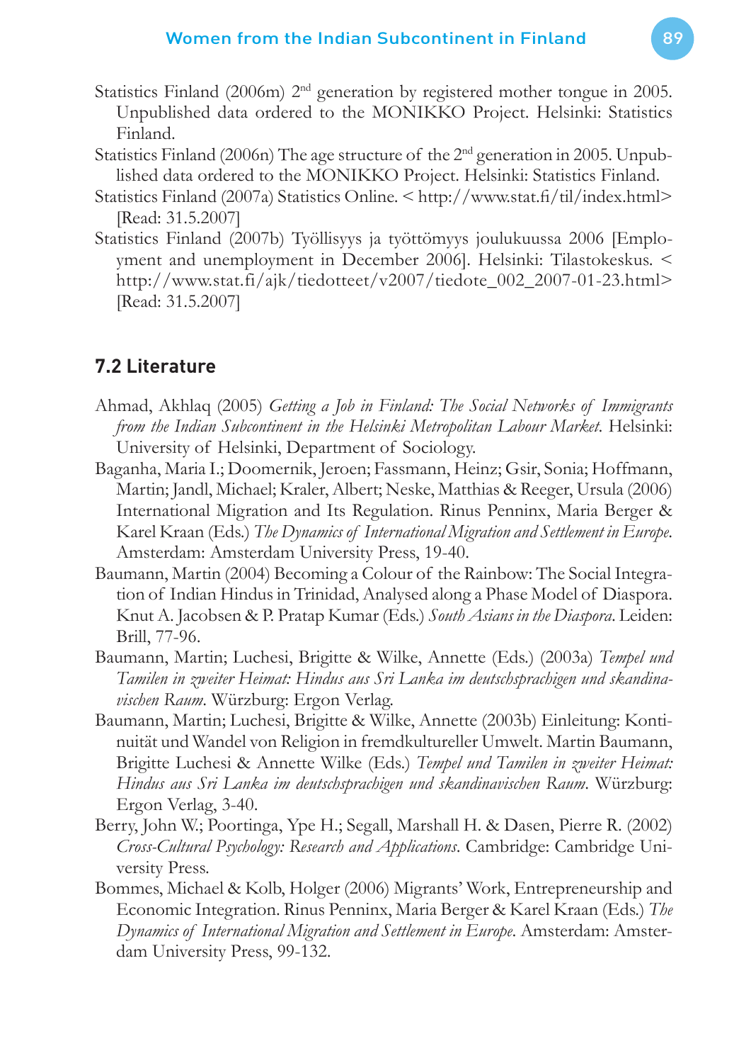Statistics Finland (2006m) 2nd generation by registered mother tongue in 2005. Unpublished data ordered to the MONIKKO Project. Helsinki: Statistics Finland.

Statistics Finland (2006n) The age structure of the 2nd generation in 2005. Unpublished data ordered to the MONIKKO Project. Helsinki: Statistics Finland.

Statistics Finland (2007a) Statistics Online. < http://www.stat.fi/til/index.html> [Read: 31.5.2007]

Statistics Finland (2007b) Työllisyys ja työttömyys joulukuussa 2006 [Employment and unemployment in December 2006]. Helsinki: Tilastokeskus. < http://www.stat.fi/ajk/tiedotteet/v2007/tiedote_002_2007-01-23.html> [Read: 31.5.2007]

## 7.2 Literature

Ahmad, Akhlaq (2005) *Getting a Job in Finland: The Social Networks of Immigrants from the Indian Subcontinent in the Helsinki Metropolitan Labour Market*. Helsinki: University of Helsinki, Department of Sociology.

Baganha, Maria I.; Doomernik, Jeroen; Fassmann, Heinz; Gsir, Sonia; Hoffmann, Martin; Jandl, Michael; Kraler, Albert; Neske, Matthias & Reeger, Ursula (2006) International Migration and Its Regulation. Rinus Penninx, Maria Berger & Karel Kraan (Eds.) *The Dynamics of International Migration and Settlement in Europe*. Amsterdam: Amsterdam University Press, 19-40.

Baumann, Martin (2004) Becoming a Colour of the Rainbow: The Social Integration of Indian Hindus in Trinidad, Analysed along a Phase Model of Diaspora. Knut A. Jacobsen & P. Pratap Kumar (Eds.) *South Asians in the Diaspora*. Leiden: Brill, 77-96.

Baumann, Martin; Luchesi, Brigitte & Wilke, Annette (Eds.) (2003a) *Tempel und Tamilen in zweiter Heimat: Hindus aus Sri Lanka im deutschsprachigen und skandinavischen Raum*. Würzburg: Ergon Verlag.

Baumann, Martin; Luchesi, Brigitte & Wilke, Annette (2003b) Einleitung: Kontinuität und Wandel von Religion in fremdkultureller Umwelt. Martin Baumann, Brigitte Luchesi & Annette Wilke (Eds.) *Tempel und Tamilen in zweiter Heimat: Hindus aus Sri Lanka im deutschsprachigen und skandinavischen Raum*. Würzburg: Ergon Verlag, 3-40.

Berry, John W.; Poortinga, Ype H.; Segall, Marshall H. & Dasen, Pierre R. (2002) *Cross-Cultural Psychology: Research and Applications*. Cambridge: Cambridge University Press.

Bommes, Michael & Kolb, Holger (2006) Migrants' Work, Entrepreneurship and Economic Integration. Rinus Penninx, Maria Berger & Karel Kraan (Eds.) *The Dynamics of International Migration and Settlement in Europe*. Amsterdam: Amsterdam University Press, 99-132.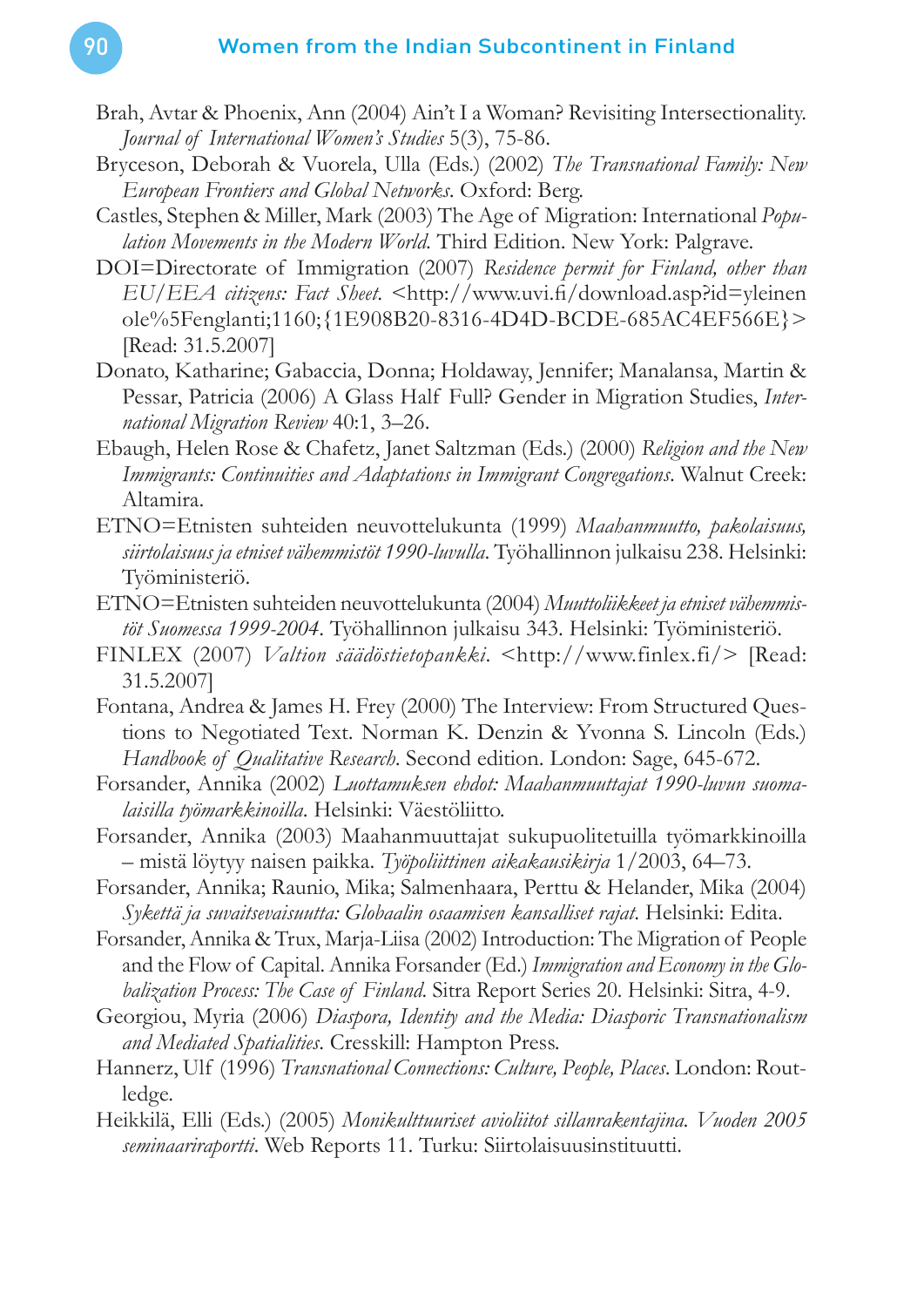Brah, Avtar & Phoenix, Ann (2004) Ain't I a Woman? Revisiting Intersectionality. *Journal of International Women's Studies* 5(3), 75-86.

Bryceson, Deborah & Vuorela, Ulla (Eds.) (2002) *The Transnational Family: New European Frontiers and Global Networks*. Oxford: Berg.

Castles, Stephen & Miller, Mark (2003) The Age of Migration: International *Population Movements in the Modern World*. Third Edition. New York: Palgrave.

DOI=Directorate of Immigration (2007) *Residence permit for Finland, other than EU/EEA citizens: Fact Sheet*. <http://www.uvi.fi/download.asp?id=yleinen ole%5Fenglanti;1160;{1E908B20-8316-4D4D-BCDE-685AC4EF566E}> [Read: 31.5.2007]

Donato, Katharine; Gabaccia, Donna; Holdaway, Jennifer; Manalansa, Martin & Pessar, Patricia (2006) A Glass Half Full? Gender in Migration Studies, *International Migration Review* 40:1, 3–26.

Ebaugh, Helen Rose & Chafetz, Janet Saltzman (Eds.) (2000) *Religion and the New Immigrants: Continuities and Adaptations in Immigrant Congregations*. Walnut Creek: Altamira.

ETNO=Etnisten suhteiden neuvottelukunta (1999) *Maahanmuutto, pakolaisuus, siirtolaisuus ja etniset vähemmistöt 1990-luvulla*. Työhallinnon julkaisu 238. Helsinki: Työministeriö.

ETNO=Etnisten suhteiden neuvottelukunta (2004) *Muuttoliikkeet ja etniset vähemmistöt Suomessa 1999-2004*. Työhallinnon julkaisu 343. Helsinki: Työministeriö.

FINLEX (2007) *Valtion säädöstietopankki*. <http://www.finlex.fi/> [Read: 31.5.2007]

Fontana, Andrea & James H. Frey (2000) The Interview: From Structured Questions to Negotiated Text. Norman K. Denzin & Yvonna S. Lincoln (Eds.) *Handbook of Qualitative Research*. Second edition. London: Sage, 645-672.

Forsander, Annika (2002) *Luottamuksen ehdot: Maahanmuuttajat 1990-luvun suomalaisilla työmarkkinoilla*. Helsinki: Väestöliitto.

Forsander, Annika (2003) Maahanmuuttajat sukupuolitetuilla työmarkkinoilla – mistä löytyy naisen paikka. *Työpoliittinen aikakausikirja* 1/2003, 64–73.

Forsander, Annika; Raunio, Mika; Salmenhaara, Perttu & Helander, Mika (2004) *Sykettä ja suvaitsevaisuutta: Globaalin osaamisen kansalliset rajat*. Helsinki: Edita.

Forsander, Annika & Trux, Marja-Liisa (2002) Introduction: The Migration of People and the Flow of Capital. Annika Forsander (Ed.) *Immigration and Economy in the Globalization Process: The Case of Finland*. Sitra Report Series 20. Helsinki: Sitra, 4-9.

Georgiou, Myria (2006) *Diaspora, Identity and the Media: Diasporic Transnationalism and Mediated Spatialities*. Cresskill: Hampton Press.

Hannerz, Ulf (1996) *Transnational Connections: Culture, People, Places*. London: Routledge.

Heikkilä, Elli (Eds.) (2005) *Monikulttuuriset avioliitot sillanrakentajina. Vuoden 2005 seminaariraportti*. Web Reports 11. Turku: Siirtolaisuusinstituutti.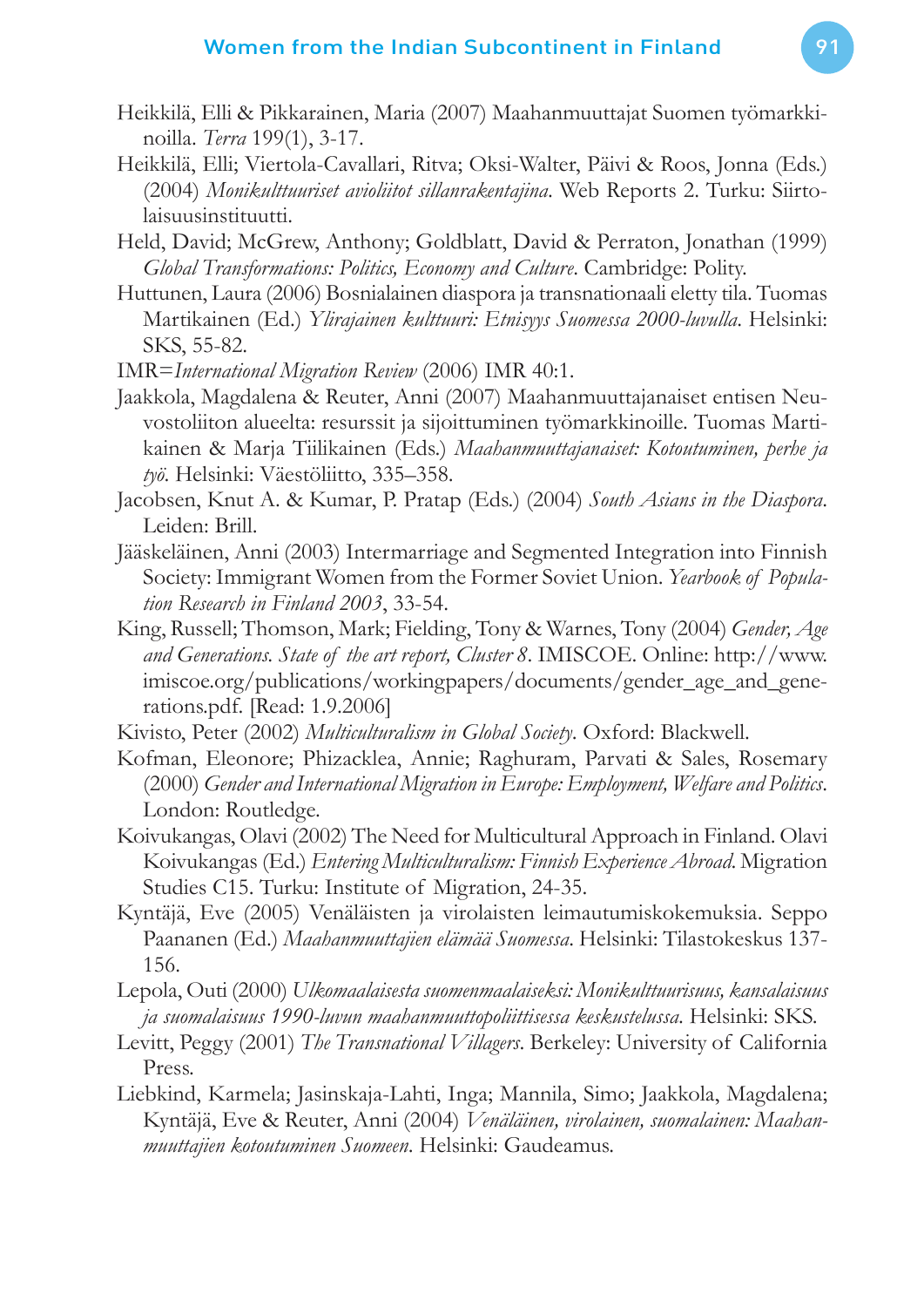Heikkilä, Elli & Pikkarainen, Maria (2007) Maahanmuuttajat Suomen työmarkkinoilla. *Terra* 199(1), 3-17.

Heikkilä, Elli; Viertola-Cavallari, Ritva; Oksi-Walter, Päivi & Roos, Jonna (Eds.) (2004) *Monikulttuuriset avioliitot sillanrakentajina*. Web Reports 2. Turku: Siirtolaisuusinstituutti.

Held, David; McGrew, Anthony; Goldblatt, David & Perraton, Jonathan (1999) *Global Transformations: Politics, Economy and Culture*. Cambridge: Polity.

Huttunen, Laura (2006) Bosnialainen diaspora ja transnationaali eletty tila. Tuomas Martikainen (Ed.) *Ylirajainen kulttuuri: Etnisyys Suomessa 2000-luvulla*. Helsinki: SKS, 55-82.

IMR=*International Migration Review* (2006) IMR 40:1.

Jaakkola, Magdalena & Reuter, Anni (2007) Maahanmuuttajanaiset entisen Neuvostoliiton alueelta: resurssit ja sijoittuminen työmarkkinoille. Tuomas Martikainen & Marja Tiilikainen (Eds.) *Maahanmuuttajanaiset: Kotoutuminen, perhe ja työ*. Helsinki: Väestöliitto, 335–358.

Jacobsen, Knut A. & Kumar, P. Pratap (Eds.) (2004) *South Asians in the Diaspora*. Leiden: Brill.

Jääskeläinen, Anni (2003) Intermarriage and Segmented Integration into Finnish Society: Immigrant Women from the Former Soviet Union. *Yearbook of Population Research in Finland 2003*, 33-54.

King, Russell; Thomson, Mark; Fielding, Tony & Warnes, Tony (2004) *Gender, Age and Generations. State of the art report, Cluster 8*. IMISCOE. Online: http://www.imiscoe.org/publications/workingpapers/documents/gender_age_and_generations.pdf. [Read: 1.9.2006]

Kivisto, Peter (2002) *Multiculturalism in Global Society*. Oxford: Blackwell.

Kofman, Eleonore; Phizacklea, Annie; Raghuram, Parvati & Sales, Rosemary (2000) *Gender and International Migration in Europe: Employment, Welfare and Politics*. London: Routledge.

Koivukangas, Olavi (2002) The Need for Multicultural Approach in Finland. Olavi Koivukangas (Ed.) *Entering Multiculturalism: Finnish Experience Abroad*. Migration Studies C15. Turku: Institute of Migration, 24-35.

Kyntäjä, Eve (2005) Venäläisten ja virolaisten leimautumiskokemuksia. Seppo Paananen (Ed.) *Maahanmuuttajien elämää Suomessa*. Helsinki: Tilastokeskus 137-156.

Lepola, Outi (2000) *Ulkomaalaisesta suomenmaalaiseksi: Monikulttuurisuus, kansalaisuus ja suomalaisuus 1990-luvun maahanmuuttopoliittisessa keskustelussa*. Helsinki: SKS.

Levitt, Peggy (2001) *The Transnational Villagers*. Berkeley: University of California Press.

Liebkind, Karmela; Jasinskaja-Lahti, Inga; Mannila, Simo; Jaakkola, Magdalena; Kyntäjä, Eve & Reuter, Anni (2004) *Venäläinen, virolainen, suomalainen: Maahanmuuttajien kotoutuminen Suomeen*. Helsinki: Gaudeamus.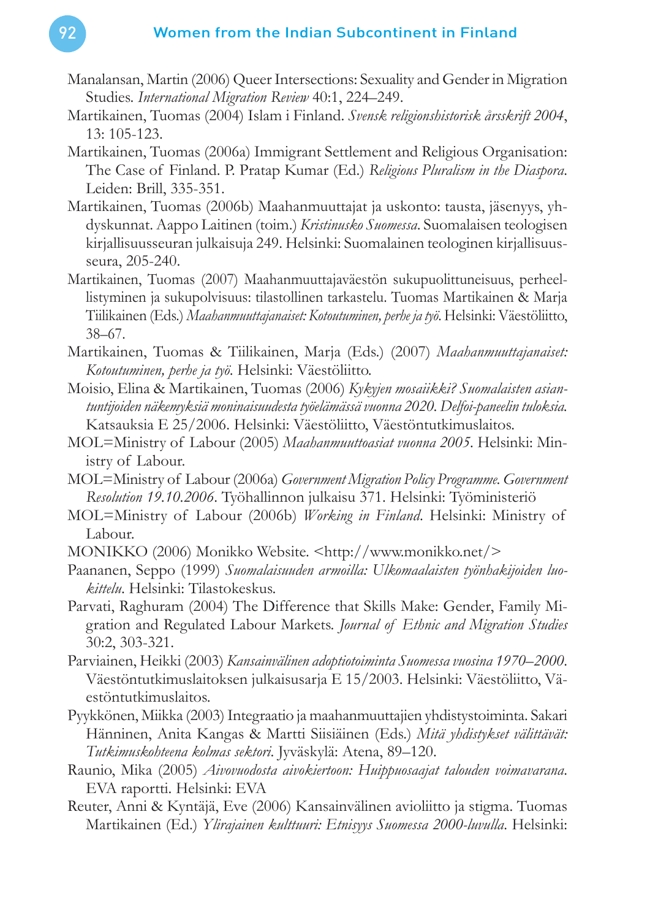Manalansan, Martin (2006) Queer Intersections: Sexuality and Gender in Migration Studies. *International Migration Review* 40:1, 224–249.

Martikainen, Tuomas (2004) Islam i Finland. *Svensk religionshistorisk årsskrift 2004*, 13: 105-123.

Martikainen, Tuomas (2006a) Immigrant Settlement and Religious Organisation: The Case of Finland. P. Pratap Kumar (Ed.) *Religious Pluralism in the Diaspora*. Leiden: Brill, 335-351.

Martikainen, Tuomas (2006b) Maahanmuuttajat ja uskonto: tausta, jäsenyys, yhdyskunnat. Aappo Laitinen (toim.) *Kristinusko Suomessa*. Suomalaisen teologisen kirjallisuusseuran julkaisuja 249. Helsinki: Suomalainen teologinen kirjallisuusseura, 205-240.

Martikainen, Tuomas (2007) Maahanmuuttajaväestön sukupuolittuneisuus, perheellistyminen ja sukupolvisuus: tilastollinen tarkastelu. Tuomas Martikainen & Marja Tiilikainen (Eds.) *Maahanmuuttajanaiset: Kotoutuminen, perhe ja työ*. Helsinki: Väestöliitto, 38–67.

Martikainen, Tuomas & Tiilikainen, Marja (Eds.) (2007) *Maahanmuuttajanaiset: Kotoutuminen, perhe ja työ*. Helsinki: Väestöliitto.

Moisio, Elina & Martikainen, Tuomas (2006) *Kykyjen mosaiikki? Suomalaisten asiantuntijoiden näkemyksiä moninaisuudesta työelämässä vuonna 2020. Delfoi-paneelin tuloksia*. Katsauksia E 25/2006. Helsinki: Väestöliitto, Väestöntutkimuslaitos.

MOL=Ministry of Labour (2005) *Maahanmuuttoasiat vuonna 2005*. Helsinki: Ministry of Labour.

MOL=Ministry of Labour (2006a) *Government Migration Policy Programme. Government Resolution 19.10.2006*. Työhallinnon julkaisu 371. Helsinki: Työministeriö

MOL=Ministry of Labour (2006b) *Working in Finland*. Helsinki: Ministry of Labour.

MONIKKO (2006) Monikko Website. <http://www.monikko.net/>

Paananen, Seppo (1999) *Suomalaisuuden armoilla: Ulkomaalaisten työnhakijoiden luokittelu*. Helsinki: Tilastokeskus.

Parvati, Raghuram (2004) The Difference that Skills Make: Gender, Family Migration and Regulated Labour Markets. *Journal of Ethnic and Migration Studies* 30:2, 303-321.

Parviainen, Heikki (2003) *Kansainvälinen adoptiotoiminta Suomessa vuosina 1970–2000*. Väestöntutkimuslaitoksen julkaisusarja E 15/2003. Helsinki: Väestöliitto, Väestöntutkimuslaitos.

Pyykkönen, Miikka (2003) Integraatio ja maahanmuuttajien yhdistystoiminta. Sakari Hänninen, Anita Kangas & Martti Siisiäinen (Eds.) *Mitä yhdistykset välittävät: Tutkimuskohteena kolmas sektori*. Jyväskylä: Atena, 89–120.

Raunio, Mika (2005) *Aivovuodosta aivokiertoon: Huippuosaajat talouden voimavarana*. EVA raportti. Helsinki: EVA

Reuter, Anni & Kyntäjä, Eve (2006) Kansainvälinen avioliitto ja stigma. Tuomas Martikainen (Ed.) *Ylirajainen kulttuuri: Etnisyys Suomessa 2000-luvulla*. Helsinki: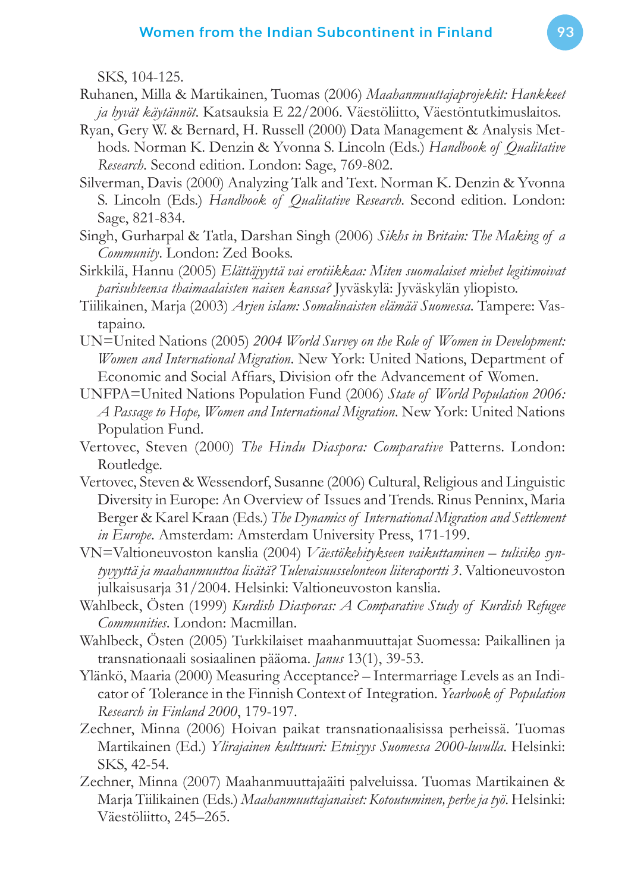SKS, 104-125.

Ruhanen, Milla & Martikainen, Tuomas (2006) *Maahanmuuttajaprojektit: Hankkeet ja hyvät käytännöt*. Katsauksia E 22/2006. Väestöliitto, Väestöntutkimuslaitos.

Ryan, Gery W. & Bernard, H. Russell (2000) Data Management & Analysis Methods. Norman K. Denzin & Yvonna S. Lincoln (Eds.) *Handbook of Qualitative Research*. Second edition. London: Sage, 769-802.

Silverman, Davis (2000) Analyzing Talk and Text. Norman K. Denzin & Yvonna S. Lincoln (Eds.) *Handbook of Qualitative Research*. Second edition. London: Sage, 821-834.

Singh, Gurharpal & Tatla, Darshan Singh (2006) *Sikhs in Britain: The Making of a Community*. London: Zed Books.

Sirkkilä, Hannu (2005) *Elättäjyyttä vai erotiikkaa: Miten suomalaiset miehet legitimoivat parisuhteensa thaimaalaisten naisen kanssa?* Jyväskylä: Jyväskylän yliopisto.

Tiilikainen, Marja (2003) *Arjen islam: Somalinaisten elämää Suomessa*. Tampere: Vastapaino.

UN=United Nations (2005) *2004 World Survey on the Role of Women in Development: Women and International Migration*. New York: United Nations, Department of Economic and Social Affiars, Division ofr the Advancement of Women.

UNFPA=United Nations Population Fund (2006) *State of World Population 2006: A Passage to Hope, Women and International Migration*. New York: United Nations Population Fund.

Vertovec, Steven (2000) *The Hindu Diaspora: Comparative* Patterns. London: Routledge.

Vertovec, Steven & Wessendorf, Susanne (2006) Cultural, Religious and Linguistic Diversity in Europe: An Overview of Issues and Trends. Rinus Penninx, Maria Berger & Karel Kraan (Eds.) *The Dynamics of International Migration and Settlement in Europe*. Amsterdam: Amsterdam University Press, 171-199.

VN=Valtioneuvoston kanslia (2004) *Väestökehitykseen vaikuttaminen – tulisiko syntyvyyttä ja maahanmuuttoa lisätä? Tulevaisuusselonteon liiteraportti 3*. Valtioneuvoston julkaisusarja 31/2004. Helsinki: Valtioneuvoston kanslia.

Wahlbeck, Östen (1999) *Kurdish Diasporas: A Comparative Study of Kurdish Refugee Communities*. London: Macmillan.

Wahlbeck, Östen (2005) Turkkilaiset maahanmuuttajat Suomessa: Paikallinen ja transnationaali sosiaalinen pääoma. *Janus* 13(1), 39-53.

Ylänkö, Maaria (2000) Measuring Acceptance? – Intermarriage Levels as an Indicator of Tolerance in the Finnish Context of Integration. *Yearbook of Population Research in Finland 2000*, 179-197.

Zechner, Minna (2006) Hoivan paikat transnationaalisissa perheissä. Tuomas Martikainen (Ed.) *Ylirajainen kulttuuri: Etnisyys Suomessa 2000-luvulla*. Helsinki: SKS, 42-54.

Zechner, Minna (2007) Maahanmuuttajaäiti palveluissa. Tuomas Martikainen & Marja Tiilikainen (Eds.) *Maahanmuuttajanaiset: Kotoutuminen, perhe ja työ*. Helsinki: Väestöliitto, 245–265.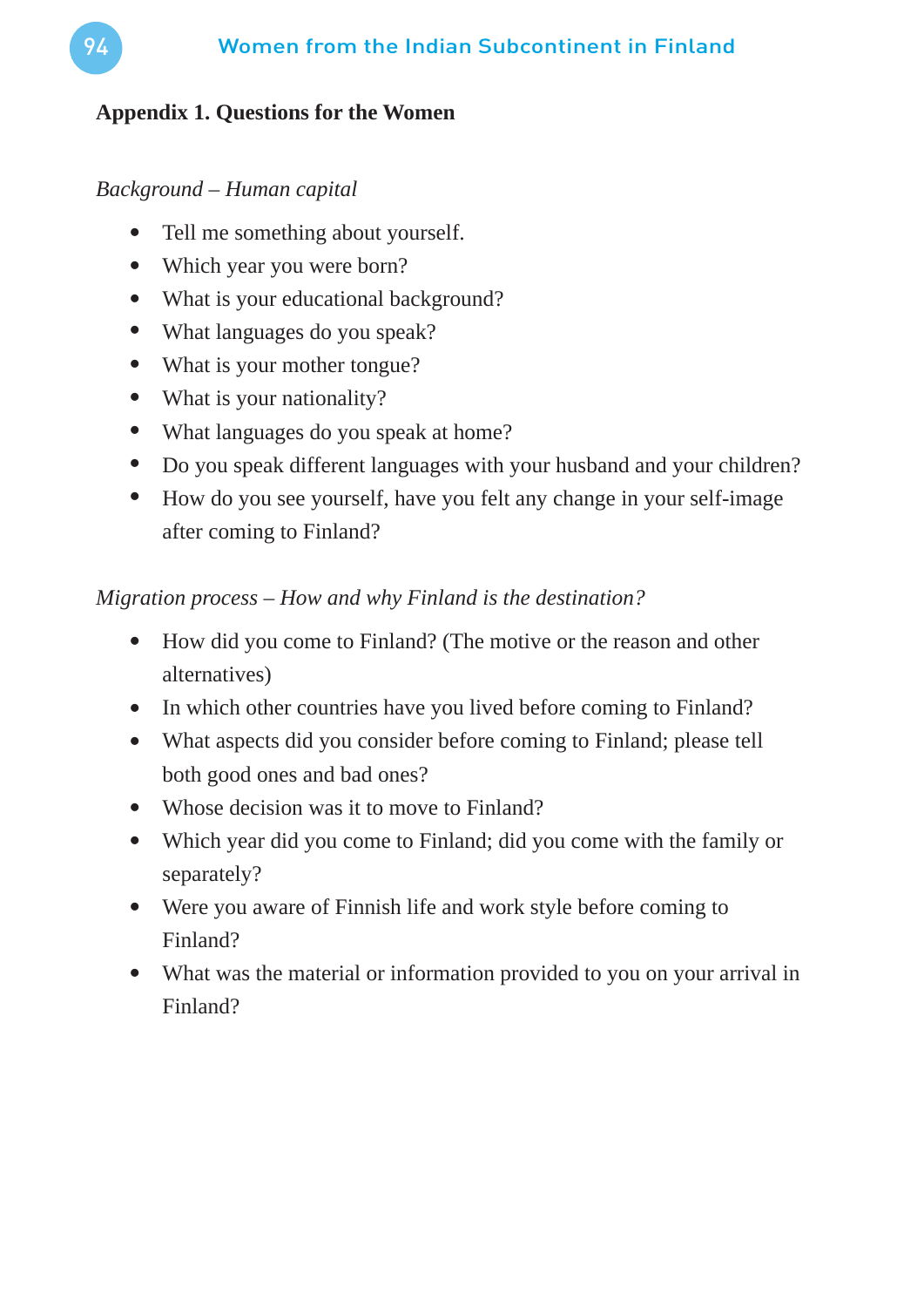## Appendix 1. Questions for the Women

*Background – Human capital*

- Tell me something about yourself.
- Which year you were born?
- What is your educational background?
- What languages do you speak?
- What is your mother tongue?
- What is your nationality?
- What languages do you speak at home?
- Do you speak different languages with your husband and your children?
- How do you see yourself, have you felt any change in your self-image after coming to Finland?

*Migration process – How and why Finland is the destination?*

- How did you come to Finland? (The motive or the reason and other alternatives)
- In which other countries have you lived before coming to Finland?
- What aspects did you consider before coming to Finland; please tell both good ones and bad ones?
- Whose decision was it to move to Finland?
- Which year did you come to Finland; did you come with the family or separately?
- Were you aware of Finnish life and work style before coming to Finland?
- What was the material or information provided to you on your arrival in Finland?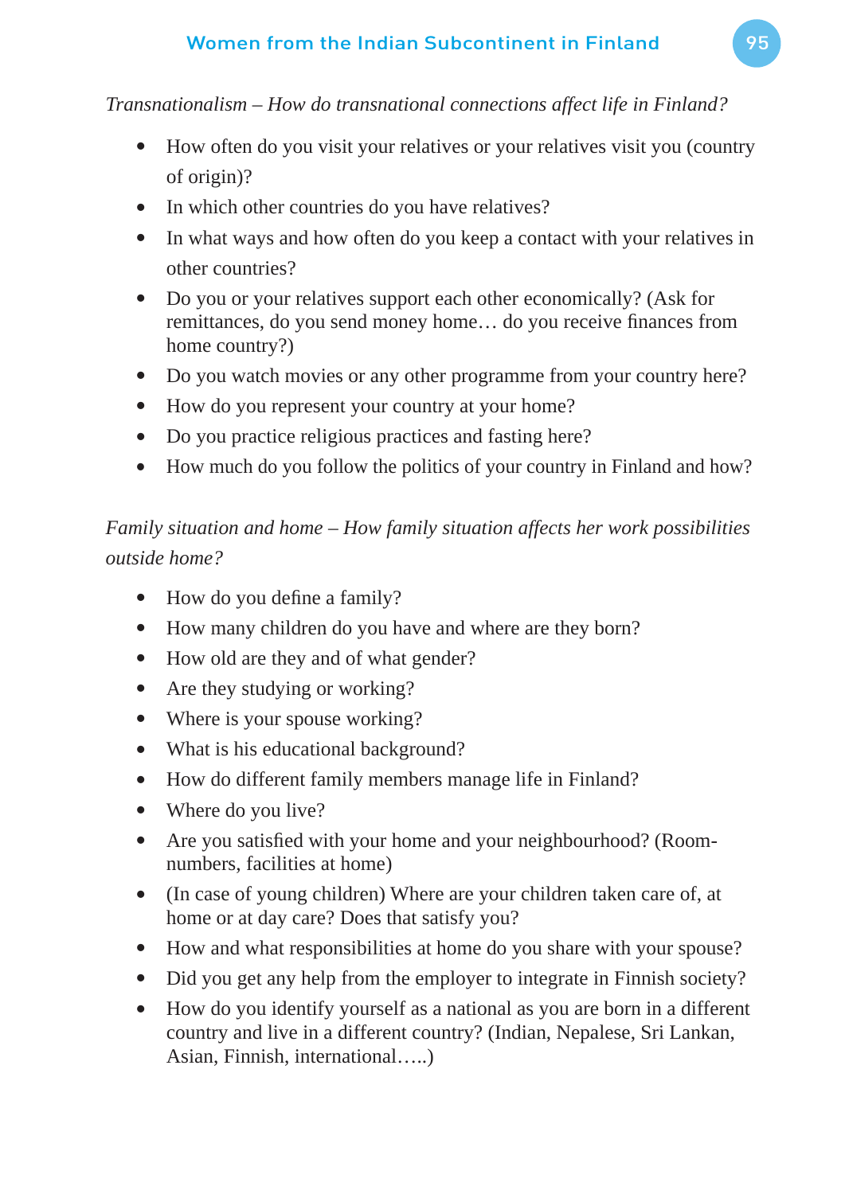*Transnationalism – How do transnational connections affect life in Finland?*

- How often do you visit your relatives or your relatives visit you (country of origin)?
- In which other countries do you have relatives?
- In what ways and how often do you keep a contact with your relatives in other countries?
- Do you or your relatives support each other economically? (Ask for remittances, do you send money home… do you receive finances from home country?)
- Do you watch movies or any other programme from your country here?
- How do you represent your country at your home?
- Do you practice religious practices and fasting here?
- How much do you follow the politics of your country in Finland and how?

*Family situation and home – How family situation affects her work possibilities outside home?*

- How do you define a family?
- How many children do you have and where are they born?
- How old are they and of what gender?
- Are they studying or working?
- Where is your spouse working?
- What is his educational background?
- How do different family members manage life in Finland?
- Where do you live?
- Are you satisfied with your home and your neighbourhood? (Room-numbers, facilities at home)
- (In case of young children) Where are your children taken care of, at home or at day care? Does that satisfy you?
- How and what responsibilities at home do you share with your spouse?
- Did you get any help from the employer to integrate in Finnish society?
- How do you identify yourself as a national as you are born in a different country and live in a different country? (Indian, Nepalese, Sri Lankan, Asian, Finnish, international…..)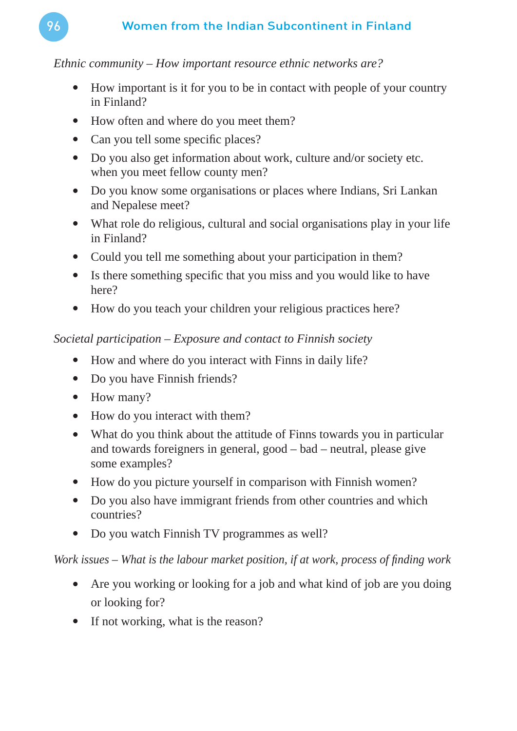*Ethnic community – How important resource ethnic networks are?*

- How important is it for you to be in contact with people of your country in Finland?
- How often and where do you meet them?
- Can you tell some specific places?
- Do you also get information about work, culture and/or society etc. when you meet fellow county men?
- Do you know some organisations or places where Indians, Sri Lankan and Nepalese meet?
- What role do religious, cultural and social organisations play in your life in Finland?
- Could you tell me something about your participation in them?
- Is there something specific that you miss and you would like to have here?
- How do you teach your children your religious practices here?

*Societal participation – Exposure and contact to Finnish society*

- How and where do you interact with Finns in daily life?
- Do you have Finnish friends?
- How many?
- How do you interact with them?
- What do you think about the attitude of Finns towards you in particular and towards foreigners in general, good – bad – neutral, please give some examples?
- How do you picture yourself in comparison with Finnish women?
- Do you also have immigrant friends from other countries and which countries?
- Do you watch Finnish TV programmes as well?

*Work issues – What is the labour market position, if at work, process of finding work*

- Are you working or looking for a job and what kind of job are you doing or looking for?
- If not working, what is the reason?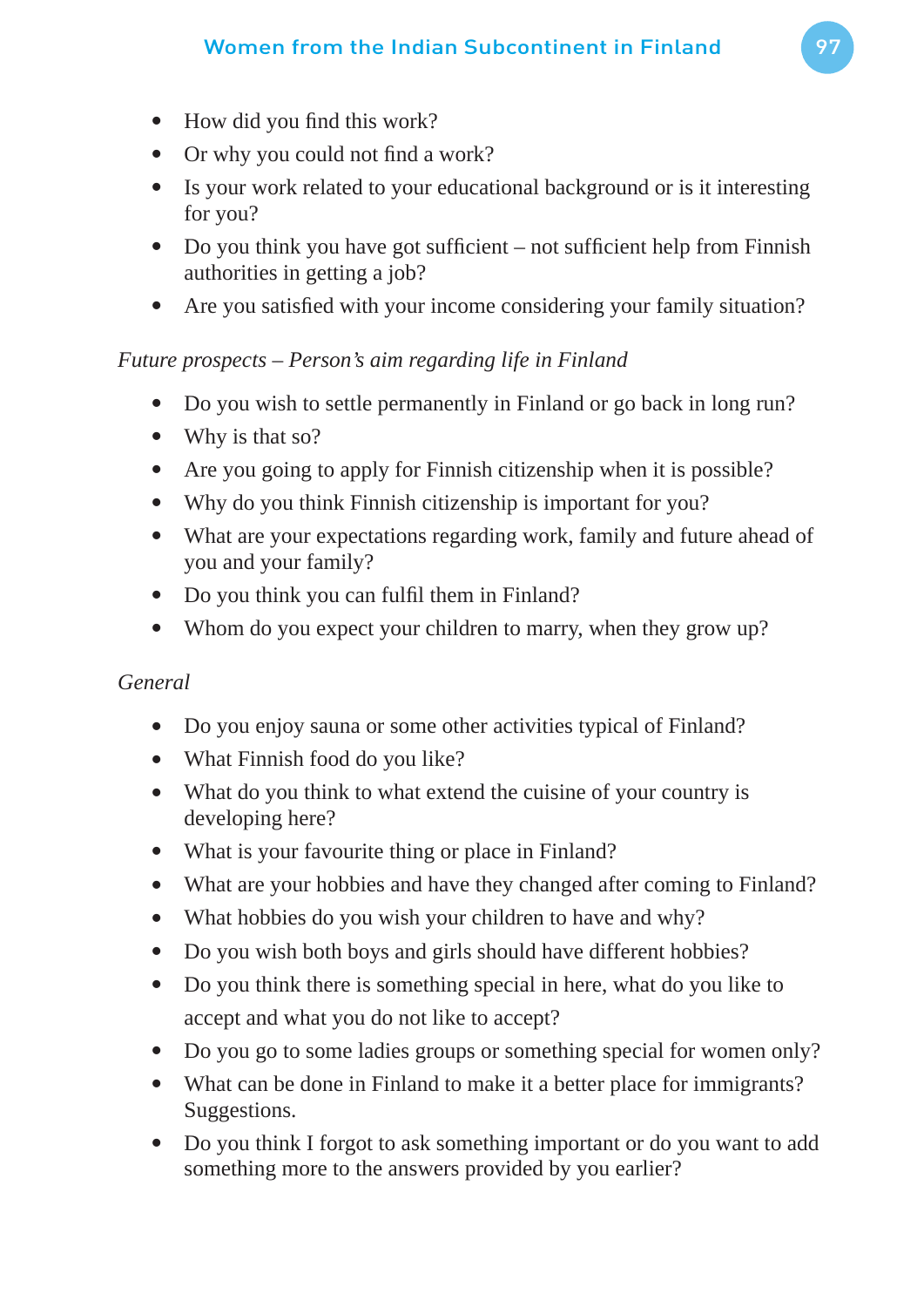- How did you find this work?
- Or why you could not find a work?
- Is your work related to your educational background or is it interesting for you?
- Do you think you have got sufficient – not sufficient help from Finnish authorities in getting a job?
- Are you satisfied with your income considering your family situation?

*Future prospects – Person's aim regarding life in Finland*

- Do you wish to settle permanently in Finland or go back in long run?
- Why is that so?
- Are you going to apply for Finnish citizenship when it is possible?
- Why do you think Finnish citizenship is important for you?
- What are your expectations regarding work, family and future ahead of you and your family?
- Do you think you can fulfil them in Finland?
- Whom do you expect your children to marry, when they grow up?

*General*

- Do you enjoy sauna or some other activities typical of Finland?
- What Finnish food do you like?
- What do you think to what extend the cuisine of your country is developing here?
- What is your favourite thing or place in Finland?
- What are your hobbies and have they changed after coming to Finland?
- What hobbies do you wish your children to have and why?
- Do you wish both boys and girls should have different hobbies?
- Do you think there is something special in here, what do you like to accept and what you do not like to accept?
- Do you go to some ladies groups or something special for women only?
- What can be done in Finland to make it a better place for immigrants? Suggestions.
- Do you think I forgot to ask something important or do you want to add something more to the answers provided by you earlier?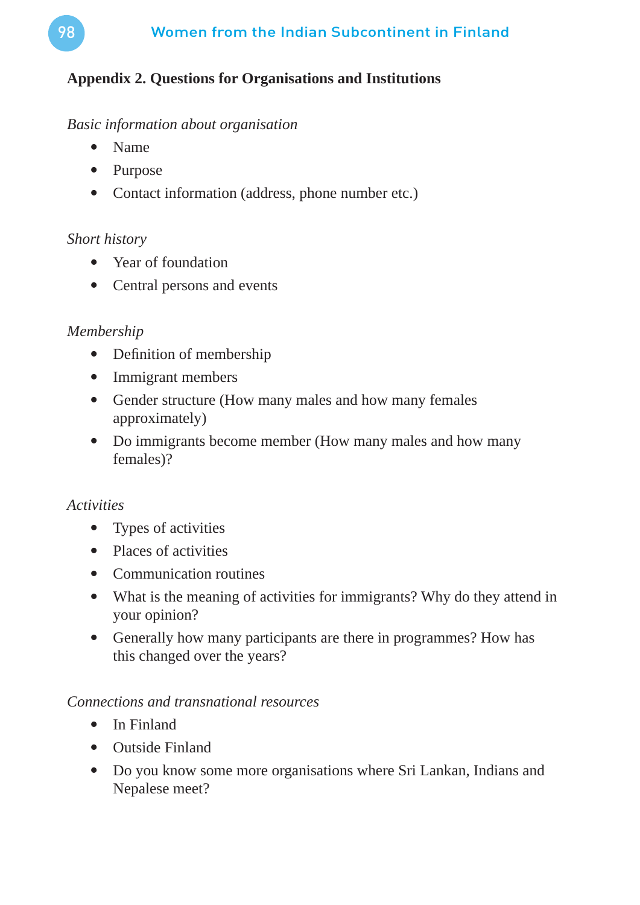## Appendix 2. Questions for Organisations and Institutions

*Basic information about organisation*

- Name
- Purpose
- Contact information (address, phone number etc.)

*Short history*

- Year of foundation
- Central persons and events

*Membership*

- Definition of membership
- Immigrant members
- Gender structure (How many males and how many females approximately)
- Do immigrants become member (How many males and how many females)?

*Activities*

- Types of activities
- Places of activities
- Communication routines
- What is the meaning of activities for immigrants? Why do they attend in your opinion?
- Generally how many participants are there in programmes? How has this changed over the years?

*Connections and transnational resources*

- In Finland
- Outside Finland
- Do you know some more organisations where Sri Lankan, Indians and Nepalese meet?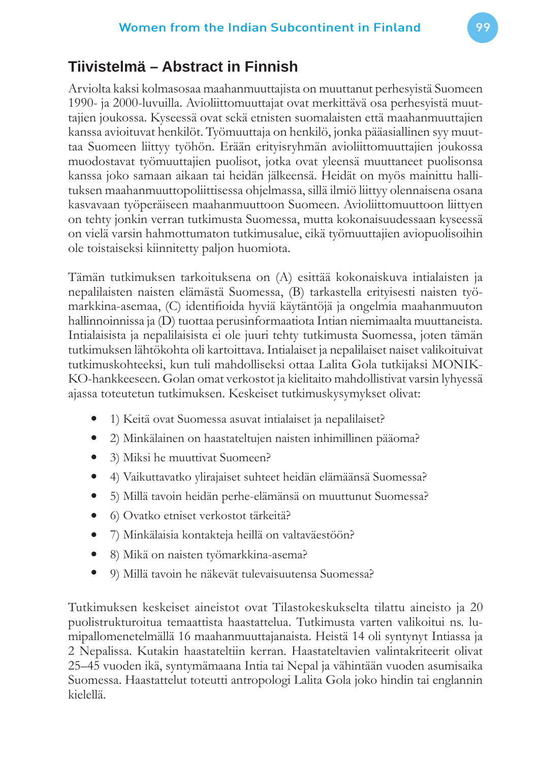## Tiivistelmä – Abstract in Finnish

Arviolta kaksi kolmasosaa maahanmuuttajista on muuttanut perhesyistä Suomeen 1990- ja 2000-luvuilla. Avioliittomuuttajat ovat merkittävä osa perhesyistä muuttajien joukossa. Kyseessä ovat sekä etnisten suomalaisten että maahanmuuttajien kanssa avioituvat henkilöt. Työmuuttaja on henkilö, jonka pääasiallinen syy muuttaa Suomeen liittyy työhön. Erään erityisryhmän avioliittomuuttajien joukossa muodostavat työmuuttajien puolisot, jotka ovat yleensä muuttaneet puolisonsa kanssa joko samaan aikaan tai heidän jälkeensä. Heidät on myös mainittu hallituksen maahanmuuttopoliittisessa ohjelmassa, sillä ilmiö liittyy olennaisena osana kasvavaan työperäiseen maahanmuuttoon Suomeen. Avioliittomuuttoon liittyen on tehty jonkin verran tutkimusta Suomessa, mutta kokonaisuudessaan kyseessä on vielä varsin hahmottumaton tutkimusalue, eikä työmuuttajien aviopuolisoihin ole toistaiseksi kiinnitetty paljon huomiota.

Tämän tutkimuksen tarkoituksena on (A) esittää kokonaiskuva intialaisten ja nepalilaisten naisten elämästä Suomessa, (B) tarkastella erityisesti naisten työmarkkina-asemaa, (C) identifioida hyviä käytäntöjä ja ongelmia maahanmuuton hallinnoinnissa ja (D) tuottaa perusinformaatiota Intian niemimaalta muuttaneista. Intialaisista ja nepalilaisista ei ole juuri tehty tutkimusta Suomessa, joten tämän tutkimuksen lähtökohta oli kartoittava. Intialaiset ja nepalilaiset naiset valikoituivat tutkimuskohteeksi, kun tuli mahdolliseksi ottaa Lalita Gola tutkijaksi MONIKKO-hankkeeseen. Golan omat verkostot ja kielitaito mahdollistivat varsin lyhyessä ajassa toteutetun tutkimuksen. Keskeiset tutkimuskysymykset olivat:

- 1) Keitä ovat Suomessa asuvat intialaiset ja nepalilaiset?
- 2) Minkälainen on haastateltujen naisten inhimillinen pääoma?
- 3) Miksi he muuttivat Suomeen?
- 4) Vaikuttavatko ylirajaiset suhteet heidän elämäänsä Suomessa?
- 5) Millä tavoin heidän perhe-elämänsä on muuttunut Suomessa?
- 6) Ovatko etniset verkostot tärkeitä?
- 7) Minkälaisia kontakteja heillä on valtaväestöön?
- 8) Mikä on naisten työmarkkina-asema?
- 9) Millä tavoin he näkevät tulevaisuutensa Suomessa?

Tutkimuksen keskeiset aineistot ovat Tilastokeskukselta tilattu aineisto ja 20 puolistrukturoitua temaattista haastattelua. Tutkimusta varten valikoitui ns. lumipallomenetelmällä 16 maahanmuuttajanaista. Heistä 14 oli syntynyt Intiassa ja 2 Nepalissa. Kutakin haastateltiin kerran. Haastateltavien valintakriteerit olivat 25–45 vuoden ikä, syntymämaana Intia tai Nepal ja vähintään vuoden asumisaika Suomessa. Haastattelut toteutti antropologi Lalita Gola joko hindin tai englannin kielellä.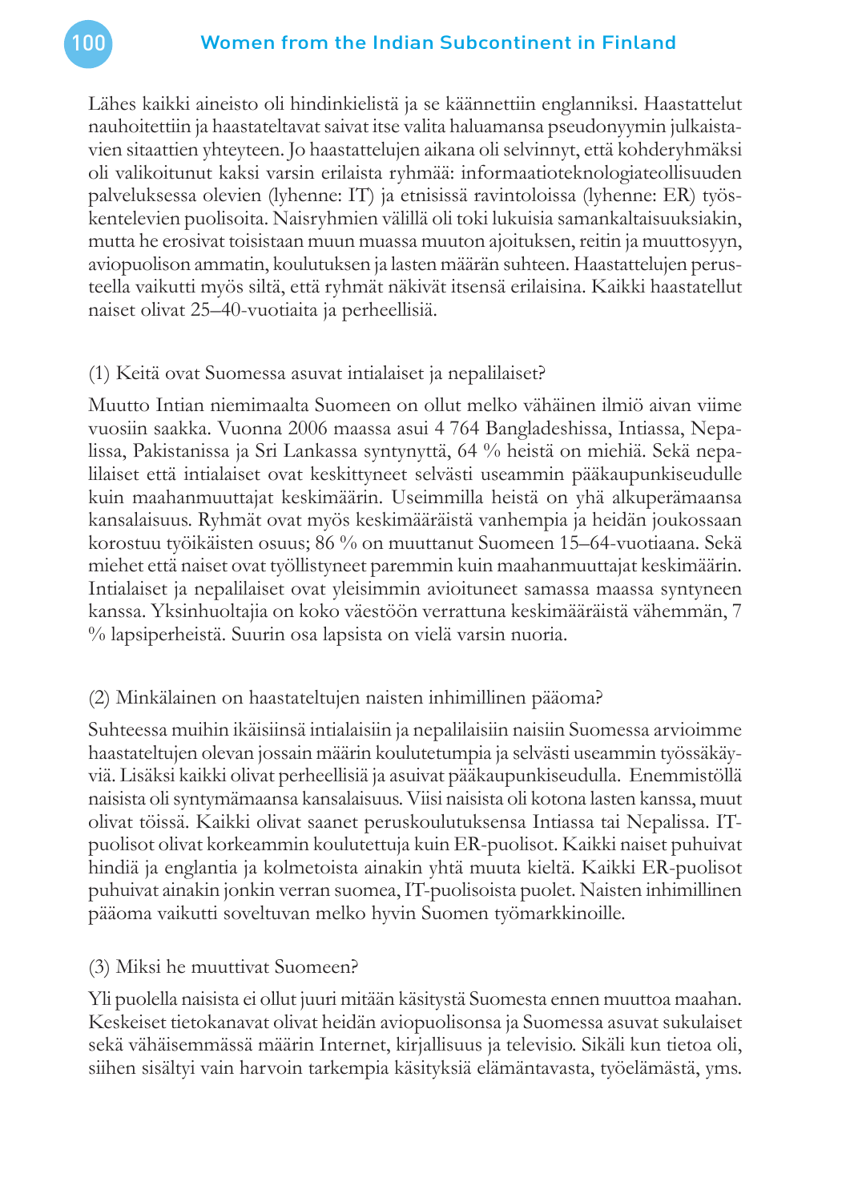Lähes kaikki aineisto oli hindinkielistä ja se käännettiin englanniksi. Haastattelut nauhoitettiin ja haastateltavat saivat itse valita haluamansa pseudonyymin julkaistavien sitaattien yhteyteen. Jo haastattelujen aikana oli selvinnyt, että kohderyhmäksi oli valikoitunut kaksi varsin erilaista ryhmää: informaatioteknologiateollisuuden palveluksessa olevien (lyhenne: IT) ja etnisissä ravintoloissa (lyhenne: ER) työskentelevien puolisoita. Naisryhmien välillä oli toki lukuisia samankaltaisuuksiakin, mutta he erosivat toisistaan muun muassa muuton ajoituksen, reitin ja muuttosyyn, aviopuolison ammatin, koulutuksen ja lasten määrän suhteen. Haastattelujen perusteella vaikutti myös siltä, että ryhmät näkivät itsensä erilaisina. Kaikki haastatellut naiset olivat 25–40-vuotiaita ja perheellisiä.

(1) Keitä ovat Suomessa asuvat intialaiset ja nepalilaiset?

Muutto Intian niemimaalta Suomeen on ollut melko vähäinen ilmiö aivan viime vuosiin saakka. Vuonna 2006 maassa asui 4 764 Bangladeshissa, Intiassa, Nepalissa, Pakistanissa ja Sri Lankassa syntynyttä, 64 % heistä on miehiä. Sekä nepalilaiset että intialaiset ovat keskittyneet selvästi useammin pääkaupunkiseudulle kuin maahanmuuttajat keskimäärin. Useimmilla heistä on yhä alkuperämaansa kansalaisuus. Ryhmät ovat myös keskimääräistä vanhempia ja heidän joukossaan korostuu työikäisten osuus; 86 % on muuttanut Suomeen 15–64-vuotiaana. Sekä miehet että naiset ovat työllistyneet paremmin kuin maahanmuuttajat keskimäärin. Intialaiset ja nepalilaiset ovat yleisimmin avioituneet samassa maassa syntyneen kanssa. Yksinhuoltajia on koko väestöön verrattuna keskimääräistä vähemmän, 7 % lapsiperheistä. Suurin osa lapsista on vielä varsin nuoria.

(2) Minkälainen on haastateltujen naisten inhimillinen pääoma?

Suhteessa muihin ikäisiinsä intialaisiin ja nepalilaisiin naisiin Suomessa arvioimme haastateltujen olevan jossain määrin koulutetumpia ja selvästi useammin työssäkäyviä. Lisäksi kaikki olivat perheellisiä ja asuivat pääkaupunkiseudulla. Enemmistöllä naisista oli syntymämaansa kansalaisuus. Viisi naisista oli kotona lasten kanssa, muut olivat töissä. Kaikki olivat saanet peruskoulutuksensa Intiassa tai Nepalissa. IT-puolisot olivat korkeammin koulutettuja kuin ER-puolisot. Kaikki naiset puhuivat hindiä ja englantia ja kolmetoista ainakin yhtä muuta kieltä. Kaikki ER-puolisot puhuivat ainakin jonkin verran suomea, IT-puolisoista puolet. Naisten inhimillinen pääoma vaikutti soveltuvan melko hyvin Suomen työmarkkinoille.

(3) Miksi he muuttivat Suomeen?

Yli puolella naisista ei ollut juuri mitään käsitystä Suomesta ennen muuttoa maahan. Keskeiset tietokanavat olivat heidän aviopuolisonsa ja Suomessa asuvat sukulaiset sekä vähäisemmässä määrin Internet, kirjallisuus ja televisio. Sikäli kun tietoa oli, siihen sisältyi vain harvoin tarkempia käsityksiä elämäntavasta, työelämästä, yms.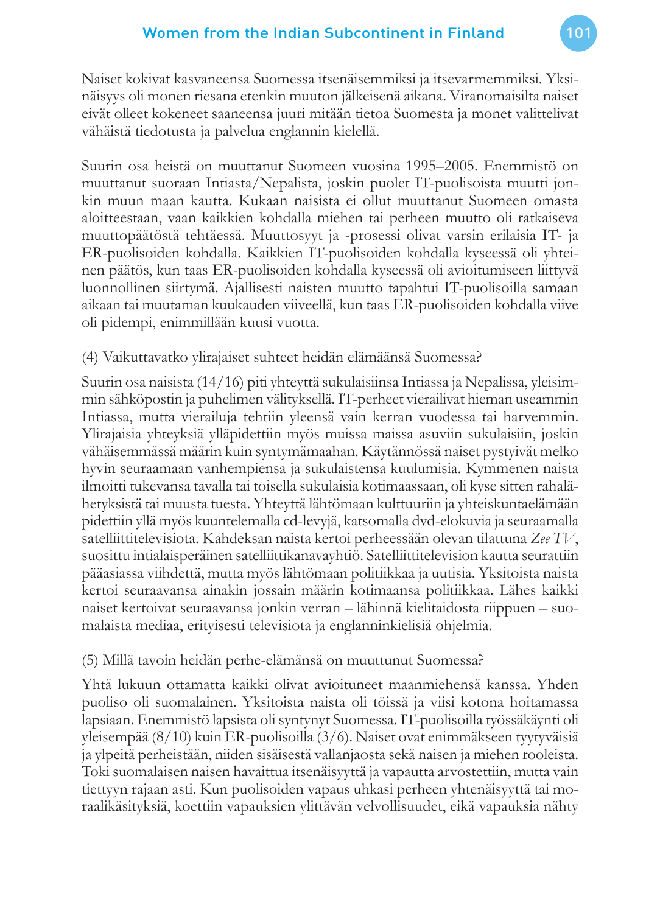Naiset kokivat kasvaneensa Suomessa itsenäisemmiksi ja itsevarmemmiksi. Yksinäisyys oli monen riesana etenkin muuton jälkeisenä aikana. Viranomaisilta naiset eivät olleet kokeneet saaneensa juuri mitään tietoa Suomesta ja monet valittelivat vähäistä tiedotusta ja palvelua englannin kielellä.

Suurin osa heistä on muuttanut Suomeen vuosina 1995–2005. Enemmistö on muuttanut suoraan Intiasta/Nepalista, joskin puolet IT-puolisoista muutti jonkin muun maan kautta. Kukaan naisista ei ollut muuttanut Suomeen omasta aloitteestaan, vaan kaikkien kohdalla miehen tai perheen muutto oli ratkaiseva muuttopäätöstä tehtäessä. Muuttosyyt ja -prosessi olivat varsin erilaisia IT- ja ER-puolisoiden kohdalla. Kaikkien IT-puolisoiden kohdalla kyseessä oli yhteinen päätös, kun taas ER-puolisoiden kohdalla kyseessä oli avioitumiseen liittyvä luonnollinen siirtymä. Ajallisesti naisten muutto tapahtui IT-puolisoilla samaan aikaan tai muutaman kuukauden viiveellä, kun taas ER-puolisoiden kohdalla viive oli pidempi, enimmillään kuusi vuotta.

(4) Vaikuttavatko ylirajaiset suhteet heidän elämäänsä Suomessa?

Suurin osa naisista (14/16) piti yhteyttä sukulaisiinsa Intiassa ja Nepalissa, yleisimmin sähköpostin ja puhelimen välityksellä. IT-perheet vierailivat hieman useammin Intiassa, mutta vierailuja tehtiin yleensä vain kerran vuodessa tai harvemmin. Ylirajaisia yhteyksiä ylläpidettiin myös muissa maissa asuviin sukulaisiin, joskin vähäisemmässä määrin kuin syntymämaahan. Käytännössä naiset pystyivät melko hyvin seuraamaan vanhempiensa ja sukulaistensa kuulumisia. Kymmenen naista ilmoitti tukevansa tavalla tai toisella sukulaisia kotimaassaan, oli kyse sitten rahalähetyksistä tai muusta tuesta. Yhteyttä lähtömaan kulttuuriin ja yhteiskuntaelämään pidettiin yllä myös kuuntelemalla cd-levyjä, katsomalla dvd-elokuvia ja seuraamalla satelliittitelevisiota. Kahdeksan naista kertoi perheessään olevan tilattuna *Zee TV*, suosittu intialaisperäinen satelliittikanavayhtiö. Satelliittitelevision kautta seurattiin pääasiassa viihdettä, mutta myös lähtömaan politiikkaa ja uutisia. Yksitoista naista kertoi seuraavansa ainakin jossain määrin kotimaansa politiikkaa. Lähes kaikki naiset kertoivat seuraavansa jonkin verran – lähinnä kielitaidosta riippuen – suomalaista mediaa, erityisesti televisiota ja englanninkielisiä ohjelmia.

(5) Millä tavoin heidän perhe-elämänsä on muuttunut Suomessa?

Yhtä lukuun ottamatta kaikki olivat avioituneet maanmiehensä kanssa. Yhden puoliso oli suomalainen. Yksitoista naista oli töissä ja viisi kotona hoitamassa lapsiaan. Enemmistö lapsista oli syntynyt Suomessa. IT-puolisoilla työssäkäynti oli yleisempää (8/10) kuin ER-puolisoilla (3/6). Naiset ovat enimmäkseen tyytyväisiä ja ylpeitä perheistään, niiden sisäisestä vallanjaosta sekä naisen ja miehen rooleista. Toki suomalaisen naisen havaittua itsenäisyyttä ja vapautta arvostettiin, mutta vain tiettyyn rajaan asti. Kun puolisoiden vapaus uhkasi perheen yhtenäisyyttä tai moraalikäsityksiä, koettiin vapauksien ylittävän velvollisuudet, eikä vapauksia nähty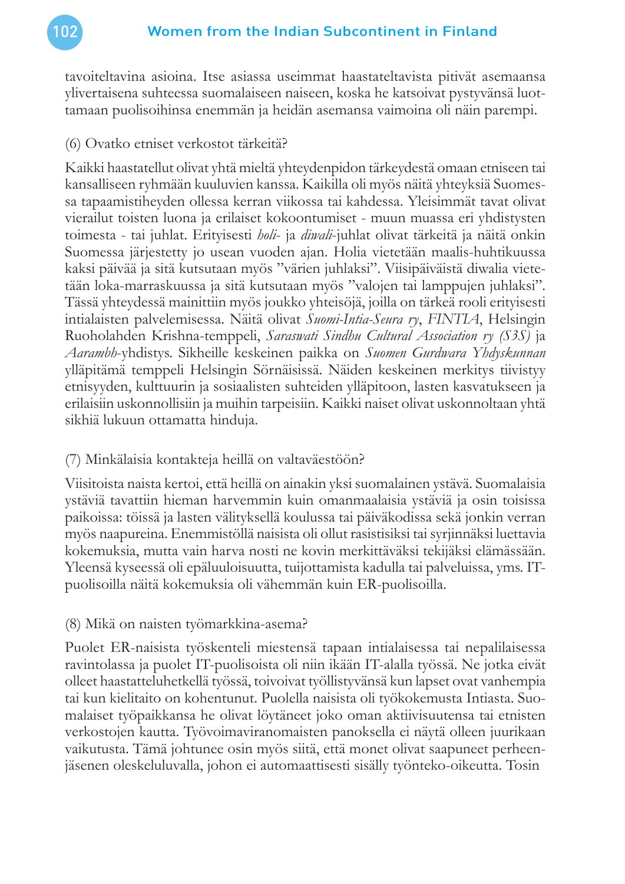tavoiteltavina asioina. Itse asiassa useimmat haastateltavista pitivät asemaansa ylivertaisena suhteessa suomalaiseen naiseen, koska he katsoivat pystyvänsä luottamaan puolisoihinsa enemmän ja heidän asemansa vaimoina oli näin parempi.

(6) Ovatko etniset verkostot tärkeitä?

Kaikki haastatellut olivat yhtä mieltä yhteydenpidon tärkeydestä omaan etniseen tai kansalliseen ryhmään kuuluvien kanssa. Kaikilla oli myös näitä yhteyksiä Suomessa tapaamistiheyden ollessa kerran viikossa tai kahdessa. Yleisimmät tavat olivat vierailut toisten luona ja erilaiset kokoontumiset - muun muassa eri yhdistysten toimesta - tai juhlat. Erityisesti *holi-* ja *diwali*-juhlat olivat tärkeitä ja näitä onkin Suomessa järjestetty jo usean vuoden ajan. Holia vietetään maalis-huhtikuussa kaksi päivää ja sitä kutsutaan myös "värien juhlaksi". Viisipäiväistä diwalia vietetään loka-marraskuussa ja sitä kutsutaan myös "valojen tai lamppujen juhlaksi". Tässä yhteydessä mainittiin myös joukko yhteisöjä, joilla on tärkeä rooli erityisesti intialaisten palvelemisessa. Näitä olivat *Suomi-Intia-Seura ry*, *FINTIA*, Helsingin Ruoholahden Krishna-temppeli, *Saraswati Sindhu Cultural Association ry (S3S)* ja *Aarambh*-yhdistys. Sikheille keskeinen paikka on *Suomen Gurdwara Yhdyskunnan* ylläpitämä temppeli Helsingin Sörnäisissä. Näiden keskeinen merkitys tiivistyy etnisyyden, kulttuurin ja sosiaalisten suhteiden ylläpitoon, lasten kasvatukseen ja erilaisiin uskonnollisiin ja muihin tarpeisiin. Kaikki naiset olivat uskonnoltaan yhtä sikhiä lukuun ottamatta hinduja.

(7) Minkälaisia kontakteja heillä on valtaväestöön?

Viisitoista naista kertoi, että heillä on ainakin yksi suomalainen ystävä. Suomalaisia ystäviä tavattiin hieman harvemmin kuin omanmaalaisia ystäviä ja osin toisissa paikoissa: töissä ja lasten välityksellä koulussa tai päiväkodissa sekä jonkin verran myös naapureina. Enemmistöllä naisista oli ollut rasistisiksi tai syrjinnäksi luettavia kokemuksia, mutta vain harva nosti ne kovin merkittäväksi tekijäksi elämässään. Yleensä kyseessä oli epäluuloisuutta, tuijottamista kadulla tai palveluissa, yms. IT-puolisoilla näitä kokemuksia oli vähemmän kuin ER-puolisoilla.

(8) Mikä on naisten työmarkkina-asema?

Puolet ER-naisista työskenteli miestensä tapaan intialaisessa tai nepalilaisessa ravintolassa ja puolet IT-puolisoista oli niin ikään IT-alalla työssä. Ne jotka eivät olleet haastatteluhetkellä työssä, toivoivat työllistyvänsä kun lapset ovat vanhempia tai kun kielitaito on kohentunut. Puolella naisista oli työkokemusta Intiasta. Suomalaiset työpaikkansa he olivat löytäneet joko oman aktiivisuutensa tai etnisten verkostojen kautta. Työvoimaviranomaisten panoksella ei näytä olleen juurikaan vaikutusta. Tämä johtunee osin myös siitä, että monet olivat saapuneet perheenjäsenen oleskeluluvalla, johon ei automaattisesti sisälly työnteko-oikeutta. Tosin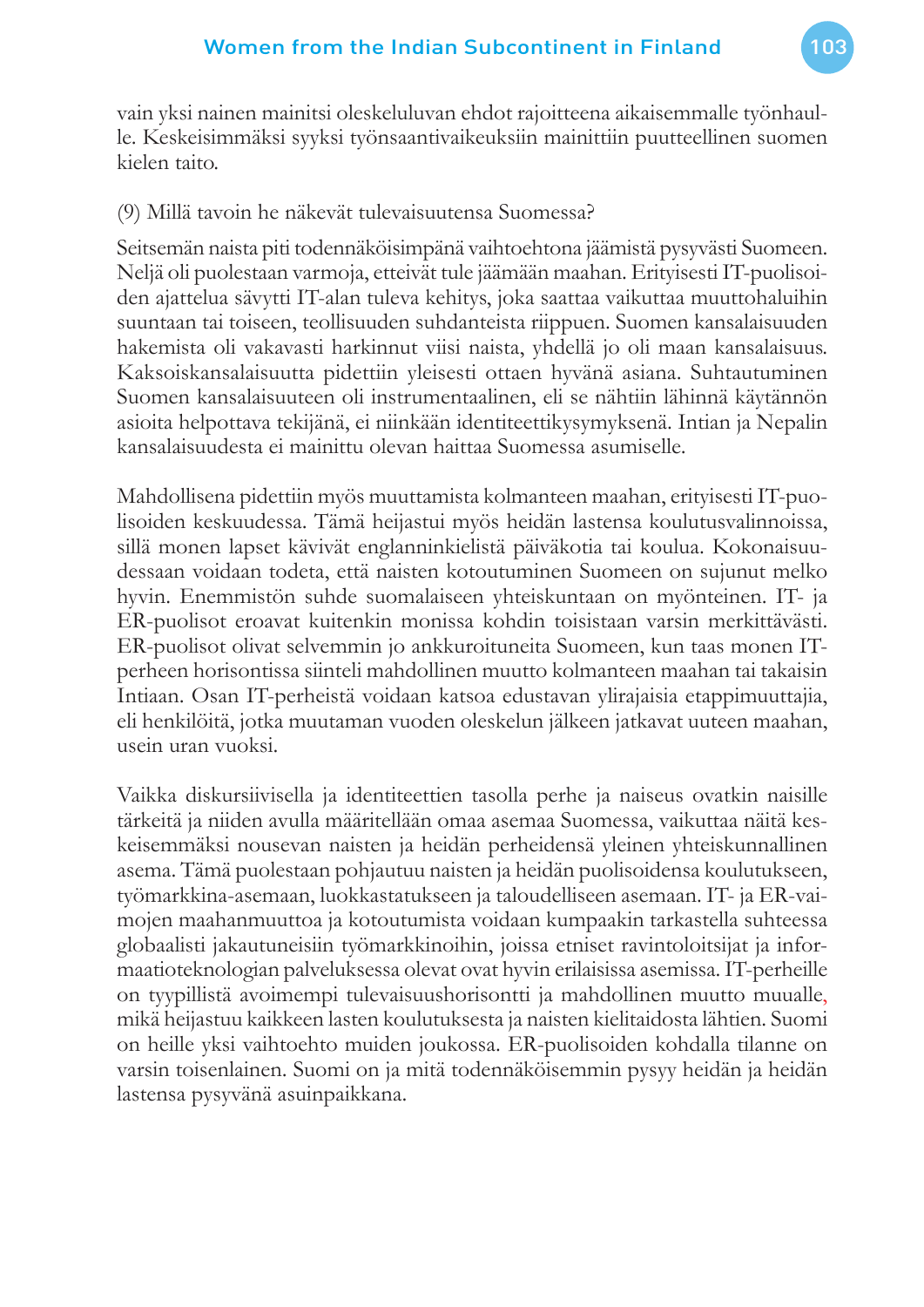vain yksi nainen mainitsi oleskeluluvan ehdot rajoitteena aikaisemmalle työnhaulle. Keskeisimmäksi syyksi työnsaantivaikeuksiin mainittiin puutteellinen suomen kielen taito.

(9) Millä tavoin he näkevät tulevaisuutensa Suomessa?

Seitsemän naista piti todennäköisimpänä vaihtoehtona jäämistä pysyvästi Suomeen. Neljä oli puolestaan varmoja, etteivät tule jäämään maahan. Erityisesti IT-puolisoiden ajattelua sävytti IT-alan tuleva kehitys, joka saattaa vaikuttaa muuttohaluihin suuntaan tai toiseen, teollisuuden suhdanteista riippuen. Suomen kansalaisuuden hakemista oli vakavasti harkinnut viisi naista, yhdellä jo oli maan kansalaisuus. Kaksoiskansalaisuutta pidettiin yleisesti ottaen hyvänä asiana. Suhtautuminen Suomen kansalaisuuteen oli instrumentaalinen, eli se nähtiin lähinnä käytännön asioita helpottava tekijänä, ei niinkään identiteettikysymyksenä. Intian ja Nepalin kansalaisuudesta ei mainittu olevan haittaa Suomessa asumiselle.

Mahdollisena pidettiin myös muuttamista kolmanteen maahan, erityisesti IT-puolisoiden keskuudessa. Tämä heijastui myös heidän lastensa koulutusvalinnoissa, sillä monen lapset kävivät englanninkielistä päiväkotia tai koulua. Kokonaisuudessaan voidaan todeta, että naisten kotoutuminen Suomeen on sujunut melko hyvin. Enemmistön suhde suomalaiseen yhteiskuntaan on myönteinen. IT- ja ER-puolisot eroavat kuitenkin monissa kohdin toisistaan varsin merkittävästi. ER-puolisot olivat selvemmin jo ankkuroituneita Suomeen, kun taas monen IT-perheen horisontissa siinteli mahdollinen muutto kolmanteen maahan tai takaisin Intiaan. Osan IT-perheistä voidaan katsoa edustavan ylirajaisia etappimuuttajia, eli henkilöitä, jotka muutaman vuoden oleskelun jälkeen jatkavat uuteen maahan, usein uran vuoksi.

Vaikka diskursiivisella ja identiteettien tasolla perhe ja naiseus ovatkin naisille tärkeitä ja niiden avulla määritellään omaa asemaa Suomessa, vaikuttaa näitä keskeisemmäksi nousevan naisten ja heidän perheidensä yleinen yhteiskunnallinen asema. Tämä puolestaan pohjautuu naisten ja heidän puolisoidensa koulutukseen, työmarkkina-asemaan, luokkastatukseen ja taloudelliseen asemaan. IT- ja ER-vaimojen maahanmuuttoa ja kotoutumista voidaan kumpaakin tarkastella suhteessa globaalisti jakautuneisiin työmarkkinoihin, joissa etniset ravintoloitsijat ja informaatioteknologian palveluksessa olevat ovat hyvin erilaisissa asemissa. IT-perheille on tyypillistä avoimempi tulevaisuushorisontti ja mahdollinen muutto muualle, mikä heijastuu kaikkeen lasten koulutuksesta ja naisten kielitaidosta lähtien. Suomi on heille yksi vaihtoehto muiden joukossa. ER-puolisoiden kohdalla tilanne on varsin toisenlainen. Suomi on ja mitä todennäköisemmin pysyy heidän ja heidän lastensa pysyvänä asuinpaikkana.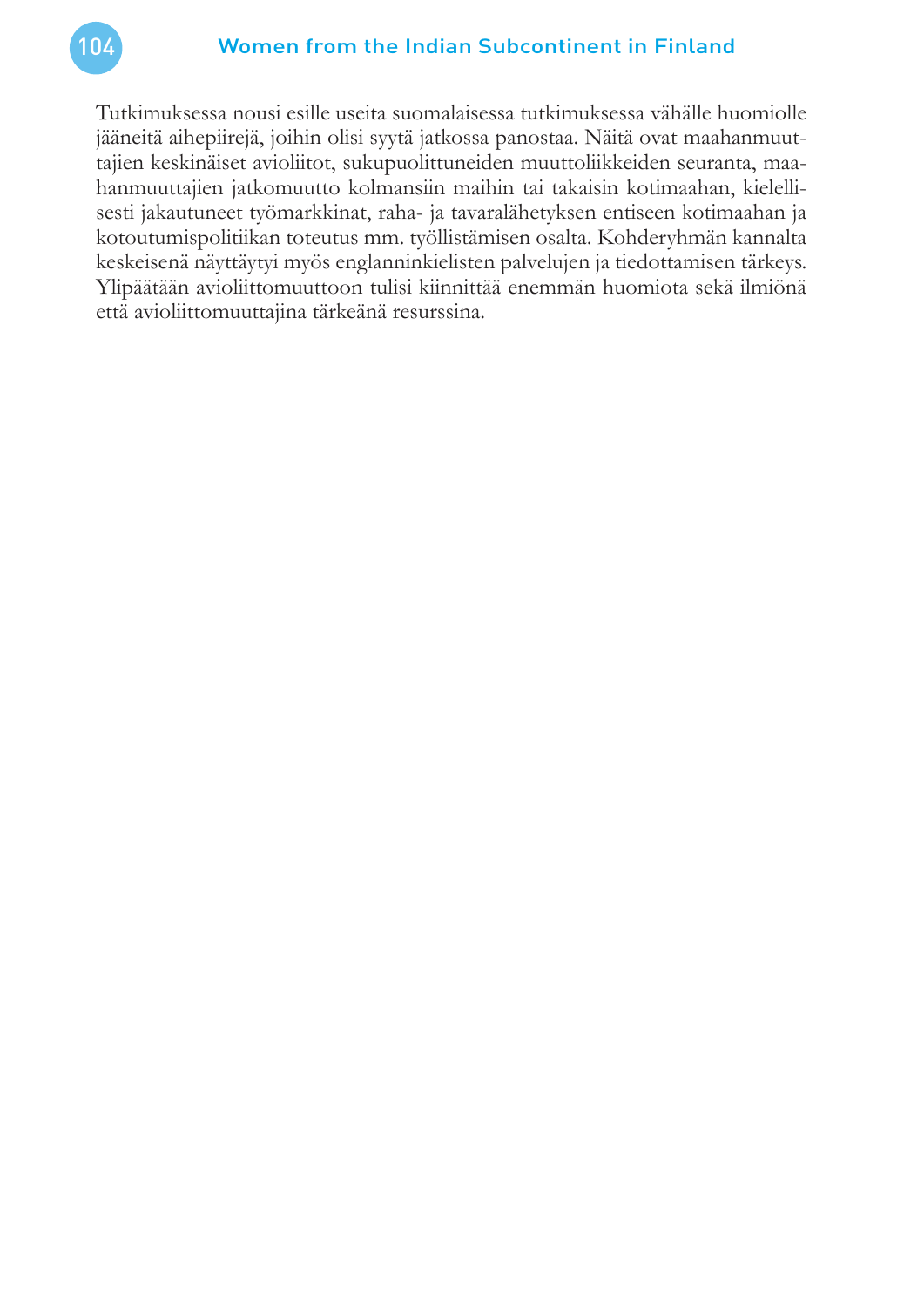Tutkimuksessa nousi esille useita suomalaisessa tutkimuksessa vähälle huomiolle jääneitä aihepiirejä, joihin olisi syytä jatkossa panostaa. Näitä ovat maahanmuuttajien keskinäiset avioliitot, sukupuolittuneiden muuttoliikkeiden seuranta, maahanmuuttajien jatkomuutto kolmansiin maihin tai takaisin kotimaahan, kielellisesti jakautuneet työmarkkinat, raha- ja tavaralähetyksen entiseen kotimaahan ja kotoutumispolitiikan toteutus mm. työllistämisen osalta. Kohderyhmän kannalta keskeisenä näyttäytyi myös englanninkielisten palvelujen ja tiedottamisen tärkeys. Ylipäätään avioliittomuuttoon tulisi kiinnittää enemmän huomiota sekä ilmiönä että avioliittomuuttajina tärkeänä resurssina.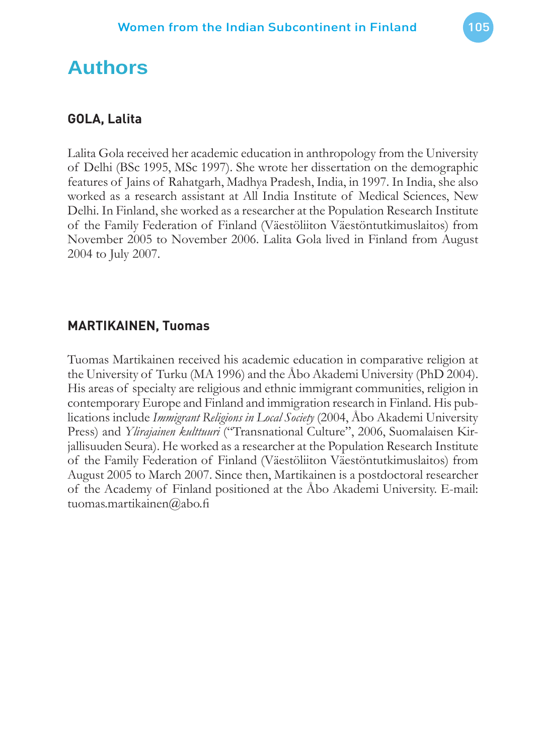# Authors

## GOLA, Lalita

Lalita Gola received her academic education in anthropology from the University of Delhi (BSc 1995, MSc 1997). She wrote her dissertation on the demographic features of Jains of Rahatgarh, Madhya Pradesh, India, in 1997. In India, she also worked as a research assistant at All India Institute of Medical Sciences, New Delhi. In Finland, she worked as a researcher at the Population Research Institute of the Family Federation of Finland (Väestöliiton Väestöntutkimuslaitos) from November 2005 to November 2006. Lalita Gola lived in Finland from August 2004 to July 2007.

## MARTIKAINEN, Tuomas

Tuomas Martikainen received his academic education in comparative religion at the University of Turku (MA 1996) and the Åbo Akademi University (PhD 2004). His areas of specialty are religious and ethnic immigrant communities, religion in contemporary Europe and Finland and immigration research in Finland. His publications include *Immigrant Religions in Local Society* (2004, Åbo Akademi University Press) and *Ylirajainen kulttuuri* ("Transnational Culture", 2006, Suomalaisen Kirjallisuuden Seura). He worked as a researcher at the Population Research Institute of the Family Federation of Finland (Väestöliiton Väestöntutkimuslaitos) from August 2005 to March 2007. Since then, Martikainen is a postdoctoral researcher of the Academy of Finland positioned at the Åbo Akademi University. E-mail: tuomas.martikainen@abo.fi